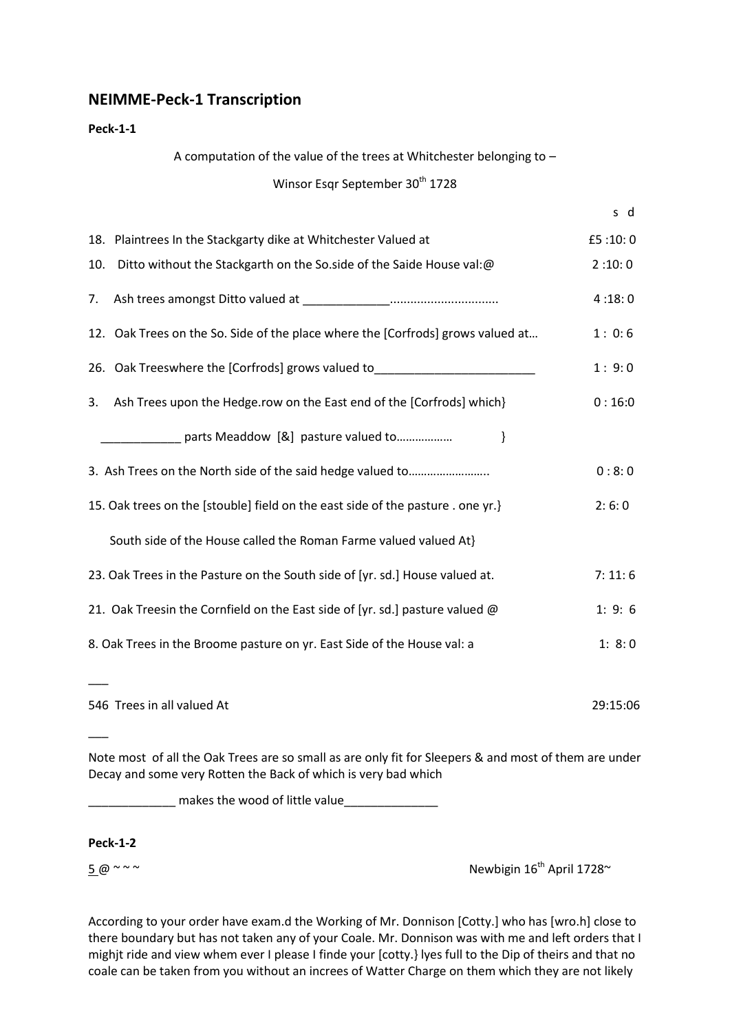# NEIMME-Peck-1 Transcription

**Peck-1-1**

A computation of the value of the trees at Whitchester belonging to –

Winsor Esqr September 30th 1728

| | s d |
|---|---|
| 18. Plaintrees In the Stackgarty dike at Whitchester Valued at | £5 :10: 0 |
| 10. Ditto without the Stackgarth on the So.side of the Saide House val:@ | 2 :10: 0 |
| 7. Ash trees amongst Ditto valued at _____________............................... | 4 :18: 0 |
| 12. Oak Trees on the So. Side of the place where the [Corfrods] grows valued at… | 1 : 0: 6 |
| 26. Oak Treeswhere the [Corfrods] grows valued to________________________ | 1 : 9: 0 |
| 3. Ash Trees upon the Hedge.row on the East end of the [Corfrods] which} | 0 : 16:0 |
| ____________ parts Meaddow [&] pasture valued to……………… } | |
| 3. Ash Trees on the North side of the said hedge valued to…………………….. | 0 : 8: 0 |
| 15. Oak trees on the [stouble] field on the east side of the pasture . one yr.} | 2: 6: 0 |
| South side of the House called the Roman Farme valued valued At} | |
| 23. Oak Trees in the Pasture on the South side of [yr. sd.] House valued at. | 7: 11: 6 |
| 21. Oak Treesin the Cornfield on the East side of [yr. sd.] pasture valued @ | 1: 9: 6 |
| 8. Oak Trees in the Broome pasture on yr. East Side of the House val: a | 1: 8: 0 |
| ___ | |
| 546 Trees in all valued At | 29:15:06 |

___

Note most of all the Oak Trees are so small as are only fit for Sleepers & and most of them are under Decay and some very Rotten the Back of which is very bad which

_____________ makes the wood of little value______________

**Peck-1-2**

5 @ ~ ~ ~ Newbigin 16th April 1728~

According to your order have exam.d the Working of Mr. Donnison [Cotty.] who has [wro.h] close to there boundary but has not taken any of your Coale. Mr. Donnison was with me and left orders that I mighjt ride and view whem ever I please I finde your [cotty.} lyes full to the Dip of theirs and that no coale can be taken from you without an increes of Watter Charge on them which they are not likely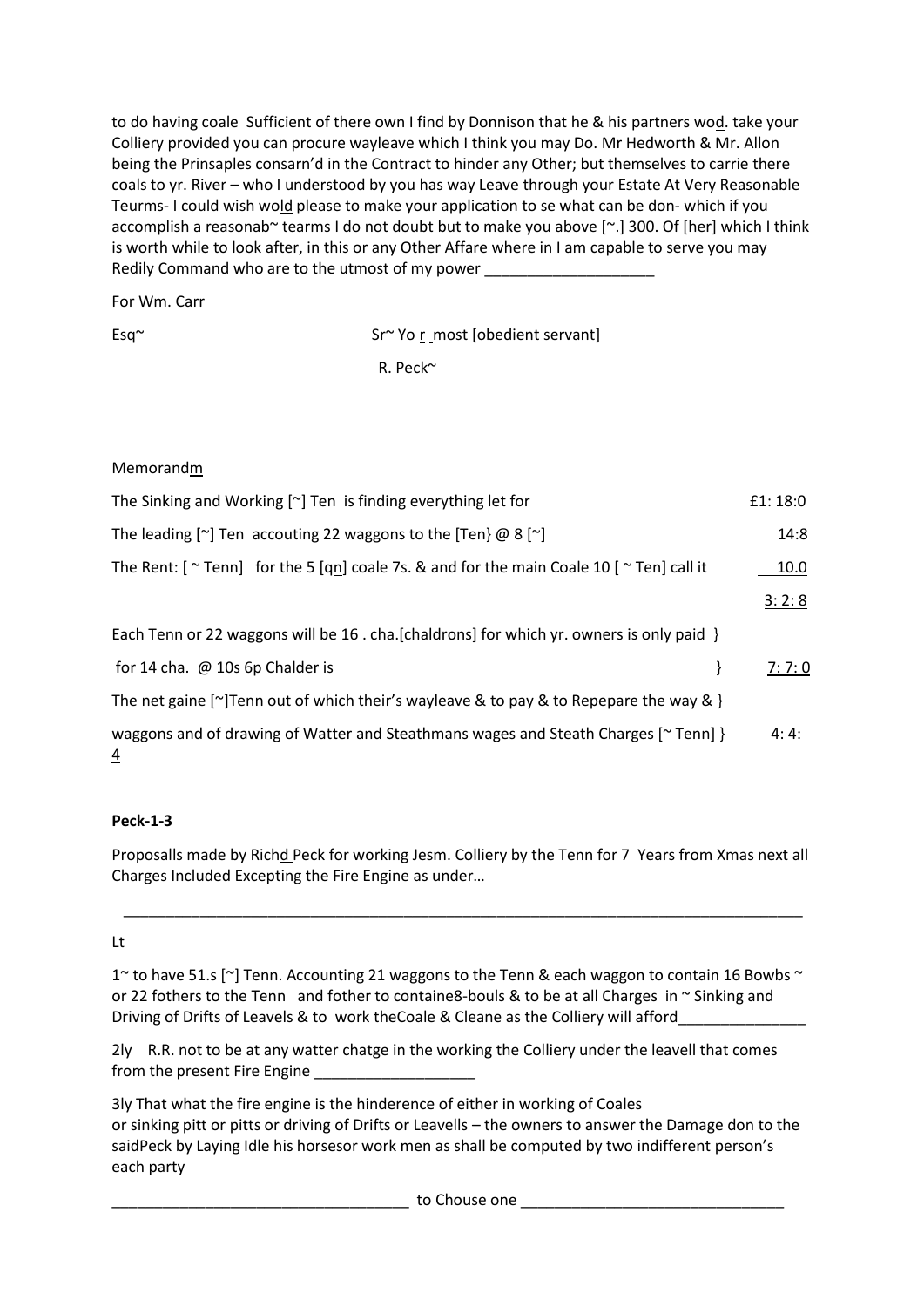to do having coale Sufficient of there own I find by Donnison that he & his partners wod. take your Colliery provided you can procure wayleave which I think you may Do. Mr Hedworth & Mr. Allon being the Prinsaples consarn'd in the Contract to hinder any Other; but themselves to carrie there coals to yr. River – who I understood by you has way Leave through your Estate At Very Reasonable Teurms- I could wish wold please to make your application to se what can be don- which if you accomplish a reasonab~ tearms I do not doubt but to make you above [~.] 300. Of [her] which I think is worth while to look after, in this or any Other Affare where in I am capable to serve you may Redily Command who are to the utmost of my power ____________________

For Wm. Carr

Esq~ Sr~ Yo r most [obedient servant]

R. Peck~

Memorandm

| | |
|---|---|
| The Sinking and Working [~] Ten is finding everything let for | £1: 18:0 |
| The leading [~] Ten accouting 22 waggons to the [Ten} @ 8 [~] | 14:8 |
| The Rent: [ ~ Tenn] for the 5 [qn] coale 7s. & and for the main Coale 10 [ ~ Ten] call it | 10.0 |
| | 3: 2: 8 |
| Each Tenn or 22 waggons will be 16 . cha.[chaldrons] for which yr. owners is only paid } | |
| for 14 cha. @ 10s 6p Chalder is } | 7: 7: 0 |
| The net gaine [~]Tenn out of which their's wayleave & to pay & to Repepare the way & } | |
| waggons and of drawing of Watter and Steathmans wages and Steath Charges [~ Tenn] } | 4: 4: 4 |

**Peck-1-3**

Proposalls made by Richd Peck for working Jesm. Colliery by the Tenn for 7 Years from Xmas next all Charges Included Excepting the Fire Engine as under…

---

Lt

1~ to have 51.s [~] Tenn. Accounting 21 waggons to the Tenn & each waggon to contain 16 Bowbs ~ or 22 fothers to the Tenn and fother to containe8-bouls & to be at all Charges in ~ Sinking and Driving of Drifts of Leavels & to work theCoale & Cleane as the Colliery will afford_______________

2ly R.R. not to be at any watter chatge in the working the Colliery under the leavell that comes from the present Fire Engine ___________________

3ly That what the fire engine is the hinderence of either in working of Coales
or sinking pitt or pitts or driving of Drifts or Leavells – the owners to answer the Damage don to the saidPeck by Laying Idle his horsesor work men as shall be computed by two indifferent person's each party

___________________________________ to Chouse one _______________________________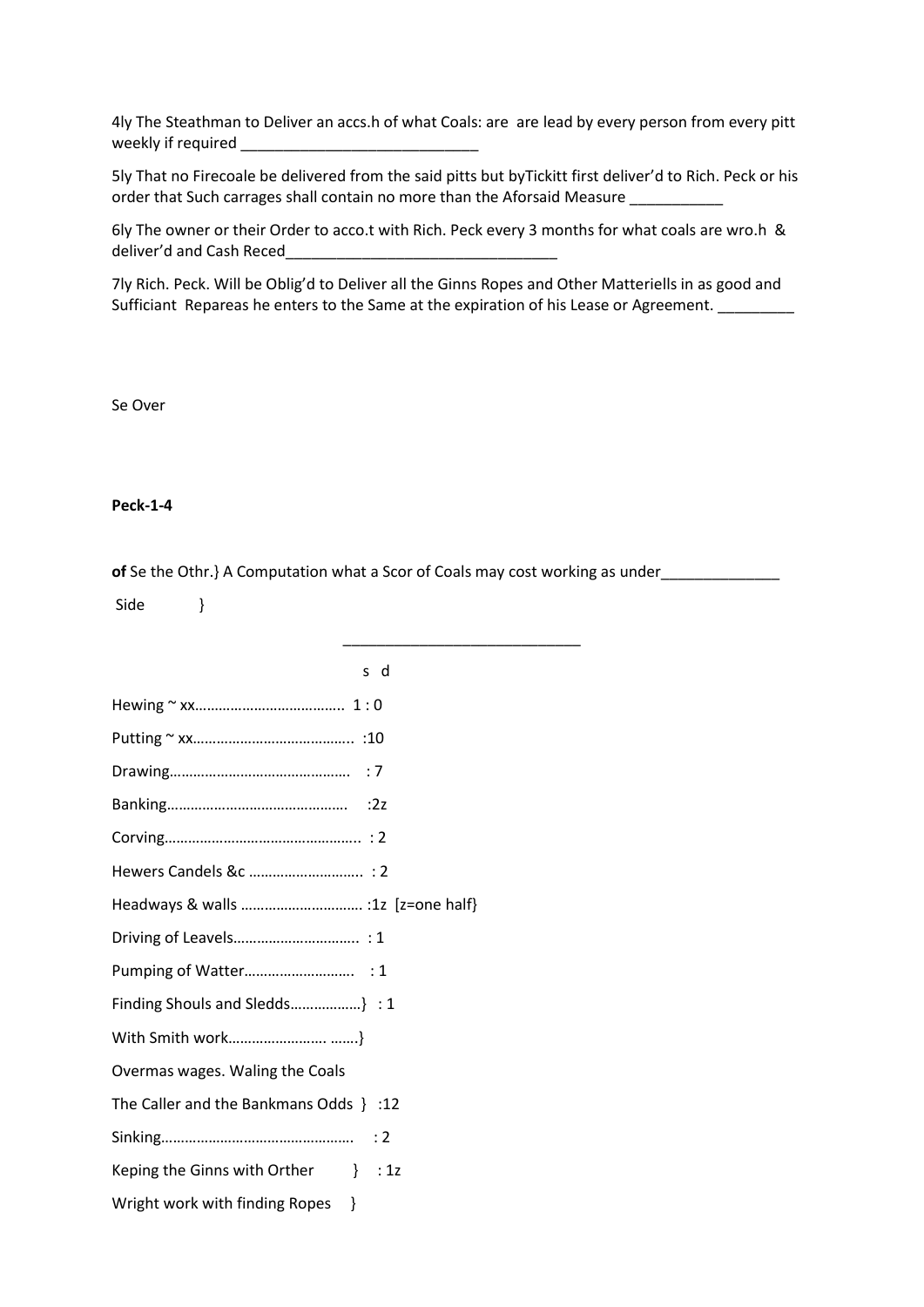4ly The Steathman to Deliver an accs.h of what Coals: are  are lead by every person from every pitt weekly if required ____________________________

5ly That no Firecoale be delivered from the said pitts but byTickitt first deliver'd to Rich. Peck or his order that Such carrages shall contain no more than the Aforsaid Measure ___________

6ly The owner or their Order to acco.t with Rich. Peck every 3 months for what coals are wro.h  & deliver'd and Cash Reced________________________________

7ly Rich. Peck. Will be Oblig'd to Deliver all the Ginns Ropes and Other Matteriells in as good and Sufficiant  Repareas he enters to the Same at the expiration of his Lease or Agreement. _________

Se Over

**Peck-1-4**

**of** Se the Othr.} A Computation what a Scor of Coals may cost working as under______________

Side }

_____________________________

s d

Hewing ~ xx……………………………….. 1 : 0

Putting ~ xx………………………………….. :10

Drawing……………………………………… : 7

Banking………………………………………  :2z

Corving………………………………………….. : 2

Hewers Candels &c ………………………. : 2

Headways & walls …………………………. :1z [z=one half}

Driving of Leavels…………………………. : 1

Pumping of Watter……………………….  : 1

Finding Shouls and Sledds………………} : 1

With Smith work……………………. …….}

Overmas wages. Waling the Coals

The Caller and the Bankmans Odds } :12

Sinking………………………………………….  : 2

Keping the Ginns with Orther } : 1z

Wright work with finding Ropes }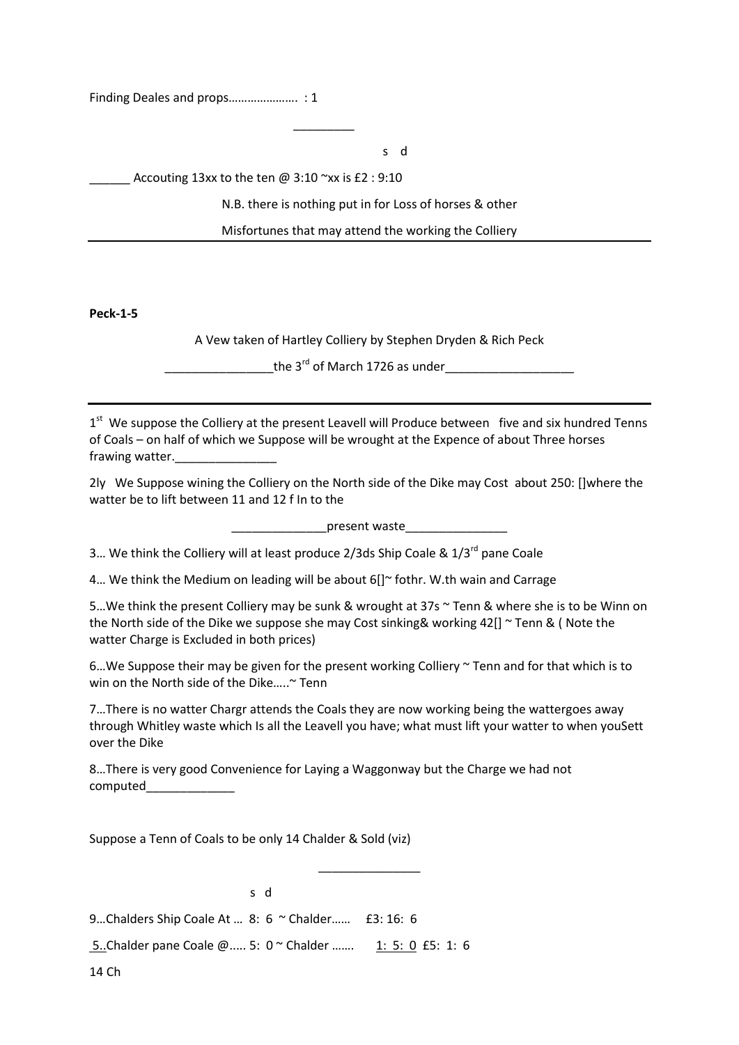Finding Deales and props…………………. : 1

\_\_\_\_\_\_\_\_\_

s d

\_\_\_\_\_\_ Accouting 13xx to the ten @ 3:10 ~xx is £2 : 9:10

N.B. there is nothing put in for Loss of horses & other

Misfortunes that may attend the working the Colliery

---

**Peck-1-5**

A Vew taken of Hartley Colliery by Stephen Dryden & Rich Peck

\_\_\_\_\_\_\_\_\_\_\_\_\_\_\_\_the 3rd of March 1726 as under\_\_\_\_\_\_\_\_\_\_\_\_\_\_\_\_\_\_\_

---

1st We suppose the Colliery at the present Leavell will Produce between five and six hundred Tenns of Coals – on half of which we Suppose will be wrought at the Expence of about Three horses frawing watter.\_\_\_\_\_\_\_\_\_\_\_\_\_\_\_

2ly We Suppose wining the Colliery on the North side of the Dike may Cost about 250: []where the watter be to lift between 11 and 12 f In to the

\_\_\_\_\_\_\_\_\_\_\_\_\_\_present waste\_\_\_\_\_\_\_\_\_\_\_\_\_\_\_

3… We think the Colliery will at least produce 2/3ds Ship Coale & 1/3rd pane Coale

4… We think the Medium on leading will be about 6[]~ fothr. W.th wain and Carrage

5…We think the present Colliery may be sunk & wrought at 37s ~ Tenn & where she is to be Winn on the North side of the Dike we suppose she may Cost sinking& working 42[] ~ Tenn & ( Note the watter Charge is Excluded in both prices)

6…We Suppose their may be given for the present working Colliery ~ Tenn and for that which is to win on the North side of the Dike…..~ Tenn

7…There is no watter Chargr attends the Coals they are now working being the wattergoes away through Whitley waste which Is all the Leavell you have; what must lift your watter to when youSett over the Dike

8…There is very good Convenience for Laying a Waggonway but the Charge we had not computed\_\_\_\_\_\_\_\_\_\_\_\_\_

Suppose a Tenn of Coals to be only 14 Chalder & Sold (viz)

\_\_\_\_\_\_\_\_\_\_\_\_\_\_\_

s d

9…Chalders Ship Coale At … 8: 6 ~ Chalder…… £3: 16: 6

5..Chalder pane Coale @….. 5: 0 ~ Chalder ……. 1: 5: 0 £5: 1: 6

14 Ch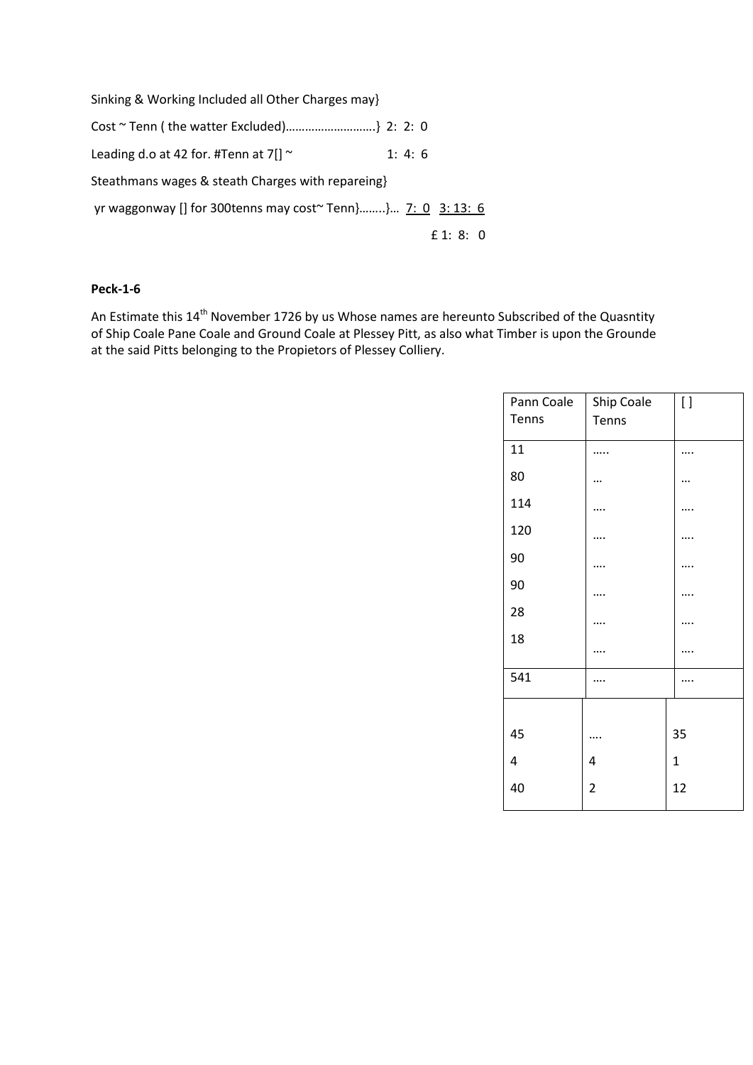Sinking & Working Included all Other Charges may}

Cost ~ Tenn ( the watter Excluded)……………………….} 2: 2: 0

Leading d.o at 42 for. #Tenn at 7[] ~ 1: 4: 6

Steathmans wages & steath Charges with repareing}

yr waggonway [] for 300tenns may cost~ Tenn}……..}… 7: 0 3: 13: 6

£ 1: 8: 0

**Peck-1-6**

An Estimate this 14th November 1726 by us Whose names are hereunto Subscribed of the Quasntity of Ship Coale Pane Coale and Ground Coale at Plessey Pitt, as also what Timber is upon the Grounde at the said Pitts belonging to the Propietors of Plessey Colliery.

| Pann Coale Tenns | Ship Coale Tenns | [ ] |
|---|---|---|
| 11 | ….. | …. |
| 80 | … | … |
| 114 | …. | …. |
| 120 | …. | …. |
| 90 | …. | …. |
| 90 | …. | …. |
| 28 | …. | …. |
| 18 | …. | …. |
| 541 | …. | …. |
| 45 | …. | 35 |
| 4 | 4 | 1 |
| 40 | 2 | 12 |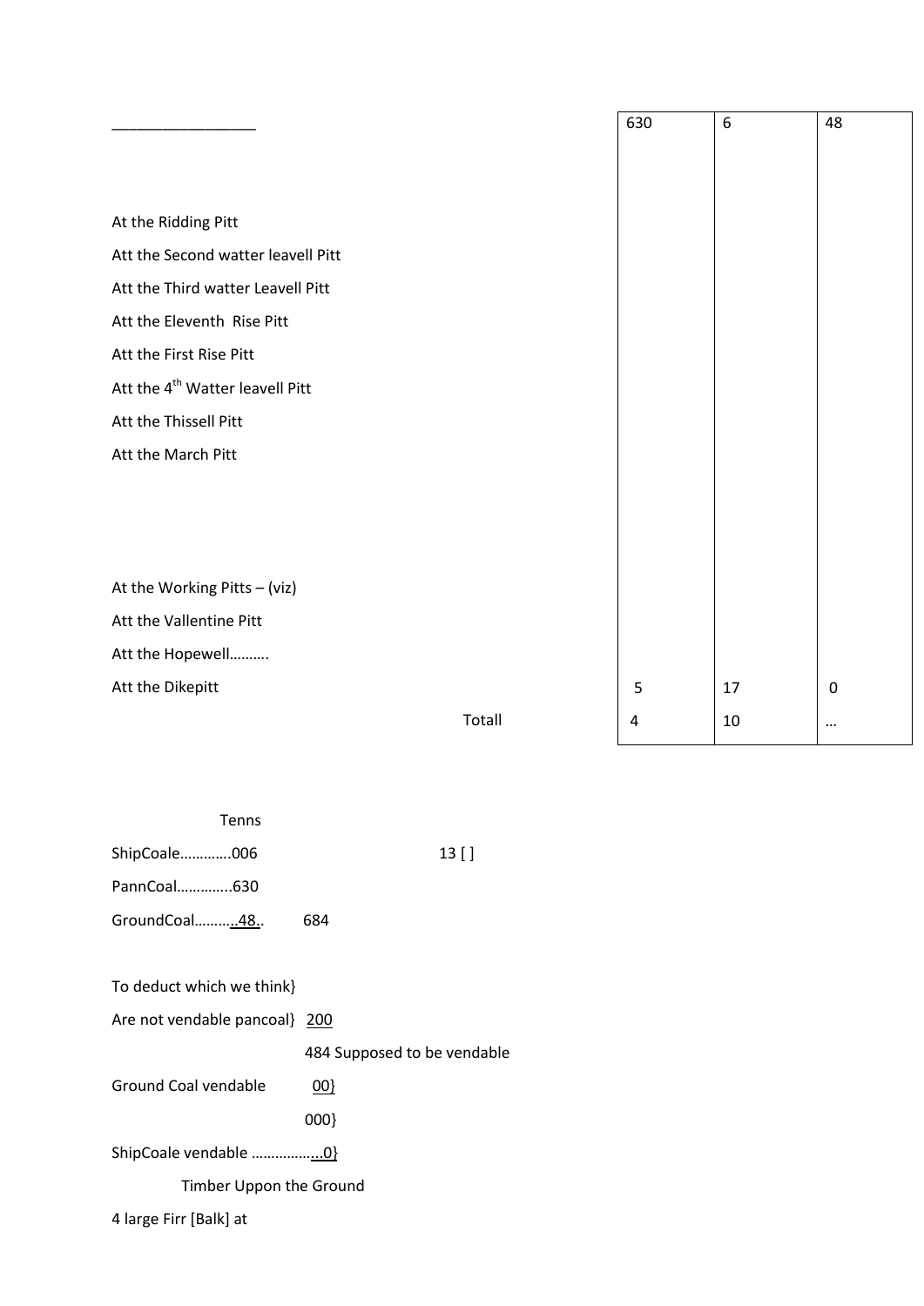| | | | |
|---|---|---|---|
| _________________ | 630 | 6 | 48 |
| At the Ridding Pitt | | | |
| Att the Second watter leavell Pitt | | | |
| Att the Third watter Leavell Pitt | | | |
| Att the Eleventh Rise Pitt | | | |
| Att the First Rise Pitt | | | |
| Att the 4th Watter leavell Pitt | | | |
| Att the Thissell Pitt | | | |
| Att the March Pitt | | | |
| At the Working Pitts – (viz) | | | |
| Att the Vallentine Pitt | | | |
| Att the Hopewell………. | | | |
| Att the Dikepitt | 5 | 17 | 0 |
| Totall | 4 | 10 | … |

Tenns

ShipCoale…………006 13 [ ]

PannCoal…………..630

GroundCoal………..48.. 684

To deduct which we think}

Are not vendable pancoal} 200

484 Supposed to be vendable

Ground Coal vendable 00}

000}

ShipCoale vendable ……………...0}

Timber Uppon the Ground

4 large Firr [Balk] at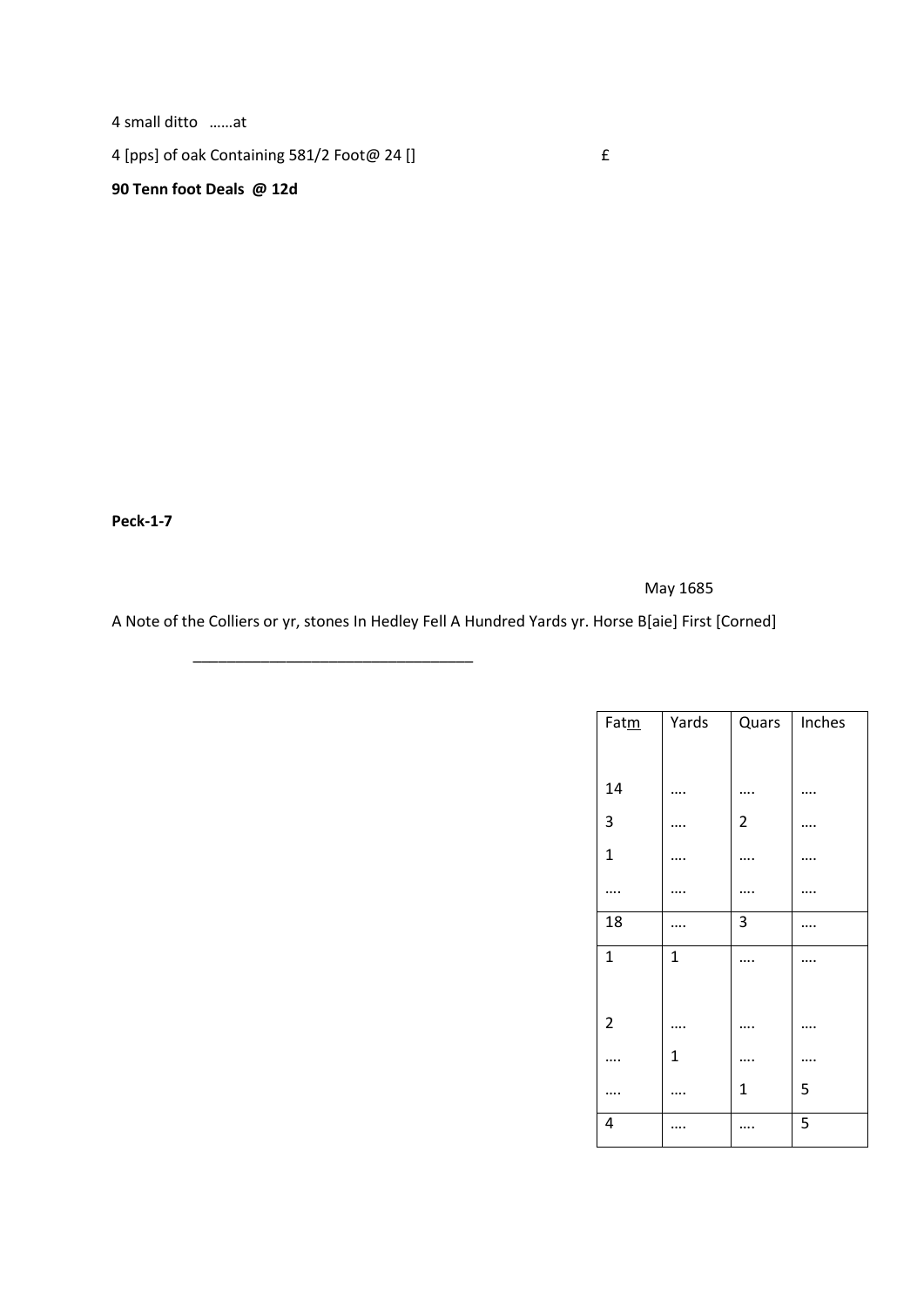4 small ditto ……at

4 [pps] of oak Containing 581/2 Foot@ 24 [] £

**90 Tenn foot Deals @ 12d**

**Peck-1-7**

May 1685

A Note of the Colliers or yr, stones In Hedley Fell A Hundred Yards yr. Horse B[aie] First [Corned]

\_\_\_\_\_\_\_\_\_\_\_\_\_\_\_\_\_\_\_\_\_\_\_\_\_\_\_\_\_\_\_\_\_\_

| Fatm | Yards | Quars | Inches |
|---|---|---|---|
| 14 | …. | …. | …. |
| 3 | …. | 2 | …. |
| 1 | …. | …. | …. |
| …. | …. | …. | …. |
| 18 | …. | 3 | …. |
| 1 | 1 | …. | …. |
| 2 | …. | …. | …. |
| …. | 1 | …. | …. |
| …. | …. | 1 | 5 |
| 4 | …. | …. | 5 |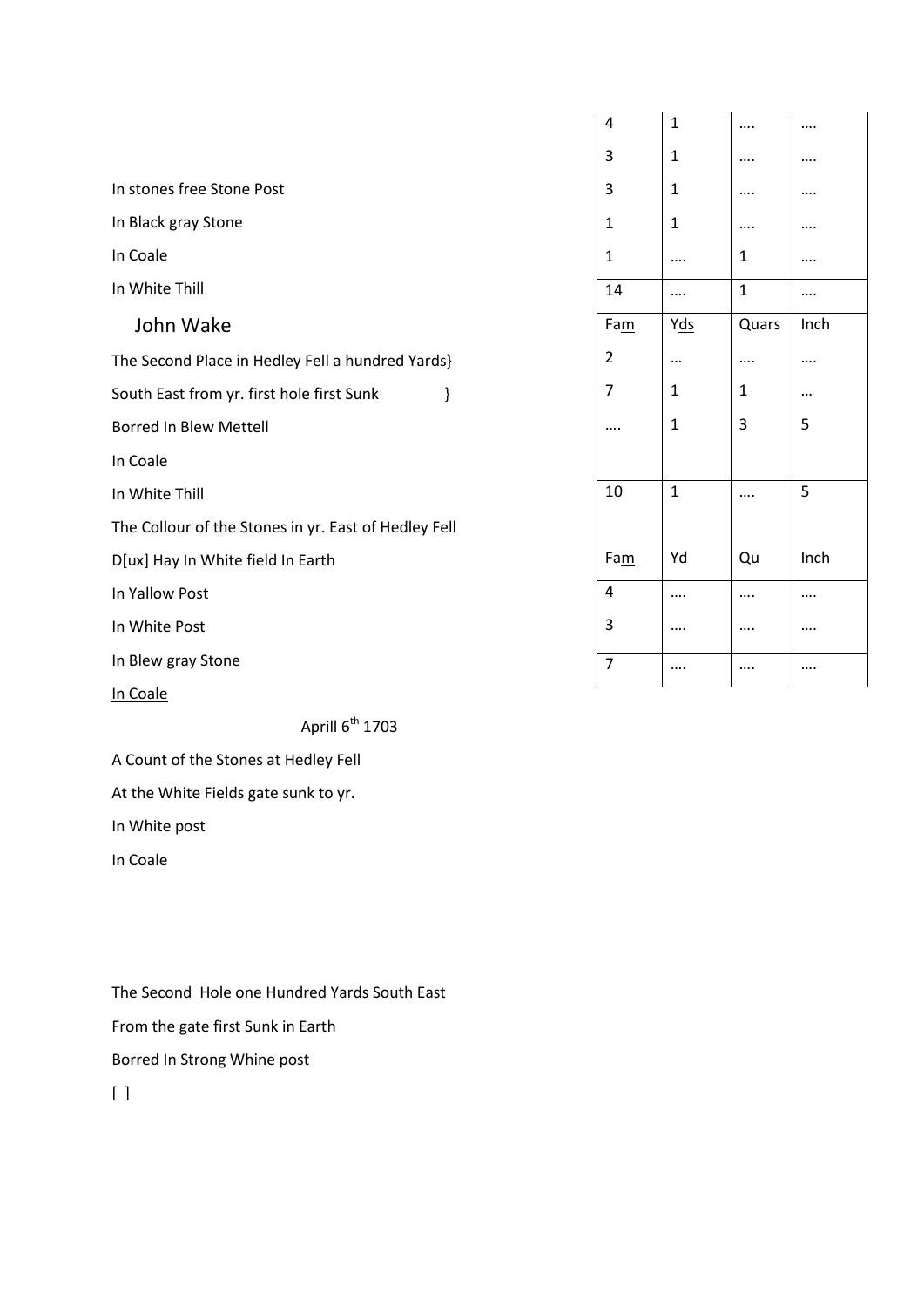| | | | | |
|---|---|---|---|---|
| | 4 | 1 | .... | .... |
| | 3 | 1 | .... | .... |
| In stones free Stone Post | 3 | 1 | .... | .... |
| In Black gray Stone | 1 | 1 | .... | .... |
| In Coale | 1 | .... | 1 | .... |
| In White Thill | 14 | .... | 1 | .... |
| John Wake | Fam | Yds | Quars | Inch |
| The Second Place in Hedley Fell a hundred Yards} | 2 | … | .... | .... |
| South East from yr. first hole first Sunk } | 7 | 1 | 1 | … |
| Borred In Blew Mettell | .... | 1 | 3 | 5 |
| In Coale | | | | |
| In White Thill | 10 | 1 | .... | 5 |
| The Collour of the Stones in yr. East of Hedley Fell | | | | |
| D[ux] Hay In White field In Earth | Fam | Yd | Qu | Inch |
| In Yallow Post | 4 | .... | .... | .... |
| In White Post | 3 | .... | .... | .... |
| In Blew gray Stone | 7 | .... | .... | .... |
| In Coale | | | | |

Aprill 6th 1703

A Count of the Stones at Hedley Fell

At the White Fields gate sunk to yr.

In White post

In Coale

The Second Hole one Hundred Yards South East

From the gate first Sunk in Earth

Borred In Strong Whine post

[ ]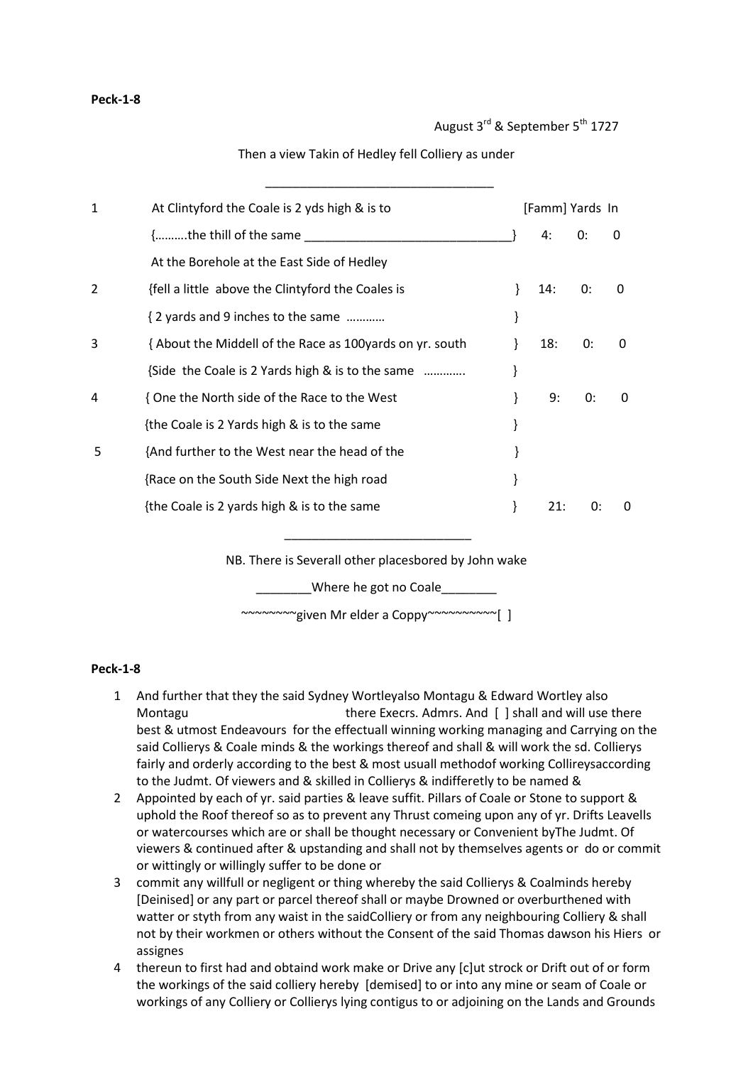**Peck-1-8**

August 3rd & September 5th 1727

Then a view Takin of Hedley fell Colliery as under

---

| | | [Famm] | Yards | In |
|---|---|---|---|---|
| 1 | At Clintyford the Coale is 2 yds high & is to {……….the thill of the same ______________________________} | 4: | 0: | 0 |
| 2 | At the Borehole at the East Side of Hedley {fell a little above the Clintyford the Coales is { 2 yards and 9 inches to the same ………… } | 14: | 0: | 0 |
| 3 | { About the Middell of the Race as 100yards on yr. south {Side the Coale is 2 Yards high & is to the same …………. } | 18: | 0: | 0 |
| 4 | { One the North side of the Race to the West {the Coale is 2 Yards high & is to the same } | 9: | 0: | 0 |
| 5 | {And further to the West near the head of the {Race on the South Side Next the high road {the Coale is 2 yards high & is to the same } | 21: | 0: | 0 |

---

NB. There is Severall other placesbored by John wake

________Where he got no Coale________

~~~~~~~~given Mr elder a Coppy~~~~~~~~~~[ ]

**Peck-1-8**

1. And further that they the said Sydney Wortleyalso Montagu & Edward Wortley also Montagu there Execrs. Admrs. And [ ] shall and will use there best & utmost Endeavours for the effectuall winning working managing and Carrying on the said Collierys & Coale minds & the workings thereof and shall & will work the sd. Collierys fairly and orderly according to the best & most usuall methodof working Collireysaccording to the Judmt. Of viewers and & skilled in Collierys & indifferetly to be named &
2. Appointed by each of yr. said parties & leave suffit. Pillars of Coale or Stone to support & uphold the Roof thereof so as to prevent any Thrust comeing upon any of yr. Drifts Leavells or watercourses which are or shall be thought necessary or Convenient byThe Judmt. Of viewers & continued after & upstanding and shall not by themselves agents or do or commit or wittingly or willingly suffer to be done or
3. commit any willfull or negligent or thing whereby the said Collierys & Coalminds hereby [Deinised] or any part or parcel thereof shall or maybe Drowned or overburthened with watter or styth from any waist in the saidColliery or from any neighbouring Colliery & shall not by their workmen or others without the Consent of the said Thomas dawson his Hiers or assignes
4. thereun to first had and obtaind work make or Drive any [c]ut strock or Drift out of or form the workings of the said colliery hereby [demised] to or into any mine or seam of Coale or workings of any Colliery or Collierys lying contigus to or adjoining on the Lands and Grounds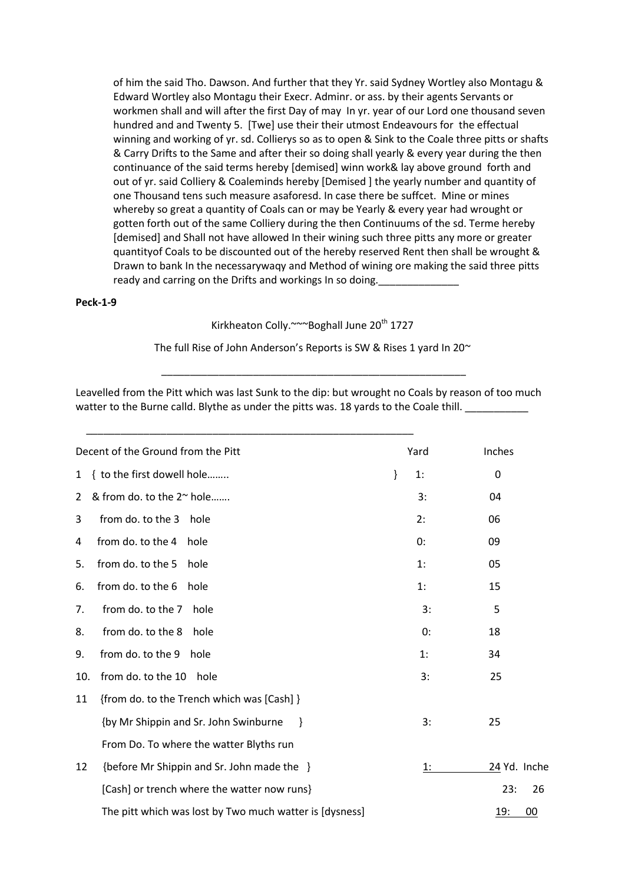of him the said Tho. Dawson. And further that they Yr. said Sydney Wortley also Montagu & Edward Wortley also Montagu their Execr. Adminr. or ass. by their agents Servants or workmen shall and will after the first Day of may In yr. year of our Lord one thousand seven hundred and and Twenty 5. [Twe] use their their utmost Endeavours for the effectual winning and working of yr. sd. Collierys so as to open & Sink to the Coale three pitts or shafts & Carry Drifts to the Same and after their so doing shall yearly & every year during the then continuance of the said terms hereby [demised] winn work& lay above ground forth and out of yr. said Colliery & Coaleminds hereby [Demised ] the yearly number and quantity of one Thousand tens such measure asaforesd. In case there be suffcet. Mine or mines whereby so great a quantity of Coals can or may be Yearly & every year had wrought or gotten forth out of the same Colliery during the then Continuums of the sd. Terme hereby [demised] and Shall not have allowed In their wining such three pitts any more or greater quantityof Coals to be discounted out of the hereby reserved Rent then shall be wrought & Drawn to bank In the necessarywaqy and Method of wining ore making the said three pitts ready and carring on the Drifts and workings In so doing.______________

**Peck-1-9**

Kirkheaton Colly.~~~Boghall June 20th 1727

The full Rise of John Anderson's Reports is SW & Rises 1 yard In 20~

_______________________________________________________

Leavelled from the Pitt which was last Sunk to the dip: but wrought no Coals by reason of too much watter to the Burne calld. Blythe as under the pitts was. 18 yards to the Coale thill. ___________

___________________________________________________________

| | Decent of the Ground from the Pitt | Yard | Inches |
|---|---|---|---|
| 1 | { to the first dowell hole…….. } | 1: | 0 |
| 2 | & from do. to the 2~ hole……. | 3: | 04 |
| 3 | from do. to the 3 hole | 2: | 06 |
| 4 | from do. to the 4 hole | 0: | 09 |
| 5. | from do. to the 5 hole | 1: | 05 |
| 6. | from do. to the 6 hole | 1: | 15 |
| 7. | from do. to the 7 hole | 3: | 5 |
| 8. | from do. to the 8 hole | 0: | 18 |
| 9. | from do. to the 9 hole | 1: | 34 |
| 10. | from do. to the 10 hole | 3: | 25 |
| 11 | {from do. to the Trench which was [Cash] } {by Mr Shippin and Sr. John Swinburne } | 3: | 25 |
| 12 | From Do. To where the watter Blyths run {before Mr Shippin and Sr. John made the } [Cash] or trench where the watter now runs} | 1: | 24 |
| | | Yd. | Inche |
| | | 23: | 26 |
| | The pitt which was lost by Two much watter is [dysness] | 19: | 00 |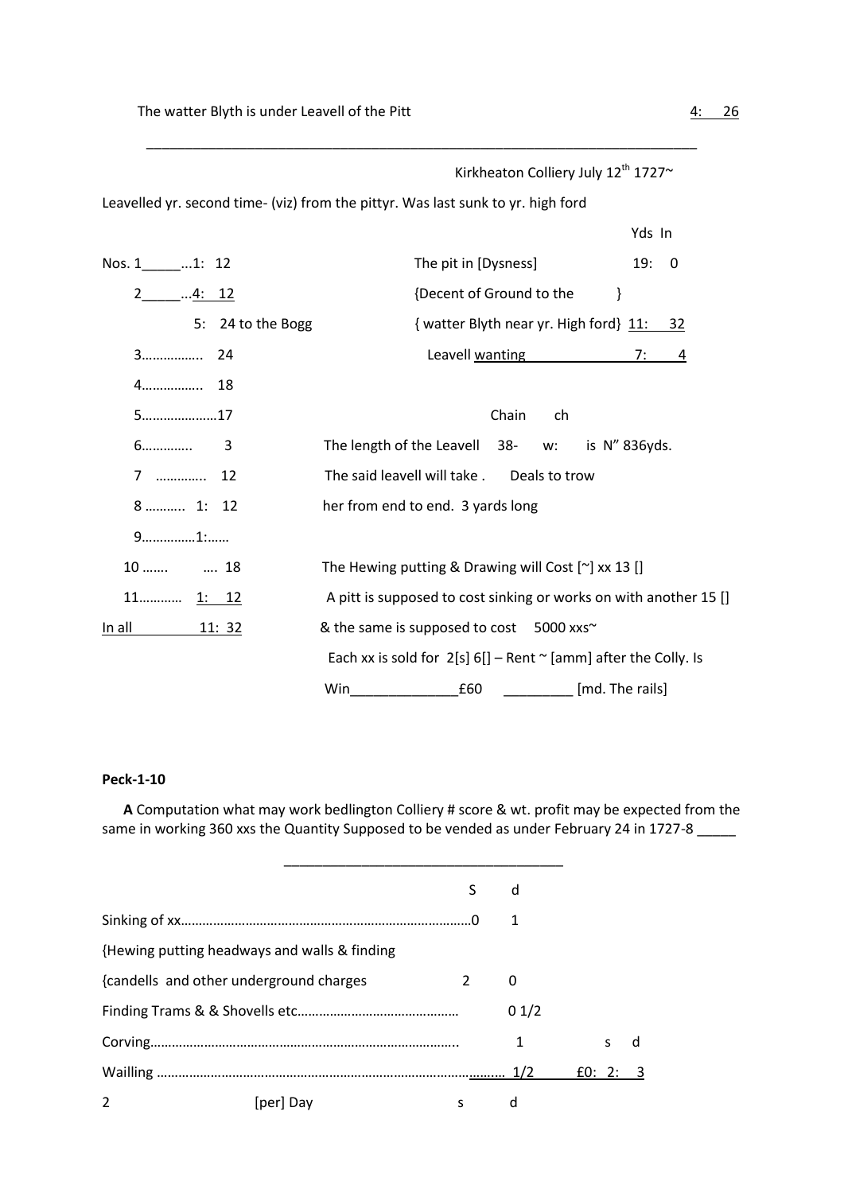The watter Blyth is under Leavell of the Pitt 4: 26

---

Kirkheaton Colliery July 12th 1727~

Leavelled yr. second time- (viz) from the pittyr. Was last sunk to yr. high ford

| | | | Yds In |
|---|---|---|---|
| Nos. 1_____...1: 12 | | The pit in [Dysness] | 19: 0 |
| 2_____...4: 12 | | {Decent of Ground to the } | |
| 5: 24 to the Bogg | | { watter Blyth near yr. High ford} | 11: 32 |
| 3…………….. 24 | | Leavell wanting | 7: 4 |
| 4…………….. 18 | | | |
| 5…………………17 | | | |
| 6………….. 3 | | | |
| 7 ………….. 12 | | | |
| 8 ……….. 1: 12 | | | |
| 9……………1:…… | | | |
| 10 ……. …. 18 | | | |
| 11………… 1: 12 | | | |
| In all 11: 32 | | | |

Chain ch

The length of the Leavell 38- w: is N" 836yds.

The said leavell will take . Deals to trow her from end to end. 3 yards long

The Hewing putting & Drawing will Cost [~] xx 13 []

A pitt is supposed to cost sinking or works on with another 15 []

& the same is supposed to cost 5000 xxs~

Each xx is sold for 2[s] 6[] – Rent ~ [amm] after the Colly. Is

Win______________£60 _________ [md. The rails]

**Peck-1-10**

**A** Computation what may work bedlington Colliery # score & wt. profit may be expected from the same in working 360 xxs the Quantity Supposed to be vended as under February 24 in 1727-8 _____

---

| | S | d | |
|---|---|---|---|
| Sinking of xx………………………………………………………………… | 0 | 1 | |
| {Hewing putting headways and walls & finding | | | |
| {candells and other underground charges | 2 | 0 | |
| Finding Trams & & Shovells etc……………………………………… | | 0 1/2 | |
| Corving………………………………………………………………………….. | | 1 | s d |
| Wailling ……………………………………………………………………………………… | | 1/2 | £0: 2: 3 |
| 2 [per] Day | s | d | |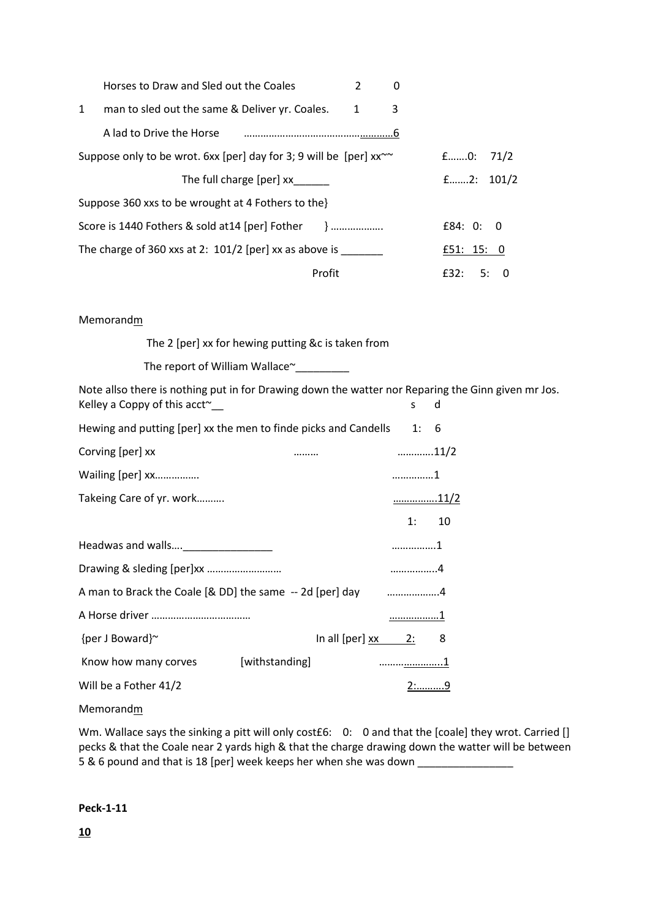| | | | |
|---|---|---|---|
| Horses to Draw and Sled out the Coales | 2 | 0 | |
| 1 man to sled out the same & Deliver yr. Coales. | 1 | 3 | |
| A lad to Drive the Horse ………………………………………………6 | | | |
| Suppose only to be wrot. 6xx [per] day for 3; 9 will be [per] xx~~ | | | £…….0: 71/2 |
| The full charge [per] xx______ | | | £…….2: 101/2 |
| Suppose 360 xxs to be wrought at 4 Fothers to the} | | | |
| Score is 1440 Fothers & sold at14 [per] Fother } ………………. | | | £84: 0: 0 |
| The charge of 360 xxs at 2: 101/2 [per] xx as above is _______ | | | £51: 15: 0 |
| Profit | | | £32: 5: 0 |

Memorandm

The 2 [per] xx for hewing putting &c is taken from

The report of William Wallace~_________

Note allso there is nothing put in for Drawing down the watter nor Reparing the Ginn given mr Jos. Kelley a Coppy of this acct~__

| | s | d |
|---|---|---|
| Hewing and putting [per] xx the men to finde picks and Candells | 1: | 6 |
| Corving [per] xx ……… | | ………….11/2 |
| Wailing [per] xx……………. | | ……………1 |
| Takeing Care of yr. work………. | | …………….11/2 |
| | 1: | 10 |
| Headwas and walls…._______________ | | …………….1 |
| Drawing & sleding [per]xx ……………………… | | ……………..4 |
| A man to Brack the Coale [& DD] the same -- 2d [per] day | | ……………….4 |
| A Horse driver ……………………………… | | ………………1 |
| {per J Boward}~ In all [per] xx | 2: | 8 |
| Know how many corves [withstanding] | | ……………………..1 |
| Will be a Fother 41/2 | 2:………. | 9 |

Memorandm

Wm. Wallace says the sinking a pitt will only cost£6: 0: 0 and that the [coale] they wrot. Carried [] pecks & that the Coale near 2 yards high & that the charge drawing down the watter will be between 5 & 6 pound and that is 18 [per] week keeps her when she was down ________________

**Peck-1-11**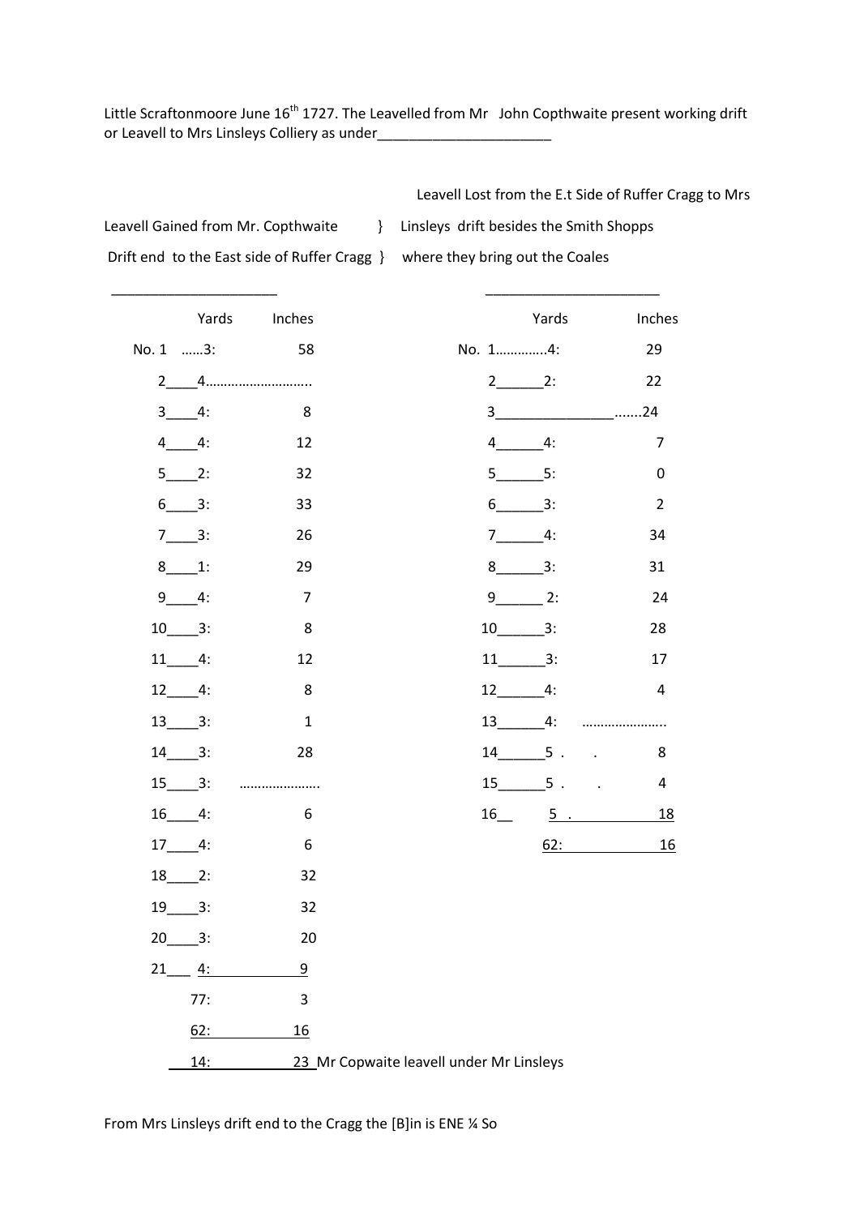Little Scraftonmoore June 16th 1727. The Leavelled from Mr John Copthwaite present working drift or Leavell to Mrs Linsleys Colliery as under______________________

| Leavell Gained from Mr. Copthwaite Drift end to the East side of Ruffer Cragg | | | Leavell Lost from the E.t Side of Ruffer Cragg to Mrs Linsleys drift besides the Smith Shopps where they bring out the Coales | | |
|---|---|---|---|---|---|
| | Yards | Inches | | Yards | Inches |
| No. 1 | 3: | 58 | No. 1 | 4: | 29 |
| 2 | 4……………………….. | | 2 | 2: | 22 |
| 3 | 4: | 8 | 3 | | …….24 |
| 4 | 4: | 12 | 4 | 4: | 7 |
| 5 | 2: | 32 | 5 | 5: | 0 |
| 6 | 3: | 33 | 6 | 3: | 2 |
| 7 | 3: | 26 | 7 | 4: | 34 |
| 8 | 1: | 29 | 8 | 3: | 31 |
| 9 | 4: | 7 | 9 | 2: | 24 |
| 10 | 3: | 8 | 10 | 3: | 28 |
| 11 | 4: | 12 | 11 | 3: | 17 |
| 12 | 4: | 8 | 12 | 4: | 4 |
| 13 | 3: | 1 | 13 | 4: | ………………….. |
| 14 | 3: | 28 | 14 | 5 . | 8 |
| 15 | 3: | ………………. | 15 | 5 . | 4 |
| 16 | 4: | 6 | 16 | 5 . | 18 |
| 17 | 4: | 6 | | 62: | 16 |
| 18 | 2: | 32 | | | |
| 19 | 3: | 32 | | | |
| 20 | 3: | 20 | | | |
| 21 | 4: | 9 | | | |
| | 77: | 3 | | | |
| | 62: | 16 | | | |
| | 14: | 23 Mr Copwaite leavell under Mr Linsleys | | | |

From Mrs Linsleys drift end to the Cragg the [B]in is ENE ¼ So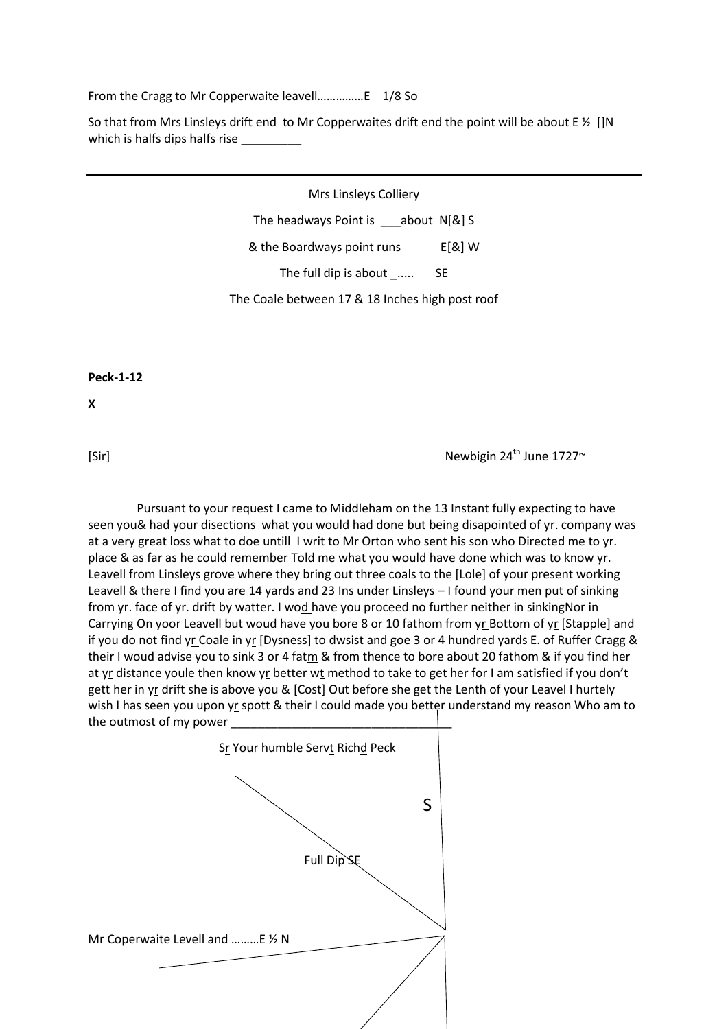From the Cragg to Mr Copperwaite leavell……………E 1/8 So

So that from Mrs Linsleys drift end to Mr Copperwaites drift end the point will be about E ½ []N which is halfs dips halfs rise _________

---

Mrs Linsleys Colliery

The headways Point is ___about N[&] S

& the Boardways point runs E[&] W

The full dip is about _..... SE

The Coale between 17 & 18 Inches high post roof

**Peck-1-12**

**X**

[Sir] Newbigin 24th June 1727~

Pursuant to your request I came to Middleham on the 13 Instant fully expecting to have seen you& had your disections what you would had done but being disapointed of yr. company was at a very great loss what to doe untill I writ to Mr Orton who sent his son who Directed me to yr. place & as far as he could remember Told me what you would have done which was to know yr. Leavell from Linsleys grove where they bring out three coals to the [Lole] of your present working Leavell & there I find you are 14 yards and 23 Ins under Linsleys – I found your men put of sinking from yr. face of yr. drift by watter. I wod have you proceed no further neither in sinkingNor in Carrying On yoor Leavell but woud have you bore 8 or 10 fathom from yr Bottom of yr [Stapple] and if you do not find yr Coale in yr [Dysness] to dwsist and goe 3 or 4 hundred yards E. of Ruffer Cragg & their I woud advise you to sink 3 or 4 fatm & from thence to bore about 20 fathom & if you find her at yr distance youle then know yr better wt method to take to get her for I am satisfied if you don't gett her in yr drift she is above you & [Cost] Out before she get the Lenth of your Leavel I hurtely wish I has seen you upon yr spott & their I could made you better understand my reason Who am to the outmost of my power _________________________________

Sr Your humble Servt Richd Peck

S

Full Dip SE

Mr Coperwaite Levell and ………E ½ N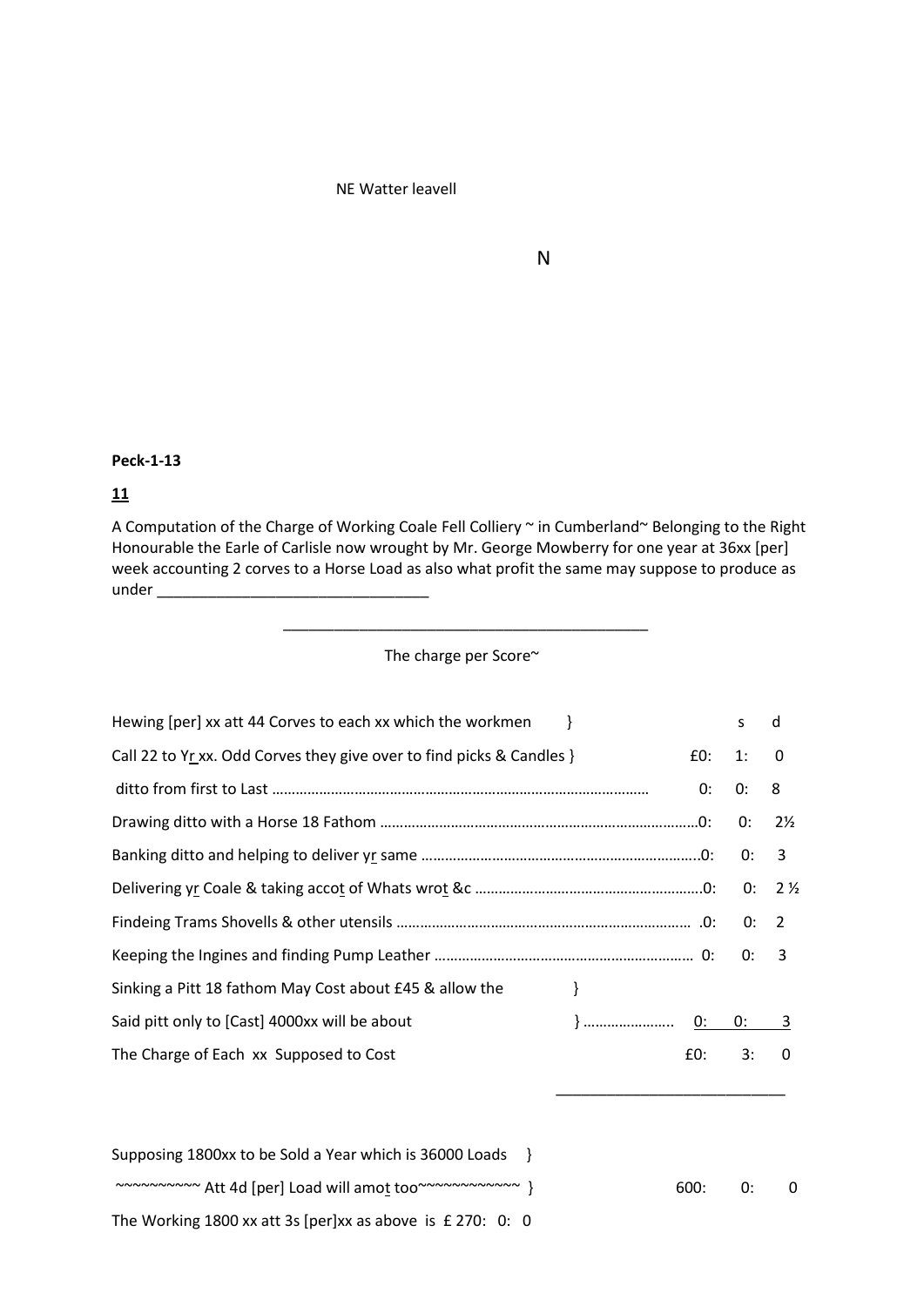NE Watter leavell

N

**Peck-1-13**

**<u>11</u>**

A Computation of the Charge of Working Coale Fell Colliery ~ in Cumberland~ Belonging to the Right Honourable the Earle of Carlisle now wrought by Mr. George Mowberry for one year at 36xx [per] week accounting 2 corves to a Horse Load as also what profit the same may suppose to produce as under ________________________________

The charge per Score~

| | £ | s | d |
|---|---|---|---|
| Hewing [per] xx att 44 Corves to each xx which the workmen } Call 22 to Yr xx. Odd Corves they give over to find picks & Candles } | £0: | 1: | 0 |
| ditto from first to Last ………………………………………………………………………………… | 0: | 0: | 8 |
| Drawing ditto with a Horse 18 Fathom ……………………………………………………………………… | 0: | 0: | 2½ |
| Banking ditto and helping to deliver yr same ……………………………………………………………… | 0: | 0: | 3 |
| Delivering yr Coale & taking accot of Whats wrot &c ………………………………………………… | 0: | 0: | 2 ½ |
| Findeing Trams Shovells & other utensils ………………………………………………………………… | 0: | 0: | 2 |
| Keeping the Ingines and finding Pump Leather ………………………………………………………… | 0: | 0: | 3 |
| Sinking a Pitt 18 fathom May Cost about £45 & allow the } Said pitt only to [Cast] 4000xx will be about } ………………….. | 0: | 0: | 3 |
| The Charge of Each xx Supposed to Cost | £0: | 3: | 0 |

| | | | |
|---|---|---|---|
| Supposing 1800xx to be Sold a Year which is 36000 Loads } ~~~~~~~~~~ Att 4d [per] Load will amot too~~~~~~~~~~~~ } | 600: | 0: | 0 |

The Working 1800 xx att 3s [per]xx as above is £ 270: 0: 0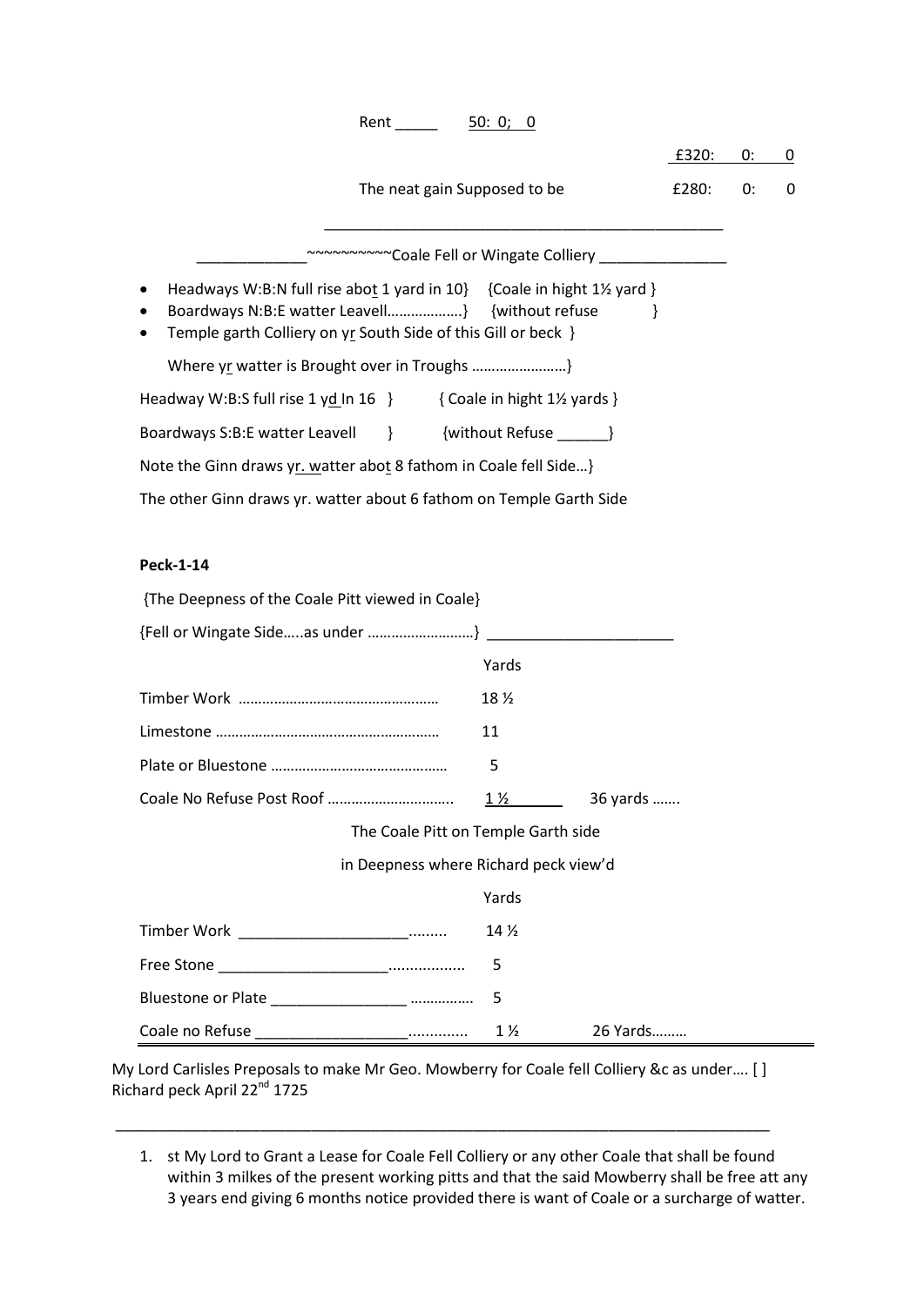Rent _____ 50: 0; 0

£320: 0: 0

The neat gain Supposed to be £280: 0: 0

_______________________________________________

_____________~~~~~~~~~~Coale Fell or Wingate Colliery _______________

- Headways W:B:N full rise abot 1 yard in 10} {Coale in hight 1½ yard }
- Boardways N:B:E watter Leavell………………} {without refuse }
- Temple garth Colliery on yr South Side of this Gill or beck }

Where yr watter is Brought over in Troughs ……………………}

Headway W:B:S full rise 1 yd In 16 } { Coale in hight 1½ yards }

Boardways S:B:E watter Leavell } {without Refuse ______}

Note the Ginn draws yr. watter abot 8 fathom in Coale fell Side…}

The other Ginn draws yr. watter about 6 fathom on Temple Garth Side

**Peck-1-14**

{The Deepness of the Coale Pitt viewed in Coale}

{Fell or Wingate Side…..as under ………………………} ______________________

| | Yards | |
|---|---|---|
| Timber Work …………………………………………… | 18 ½ | |
| Limestone ………………………………………………… | 11 | |
| Plate or Bluestone ……………………………………… | 5 | |
| Coale No Refuse Post Roof ………………………….. | 1 ½ | 36 yards ……. |

The Coale Pitt on Temple Garth side

in Deepness where Richard peck view'd

| | Yards | |
|---|---|---|
| Timber Work ____________________......... | 14 ½ | |
| Free Stone ____________________................. | 5 | |
| Bluestone or Plate ________________ …………… | 5 | |
| Coale no Refuse __________________............. | 1 ½ | 26 Yards……… |

My Lord Carlisles Preposals to make Mr Geo. Mowberry for Coale fell Colliery &c as under…. [ ] Richard peck April 22nd 1725

_______________________________________________________________________________

1. st My Lord to Grant a Lease for Coale Fell Colliery or any other Coale that shall be found within 3 milkes of the present working pitts and that the said Mowberry shall be free att any 3 years end giving 6 months notice provided there is want of Coale or a surcharge of watter.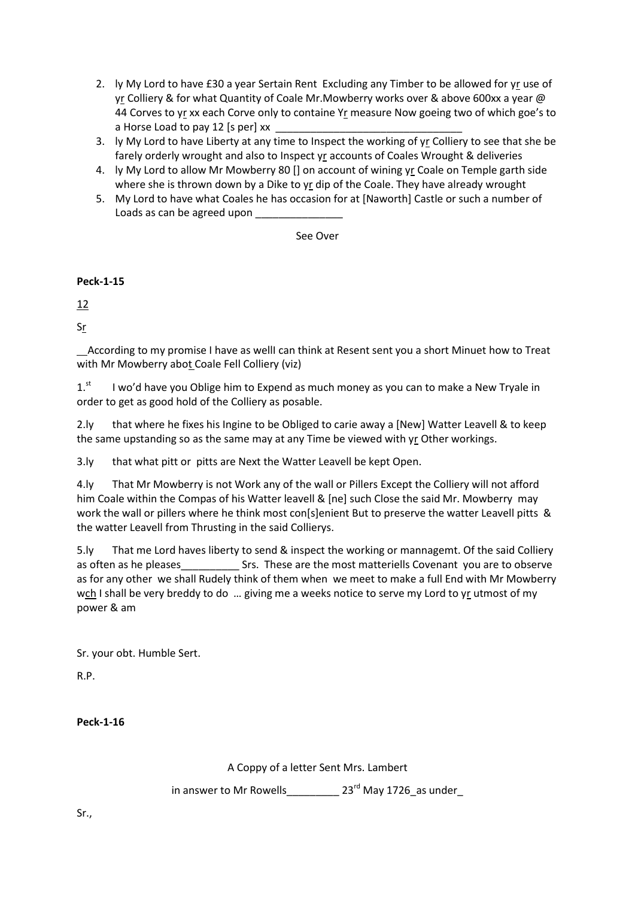2. ly My Lord to have £30 a year Sertain Rent Excluding any Timber to be allowed for yr use of yr Colliery & for what Quantity of Coale Mr.Mowberry works over & above 600xx a year @ 44 Corves to yr xx each Corve only to containe Yr measure Now goeing two of which goe's to a Horse Load to pay 12 [s per] xx ________________________________
3. ly My Lord to have Liberty at any time to Inspect the working of yr Colliery to see that she be farely orderly wrought and also to Inspect yr accounts of Coales Wrought & deliveries
4. ly My Lord to allow Mr Mowberry 80 [] on account of wining yr Coale on Temple garth side where she is thrown down by a Dike to yr dip of the Coale. They have already wrought
5. My Lord to have what Coales he has occasion for at [Naworth] Castle or such a number of Loads as can be agreed upon _______________

See Over

**Peck-1-15**

12

Sr

__According to my promise I have as welll can think at Resent sent you a short Minuet how to Treat with Mr Mowberry abot Coale Fell Colliery (viz)

1.st I wo'd have you Oblige him to Expend as much money as you can to make a New Tryale in order to get as good hold of the Colliery as posable.

2.ly that where he fixes his Ingine to be Obliged to carie away a [New] Watter Leavell & to keep the same upstanding so as the same may at any Time be viewed with yr Other workings.

3.ly that what pitt or pitts are Next the Watter Leavell be kept Open.

4.ly That Mr Mowberry is not Work any of the wall or Pillers Except the Colliery will not afford him Coale within the Compas of his Watter leavell & [ne] such Close the said Mr. Mowberry may work the wall or pillers where he think most con[s]enient But to preserve the watter Leavell pitts & the watter Leavell from Thrusting in the said Collierys.

5.ly That me Lord haves liberty to send & inspect the working or mannagemt. Of the said Colliery as often as he pleases__________ Srs. These are the most matteriells Covenant you are to observe as for any other we shall Rudely think of them when we meet to make a full End with Mr Mowberry wch I shall be very breddy to do … giving me a weeks notice to serve my Lord to yr utmost of my power & am

Sr. your obt. Humble Sert.

R.P.

**Peck-1-16**

A Coppy of a letter Sent Mrs. Lambert

in answer to Mr Rowells_________ 23rd May 1726_as under_

Sr.,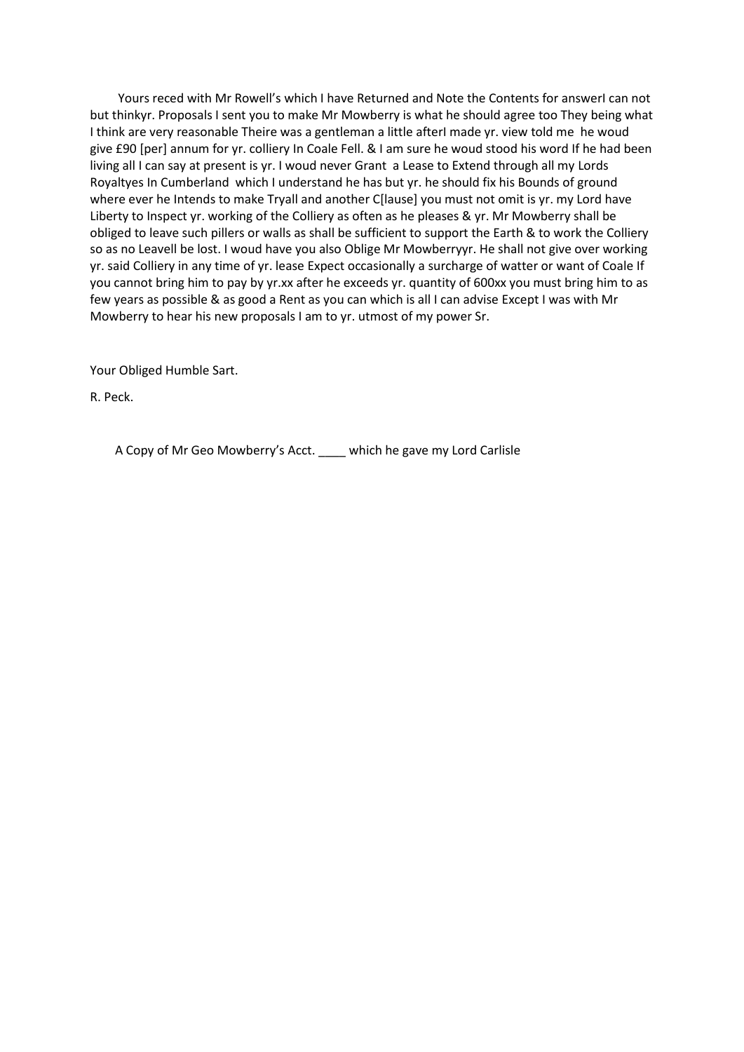Yours reced with Mr Rowell's which I have Returned and Note the Contents for answerI can not but thinkyr. Proposals I sent you to make Mr Mowberry is what he should agree too They being what I think are very reasonable Theire was a gentleman a little afterI made yr. view told me he woud give £90 [per] annum for yr. colliery In Coale Fell. & I am sure he woud stood his word If he had been living all I can say at present is yr. I woud never Grant a Lease to Extend through all my Lords Royaltyes In Cumberland which I understand he has but yr. he should fix his Bounds of ground where ever he Intends to make Tryall and another C[lause] you must not omit is yr. my Lord have Liberty to Inspect yr. working of the Colliery as often as he pleases & yr. Mr Mowberry shall be obliged to leave such pillers or walls as shall be sufficient to support the Earth & to work the Colliery so as no Leavell be lost. I woud have you also Oblige Mr Mowberryyr. He shall not give over working yr. said Colliery in any time of yr. lease Expect occasionally a surcharge of watter or want of Coale If you cannot bring him to pay by yr.xx after he exceeds yr. quantity of 600xx you must bring him to as few years as possible & as good a Rent as you can which is all I can advise Except I was with Mr Mowberry to hear his new proposals I am to yr. utmost of my power Sr.

Your Obliged Humble Sart.

R. Peck.

A Copy of Mr Geo Mowberry's Acct. ____ which he gave my Lord Carlisle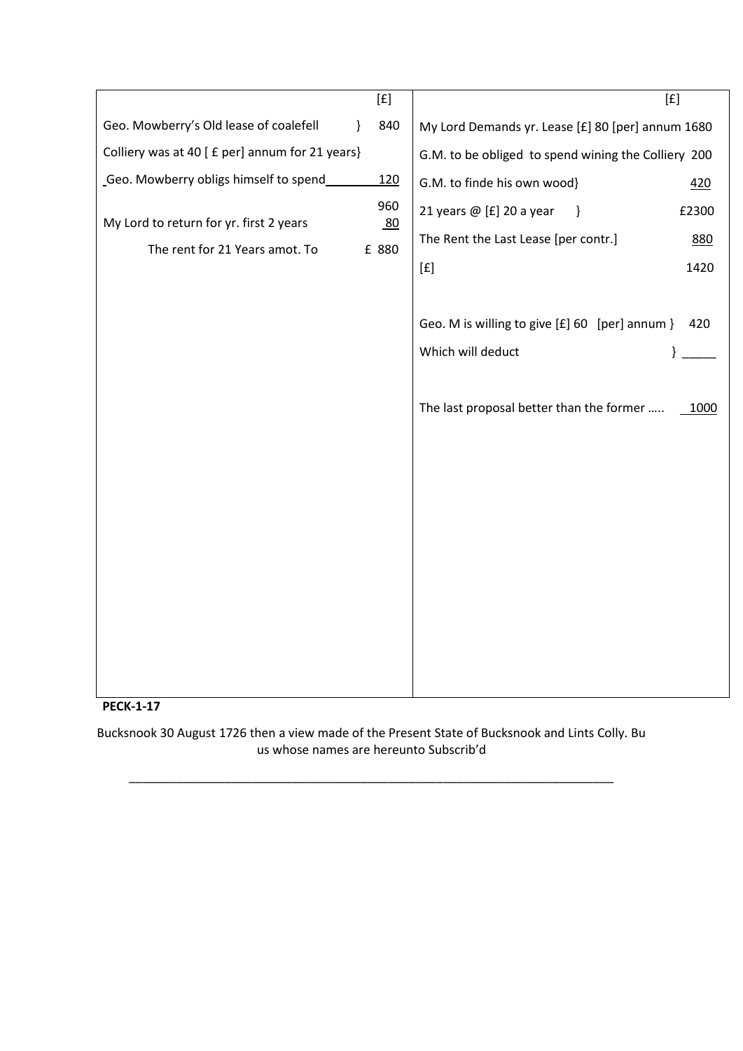| | [£] | | [£] |
|---|---|---|---|
| Geo. Mowberry's Old lease of coalefell } | 840 | My Lord Demands yr. Lease [£] 80 [per] annum | 1680 |
| Colliery was at 40 [ £ per] annum for 21 years} | | G.M. to be obliged to spend wining the Colliery | 200 |
| Geo. Mowberry obligs himself to spend | 120 | G.M. to finde his own wood} | 420 |
| | 960 | 21 years @ [£] 20 a year } | £2300 |
| My Lord to return for yr. first 2 years | 80 | The Rent the Last Lease [per contr.] | 880 |
| The rent for 21 Years amot. To | £ 880 | [£] | 1420 |
| | | Geo. M is willing to give [£] 60 [per] annum } | 420 |
| | | Which will deduct } | _____ |
| | | The last proposal better than the former ….. | 1000 |

**PECK-1-17**

Bucksnook 30 August 1726 then a view made of the Present State of Bucksnook and Lints Colly. Bu us whose names are hereunto Subscrib'd

---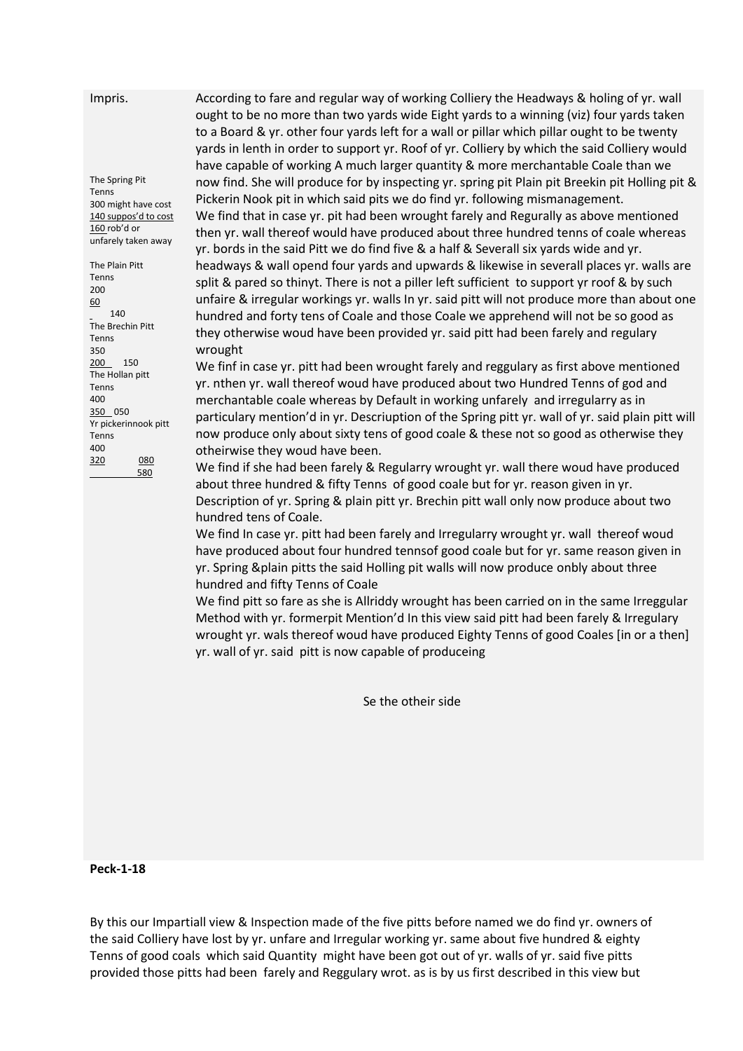Impris.

According to fare and regular way of working Colliery the Headways & holing of yr. wall ought to be no more than two yards wide Eight yards to a winning (viz) four yards taken to a Board & yr. other four yards left for a wall or pillar which pillar ought to be twenty yards in lenth in order to support yr. Roof of yr. Colliery by which the said Colliery would have capable of working A much larger quantity & more merchantable Coale than we now find. She will produce for by inspecting yr. spring pit Plain pit Breekin pit Holling pit & Pickerin Nook pit in which said pits we do find yr. following mismanagement.

The Spring Pit
Tenns
300 might have cost
140 suppos'd to cost
160 rob'd or unfarely taken away

We find that in case yr. pit had been wrought farely and Regurally as above mentioned then yr. wall thereof would have produced about three hundred tenns of coale whereas yr. bords in the said Pitt we do find five & a half & Severall six yards wide and yr. headways & wall opend four yards and upwards & likewise in severall places yr. walls are split & pared so thinyt. There is not a piller left sufficient to support yr roof & by such unfaire & irregular workings yr. walls In yr. said pitt will not produce more than about one hundred and forty tens of Coale and those Coale we apprehend will not be so good as they otherwise woud have been provided yr. said pitt had been farely and regulary wrought

The Plain Pitt
Tenns
200
60
140

We finf in case yr. pitt had been wrought farely and reggulary as first above mentioned yr. nthen yr. wall thereof woud have produced about two Hundred Tenns of god and merchantable coale whereas by Default in working unfarely and irregularry as in particulary mention'd in yr. Descriuption of the Spring pitt yr. wall of yr. said plain pitt will now produce only about sixty tens of good coale & these not so good as otherwise they otheirwise they woud have been.

The Brechin Pitt
Tenns
350
200 150

We find if she had been farely & Regularry wrought yr. wall there woud have produced about three hundred & fifty Tenns of good coale but for yr. reason given in yr. Description of yr. Spring & plain pitt yr. Brechin pitt wall only now produce about two hundred tens of Coale.

The Hollan pitt
Tenns
400
350 050

We find In case yr. pitt had been farely and Irregularry wrought yr. wall thereof woud have produced about four hundred tennsof good coale but for yr. same reason given in yr. Spring &plain pitts the said Holling pit walls will now produce onbly about three hundred and fifty Tenns of Coale

Yr pickerinnook pitt
Tenns
400
320 080
580

We find pitt so fare as she is Allriddy wrought has been carried on in the same Irreggular Method with yr. formerpit Mention'd In this view said pitt had been farely & Irregulary wrought yr. wals thereof woud have produced Eighty Tenns of good Coales [in or a then] yr. wall of yr. said pitt is now capable of produceing

Se the otheir side

**Peck-1-18**

By this our Impartiall view & Inspection made of the five pitts before named we do find yr. owners of the said Colliery have lost by yr. unfare and Irregular working yr. same about five hundred & eighty Tenns of good coals which said Quantity might have been got out of yr. walls of yr. said five pitts provided those pitts had been farely and Reggulary wrot. as is by us first described in this view but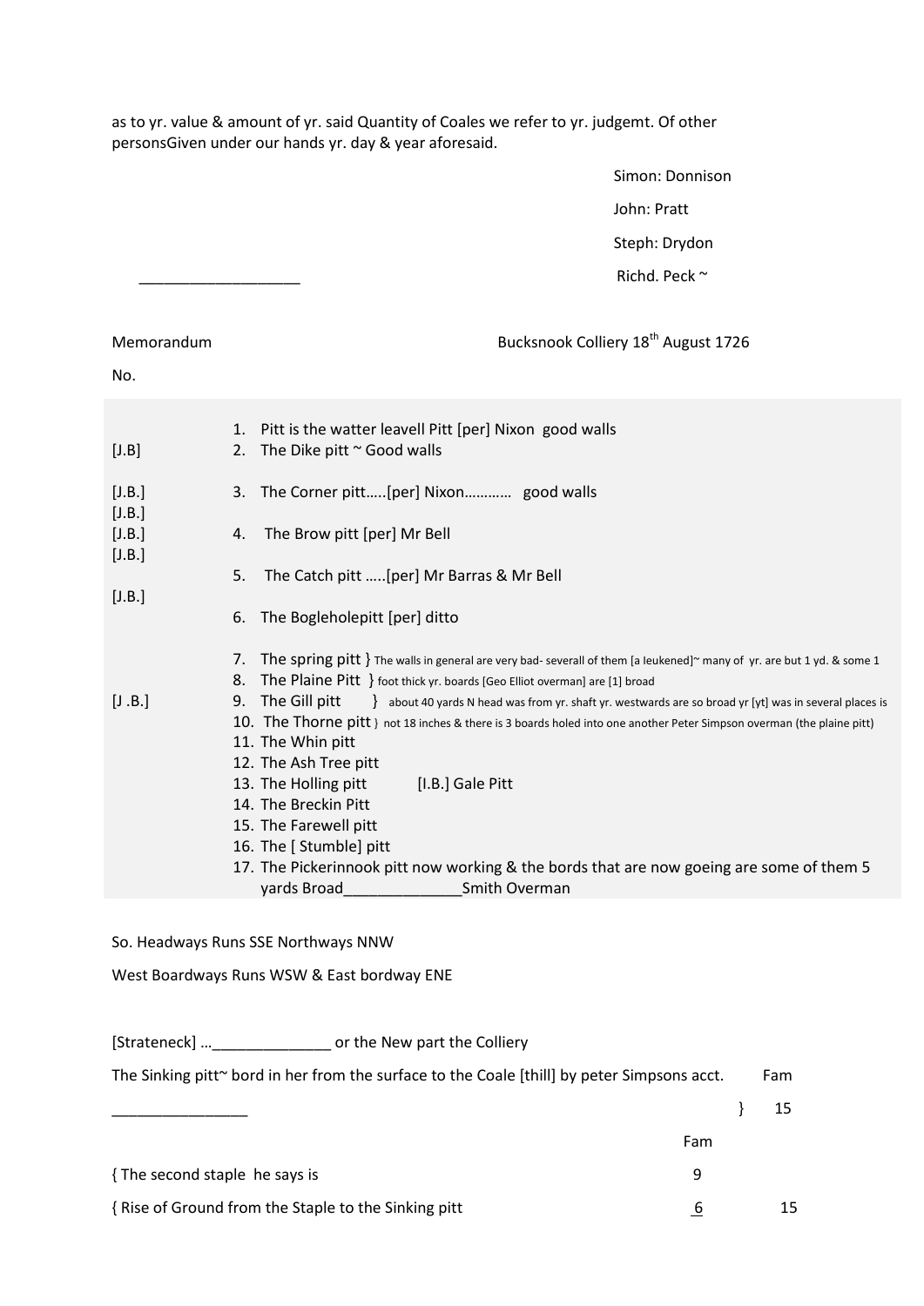as to yr. value & amount of yr. said Quantity of Coales we refer to yr. judgemt. Of other personsGiven under our hands yr. day & year aforesaid.

Simon: Donnison

John: Pratt

Steph: Drydon

Richd. Peck ~

___________________

Memorandum                                                Bucksnook Colliery 18th August 1726

No.

1. Pitt is the watter leavell Pitt [per] Nixon good walls

[J.B] 2. The Dike pitt ~ Good walls

[J.B.] 3. The Corner pitt…..[per] Nixon………… good walls

[J.B.]

[J.B.] 4. The Brow pitt [per] Mr Bell

[J.B.]

5. The Catch pitt …..[per] Mr Barras & Mr Bell

[J.B.]

6. The Bogleholepitt [per] ditto

7. The spring pitt } The walls in general are very bad- severall of them [a Ieukened]~ many of yr. are but 1 yd. & some 1
8. The Plaine Pitt } foot thick yr. boards [Geo Elliot overman] are [1] broad

[J .B.] 9. The Gill pitt } about 40 yards N head was from yr. shaft yr. westwards are so broad yr [yt] was in several places is

10. The Thorne pitt } not 18 inches & there is 3 boards holed into one another Peter Simpson overman (the plaine pitt)
11. The Whin pitt
12. The Ash Tree pitt
13. The Holling pitt [I.B.] Gale Pitt
14. The Breckin Pitt
15. The Farewell pitt
16. The [ Stumble] pitt
17. The Pickerinnook pitt now working & the bords that are now goeing are some of them 5 yards Broad______________Smith Overman

So. Headways Runs SSE Northways NNW

West Boardways Runs WSW & East bordway ENE

[Strateneck] …______________ or the New part the Colliery

The Sinking pitt~ bord in her from the surface to the Coale [thill] by peter Simpsons acct. Fam

________________ } 15

| | Fam | |
|---|---|---|
| { The second staple he says is | 9 | |
| { Rise of Ground from the Staple to the Sinking pitt | 6 | 15 |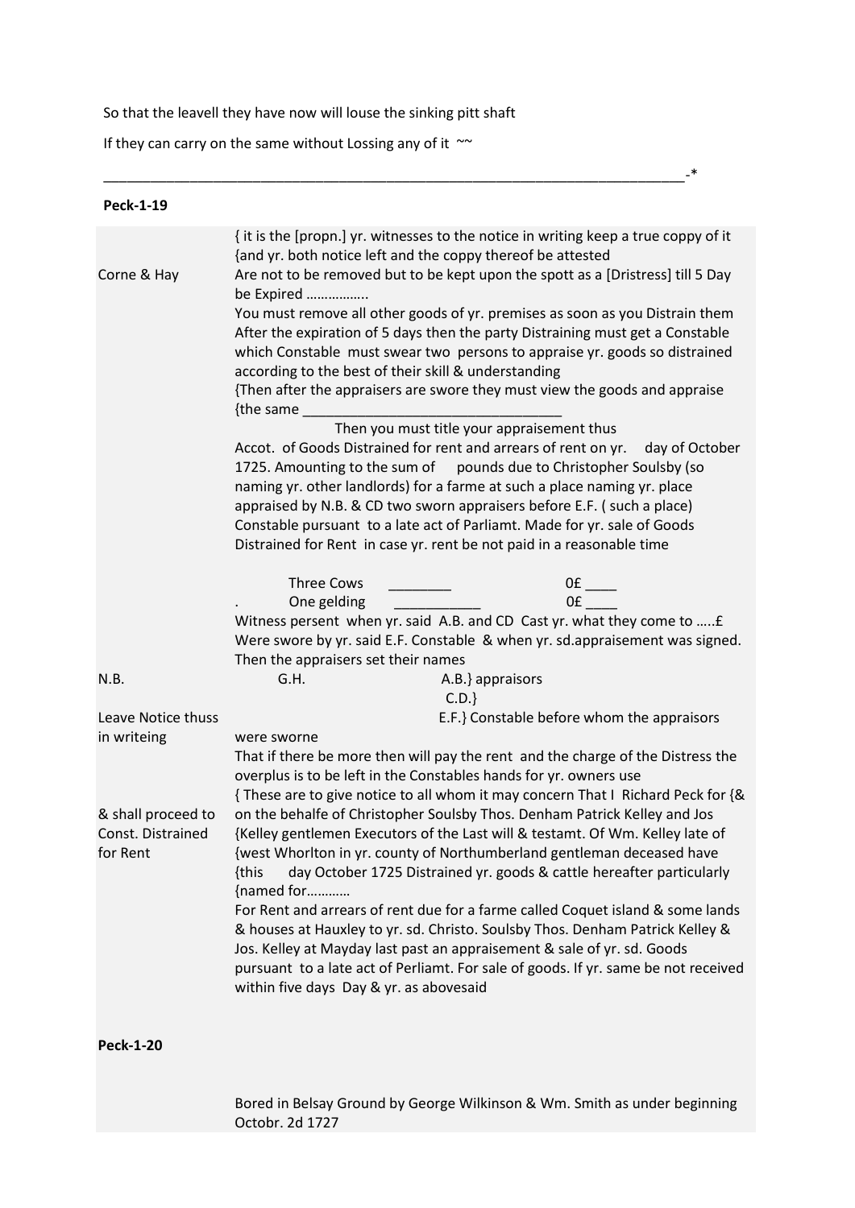So that the leavell they have now will louse the sinking pitt shaft

If they can carry on the same without Lossing any of it ~~

______________________________________________________________________________-*

**Peck-1-19**

{ it is the [propn.] yr. witnesses to the notice in writing keep a true coppy of it
{and yr. both notice left and the coppy thereof be attested

Corne & Hay

Are not to be removed but to be kept upon the spott as a [Dristress] till 5 Day be Expired ……………..

You must remove all other goods of yr. premises as soon as you Distrain them

After the expiration of 5 days then the party Distraining must get a Constable which Constable must swear two persons to appraise yr. goods so distrained according to the best of their skill & understanding

{Then after the appraisers are swore they must view the goods and appraise
{the same ________________________________

Then you must title your appraisement thus

Accot. of Goods Distrained for rent and arrears of rent on yr. day of October 1725. Amounting to the sum of pounds due to Christopher Soulsby (so naming yr. other landlords) for a farme at such a place naming yr. place appraised by N.B. & CD two sworn appraisers before E.F. ( such a place) Constable pursuant to a late act of Parliamt. Made for yr. sale of Goods Distrained for Rent in case yr. rent be not paid in a reasonable time

Three Cows ________ 0£ ____
. One gelding ___________ 0£ ____

Witness persent when yr. said A.B. and CD Cast yr. what they come to …..£
Were swore by yr. said E.F. Constable & when yr. sd.appraisement was signed.
Then the appraisers set their names

N.B. G.H. A.B.} appraisors
C.D.}

Leave Notice thuss in writeing

E.F.} Constable before whom the appraisors were sworne

That if there be more then will pay the rent and the charge of the Distress the overplus is to be left in the Constables hands for yr. owners use

& shall proceed to Const. Distrained for Rent

{ These are to give notice to all whom it may concern That I Richard Peck for {& on the behalfe of Christopher Soulsby Thos. Denham Patrick Kelley and Jos {Kelley gentlemen Executors of the Last will & testamt. Of Wm. Kelley late of {west Whorlton in yr. county of Northumberland gentleman deceased have {this day October 1725 Distrained yr. goods & cattle hereafter particularly {named for…………

For Rent and arrears of rent due for a farme called Coquet island & some lands & houses at Hauxley to yr. sd. Christo. Soulsby Thos. Denham Patrick Kelley & Jos. Kelley at Mayday last past an appraisement & sale of yr. sd. Goods pursuant to a late act of Perliamt. For sale of goods. If yr. same be not received within five days Day & yr. as abovesaid

**Peck-1-20**

Bored in Belsay Ground by George Wilkinson & Wm. Smith as under beginning Octobr. 2d 1727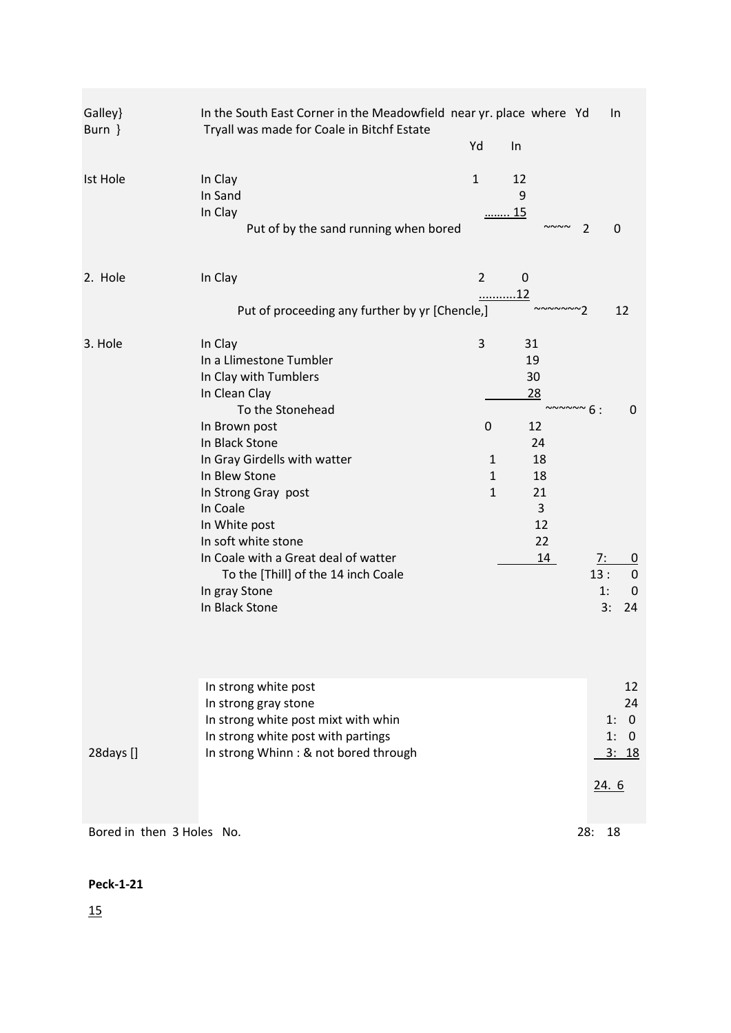| | | | | | |
|---|---|---|---|---|---|
| Galley} Burn } | In the South East Corner in the Meadowfield near yr. place where Tryall was made for Coale in Bitchf Estate | | | Yd | In |
| | | Yd | In | | |
| Ist Hole | In Clay | 1 | 12 | | |
| | In Sand | | 9 | | |
| | In Clay | | ........ 15 | | |
| | Put of by the sand running when bored | | ~~~~ | 2 | 0 |
| 2. Hole | In Clay | 2 | 0 | | |
| | | | ...........12 | | |
| | Put of proceeding any further by yr [Chencle,] | | ~~~~~~~ | 2 | 12 |
| 3. Hole | In Clay | 3 | 31 | | |
| | In a Llimestone Tumbler | | 19 | | |
| | In Clay with Tumblers | | 30 | | |
| | In Clean Clay | | 28 | | |
| | To the Stonehead | | ~~~~~~ | 6 : | 0 |
| | In Brown post | 0 | 12 | | |
| | In Black Stone | | 24 | | |
| | In Gray Girdells with watter | 1 | 18 | | |
| | In Blew Stone | 1 | 18 | | |
| | In Strong Gray post | 1 | 21 | | |
| | In Coale | | 3 | | |
| | In White post | | 12 | | |
| | In soft white stone | | 22 | | |
| | In Coale with a Great deal of watter | | 14 | 7: | 0 |
| | To the [Thill] of the 14 inch Coale | | | 13 : | 0 |
| | In gray Stone | | | 1: | 0 |
| | In Black Stone | | | 3: | 24 |
| | In strong white post | | | | 12 |
| | In strong gray stone | | | | 24 |
| | In strong white post mixt with whin | | | 1: | 0 |
| | In strong white post with partings | | | 1: | 0 |
| 28days [] | In strong Whinn : & not bored through | | | 3: | 18 |
| | | | | 24. | 6 |
| Bored in then 3 Holes No. | | | | 28: | 18 |

**Peck-1-21**

15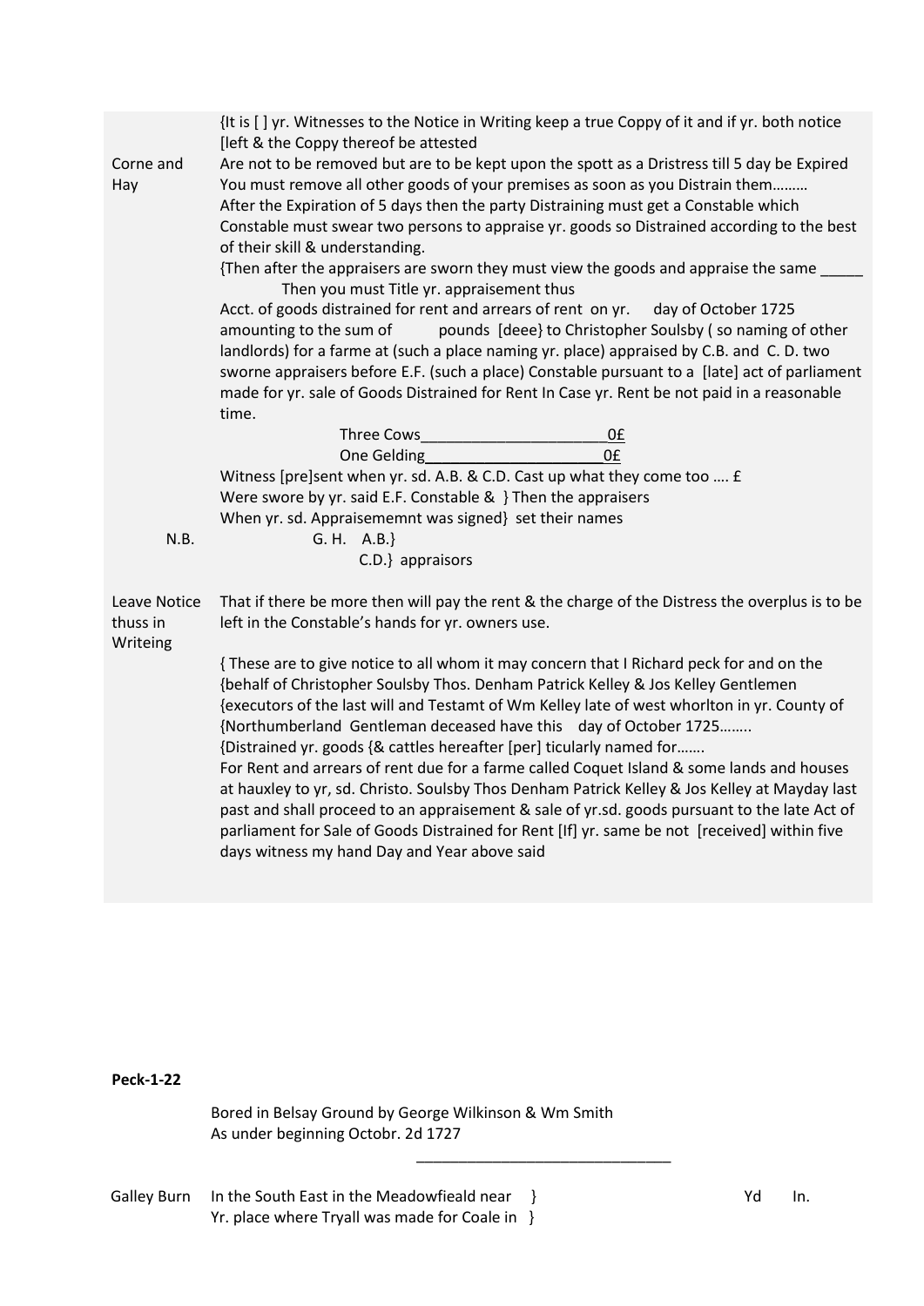| | |
|---|---|
| | {It is [ ] yr. Witnesses to the Notice in Writing keep a true Coppy of it and if yr. both notice [left & the Coppy thereof be attested |
| Corne and Hay | Are not to be removed but are to be kept upon the spott as a Dristress till 5 day be Expired<br>You must remove all other goods of your premises as soon as you Distrain them………<br>After the Expiration of 5 days then the party Distraining must get a Constable which Constable must swear two persons to appraise yr. goods so Distrained according to the best of their skill & understanding.<br>{Then after the appraisers are sworn they must view the goods and appraise the same _____<br>Then you must Title yr. appraisement thus<br>Acct. of goods distrained for rent and arrears of rent on yr. day of October 1725 amounting to the sum of pounds [deee} to Christopher Soulsby ( so naming of other landlords) for a farme at (such a place naming yr. place) appraised by C.B. and C. D. two sworne appraisers before E.F. (such a place) Constable pursuant to a [late] act of parliament made for yr. sale of Goods Distrained for Rent In Case yr. Rent be not paid in a reasonable time.<br>Three Cows______________________0£<br>One Gelding_____________________0£<br>Witness [pre]sent when yr. sd. A.B. & C.D. Cast up what they come too …. £<br>Were swore by yr. said E.F. Constable & } Then the appraisers<br>When yr. sd. Appraisememnt was signed} set their names |
| N.B. | G. H. A.B.}<br>C.D.} appraisors |
| Leave Notice thuss in Writeing | That if there be more then will pay the rent & the charge of the Distress the overplus is to be left in the Constable's hands for yr. owners use.<br><br>{ These are to give notice to all whom it may concern that I Richard peck for and on the {behalf of Christopher Soulsby Thos. Denham Patrick Kelley & Jos Kelley Gentlemen {executors of the last will and Testamt of Wm Kelley late of west whorlton in yr. County of {Northumberland Gentleman deceased have this day of October 1725……..<br>{Distrained yr. goods {& cattles hereafter [per] ticularly named for…….<br>For Rent and arrears of rent due for a farme called Coquet Island & some lands and houses at hauxley to yr, sd. Christo. Soulsby Thos Denham Patrick Kelley & Jos Kelley at Mayday last past and shall proceed to an appraisement & sale of yr.sd. goods pursuant to the late Act of parliament for Sale of Goods Distrained for Rent [If] yr. same be not [received] within five days witness my hand Day and Year above said |

**Peck-1-22**

Bored in Belsay Ground by George Wilkinson & Wm Smith
As under beginning Octobr. 2d 1727

| | | Yd | In. |
|---|---|---|---|
| Galley Burn | In the South East in the Meadowfieald near }<br>Yr. place where Tryall was made for Coale in } | | |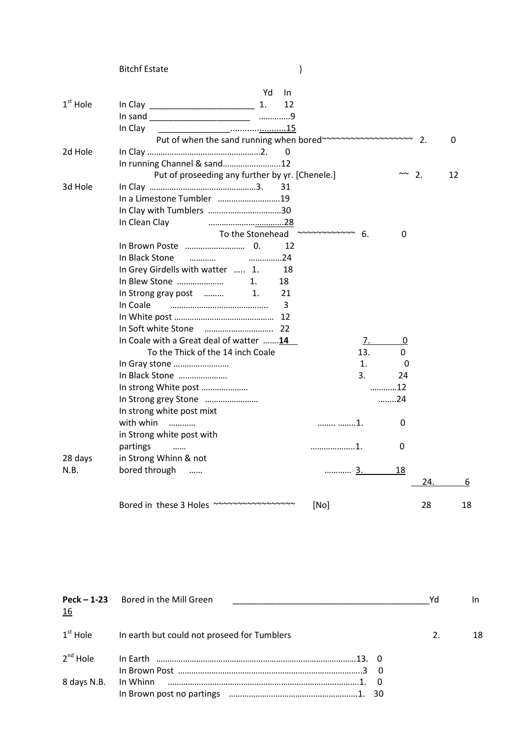Bitchf Estate }

| | | Yd | In | | | | |
|---|---|---|---|---|---|---|---|
| 1[st] Hole | In Clay ______________________ | 1. | 12 | | | | |
| | In sand _____________________ | | ………….9 | | | | |
| | In Clay _______________…………………15 | | | | | | |
| | Put of when the sand running when bored~~~~~~~~~~~~~~~~~~~~ | | | | | 2. | 0 |
| 2d Hole | In Clay …………………………………………….2. | | 0 | | | | |
| | In running Channel & sand……………………..12 | | | | | | |
| | Put of proseeding any further by yr. [Chenele.] | | | | ~~ | 2. | 12 |
| 3d Hole | In Clay …………………………………………3. | | 31 | | | | |
| | In a Limestone Tumbler ……………………….19 | | | | | | |
| | In Clay with Tumblers …………………………..30 | | | | | | |
| | In Clean Clay ………………………………….28 | | | | | | |
| | To the Stonehead ~~~~~~~~~~~~ | | | 6. | 0 | | |
| | In Brown Poste ……………………… | 0. | 12 | | | | |
| | In Black Stone ………… | | ……………24 | | | | |
| | In Grey Girdells with watter ….. | 1. | 18 | | | | |
| | In Blew Stone ………………… | 1. | 18 | | | | |
| | In Strong gray post ……… | 1. | 21 | | | | |
| | In Coale ……………………………………. | | 3 | | | | |
| | In White post ……………………………………… | | 12 | | | | |
| | In Soft white Stone ………………………… | | 22 | | | | |
| | In Coale with a Great deal of watter …….14 | | | 7. | 0 | | |
| | To the Thick of the 14 inch Coale | | | 13. | 0 | | |
| | In Gray stone ……………………. | | | 1. | 0 | | |
| | In Black Stone …………………. | | | 3. | 24 | | |
| | In strong White post ………………… | | | | …………12 | | |
| | In Strong grey Stone …………………… | | | | ……..24 | | |
| | In strong white post mixt with whin ………… | | | …….. ……..1. | 0 | | |
| | in Strong white post with partings …… | | | ………………..1. | 0 | | |
| 28 days N.B. | in Strong Whinn & not bored through …… | | | ………… 3. | 18 | | |
| | | | | | | 24. | 6 |
| | Bored in these 3 Holes ~~~~~~~~~~~~~~~~~ | [No] | | | | 28 | 18 |

| Peck – 1-23 16 | Bored in the Mill Green ______________________________________ | | | Yd | In |
|---|---|---|---|---|---|
| 1[st] Hole | In earth but could not proseed for Tumblers | | | 2. | 18 |
| 2[nd] Hole | In Earth ……………………………………………………………………………13. | 0 | | | |
| | In Brown Post ……………………………………………………………………….3 | 0 | | | |
| 8 days N.B. | In Whinn …………………………………………………………………….1. | 0 | | | |
| | In Brown post no partings ………………………………………………….1. | 30 | | | |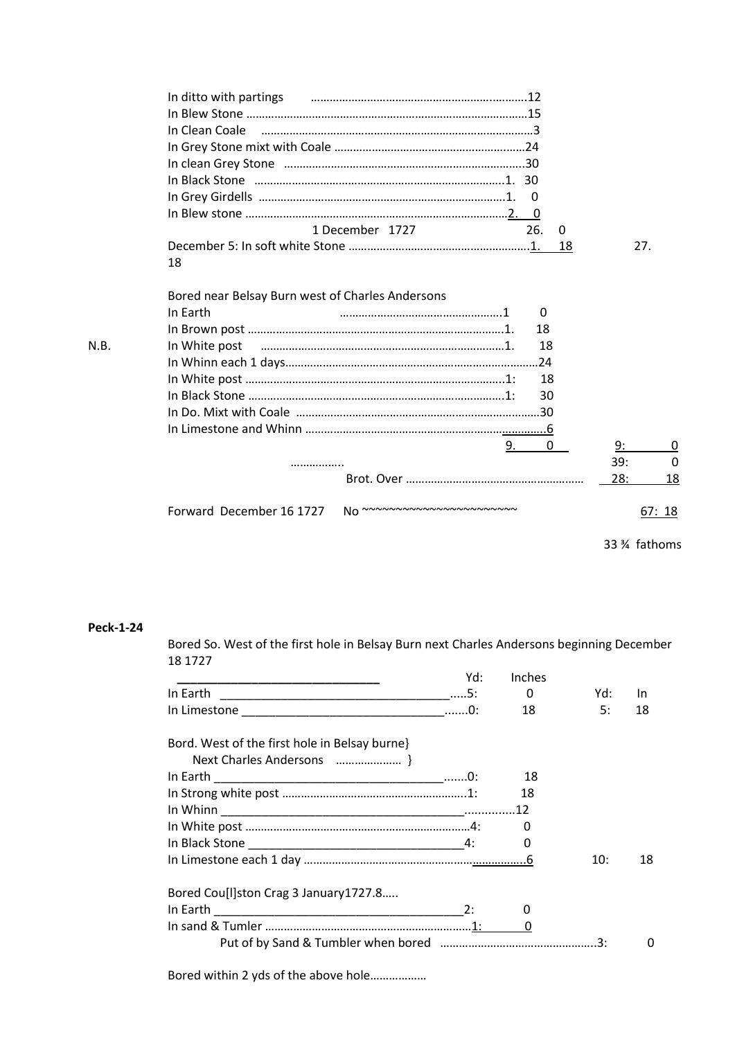In ditto with partings ……………………………………………………….12
In Blew Stone …………………………………………………………………………15
In Clean Coale ………………………………………………………………………3
In Grey Stone mixt with Coale ……………………………………………………24
In clean Grey Stone ……………………………………………………………….30
In Black Stone ……………………………………………………………………1. 30
In Grey Girdells ………………………………………………………………….1. 0
In Blew stone ……………………………………………………………………..2. 0

1 December 1727 26. 0

December 5: In soft white Stone …………………………………………………1. 18 27. 18

Bored near Belsay Burn west of Charles Andersons

In Earth …………………………………………….1 0
In Brown post ……………………………………………………………………….1. 18
N.B. In White post …………………………………………………………………1. 18
In Whinn each 1 days……………………………………………………………………24
In White post ………………………………………………………………………..1: 18
In Black Stone ……………………………………………………………………….1: 30
In Do. Mixt with Coale ……………………………………………………………………30
In Limestone and Whinn ……………………………………………………………….6

9. 0 9: 0

…………….. 39: 0

Brot. Over ………………………………………………… 28: 18

Forward December 16 1727 No ~~~~~~~~~~~~~~~~~~~~~~~~ 67: 18

33 ¾ fathoms

**Peck-1-24**

Bored So. West of the first hole in Belsay Burn next Charles Andersons beginning December 18 1727

| | Yd: | Inches | | |
|---|---|---|---|---|
| | | | Yd: | In |
| In Earth | 5: | 0 | | |
| In Limestone | 0: | 18 | 5: | 18 |

Bord. West of the first hole in Belsay burne}
Next Charles Andersons ………………… }

| | | | | |
|---|---|---|---|---|
| In Earth | 0: | 18 | | |
| In Strong white post | 1: | 18 | | |
| In Whinn | | 12 | | |
| In White post | 4: | 0 | | |
| In Black Stone | 4: | 0 | | |
| In Limestone each 1 day | | 6 | 10: | 18 |

Bored Cou[l]ston Crag 3 January1727.8…..

| | | | | |
|---|---|---|---|---|
| In Earth | 2: | 0 | | |
| In sand & Tumler | 1: | 0 | | |
| Put of by Sand & Tumbler when bored | | | 3: | 0 |

Bored within 2 yds of the above hole………………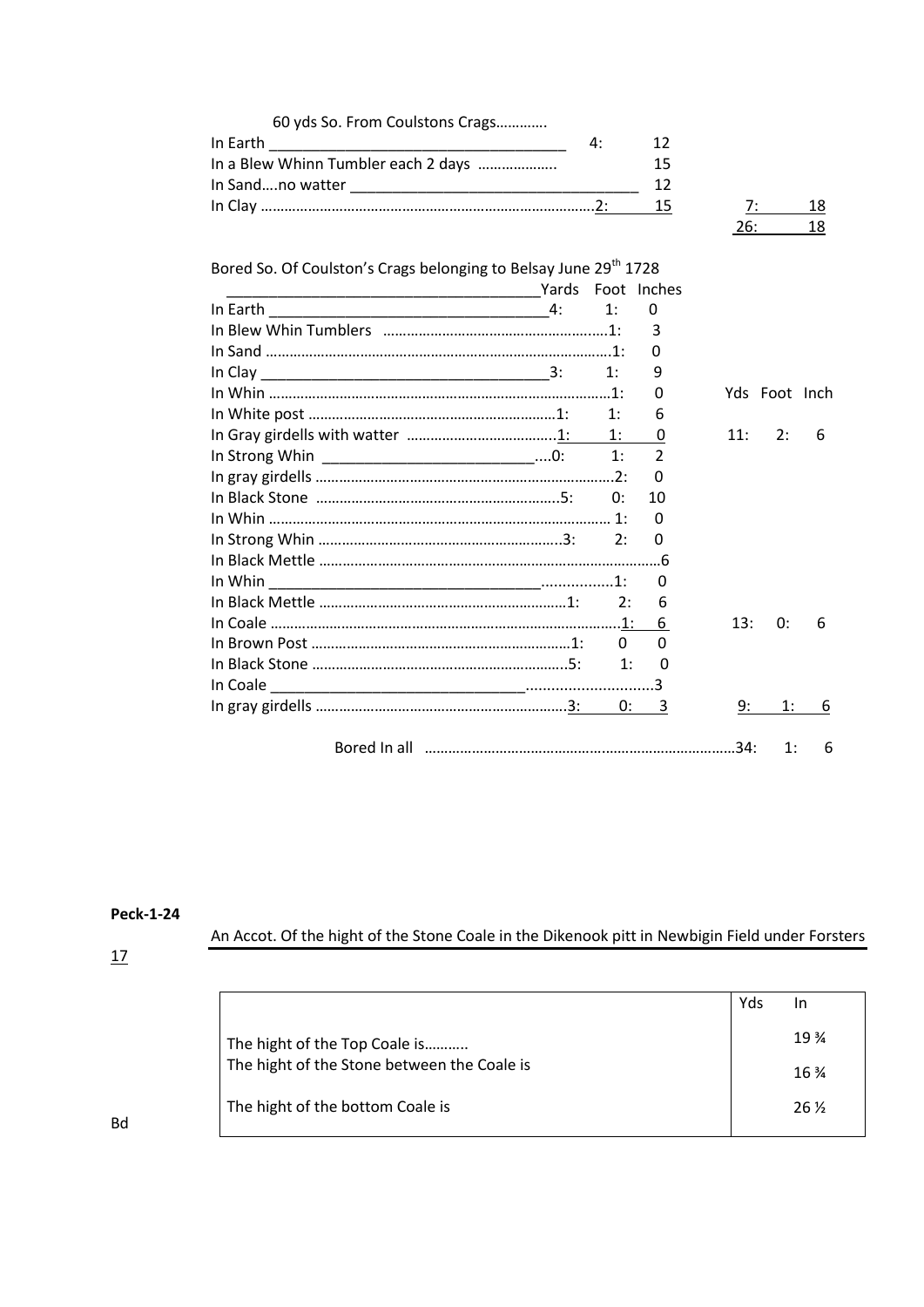60 yds So. From Coulstons Crags………….

| | | | | |
|---|---|---|---|---|
| In Earth | 4: | 12 | | |
| In a Blew Whinn Tumbler each 2 days | | 15 | | |
| In Sand….no watter | | 12 | | |
| In Clay | 2: | 15 | 7: | 18 |
| | | | 26: | 18 |

Bored So. Of Coulston's Crags belonging to Belsay June 29th 1728

| | Yards | Foot | Inches | Yds | Foot | Inch |
|---|---|---|---|---|---|---|
| In Earth | 4: | 1: | 0 | | | |
| In Blew Whin Tumblers | | 1: | 3 | | | |
| In Sand | | 1: | 0 | | | |
| In Clay | 3: | 1: | 9 | | | |
| In Whin | | 1: | 0 | | | |
| In White post | 1: | 1: | 6 | | | |
| In Gray girdells with watter | 1: | 1: | 0 | 11: | 2: | 6 |
| In Strong Whin | 0: | 1: | 2 | | | |
| In gray girdells | | 2: | 0 | | | |
| In Black Stone | 5: | 0: | 10 | | | |
| In Whin | | 1: | 0 | | | |
| In Strong Whin | 3: | 2: | 0 | | | |
| In Black Mettle | | | 6 | | | |
| In Whin | | 1: | 0 | | | |
| In Black Mettle | 1: | 2: | 6 | | | |
| In Coale | | 1: | 6 | 13: | 0: | 6 |
| In Brown Post | 1: | 0 | 0 | | | |
| In Black Stone | 5: | 1: | 0 | | | |
| In Coale | | | 3 | | | |
| In gray girdells | 3: | 0: | 3 | 9: | 1: | 6 |
| Bored In all | | | | 34: | 1: | 6 |

**Peck-1-24**

17

An Accot. Of the hight of the Stone Coale in the Dikenook pitt in Newbigin Field under Forsters

| | Yds | In |
|---|---|---|
| The hight of the Top Coale is……….. | | 19 ¾ |
| The hight of the Stone between the Coale is | | 16 ¾ |
| The hight of the bottom Coale is | | 26 ½ |

Bd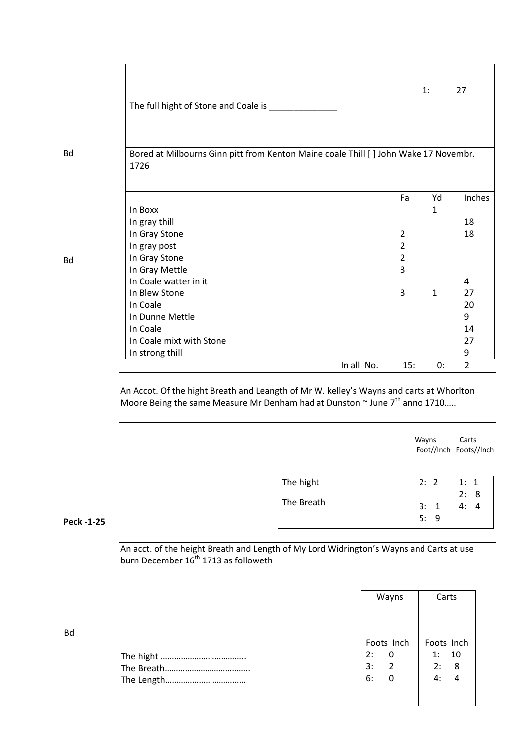| The full hight of Stone and Coale is ______________ | 1: | 27 |
|---|---|---|

Bd

Bored at Milbourns Ginn pitt from Kenton Maine coale Thill [ ] John Wake 17 Novembr. 1726

Bd

| | Fa | Yd | Inches |
|---|---|---|---|
| In Boxx | | 1 | |
| In gray thill | | | 18 |
| In Gray Stone | 2 | | 18 |
| In gray post | 2 | | |
| In Gray Stone | 2 | | |
| In Gray Mettle | 3 | | |
| In Coale watter in it | | | 4 |
| In Blew Stone | 3 | 1 | 27 |
| In Coale | | | 20 |
| In Dunne Mettle | | | 9 |
| In Coale | | | 14 |
| In Coale mixt with Stone | | | 27 |
| In strong thill | | | 9 |
| In all No. | 15: | 0: | 2 |

An Accot. Of the hight Breath and Leangth of Mr W. kelley's Wayns and carts at Whorlton Moore Being the same Measure Mr Denham had at Dunston ~ June 7th anno 1710…..

**Peck -1-25**

| | Wayns Foot//Inch | Carts Foots//Inch |
|---|---|---|
| The hight | 2: 2 | 1: 1 |
| | | 2: 8 |
| The Breath | 3: 1 | 4: 4 |
| | 5: 9 | |

An acct. of the height Breath and Length of My Lord Widrington's Wayns and Carts at use burn December 16th 1713 as followeth

Bd

| | Wayns | Carts |
|---|---|---|
| | Foots Inch | Foots Inch |
| The hight ……………………………….. | 2: 0 | 1: 10 |
| The Breath……………………………….. | 3: 2 | 2: 8 |
| The Length……………………………… | 6: 0 | 4: 4 |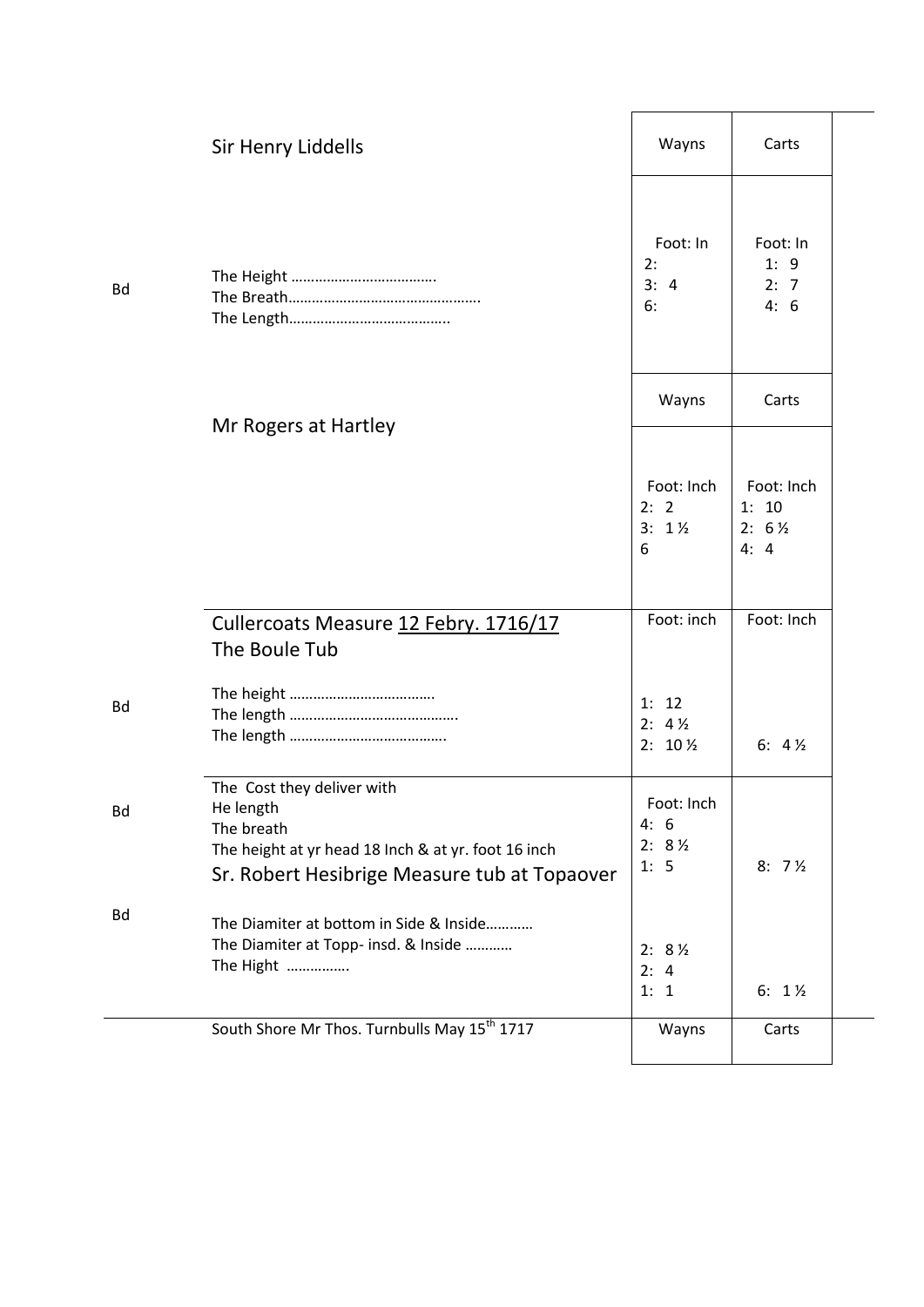| | | Wayns | Carts |
|---|---|---|---|
| | Sir Henry Liddells | | |
| Bd | The Height ……………………………….<br>The Breath………………………………………….<br>The Length………………………………….. | Foot: In<br>2:<br>3: 4<br>6: | Foot: In<br>1: 9<br>2: 7<br>4: 6 |
| | Mr Rogers at Hartley | Wayns | Carts |
| | | Foot: Inch<br>2: 2<br>3: 1 ½<br>6 | Foot: Inch<br>1: 10<br>2: 6 ½<br>4: 4 |
| | Cullercoats Measure <u>12 Febry. 1716/17</u><br>The Boule Tub | Foot: inch | Foot: Inch |
| Bd | The height ……………………………….<br>The length …………………………………..<br>The length ………………………………… | 1: 12<br>2: 4 ½<br>2: 10 ½ | 6: 4 ½ |
| Bd | The Cost they deliver with<br>He length<br>The breath<br>The height at yr head 18 Inch & at yr. foot 16 inch | Foot: Inch<br>4: 6<br>2: 8 ½<br>1: 5 | 8: 7 ½ |
| | Sr. Robert Hesibrige Measure tub at Topaover | | |
| Bd | The Diamiter at bottom in Side & Inside…………<br>The Diamiter at Topp- insd. & Inside …………<br>The Hight ……………. | 2: 8 ½<br>2: 4<br>1: 1 | 6: 1 ½ |
| | South Shore Mr Thos. Turnbulls May 15th 1717 | Wayns | Carts |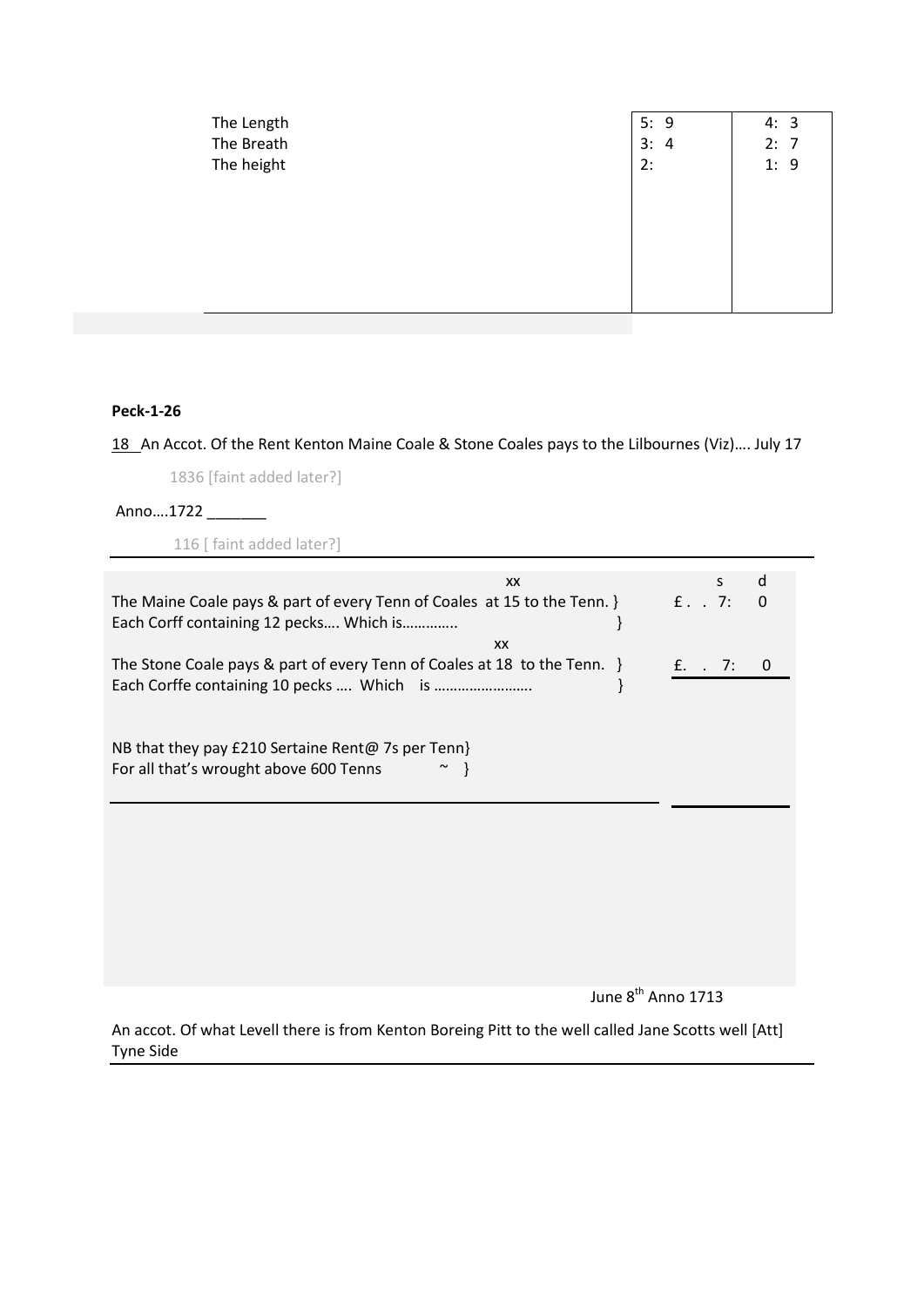| | | |
|---|---|---|
| The Length | 5: 9 | 4: 3 |
| The Breath | 3: 4 | 2: 7 |
| The height | 2: | 1: 9 |

**Peck-1-26**

18 An Accot. Of the Rent Kenton Maine Coale & Stone Coales pays to the Lilbournes (Viz)…. July 17

1836 [faint added later?]

Anno….1722 _______

116 [ faint added later?]

| | s | d |
|---|---|---|
| xx<br>The Maine Coale pays & part of every Tenn of Coales at 15 to the Tenn. }<br>Each Corff containing 12 pecks…. Which is…………. } | £ . . 7: | 0 |
| xx<br>The Stone Coale pays & part of every Tenn of Coales at 18 to the Tenn. }<br>Each Corffe containing 10 pecks …. Which is ……………………. } | £. . 7: | 0 |
| NB that they pay £210 Sertaine Rent@ 7s per Tenn}<br>For all that's wrought above 600 Tenns ~ } | | |

June 8th Anno 1713

An accot. Of what Levell there is from Kenton Boreing Pitt to the well called Jane Scotts well [Att] Tyne Side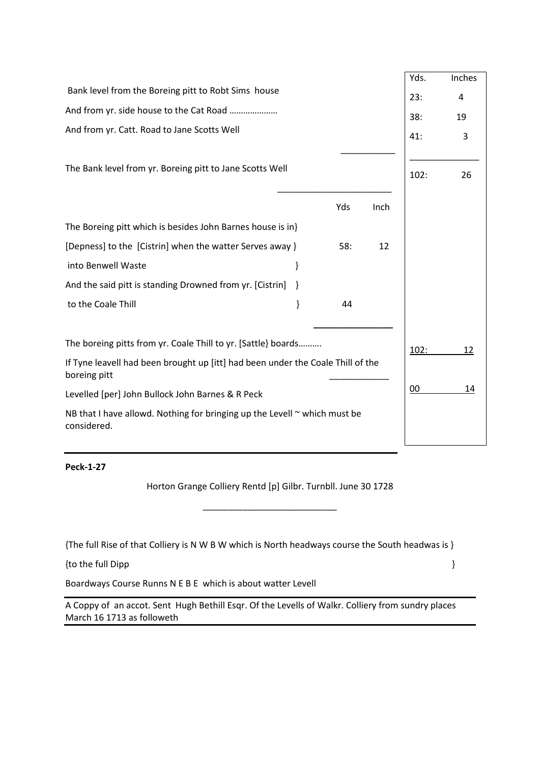| | | | Yds. | Inches |
|---|---|---|---|---|
| Bank level from the Boreing pitt to Robt Sims house | | | 23: | 4 |
| And from yr. side house to the Cat Road ………………… | | | 38: | 19 |
| And from yr. Catt. Road to Jane Scotts Well | | | 41: | 3 |
| The Bank level from yr. Boreing pitt to Jane Scotts Well | | | 102: | 26 |
| | Yds | Inch | | |
| The Boreing pitt which is besides John Barnes house is in} [Depness] to the [Cistrin] when the watter Serves away } into Benwell Waste } | 58: | 12 | | |
| And the said pitt is standing Drowned from yr. [Cistrin] } to the Coale Thill } | 44 | | | |
| The boreing pitts from yr. Coale Thill to yr. [Sattle} boards………. | | | 102: | 12 |
| If Tyne leavell had been brought up [itt] had been under the Coale Thill of the boreing pitt | | | 00 | 14 |
| Levelled [per] John Bullock John Barnes & R Peck | | | | |
| NB that I have allowd. Nothing for bringing up the Levell ~ which must be considered. | | | | |

**Peck-1-27**

Horton Grange Colliery Rentd [p] Gilbr. Turnbll. June 30 1728

{The full Rise of that Colliery is N W B W which is North headways course the South headwas is }

{to the full Dipp }

Boardways Course Runns N E B E which is about watter Levell

A Coppy of an accot. Sent Hugh Bethill Esqr. Of the Levells of Walkr. Colliery from sundry places March 16 1713 as followeth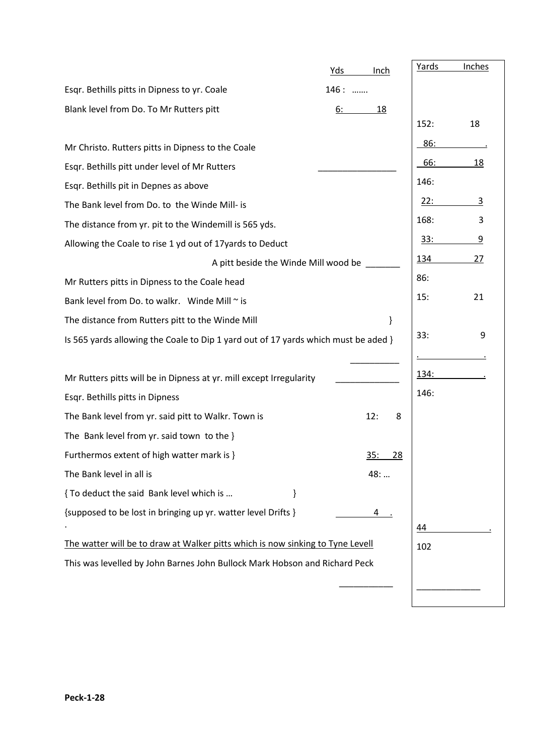| | Yds | Inch | Yards | Inches |
|---|---|---|---|---|
| Esqr. Bethills pitts in Dipness to yr. Coale | 146 : | ……. | | |
| Blank level from Do. To Mr Rutters pitt | 6: | 18 | | |
| | | | 152: | 18 |
| Mr Christo. Rutters pitts in Dipness to the Coale | | | 86: | . |
| Esqr. Bethills pitt under level of Mr Rutters | | | 66: | 18 |
| Esqr. Bethills pit in Depnes as above | | | 146: | |
| The Bank level from Do. to the Winde Mill- is | | | 22: | 3 |
| The distance from yr. pit to the Windemill is 565 yds. | | | 168: | 3 |
| Allowing the Coale to rise 1 yd out of 17yards to Deduct | | | 33: | 9 |
| A pitt beside the Winde Mill wood be | | | 134 | 27 |
| Mr Rutters pitts in Dipness to the Coale head | | | 86: | |
| Bank level from Do. to walkr. Winde Mill ~ is | | | 15: | 21 |
| The distance from Rutters pitt to the Winde Mill } | | | | |
| Is 565 yards allowing the Coale to Dip 1 yard out of 17 yards which must be aded } | | | 33: | 9 |
| | | | . | . |
| Mr Rutters pitts will be in Dipness at yr. mill except Irregularity | | | 134: | . |
| Esqr. Bethills pitts in Dipness | | | 146: | |
| The Bank level from yr. said pitt to Walkr. Town is | 12: | 8 | | |
| The Bank level from yr. said town to the } Furthermos extent of high watter mark is } | 35: | 28 | | |
| The Bank level in all is | 48: … | | | |
| { To deduct the said Bank level which is … } {supposed to be lost in bringing up yr. watter level Drifts } | 4 | . | | |
| . | | | 44 | . |
| The watter will be to draw at Walker pitts which is now sinking to Tyne Levell | | | 102 | |

This was levelled by John Barnes John Bullock Mark Hobson and Richard Peck

**Peck-1-28**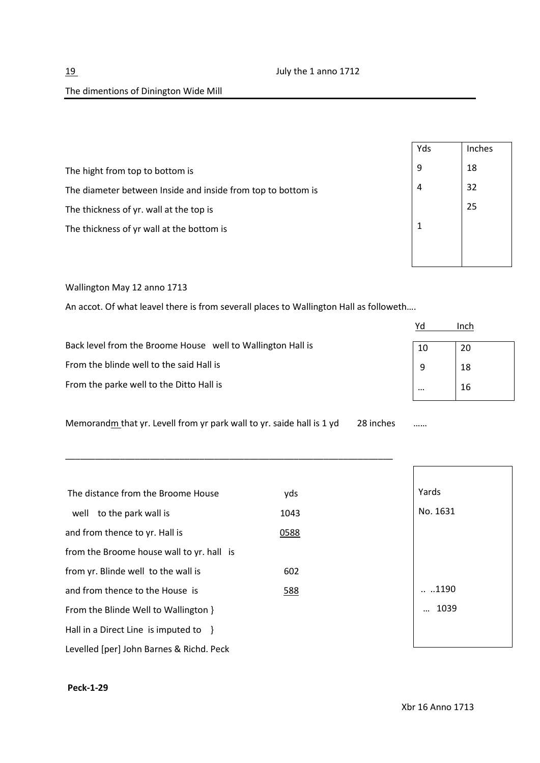19 July the 1 anno 1712

The dimentions of Dinington Wide Mill

| | Yds | Inches |
|---|---|---|
| The hight from top to bottom is | 9 | 18 |
| The diameter between Inside and inside from top to bottom is | 4 | 32 |
| The thickness of yr. wall at the top is | | 25 |
| The thickness of yr wall at the bottom is | 1 | |

Wallington May 12 anno 1713

An accot. Of what leavel there is from severall places to Wallington Hall as followeth….

| | Yd | Inch |
|---|---|---|
| Back level from the Broome House well to Wallington Hall is | 10 | 20 |
| From the blinde well to the said Hall is | 9 | 18 |
| From the parke well to the Ditto Hall is | … | 16 |

Memorandm that yr. Levell from yr park wall to yr. saide hall is 1 yd 28 inches ……

---

| | yds | Yards |
|---|---|---|
| The distance from the Broome House | | |
| well to the park wall is | 1043 | No. 1631 |
| and from thence to yr. Hall is | 0588 | |
| from the Broome house wall to yr. hall is | | |
| from yr. Blinde well to the wall is | 602 | |
| and from thence to the House is | 588 | .. ..1190 |
| From the Blinde Well to Wallington } | | … 1039 |
| Hall in a Direct Line is imputed to } | | |
| Levelled [per] John Barnes & Richd. Peck | | |

**Peck-1-29**

Xbr 16 Anno 1713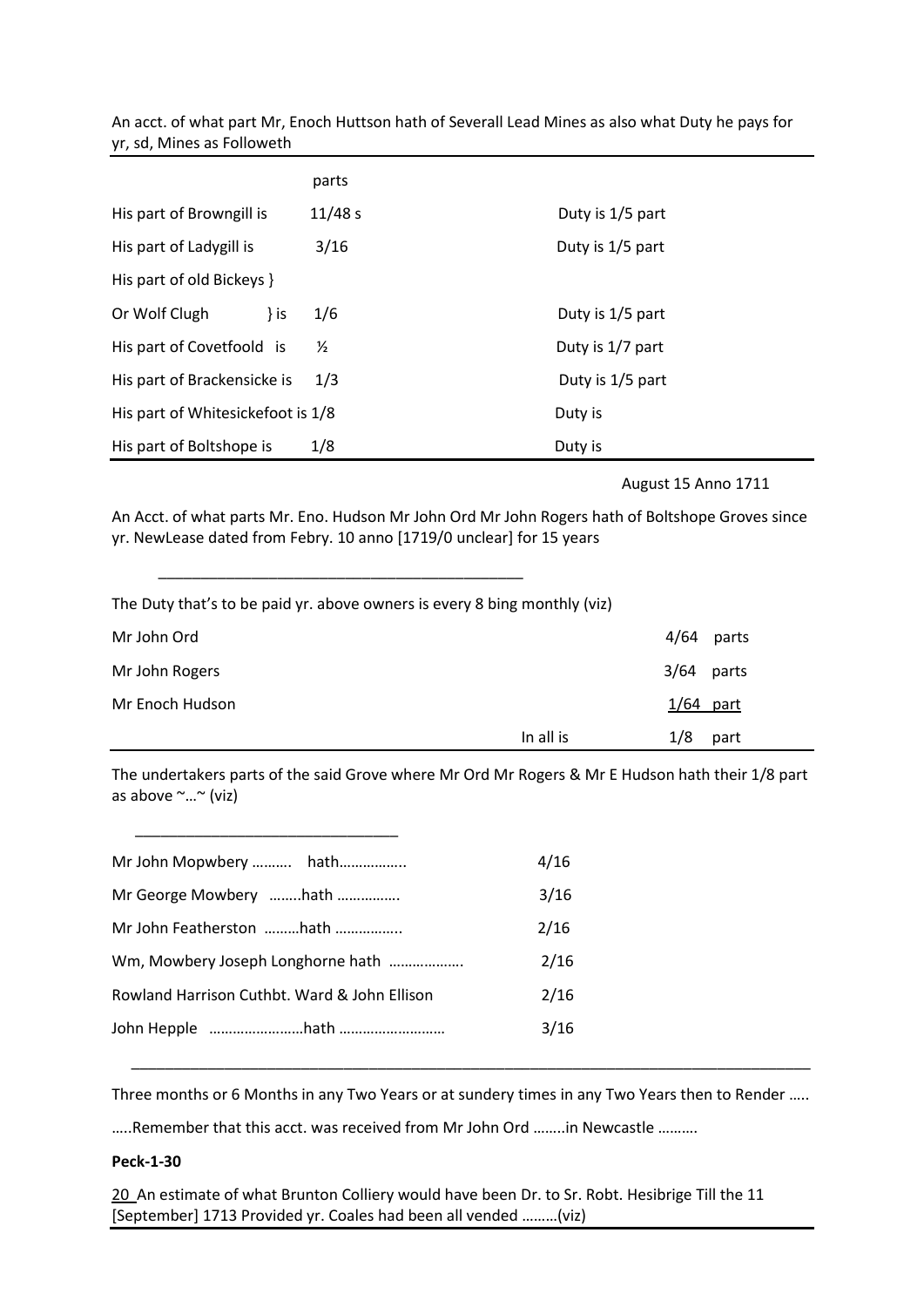An acct. of what part Mr, Enoch Huttson hath of Severall Lead Mines as also what Duty he pays for yr, sd, Mines as Followeth

| | parts | |
|---|---|---|
| His part of Browngill is | 11/48 s | Duty is 1/5 part |
| His part of Ladygill is | 3/16 | Duty is 1/5 part |
| His part of old Bickeys } | | |
| Or Wolf Clugh } is | 1/6 | Duty is 1/5 part |
| His part of Covetfoold is | ½ | Duty is 1/7 part |
| His part of Brackensicke is | 1/3 | Duty is 1/5 part |
| His part of Whitesickefoot is 1/8 | | Duty is |
| His part of Boltshope is | 1/8 | Duty is |

August 15 Anno 1711

An Acct. of what parts Mr. Eno. Hudson Mr John Ord Mr John Rogers hath of Boltshope Groves since yr. NewLease dated from Febry. 10 anno [1719/0 unclear] for 15 years

The Duty that's to be paid yr. above owners is every 8 bing monthly (viz)

| | | |
|---|---|---|
| Mr John Ord | | 4/64 parts |
| Mr John Rogers | | 3/64 parts |
| Mr Enoch Hudson | | 1/64 part |
| | In all is | 1/8 part |

The undertakers parts of the said Grove where Mr Ord Mr Rogers & Mr E Hudson hath their 1/8 part as above ~…~ (viz)

| | |
|---|---|
| Mr John Mopwbery ………. hath…………….. | 4/16 |
| Mr George Mowbery ……..hath ……………. | 3/16 |
| Mr John Featherston ………hath …………….. | 2/16 |
| Wm, Mowbery Joseph Longhorne hath ………………. | 2/16 |
| Rowland Harrison Cuthbt. Ward & John Ellison | 2/16 |
| John Hepple ……………………hath ……………………… | 3/16 |

Three months or 6 Months in any Two Years or at sundery times in any Two Years then to Render …..

…..Remember that this acct. was received from Mr John Ord ……..in Newcastle ……….

**Peck-1-30**

20 An estimate of what Brunton Colliery would have been Dr. to Sr. Robt. Hesibrige Till the 11 [September] 1713 Provided yr. Coales had been all vended ………(viz)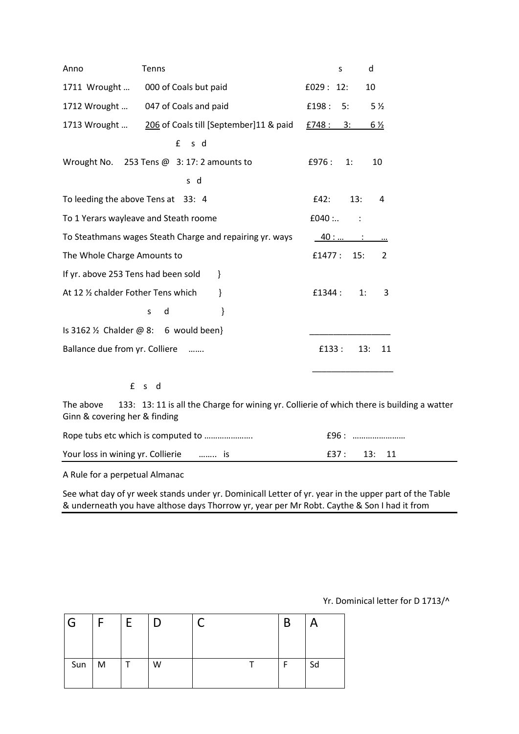| Anno | Tenns | | s | d |
|---|---|---|---|---|
| 1711 Wrought … | 000 of Coals but paid | £029 : | 12: | 10 |
| 1712 Wrought … | 047 of Coals and paid | £198 : | 5: | 5 ½ |
| 1713 Wrought … | 206 of Coals till [September]11 & paid | £748 : | 3: | 6 ½ |

| | £ s d | | | |
|---|---|---|---|---|
| Wrought No. | 253 Tens @ 3: 17: 2 amounts to | £976 : | 1: | 10 |
| | s d | | | |
| To leeding the above Tens at | 33: 4 | £42: | 13: | 4 |
| To 1 Yerars wayleave and Steath roome | | £040 :.. | : | |
| To Steathmans wages Steath Charge and repairing yr. ways | | 40 : … | : | … |
| The Whole Charge Amounts to | | £1477 : | 15: | 2 |
| If yr. above 253 Tens had been sold } | | | | |
| At 12 ½ chalder Fother Tens which } | | £1344 : | 1: | 3 |
| s d } | | | | |
| Is 3162 ½ Chalder @ 8: 6 would been} | | | | |
| Ballance due from yr. Colliere ……. | | £133 : | 13: | 11 |

£ s d

The above 133: 13: 11 is all the Charge for wining yr. Collierie of which there is building a watter Ginn & covering her & finding

| | | | |
|---|---|---|---|
| Rope tubs etc which is computed to ………………… | £96 : | …………………… | |
| Your loss in wining yr. Collierie …….. is | £37 : | 13: | 11 |

A Rule for a perpetual Almanac

See what day of yr week stands under yr. Dominicall Letter of yr. year in the upper part of the Table & underneath you have althose days Thorrow yr, year per Mr Robt. Caythe & Son I had it from

Yr. Dominical letter for D 1713/^

| G | F | E | D | C | B | A |
|---|---|---|---|---|---|---|
| Sun | M | T | W | T | F | Sd |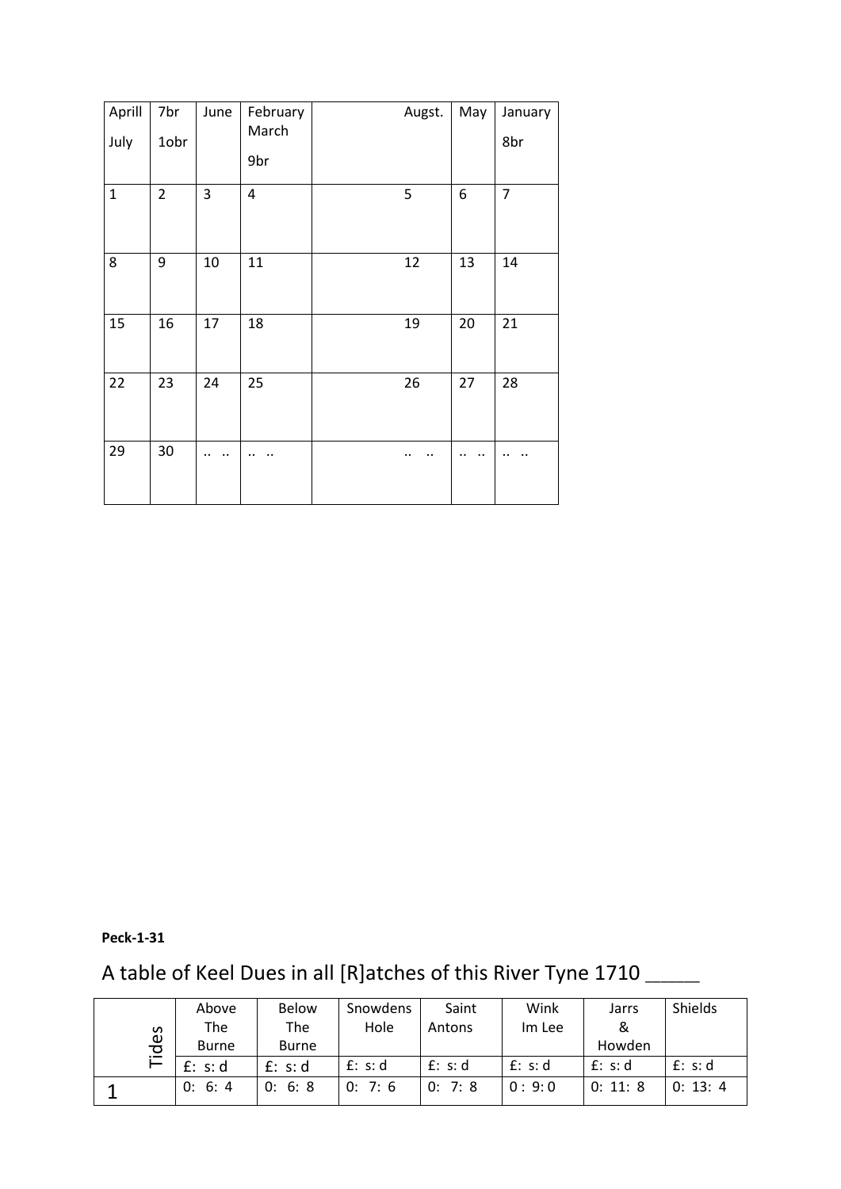| Aprill July | 7br 1obr | June | February March 9br | Augst. | May | January 8br |
|---|---|---|---|---|---|---|
| 1 | 2 | 3 | 4 | 5 | 6 | 7 |
| 8 | 9 | 10 | 11 | 12 | 13 | 14 |
| 15 | 16 | 17 | 18 | 19 | 20 | 21 |
| 22 | 23 | 24 | 25 | 26 | 27 | 28 |
| 29 | 30 | .. .. | .. .. | .. .. | .. .. | .. .. |

**Peck-1-31**

A table of Keel Dues in all [R]atches of this River Tyne 1710 _____

| Tides | Above The Burne | Below The Burne | Snowdens Hole | Saint Antons | Wink Im Lee | Jarrs & Howden | Shields |
|---|---|---|---|---|---|---|---|
| | £: s: d | £: s: d | £: s: d | £: s: d | £: s: d | £: s: d | £: s: d |
| 1 | 0: 6: 4 | 0: 6: 8 | 0: 7: 6 | 0: 7: 8 | 0 : 9: 0 | 0: 11: 8 | 0: 13: 4 |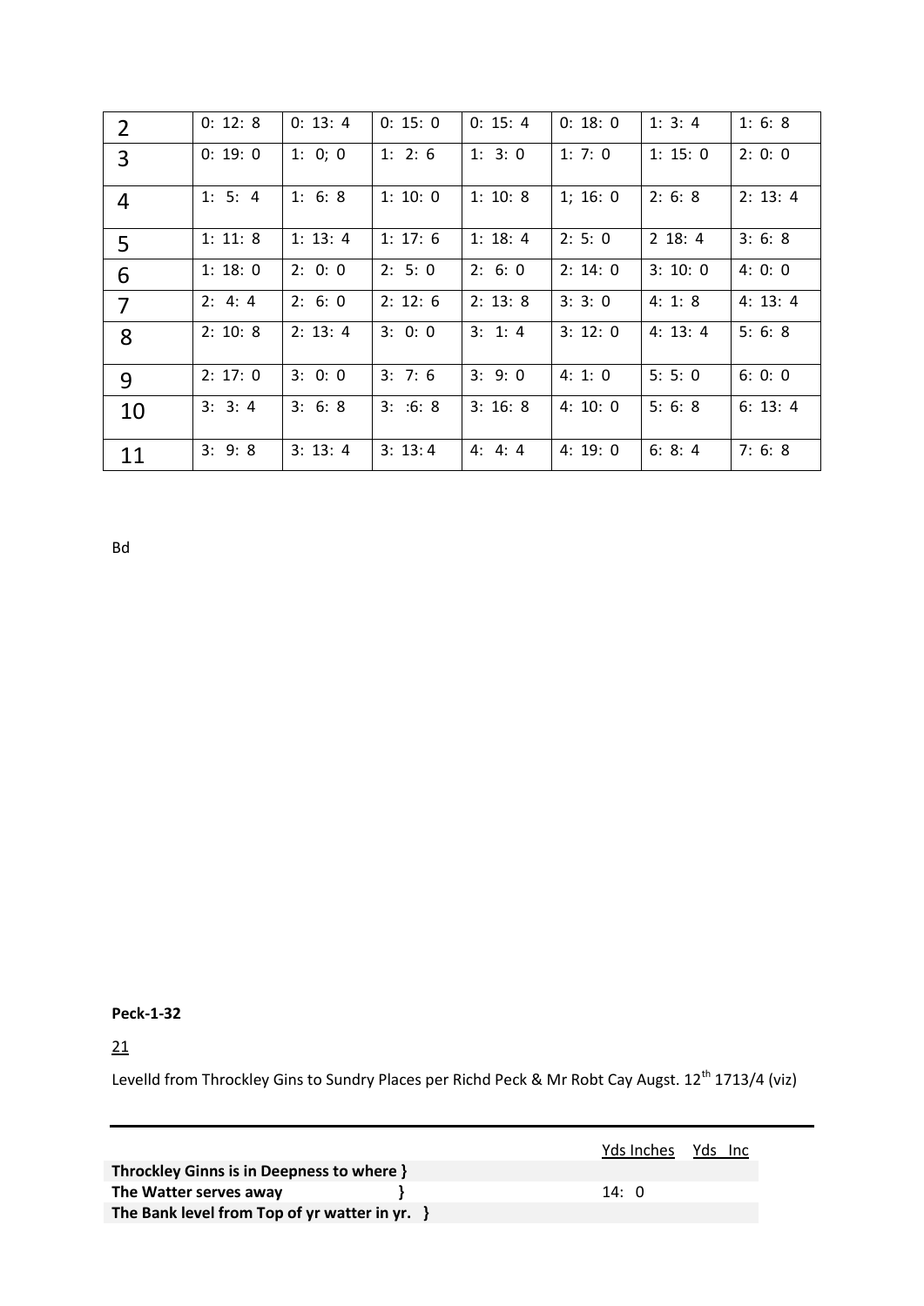| 2 | 0: 12: 8 | 0: 13: 4 | 0: 15: 0 | 0: 15: 4 | 0: 18: 0 | 1: 3: 4 | 1: 6: 8 |
|---|---|---|---|---|---|---|---|
| 3 | 0: 19: 0 | 1: 0; 0 | 1: 2: 6 | 1: 3: 0 | 1: 7: 0 | 1: 15: 0 | 2: 0: 0 |
| 4 | 1: 5: 4 | 1: 6: 8 | 1: 10: 0 | 1: 10: 8 | 1; 16: 0 | 2: 6: 8 | 2: 13: 4 |
| 5 | 1: 11: 8 | 1: 13: 4 | 1: 17: 6 | 1: 18: 4 | 2: 5: 0 | 2 18: 4 | 3: 6: 8 |
| 6 | 1: 18: 0 | 2: 0: 0 | 2: 5: 0 | 2: 6: 0 | 2: 14: 0 | 3: 10: 0 | 4: 0: 0 |
| 7 | 2: 4: 4 | 2: 6: 0 | 2: 12: 6 | 2: 13: 8 | 3: 3: 0 | 4: 1: 8 | 4: 13: 4 |
| 8 | 2: 10: 8 | 2: 13: 4 | 3: 0: 0 | 3: 1: 4 | 3: 12: 0 | 4: 13: 4 | 5: 6: 8 |
| 9 | 2: 17: 0 | 3: 0: 0 | 3: 7: 6 | 3: 9: 0 | 4: 1: 0 | 5: 5: 0 | 6: 0: 0 |
| 10 | 3: 3: 4 | 3: 6: 8 | 3: :6: 8 | 3: 16: 8 | 4: 10: 0 | 5: 6: 8 | 6: 13: 4 |
| 11 | 3: 9: 8 | 3: 13: 4 | 3: 13: 4 | 4: 4: 4 | 4: 19: 0 | 6: 8: 4 | 7: 6: 8 |

Bd

**Peck-1-32**

21

Levelld from Throckley Gins to Sundry Places per Richd Peck & Mr Robt Cay Augst. 12th 1713/4 (viz)

| | Yds Inches | Yds Inc |
|---|---|---|
| **Throckley Ginns is in Deepness to where }** | | |
| **The Watter serves away }** | 14: 0 | |
| **The Bank level from Top of yr watter in yr. }** | | |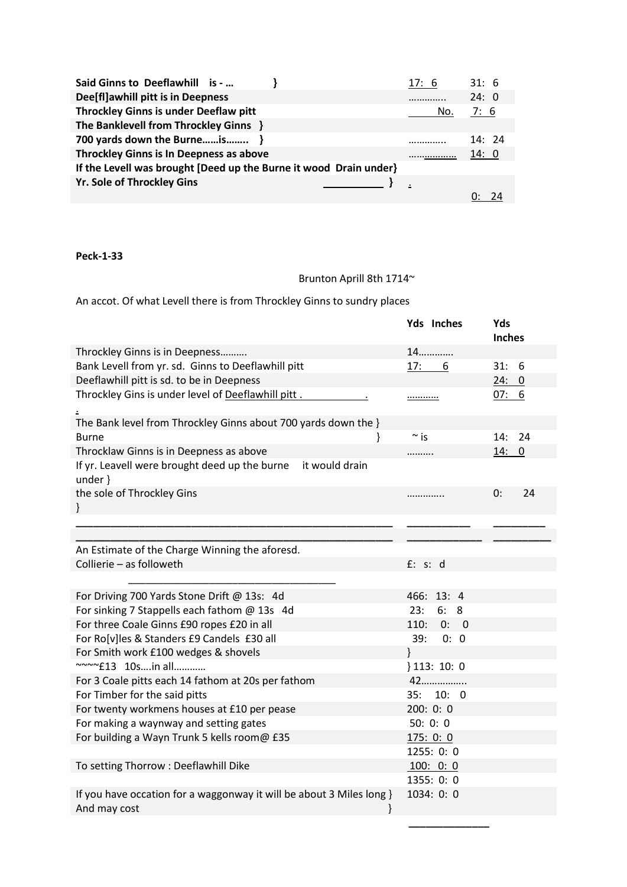| | | |
|---|---|---|
| **Said Ginns to Deeflawhill is - …** } | 17: 6 | 31: 6 |
| **Dee[fl]awhill pitt is in Deepness** | ………….. | 24: 0 |
| **Throckley Ginns is under Deeflaw pitt** | No. | 7: 6 |
| **The Banklevell from Throckley Ginns** } | | |
| **700 yards down the Burne……is……..** } | ………….. | 14: 24 |
| **Throckley Ginns is In Deepness as above** | ……………… | 14: 0 |
| **If the Levell was brought [Deed up the Burne it wood Drain under}** | | |
| **Yr. Sole of Throckley Gins** } | . | 0: 24 |

**Peck-1-33**

Brunton Aprill 8th 1714~

An accot. Of what Levell there is from Throckley Ginns to sundry places

| | Yds Inches | Yds Inches |
|---|---|---|
| Throckley Ginns is in Deepness………. | 14………… | |
| Bank Levell from yr. sd. Ginns to Deeflawhill pitt | 17: 6 | 31: 6 |
| Deeflawhill pitt is sd. to be in Deepness | | 24: 0 |
| Throckley Gins is under level of Deeflawhill pitt . | ………… | 07: 6 |
| The Bank level from Throckley Ginns about 700 yards down the } Burne } | ~ is | 14: 24 |
| Throcklaw Ginns is in Deepness as above | ……… | 14: 0 |
| If yr. Leavell were brought deed up the burne it would drain under } | | |
| the sole of Throckley Gins } | ………….. | 0: 24 |

| | |
|---|---|
| An Estimate of the Charge Winning the aforesd. | |
| Collierie – as followeth | £: s: d |
| For Driving 700 Yards Stone Drift @ 13s: 4d | 466: 13: 4 |
| For sinking 7 Stappells each fathom @ 13s 4d | 23: 6: 8 |
| For three Coale Ginns £90 ropes £20 in all | 110: 0: 0 |
| For Ro[v]les & Standers £9 Candels £30 all | 39: 0: 0 |
| For Smith work £100 wedges & shovels | } |
| ~~~~£13 10s….in all………… | } 113: 10: 0 |
| For 3 Coale pitts each 14 fathom at 20s per fathom | 42…………….. |
| For Timber for the said pitts | 35: 10: 0 |
| For twenty workmens houses at £10 per pease | 200: 0: 0 |
| For making a waynway and setting gates | 50: 0: 0 |
| For building a Wayn Trunk 5 kells room@ £35 | 175: 0: 0 |
| | 1255: 0: 0 |
| To setting Thorrow : Deeflawhill Dike | 100: 0: 0 |
| | 1355: 0: 0 |
| If you have occation for a waggonway it will be about 3 Miles long } And may cost } | 1034: 0: 0 |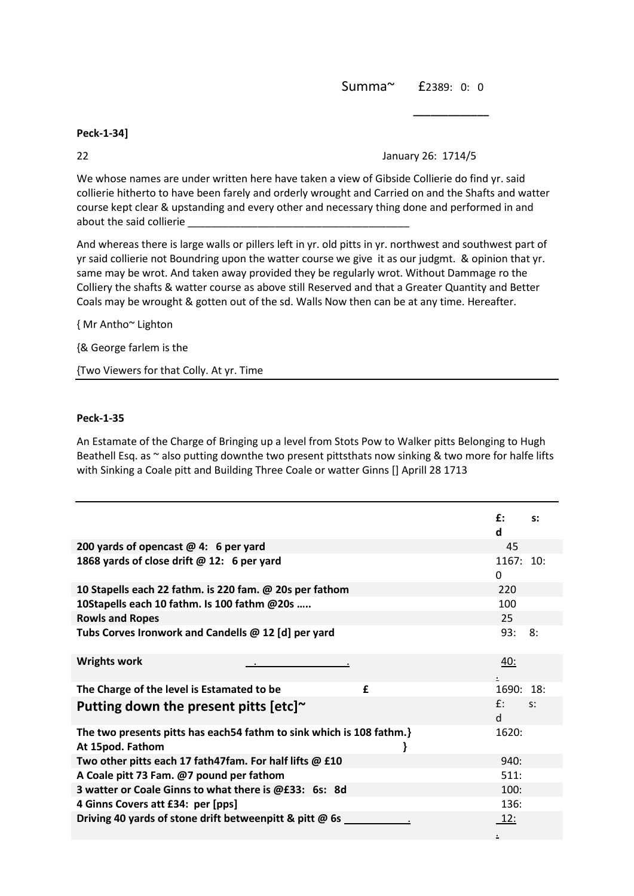Summa~ £2389: 0: 0

___________

**Peck-1-34]**

22 January 26: 1714/5

We whose names are under written here have taken a view of Gibside Collierie do find yr. said collierie hitherto to have been farely and orderly wrought and Carried on and the Shafts and watter course kept clear & upstanding and every other and necessary thing done and performed in and about the said collierie ______________________________________

And whereas there is large walls or pillers left in yr. old pitts in yr. northwest and southwest part of yr said collierie not Boundring upon the watter course we give it as our judgmt. & opinion that yr. same may be wrot. And taken away provided they be regularly wrot. Without Dammage ro the Colliery the shafts & watter course as above still Reserved and that a Greater Quantity and Better Coals may be wrought & gotten out of the sd. Walls Now then can be at any time. Hereafter.

{ Mr Antho~ Lighton

{& George farlem is the

{Two Viewers for that Colly. At yr. Time

**Peck-1-35**

An Estamate of the Charge of Bringing up a level from Stots Pow to Walker pitts Belonging to Hugh Beathell Esq. as ~ also putting downthe two present pittsthats now sinking & two more for halfe lifts with Sinking a Coale pitt and Building Three Coale or watter Ginns [] Aprill 28 1713

| | £: s: d |
|---|---|
| **200 yards of opencast @ 4: 6 per yard** | 45 |
| **1868 yards of close drift @ 12: 6 per yard** | 1167: 10: 0 |
| **10 Stapells each 22 fathm. is 220 fam. @ 20s per fathom** | 220 |
| **10Stapells each 10 fathm. Is 100 fathm @20s .....** | 100 |
| **Rowls and Ropes** | 25 |
| **Tubs Corves Ironwork and Candells @ 12 [d] per yard** | 93: 8: |
| **Wrights work** | 40: |
| **The Charge of the level is Estamated to be £** | 1690: 18: |
| **Putting down the present pitts [etc]~** | £: s: d |
| **The two presents pitts has each54 fathm to sink which is 108 fathm.} At 15pod. Fathom }** | 1620: |
| **Two other pitts each 17 fath47fam. For half lifts @ £10** | 940: |
| **A Coale pitt 73 Fam. @7 pound per fathom** | 511: |
| **3 watter or Coale Ginns to what there is @£33: 6s: 8d** | 100: |
| **4 Ginns Covers att £34: per [pps]** | 136: |
| **Driving 40 yards of stone drift betweenpitt & pitt @ 6s** | 12: |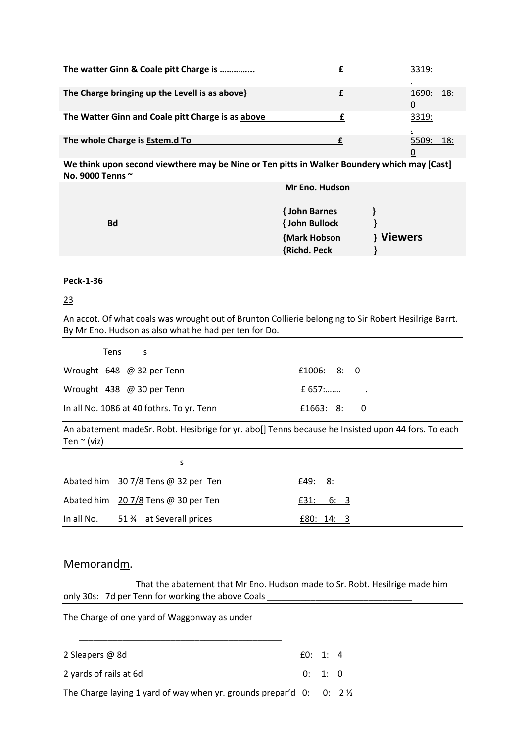| | | |
|---|---|---|
| **The watter Ginn & Coale pitt Charge is …………..** | **£** | 3319: . |
| **The Charge bringing up the Levell is as above}** | **£** | 1690: 18: 0 |
| **The Watter Ginn and Coale pitt Charge is as above** | **£** | 3319: . |
| **The whole Charge is Estem.d To** | **£** | 5509: 18: 0 |

**We think upon second viewthere may be Nine or Ten pitts in Walker Boundery which may [Cast] No. 9000 Tenns ~**

| | | |
|---|---|---|
| | **Mr Eno. Hudson** | |
| **Bd** | **{ John Barnes**<br>**{ John Bullock**<br>**{Mark Hobson**<br>**{Richd. Peck** | **}**<br>**}**<br>**} Viewers**<br>**}** |

**Peck-1-36**

23

An accot. Of what coals was wrought out of Brunton Collierie belonging to Sir Robert Hesilrige Barrt. By Mr Eno. Hudson as also what he had per ten for Do.

| Tens s | |
|---|---|
| Wrought 648 @ 32 per Tenn | £1006: 8: 0 |
| Wrought 438 @ 30 per Tenn | £ 657:……. . |
| In all No. 1086 at 40 fothrs. To yr. Tenn | £1663: 8: 0 |

An abatement madeSr. Robt. Hesibrige for yr. abo[] Tenns because he Insisted upon 44 fors. To each Ten ~ (viz)

| | s | |
|---|---|---|
| Abated him | 30 7/8 Tens @ 32 per Ten | £49: 8: |
| Abated him | 20 7/8 Tens @ 30 per Ten | £31: 6: 3 |
| In all No. | 51 ¾ at Severall prices | £80: 14: 3 |

## Memorandm.

That the abatement that Mr Eno. Hudson made to Sr. Robt. Hesilrige made him only 30s: 7d per Tenn for working the above Coals ______________________________

The Charge of one yard of Waggonway as under

| | |
|---|---|
| 2 Sleapers @ 8d | £0: 1: 4 |
| 2 yards of rails at 6d | 0: 1: 0 |
| The Charge laying 1 yard of way when yr. grounds prepar'd | 0: 0: 2 ½ |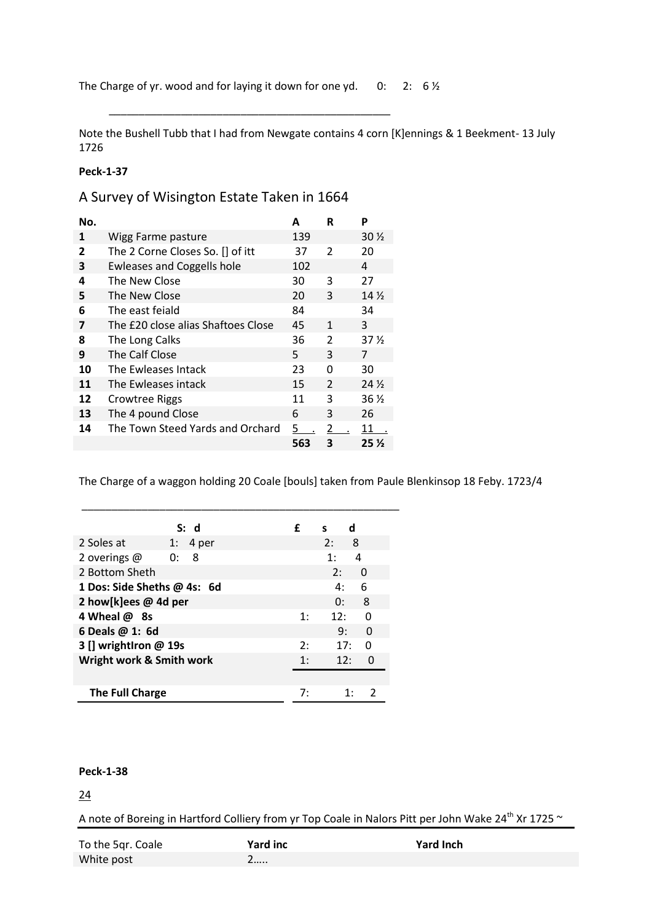The Charge of yr. wood and for laying it down for one yd.  0:  2:  6 ½

---

Note the Bushell Tubb that I had from Newgate contains 4 corn [K]ennings & 1 Beekment- 13 July 1726

**Peck-1-37**

## A Survey of Wisington Estate Taken in 1664

| No. | | A | R | P |
|---|---|---|---|---|
| **1** | Wigg Farme pasture | 139 | | 30 ½ |
| **2** | The 2 Corne Closes So. [] of itt | 37 | 2 | 20 |
| **3** | Ewleases and Coggells hole | 102 | | 4 |
| **4** | The New Close | 30 | 3 | 27 |
| **5** | The New Close | 20 | 3 | 14 ½ |
| **6** | The east feiald | 84 | | 34 |
| **7** | The £20 close alias Shaftoes Close | 45 | 1 | 3 |
| **8** | The Long Calks | 36 | 2 | 37 ½ |
| **9** | The Calf Close | 5 | 3 | 7 |
| **10** | The Ewleases Intack | 23 | 0 | 30 |
| **11** | The Ewleases intack | 15 | 2 | 24 ½ |
| **12** | Crowtree Riggs | 11 | 3 | 36 ½ |
| **13** | The 4 pound Close | 6 | 3 | 26 |
| **14** | The Town Steed Yards and Orchard | 5 . | 2 . | 11 . |
| | | **563** | **3** | **25 ½** |

The Charge of a waggon holding 20 Coale [bouls] taken from Paule Blenkinsop 18 Feby. 1723/4

---

| | S: d | £ | s | d |
|---|---|---|---|---|
| 2 Soles at | 1: 4 per | | 2: | 8 |
| 2 overings @ | 0: 8 | | 1: | 4 |
| 2 Bottom Sheth | | | 2: | 0 |
| **1 Dos: Side Sheths @ 4s: 6d** | | | 4: | 6 |
| **2 how[k]ees @ 4d per** | | | 0: | 8 |
| **4 Wheal @ 8s** | | 1: | 12: | 0 |
| **6 Deals @ 1: 6d** | | | 9: | 0 |
| **3 [] wrightIron @ 19s** | | 2: | 17: | 0 |
| **Wright work & Smith work** | | 1: | 12: | 0 |
| | | | | |
| **The Full Charge** | | 7: | 1: | 2 |

**Peck-1-38**

24

A note of Boreing in Hartford Colliery from yr Top Coale in Nalors Pitt per John Wake 24th Xr 1725 ~

| To the 5qr. Coale | Yard inc | Yard Inch |
|---|---|---|
| White post | 2….. | |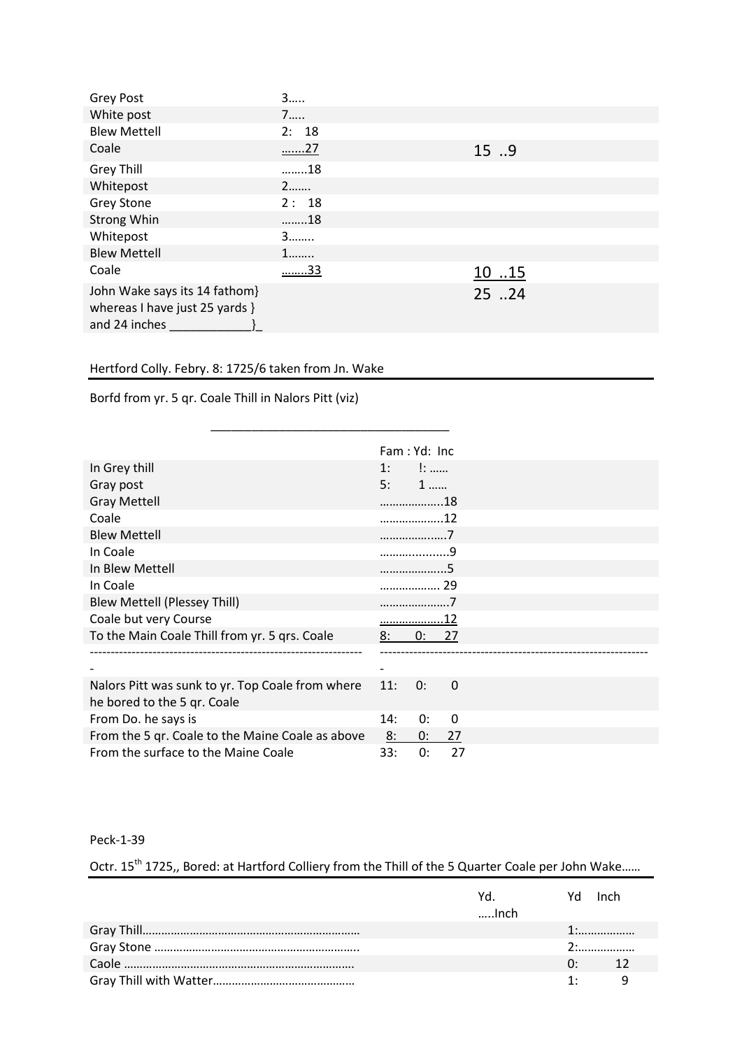| | | |
|---|---|---|
| Grey Post | 3….. | |
| White post | 7….. | |
| Blew Mettell | 2: 18 | |
| Coale | …….27 | 15 ..9 |
| Grey Thill | ……..18 | |
| Whitepost | 2……. | |
| Grey Stone | 2 : 18 | |
| Strong Whin | ……..18 | |
| Whitepost | 3…….. | |
| Blew Mettell | 1…….. | |
| Coale | ……..33 | 10 ..15 |
| John Wake says its 14 fathom} whereas I have just 25 yards } and 24 inches ____________}_ | | 25 ..24 |

Hertford Colly. Febry. 8: 1725/6 taken from Jn. Wake

Borfd from yr. 5 qr. Coale Thill in Nalors Pitt (viz)

___________________________________

| | Fam : Yd: Inc |
|---|---|
| In Grey thill | 1: !: …… |
| Gray post | 5: 1 …… |
| Gray Mettell | ………………..18 |
| Coale | ………………..12 |
| Blew Mettell | ………………..7 |
| In Coale | ………………..9 |
| In Blew Mettell | ………………..5 |
| In Coale | ……………… 29 |
| Blew Mettell (Plessey Thill) | …………………7 |
| Coale but very Course | ………………..12 |
| To the Main Coale Thill from yr. 5 qrs. Coale | 8: 0: 27 |
| ---------------------------------------------------------------- - | ---------------------------------------------------------------- - |
| Nalors Pitt was sunk to yr. Top Coale from where he bored to the 5 qr. Coale | 11: 0: 0 |
| From Do. he says is | 14: 0: 0 |
| From the 5 qr. Coale to the Maine Coale as above | 8: 0: 27 |
| From the surface to the Maine Coale | 33: 0: 27 |

Peck-1-39

Octr. 15th 1725,, Bored: at Hartford Colliery from the Thill of the 5 Quarter Coale per John Wake……

| | Yd. …..Inch | Yd Inch |
|---|---|---|
| Gray Thill………………………………………………………… | | 1:……………… |
| Gray Stone ……………………………………………………….. | | 2:……………… |
| Caole ……………………………………………………………… | | 0: 12 |
| Gray Thill with Watter……………………………………… | | 1: 9 |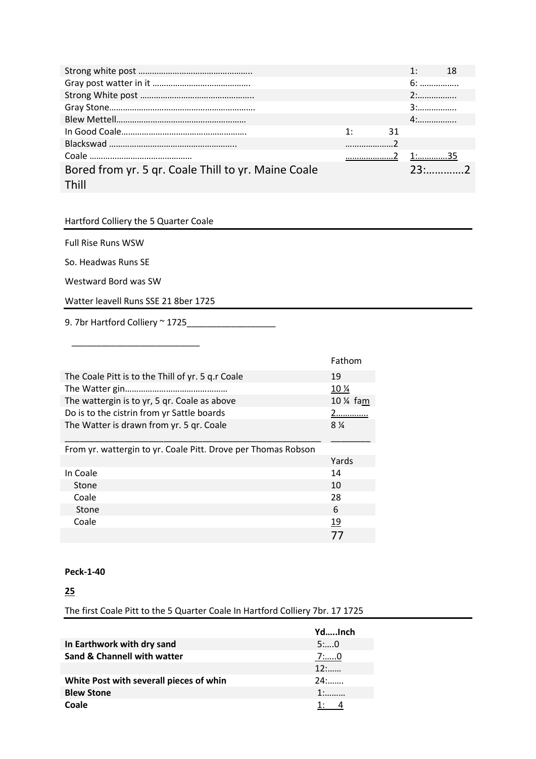| | | |
|---|---|---|
| Strong white post ………………………………………….. | | 1:   18 |
| Gray post watter in it ………………………………….. | | 6: …………….. |
| Strong White post ………………………………………….. | | 2:…………….. |
| Gray Stone……………………………………………………. | | 3:…………….. |
| Blew Mettell……………………………………………… | | 4:…………….. |
| In Good Coale……………………………………………. | 1:   31 | |
| Blackswad ……………………………………………….. | …………………2 | |
| Coale …………………………………… | …………………2 | 1:…………35 |
| Bored from yr. 5 qr. Coale Thill to yr. Maine Coale Thill | | 23:…………2 |

Hartford Colliery the 5 Quarter Coale

Full Rise Runs WSW

So. Headwas Runs SE

Westward Bord was SW

Watter leavell Runs SSE 21 8ber 1725

9. 7br Hartford Colliery ~ 1725

| | Fathom |
|---|---|
| The Coale Pitt is to the Thill of yr. 5 q.r Coale | 19 |
| The Watter gin……………………………………… | 10 ¼ |
| The wattergin is to yr, 5 qr. Coale as above | 10 ¼ fam |
| Do is to the cistrin from yr Sattle boards | 2………….. |
| The Watter is drawn from yr. 5 qr. Coale | 8 ¼ |

From yr. wattergin to yr. Coale Pitt. Drove per Thomas Robson

| | Yards |
|---|---|
| In Coale | 14 |
| Stone | 10 |
| Coale | 28 |
| Stone | 6 |
| Coale | 19 |
| | 77 |

**Peck-1-40**

**25**

The first Coale Pitt to the 5 Quarter Coale In Hartford Colliery 7br. 17 1725

| | Yd…..Inch |
|---|---|
| **In Earthwork with dry sand** | 5:….0 |
| **Sand & Channell with watter** | 7:…..0 |
| | 12:…… |
| **White Post with severall pieces of whin** | 24:……. |
| **Blew Stone** | 1:……… |
| **Coale** | 1:   4 |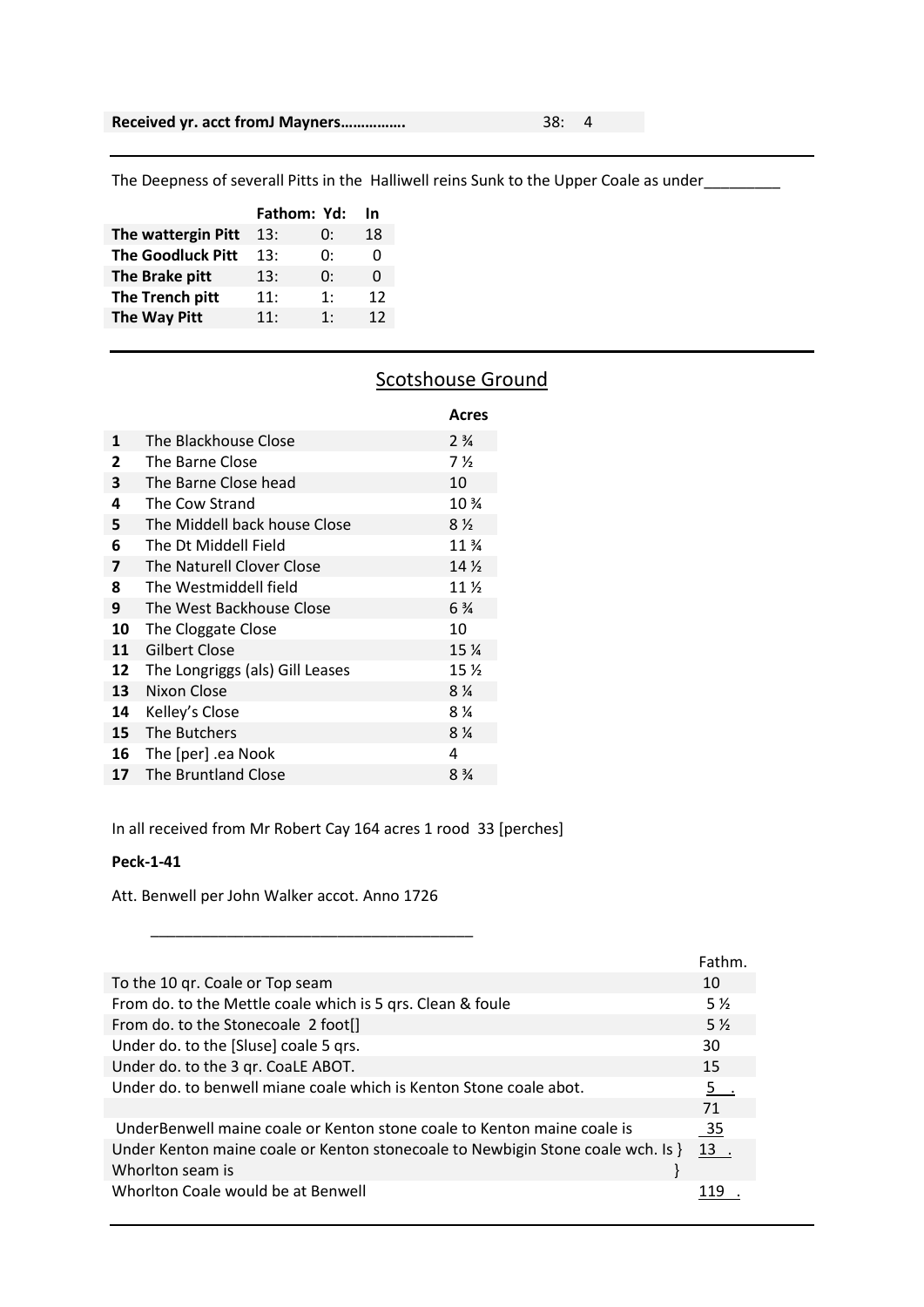| **Received yr. acct fromJ Mayners……………** | 38: 4 |
|---|---|

---

The Deepness of severall Pitts in the Halliwell reins Sunk to the Upper Coale as under_________

| | **Fathom:** | **Yd:** | **In** |
|---|---|---|---|
| **The wattergin Pitt** | 13: | 0: | 18 |
| **The Goodluck Pitt** | 13: | 0: | 0 |
| **The Brake pitt** | 13: | 0: | 0 |
| **The Trench pitt** | 11: | 1: | 12 |
| **The Way Pitt** | 11: | 1: | 12 |

---

## Scotshouse Ground

| | | **Acres** |
|---|---|---|
| **1** | The Blackhouse Close | 2 ¾ |
| **2** | The Barne Close | 7 ½ |
| **3** | The Barne Close head | 10 |
| **4** | The Cow Strand | 10 ¾ |
| **5** | The Middell back house Close | 8 ½ |
| **6** | The Dt Middell Field | 11 ¾ |
| **7** | The Naturell Clover Close | 14 ½ |
| **8** | The Westmiddell field | 11 ½ |
| **9** | The West Backhouse Close | 6 ¾ |
| **10** | The Cloggate Close | 10 |
| **11** | Gilbert Close | 15 ¼ |
| **12** | The Longriggs (als) Gill Leases | 15 ½ |
| **13** | Nixon Close | 8 ¼ |
| **14** | Kelley's Close | 8 ¼ |
| **15** | The Butchers | 8 ¼ |
| **16** | The [per] .ea Nook | 4 |
| **17** | The Bruntland Close | 8 ¾ |

In all received from Mr Robert Cay 164 acres 1 rood 33 [perches]

**Peck-1-41**

Att. Benwell per John Walker accot. Anno 1726

_______________________________________

| | Fathm. |
|---|---|
| To the 10 qr. Coale or Top seam | 10 |
| From do. to the Mettle coale which is 5 qrs. Clean & foule | 5 ½ |
| From do. to the Stonecoale 2 foot[] | 5 ½ |
| Under do. to the [Sluse] coale 5 qrs. | 30 |
| Under do. to the 3 qr. CoaLE ABOT. | 15 |
| Under do. to benwell miane coale which is Kenton Stone coale abot. | 5 . |
| | 71 |
| UnderBenwell maine coale or Kenton stone coale to Kenton maine coale is | 35 |
| Under Kenton maine coale or Kenton stonecoale to Newbigin Stone coale wch. Is } Whorlton seam is } | 13 . |
| Whorlton Coale would be at Benwell | 119 . |

---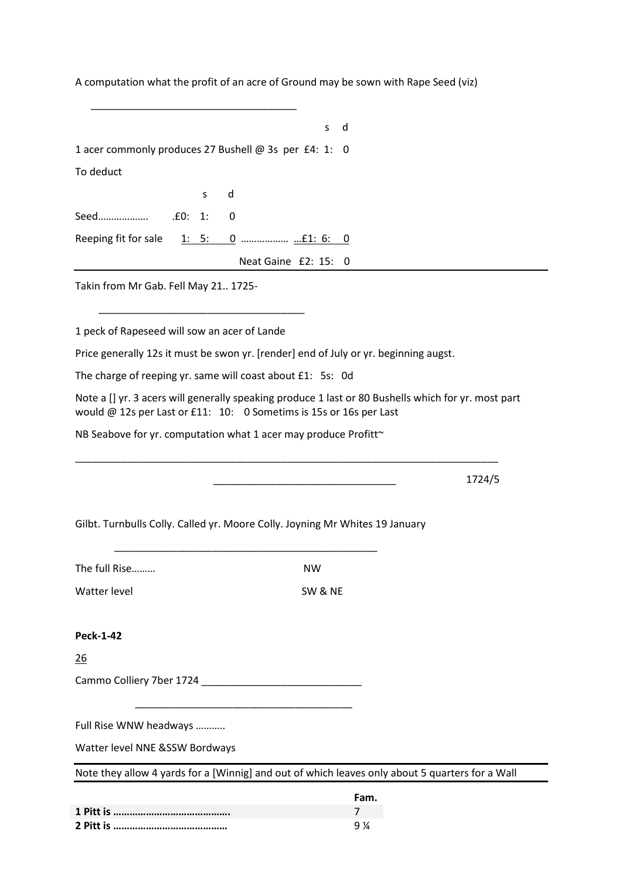A computation what the profit of an acre of Ground may be sown with Rape Seed (viz)

---

| | s | d |
|---|---|---|
| 1 acer commonly produces 27 Bushell @ 3s per £4: | 1: | 0 |

To deduct

| | | s | d | | | |
|---|---|---|---|---|---|---|
| Seed………………. | .£0: | 1: | 0 | | | |
| Reeping fit for sale | 1: | 5: | 0 | ……………… …£1: | 6: | 0 |
| | | | | Neat Gaine £2: | 15: | 0 |

Takin from Mr Gab. Fell May 21.. 1725-

---

1 peck of Rapeseed will sow an acer of Lande

Price generally 12s it must be swon yr. [render] end of July or yr. beginning augst.

The charge of reeping yr. same will coast about £1: 5s: 0d

Note a [] yr. 3 acers will generally speaking produce 1 last or 80 Bushells which for yr. most part would @ 12s per Last or £11: 10: 0 Sometims is 15s or 16s per Last

NB Seabove for yr. computation what 1 acer may produce Profitt~

---

1724/5

Gilbt. Turnbulls Colly. Called yr. Moore Colly. Joyning Mr Whites 19 January

---

| | |
|---|---|
| The full Rise……… | NW |
| Watter level | SW & NE |

**Peck-1-42**

26

Cammo Colliery 7ber 1724

---

Full Rise WNW headways ………..

Watter level NNE &SSW Bordways

Note they allow 4 yards for a [Winnig] and out of which leaves only about 5 quarters for a Wall

| | **Fam.** |
|---|---|
| **1 Pitt is …………………………………….** | 7 |
| **2 Pitt is ……………………………………** | 9 ¼ |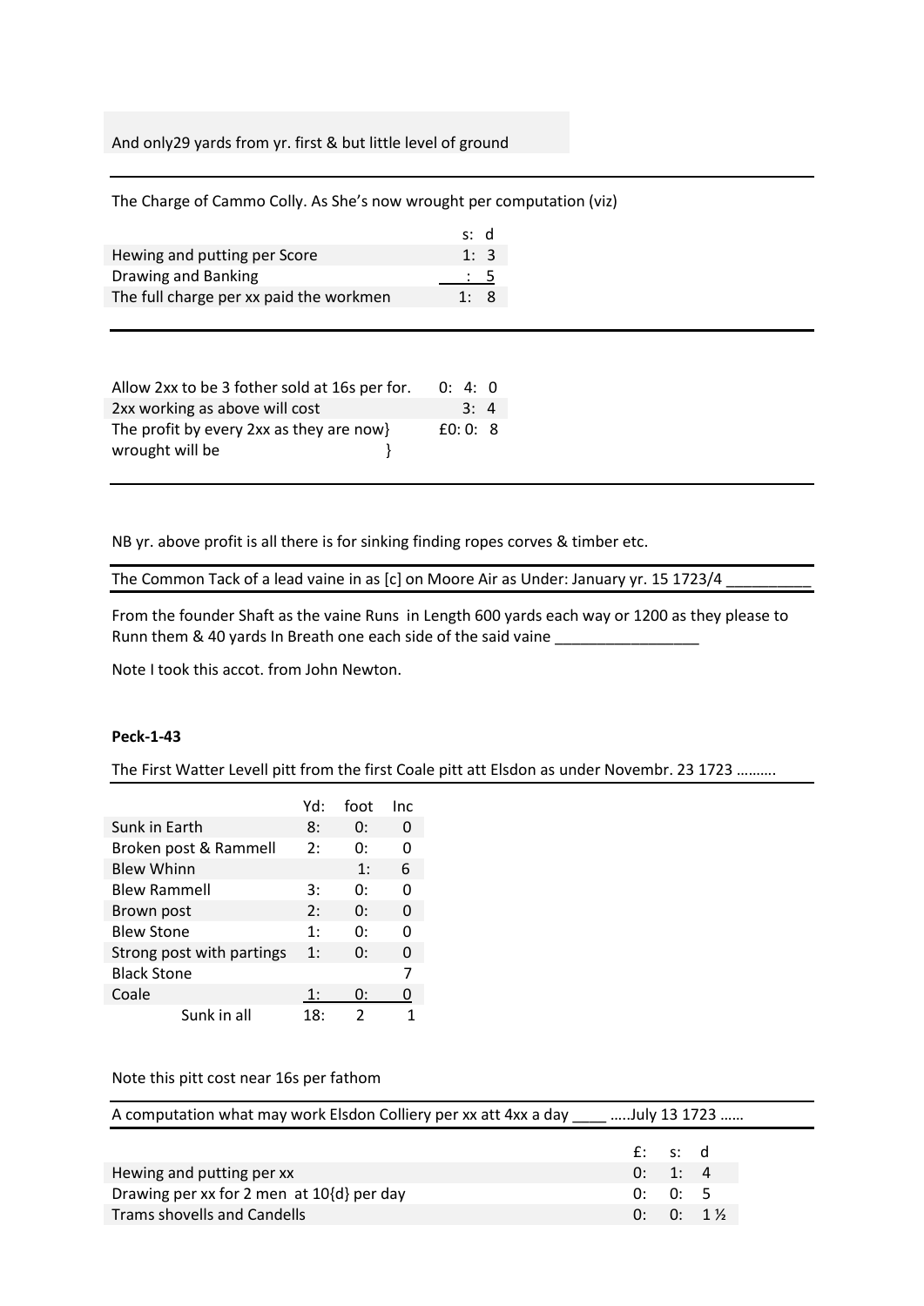And only29 yards from yr. first & but little level of ground

---

The Charge of Cammo Colly. As She's now wrought per computation (viz)

| | s: d |
|---|---|
| Hewing and putting per Score | 1: 3 |
| Drawing and Banking | : 5 |
| The full charge per xx paid the workmen | 1: 8 |

---

| | |
|---|---|
| Allow 2xx to be 3 fother sold at 16s per for. | 0: 4: 0 |
| 2xx working as above will cost | 3: 4 |
| The profit by every 2xx as they are now} wrought will be } | £0: 0: 8 |

---

NB yr. above profit is all there is for sinking finding ropes corves & timber etc.

The Common Tack of a lead vaine in as [c] on Moore Air as Under: January yr. 15 1723/4 __________

From the founder Shaft as the vaine Runs in Length 600 yards each way or 1200 as they please to Runn them & 40 yards In Breath one each side of the said vaine _________________

Note I took this accot. from John Newton.

**Peck-1-43**

The First Watter Levell pitt from the first Coale pitt att Elsdon as under Novembr. 23 1723 ……….

| | Yd: | foot | Inc |
|---|---|---|---|
| Sunk in Earth | 8: | 0: | 0 |
| Broken post & Rammell | 2: | 0: | 0 |
| Blew Whinn | | 1: | 6 |
| Blew Rammell | 3: | 0: | 0 |
| Brown post | 2: | 0: | 0 |
| Blew Stone | 1: | 0: | 0 |
| Strong post with partings | 1: | 0: | 0 |
| Black Stone | | | 7 |
| Coale | 1: | 0: | 0 |
| Sunk in all | 18: | 2 | 1 |

Note this pitt cost near 16s per fathom

A computation what may work Elsdon Colliery per xx att 4xx a day ____ …..July 13 1723 ……

| | £: s: d |
|---|---|
| Hewing and putting per xx | 0: 1: 4 |
| Drawing per xx for 2 men at 10{d} per day | 0: 0: 5 |
| Trams shovells and Candells | 0: 0: 1 ½ |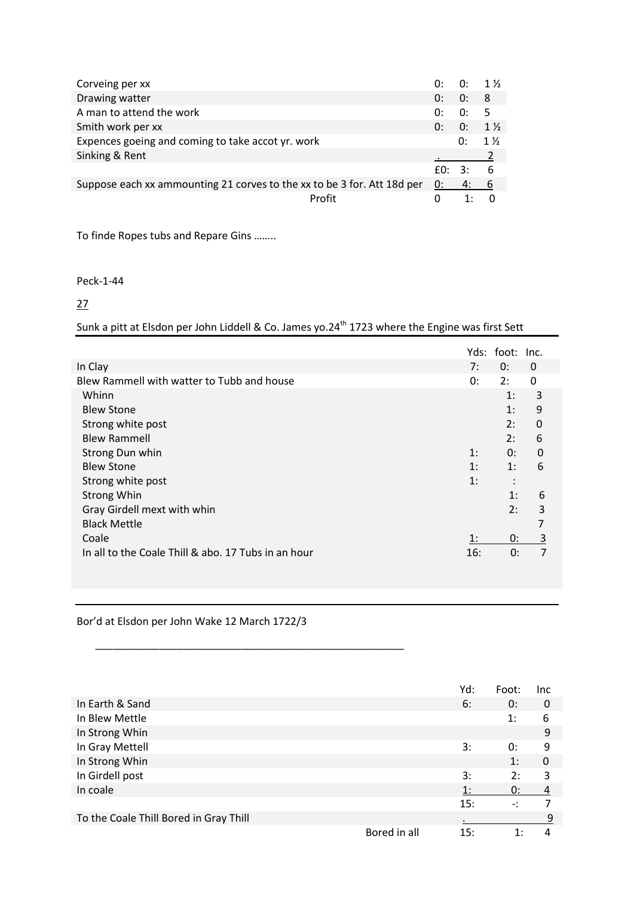| | | | |
|---|---|---|---|
| Corveing per xx | 0: | 0: | 1 ½ |
| Drawing watter | 0: | 0: | 8 |
| A man to attend the work | 0: | 0: | 5 |
| Smith work per xx | 0: | 0: | 1 ½ |
| Expences goeing and coming to take accot yr. work | | 0: | 1 ½ |
| Sinking & Rent | . | | 2 |
| | £0: | 3: | 6 |
| Suppose each xx ammounting 21 corves to the xx to be 3 for. Att 18d per | 0: | 4: | 6 |
| Profit | 0 | 1: | 0 |

To finde Ropes tubs and Repare Gins ……..

Peck-1-44

27

Sunk a pitt at Elsdon per John Liddell & Co. James yo.24th 1723 where the Engine was first Sett

| | Yds: | foot: | Inc. |
|---|---|---|---|
| In Clay | 7: | 0: | 0 |
| Blew Rammell with watter to Tubb and house | 0: | 2: | 0 |
| Whinn | | 1: | 3 |
| Blew Stone | | 1: | 9 |
| Strong white post | | 2: | 0 |
| Blew Rammell | | 2: | 6 |
| Strong Dun whin | 1: | 0: | 0 |
| Blew Stone | 1: | 1: | 6 |
| Strong white post | 1: | : | |
| Strong Whin | | 1: | 6 |
| Gray Girdell mext with whin | | 2: | 3 |
| Black Mettle | | | 7 |
| Coale | 1: | 0: | 3 |
| In all to the Coale Thill & abo. 17 Tubs in an hour | 16: | 0: | 7 |

Bor'd at Elsdon per John Wake 12 March 1722/3

| | Yd: | Foot: | Inc |
|---|---|---|---|
| In Earth & Sand | 6: | 0: | 0 |
| In Blew Mettle | | 1: | 6 |
| In Strong Whin | | | 9 |
| In Gray Mettell | 3: | 0: | 9 |
| In Strong Whin | | 1: | 0 |
| In Girdell post | 3: | 2: | 3 |
| In coale | 1: | 0: | 4 |
| | 15: | -: | 7 |
| To the Coale Thill Bored in Gray Thill | . | | 9 |
| Bored in all | 15: | 1: | 4 |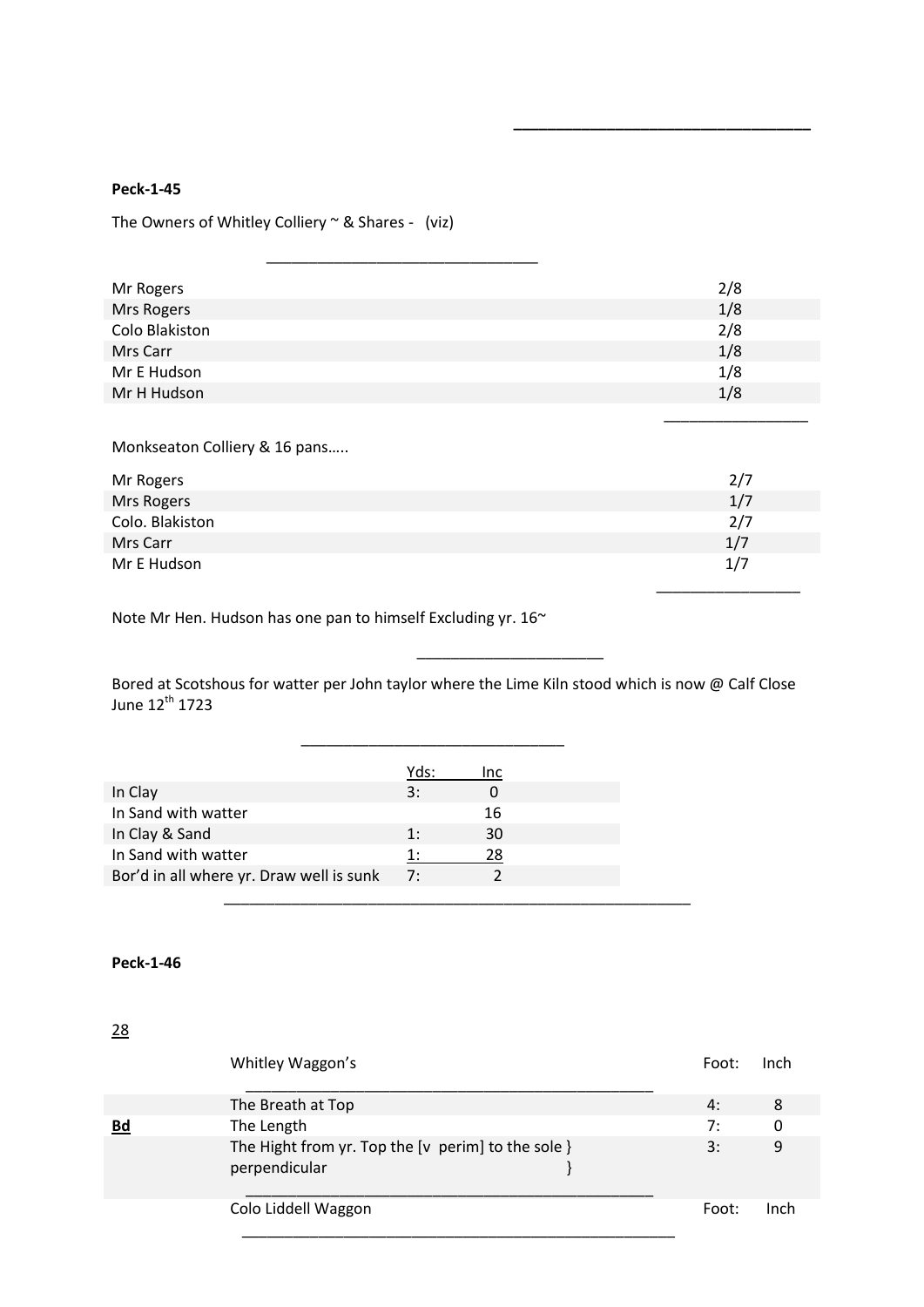**Peck-1-45**

The Owners of Whitley Colliery ~ & Shares - (viz)

| | |
|---|---|
| Mr Rogers | 2/8 |
| Mrs Rogers | 1/8 |
| Colo Blakiston | 2/8 |
| Mrs Carr | 1/8 |
| Mr E Hudson | 1/8 |
| Mr H Hudson | 1/8 |

Monkseaton Colliery & 16 pans…..

| | |
|---|---|
| Mr Rogers | 2/7 |
| Mrs Rogers | 1/7 |
| Colo. Blakiston | 2/7 |
| Mrs Carr | 1/7 |
| Mr E Hudson | 1/7 |

Note Mr Hen. Hudson has one pan to himself Excluding yr. 16~

Bored at Scotshous for watter per John taylor where the Lime Kiln stood which is now @ Calf Close June 12th 1723

| | Yds: | Inc |
|---|---|---|
| In Clay | 3: | 0 |
| In Sand with watter | | 16 |
| In Clay & Sand | 1: | 30 |
| In Sand with watter | 1: | 28 |
| Bor'd in all where yr. Draw well is sunk | 7: | 2 |

**Peck-1-46**

28

| | Whitley Waggon's | Foot: | Inch |
|---|---|---|---|
| | The Breath at Top | 4: | 8 |
| **Bd** | The Length | 7: | 0 |
| | The Hight from yr. Top the [v perim] to the sole } perpendicular } | 3: | 9 |
| | Colo Liddell Waggon | Foot: | Inch |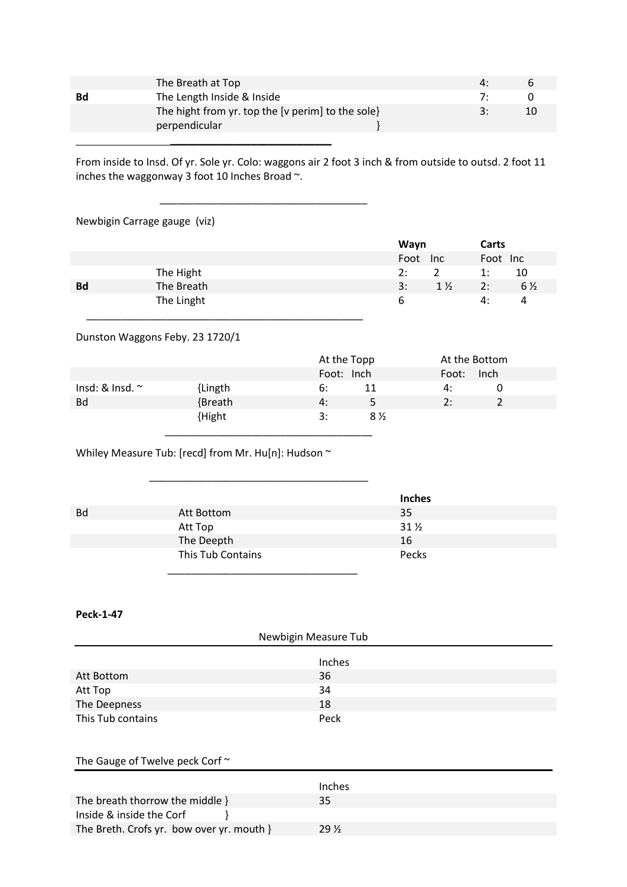| | | | |
|---|---|---|---|
| | The Breath at Top | 4: | 6 |
| Bd | The Length Inside & Inside | 7: | 0 |
| | The hight from yr. top the [v perim] to the sole} perpendicular } | 3: | 10 |

From inside to Insd. Of yr. Sole yr. Colo: waggons air 2 foot 3 inch & from outside to outsd. 2 foot 11 inches the waggonway 3 foot 10 Inches Broad ~.

Newbigin Carrage gauge (viz)

| | | **Wayn** | | **Carts** | |
|---|---|---|---|---|---|
| | | Foot | Inc | Foot | Inc |
| | The Hight | 2: | 2 | 1: | 10 |
| Bd | The Breath | 3: | 1 ½ | 2: | 6 ½ |
| | The Linght | 6 | | 4: | 4 |

Dunston Waggons Feby. 23 1720/1

| | | At the Topp | | At the Bottom | |
|---|---|---|---|---|---|
| | | Foot: | Inch | Foot: | Inch |
| Insd: & Insd. ~ | {Lingth | 6: | 11 | 4: | 0 |
| Bd | {Breath | 4: | 5 | 2: | 2 |
| | {Hight | 3: | 8 ½ | | |

Whiley Measure Tub: [recd] from Mr. Hu[n]: Hudson ~

| | | **Inches** |
|---|---|---|
| Bd | Att Bottom | 35 |
| | Att Top | 31 ½ |
| | The Deepth | 16 |
| | This Tub Contains | Pecks |

**Peck-1-47**

Newbigin Measure Tub

| | Inches |
|---|---|
| Att Bottom | 36 |
| Att Top | 34 |
| The Deepness | 18 |
| This Tub contains | Peck |

The Gauge of Twelve peck Corf ~

| | Inches |
|---|---|
| The breath thorrow the middle } | 35 |
| Inside & inside the Corf } | |
| The Breth. Crofs yr. bow over yr. mouth } | 29 ½ |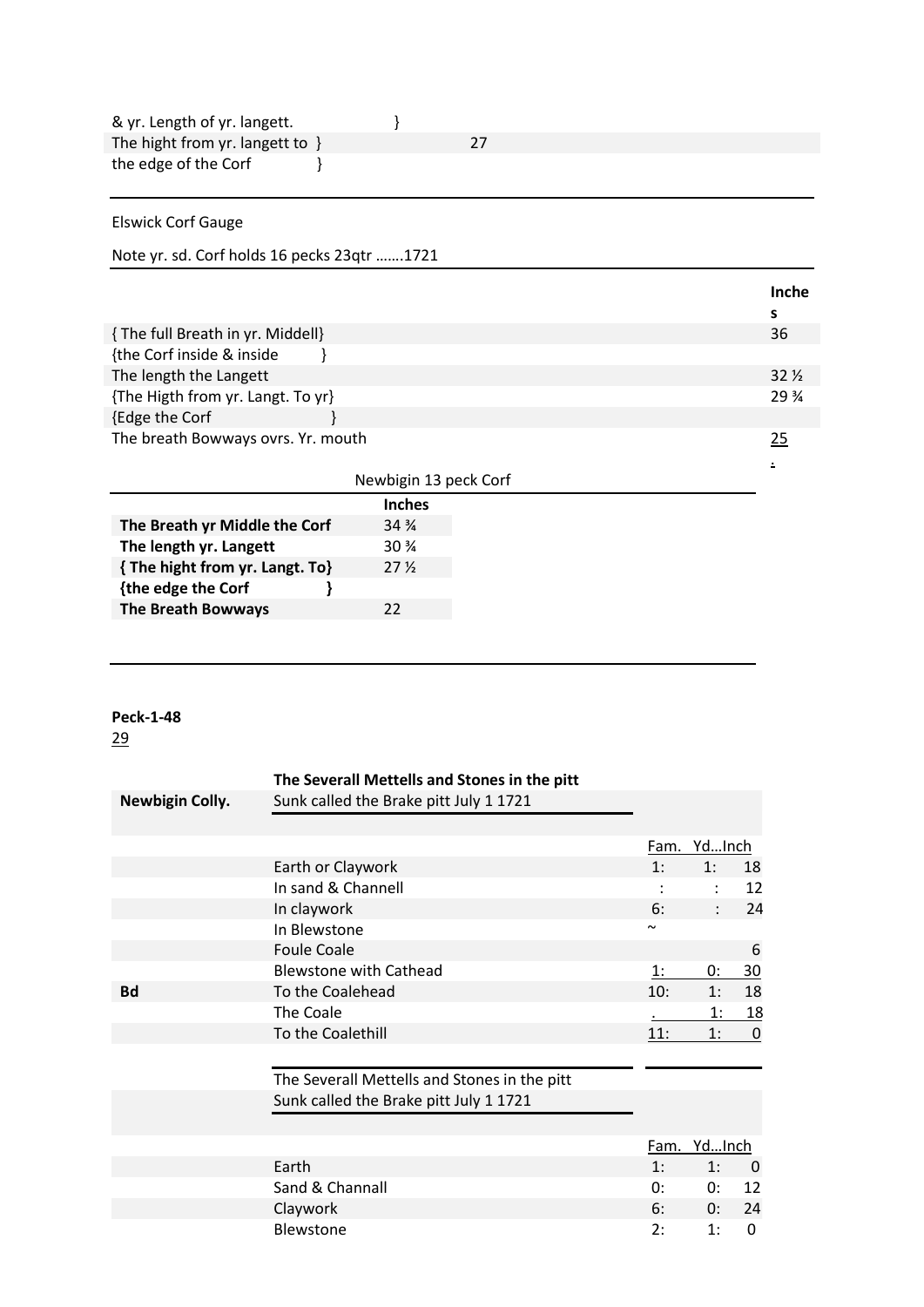| | |
|---|---|
| & yr. Length of yr. langett. } | |
| The hight from yr. langett to } | 27 |
| the edge of the Corf } | |

Elswick Corf Gauge

Note yr. sd. Corf holds 16 pecks 23qtr …….1721

| | Inches |
|---|---|
| { The full Breath in yr. Middell} | 36 |
| {the Corf inside & inside } | |
| The length the Langett | 32 ½ |
| {The Higth from yr. Langt. To yr} | 29 ¾ |
| {Edge the Corf } | |
| The breath Bowways ovrs. Yr. mouth | 25 . |

Newbigin 13 peck Corf

| | Inches |
|---|---|
| **The Breath yr Middle the Corf** | 34 ¾ |
| **The length yr. Langett** | 30 ¾ |
| **{ The hight from yr. Langt. To}** | 27 ½ |
| **{the edge the Corf }** | |
| **The Breath Bowways** | 22 |

**Peck-1-48**
29

| | The Severall Mettells and Stones in the pitt | | | |
|---|---|---|---|---|
| **Newbigin Colly.** | Sunk called the Brake pitt July 1 1721 | | | |
| | | Fam. | Yd… | Inch |
| | Earth or Claywork | 1: | 1: | 18 |
| | In sand & Channell | : | : | 12 |
| | In claywork | 6: | : | 24 |
| | In Blewstone | ~ | | |
| | Foule Coale | | | 6 |
| | Blewstone with Cathead | 1: | 0: | 30 |
| **Bd** | To the Coalehead | 10: | 1: | 18 |
| | The Coale | . | 1: | 18 |
| | To the Coalethill | 11: | 1: | 0 |

| | The Severall Mettells and Stones in the pitt | | | |
|---|---|---|---|---|
| | Sunk called the Brake pitt July 1 1721 | | | |
| | | Fam. | Yd… | Inch |
| | Earth | 1: | 1: | 0 |
| | Sand & Channall | 0: | 0: | 12 |
| | Claywork | 6: | 0: | 24 |
| | Blewstone | 2: | 1: | 0 |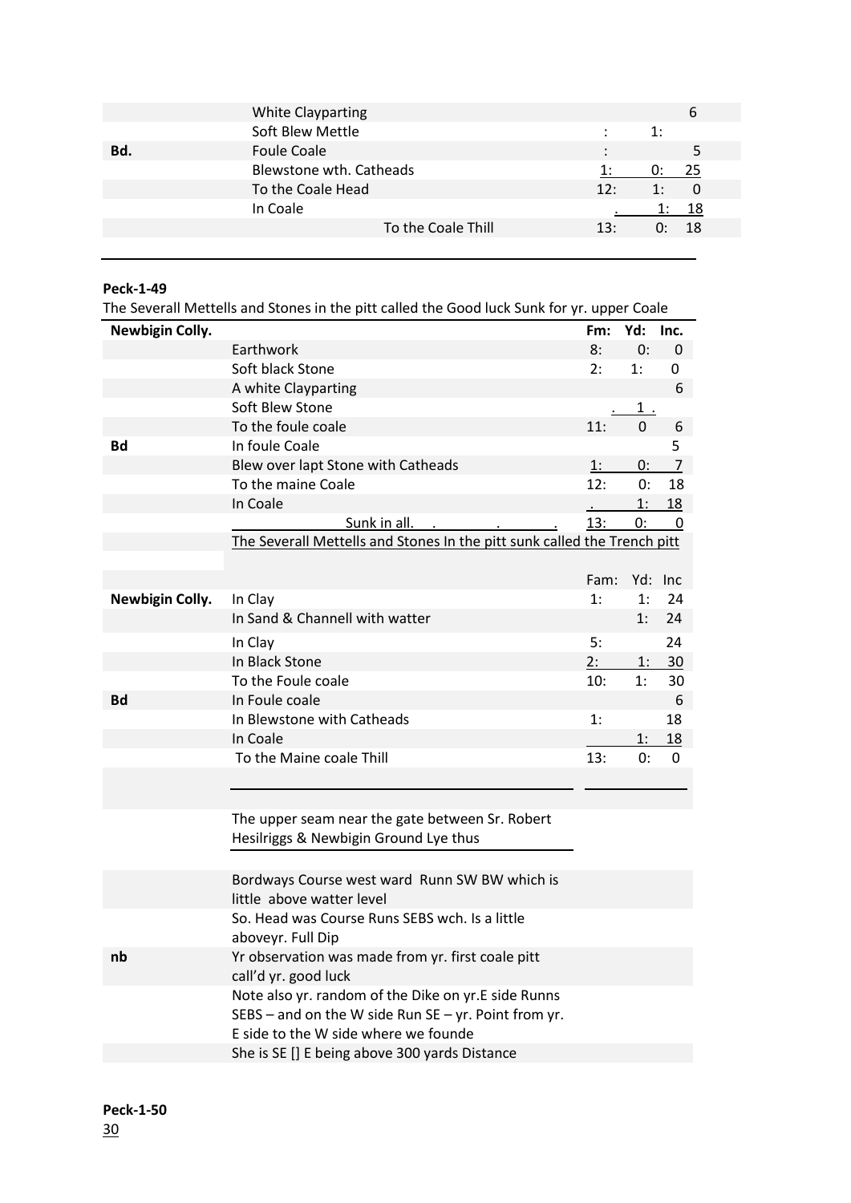| | | | | |
|---|---|---|---|---|
| | White Clayparting | | | 6 |
| | Soft Blew Mettle | : | 1: | |
| **Bd.** | Foule Coale | : | | 5 |
| | Blewstone wth. Catheads | 1: | 0: | 25 |
| | To the Coale Head | 12: | 1: | 0 |
| | In Coale | . | 1: | 18 |
| | To the Coale Thill | 13: | 0: | 18 |

**Peck-1-49**

The Severall Mettells and Stones in the pitt called the Good luck Sunk for yr. upper Coale

| **Newbigin Colly.** | | **Fm:** | **Yd:** | **Inc.** |
|---|---|---|---|---|
| | Earthwork | 8: | 0: | 0 |
| | Soft black Stone | 2: | 1: | 0 |
| | A white Clayparting | | | 6 |
| | Soft Blew Stone | . | 1 . | |
| | To the foule coale | 11: | 0 | 6 |
| **Bd** | In foule Coale | | | 5 |
| | Blew over lapt Stone with Catheads | 1: | 0: | 7 |
| | To the maine Coale | 12: | 0: | 18 |
| | In Coale | . | 1: | 18 |
| | Sunk in all. . . . | 13: | 0: | 0 |

The Severall Mettells and Stones In the pitt sunk called the Trench pitt

| | | Fam: | Yd: | Inc |
|---|---|---|---|---|
| **Newbigin Colly.** | In Clay | 1: | 1: | 24 |
| | In Sand & Channell with watter | | 1: | 24 |
| | In Clay | 5: | | 24 |
| | In Black Stone | 2: | 1: | 30 |
| | To the Foule coale | 10: | 1: | 30 |
| **Bd** | In Foule coale | | | 6 |
| | In Blewstone with Catheads | 1: | | 18 |
| | In Coale | | 1: | 18 |
| | To the Maine coale Thill | 13: | 0: | 0 |

The upper seam near the gate between Sr. Robert Hesilriggs & Newbigin Ground Lye thus

Bordways Course west ward Runn SW BW which is little above watter level

So. Head was Course Runs SEBS wch. Is a little aboveyr. Full Dip

**nb** Yr observation was made from yr. first coale pitt call'd yr. good luck

Note also yr. random of the Dike on yr.E side Runns SEBS – and on the W side Run SE – yr. Point from yr. E side to the W side where we founde She is SE [] E being above 300 yards Distance

**Peck-1-50**

30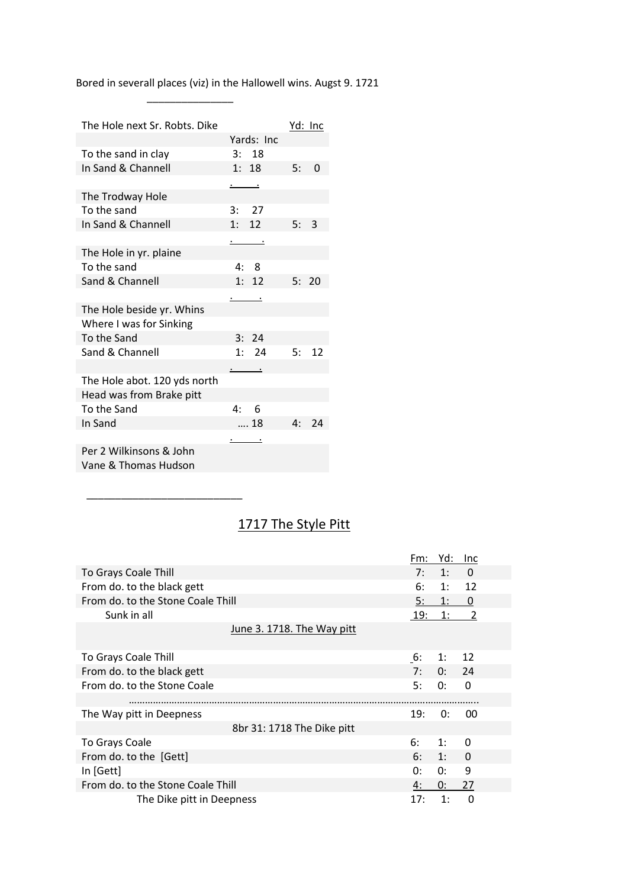Bored in severall places (viz) in the Hallowell wins. Augst 9. 1721

| The Hole next Sr. Robts. Dike | | Yd: Inc |
|---|---|---|
| | Yards: Inc | |
| To the sand in clay | 3: 18 | |
| In Sand & Channell | 1: 18 | 5: 0 |
| | . . | |
| The Trodway Hole | | |
| To the sand | 3: 27 | |
| In Sand & Channell | 1: 12 | 5: 3 |
| | . . | |
| The Hole in yr. plaine | | |
| To the sand | 4: 8 | |
| Sand & Channell | 1: 12 | 5: 20 |
| | . . | |
| The Hole beside yr. Whins | | |
| Where I was for Sinking | | |
| To the Sand | 3: 24 | |
| Sand & Channell | 1: 24 | 5: 12 |
| | . . | |
| The Hole abot. 120 yds north | | |
| Head was from Brake pitt | | |
| To the Sand | 4: 6 | |
| In Sand | …. 18 | 4: 24 |
| | . . | |
| Per 2 Wilkinsons & John | | |
| Vane & Thomas Hudson | | |

## 1717 The Style Pitt

| | Fm: | Yd: | Inc |
|---|---|---|---|
| To Grays Coale Thill | 7: | 1: | 0 |
| From do. to the black gett | 6: | 1: | 12 |
| From do. to the Stone Coale Thill | 5: | 1: | 0 |
| Sunk in all | 19: | 1: | 2 |
| June 3. 1718. The Way pitt | | | |
| To Grays Coale Thill | 6: | 1: | 12 |
| From do. to the black gett | 7: | 0: | 24 |
| From do. to the Stone Coale | 5: | 0: | 0 |
| …………………………………………………………… | | | |
| The Way pitt in Deepness | 19: | 0: | 00 |
| 8br 31: 1718 The Dike pitt | | | |
| To Grays Coale | 6: | 1: | 0 |
| From do. to the [Gett] | 6: | 1: | 0 |
| In [Gett] | 0: | 0: | 9 |
| From do. to the Stone Coale Thill | 4: | 0: | 27 |
| The Dike pitt in Deepness | 17: | 1: | 0 |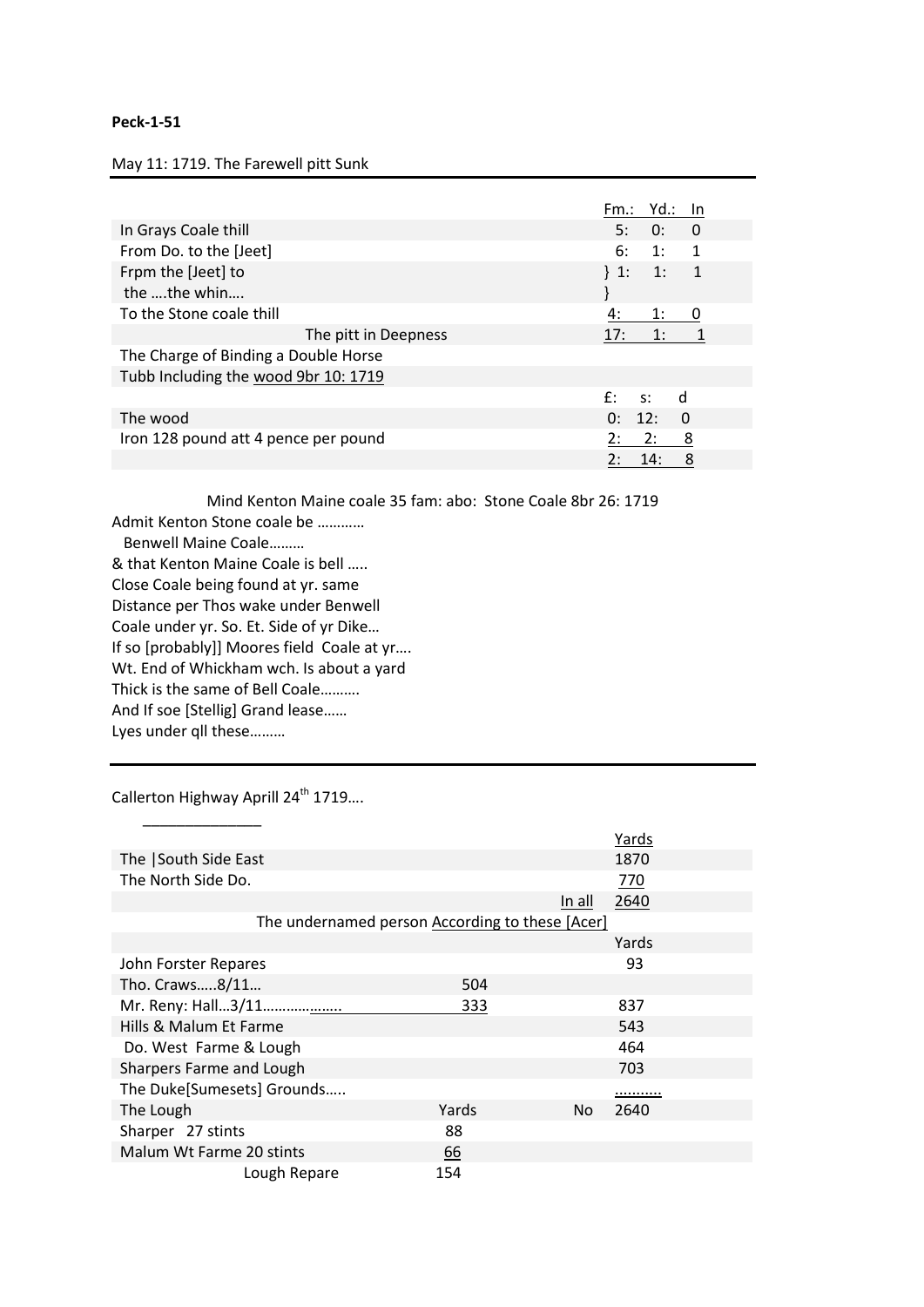**Peck-1-51**

May 11: 1719. The Farewell pitt Sunk

| | Fm.: | Yd.: | In |
|---|---|---|---|
| In Grays Coale thill | 5: | 0: | 0 |
| From Do. to the [Jeet] | 6: | 1: | 1 |
| Frpm the [Jeet] to the ….the whin…. | } 1: | 1: | 1 |
| To the Stone coale thill | 4: | 1: | 0 |
| The pitt in Deepness | 17: | 1: | 1 |

The Charge of Binding a Double Horse Tubb Including the wood 9br 10: 1719

| | £: | s: | d |
|---|---|---|---|
| The wood | 0: | 12: | 0 |
| Iron 128 pound att 4 pence per pound | 2: | 2: | 8 |
| | 2: | 14: | 8 |

Mind Kenton Maine coale 35 fam: abo: Stone Coale 8br 26: 1719
Admit Kenton Stone coale be …………
Benwell Maine Coale………
& that Kenton Maine Coale is bell …..
Close Coale being found at yr. same
Distance per Thos wake under Benwell
Coale under yr. So. Et. Side of yr Dike…
If so [probably]] Moores field Coale at yr….
Wt. End of Whickham wch. Is about a yard
Thick is the same of Bell Coale……….
And If soe [Stellig] Grand lease……
Lyes under qll these………

---

Callerton Highway Aprill 24th 1719….

| | | | Yards |
|---|---|---|---|
| The \|South Side East | | | 1870 |
| The North Side Do. | | | 770 |
| | | In all | 2640 |
| The undernamed person According to these [Acer] | | | |
| | | | Yards |
| John Forster Repares | | | 93 |
| Tho. Craws…..8/11… | 504 | | |
| Mr. Reny: Hall…3/11……………….. | 333 | | 837 |
| Hills & Malum Et Farme | | | 543 |
| Do. West Farme & Lough | | | 464 |
| Sharpers Farme and Lough | | | 703 |
| The Duke[Sumesets] Grounds….. | | | ……….. |
| The Lough | Yards | No | 2640 |
| Sharper 27 stints | 88 | | |
| Malum Wt Farme 20 stints | 66 | | |
| Lough Repare | 154 | | |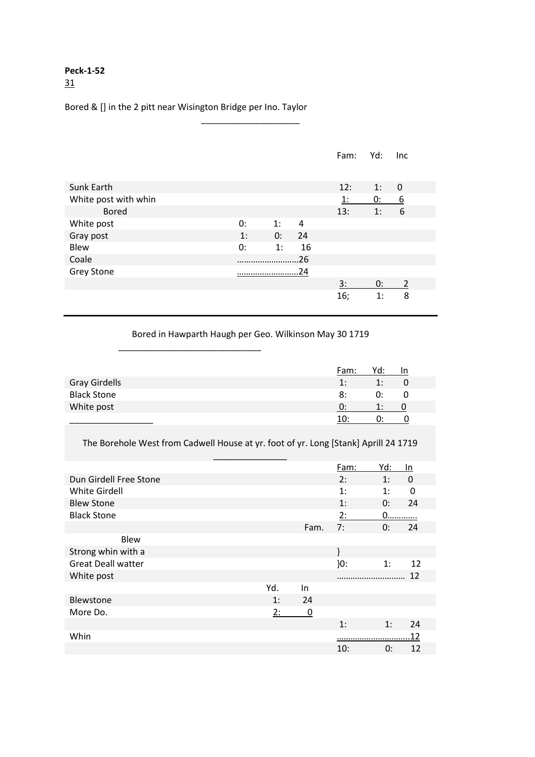**Peck-1-52**
31

Bored & [] in the 2 pitt near Wisington Bridge per Ino. Taylor

| | | | | Fam: | Yd: | Inc |
|---|---|---|---|---|---|---|
| Sunk Earth | | | | 12: | 1: | 0 |
| White post with whin | | | | 1: | 0: | 6 |
| Bored | | | | 13: | 1: | 6 |
| White post | 0: | 1: | 4 | | | |
| Gray post | 1: | 0: | 24 | | | |
| Blew | 0: | 1: | 16 | | | |
| Coale | ……………………… | | 26 | | | |
| Grey Stone | ……………………… | | 24 | | | |
| | | | | 3: | 0: | 2 |
| | | | | 16; | 1: | 8 |

Bored in Hawparth Haugh per Geo. Wilkinson May 30 1719

| | Fam: | Yd: | In |
|---|---|---|---|
| Gray Girdells | 1: | 1: | 0 |
| Black Stone | 8: | 0: | 0 |
| White post | 0: | 1: | 0 |
| | 10: | 0: | 0 |

The Borehole West from Cadwell House at yr. foot of yr. Long [Stank] Aprill 24 1719

| | | | | Fam: | Yd: | In |
|---|---|---|---|---|---|---|
| Dun Girdell Free Stone | | | | 2: | 1: | 0 |
| White Girdell | | | | 1: | 1: | 0 |
| Blew Stone | | | | 1: | 0: | 24 |
| Black Stone | | | | 2: | 0………… | |
| | | | Fam. | 7: | 0: | 24 |
| Blew | | | | | | |
| Strong whin with a | | | | } | | |
| Great Deall watter | | | | }0: | 1: | 12 |
| White post | | | | ………………………… | | 12 |
| | Yd. | In | | | | |
| Blewstone | 1: | 24 | | | | |
| More Do. | 2: | 0 | | | | |
| | | | | 1: | 1: | 24 |
| Whin | | | | ………………………… | | 12 |
| | | | | 10: | 0: | 12 |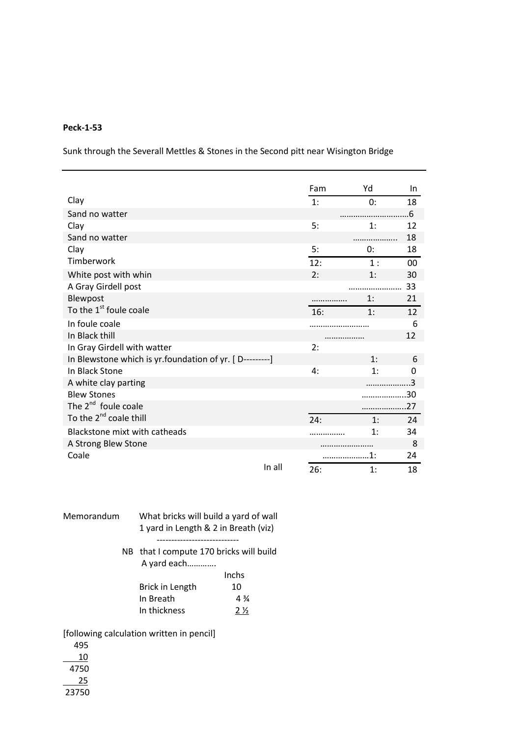**Peck-1-53**

Sunk through the Severall Mettles & Stones in the Second pitt near Wisington Bridge

| | Fam | Yd | In |
|---|---|---|---|
| Clay | 1: | 0: | 18 |
| Sand no watter | | ………………………… | 6 |
| Clay | 5: | 1: | 12 |
| Sand no watter | | ……………….. | 18 |
| Clay | 5: | 0: | 18 |
| Timberwork | 12: | 1 : | 00 |
| White post with whin | 2: | 1: | 30 |
| A Gray Girdell post | | …………………… | 33 |
| Blewpost | ……………. | 1: | 21 |
| To the 1st foule coale | 16: | 1: | 12 |
| In foule coale | ……………………… | | 6 |
| In Black thill | | ……………… | 12 |
| In Gray Girdell with watter | 2: | | |
| In Blewstone which is yr.foundation of yr. [ D---------] | | 1: | 6 |
| In Black Stone | 4: | 1: | 0 |
| A white clay parting | | ……………….. | 3 |
| Blew Stones | | ……………….. | 30 |
| The 2nd foule coale | | ……………….. | 27 |
| To the 2nd coale thill | 24: | 1: | 24 |
| Blackstone mixt with catheads | ……………. | 1: | 34 |
| A Strong Blew Stone | | …………………… | 8 |
| Coale | | …………………1: | 24 |
| In all | 26: | 1: | 18 |

Memorandum What bricks will build a yard of wall
1 yard in Length & 2 in Breath (viz)

---------------------------

NB that I compute 170 bricks will build
A yard each…………

| | Inchs |
|---|---|
| Brick in Length | 10 |
| In Breath | 4 ¾ |
| In thickness | 2 ½ |

[following calculation written in pencil]

```
  495
   10
 4750
   25
23750
```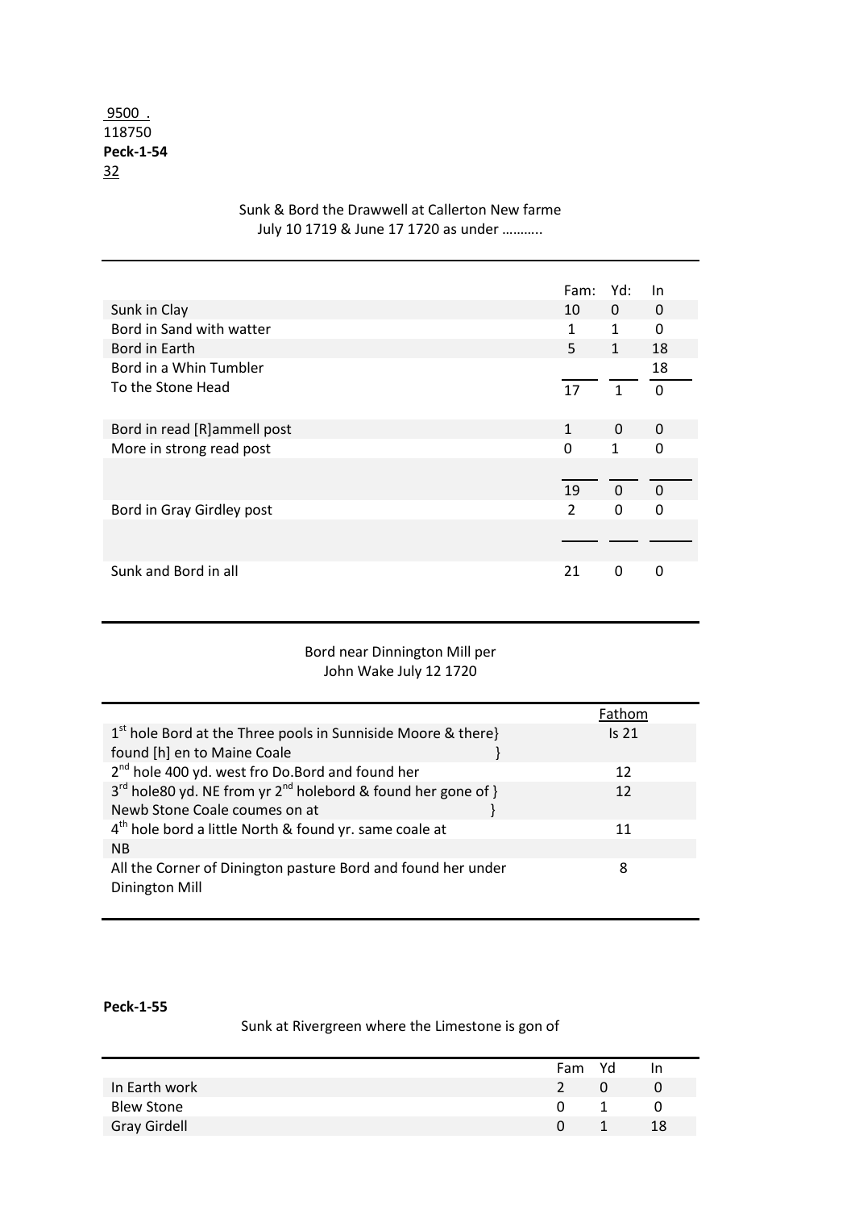<u>9500 .</u>
118750
**Peck-1-54**
<u>32</u>

Sunk & Bord the Drawwell at Callerton New farme
July 10 1719 & June 17 1720 as under ………..

| | Fam: | Yd: | In |
|---|---|---|---|
| Sunk in Clay | 10 | 0 | 0 |
| Bord in Sand with watter | 1 | 1 | 0 |
| Bord in Earth | 5 | 1 | 18 |
| Bord in a Whin Tumbler | | | 18 |
| To the Stone Head | 17 | 1 | 0 |
| Bord in read [R]ammell post | 1 | 0 | 0 |
| More in strong read post | 0 | 1 | 0 |
| | 19 | 0 | 0 |
| Bord in Gray Girdley post | 2 | 0 | 0 |
| Sunk and Bord in all | 21 | 0 | 0 |

Bord near Dinnington Mill per
John Wake July 12 1720

| | Fathom |
|---|---|
| 1st hole Bord at the Three pools in Sunniside Moore & there} found [h] en to Maine Coale } | Is 21 |
| 2nd hole 400 yd. west fro Do.Bord and found her | 12 |
| 3rd hole80 yd. NE from yr 2nd holebord & found her gone of } Newb Stone Coale coumes on at } | 12 |
| 4th hole bord a little North & found yr. same coale at | 11 |
| NB | |
| All the Corner of Dinington pasture Bord and found her under Dinington Mill | 8 |

**Peck-1-55**

Sunk at Rivergreen where the Limestone is gon of

| | Fam | Yd | In |
|---|---|---|---|
| In Earth work | 2 | 0 | 0 |
| Blew Stone | 0 | 1 | 0 |
| Gray Girdell | 0 | 1 | 18 |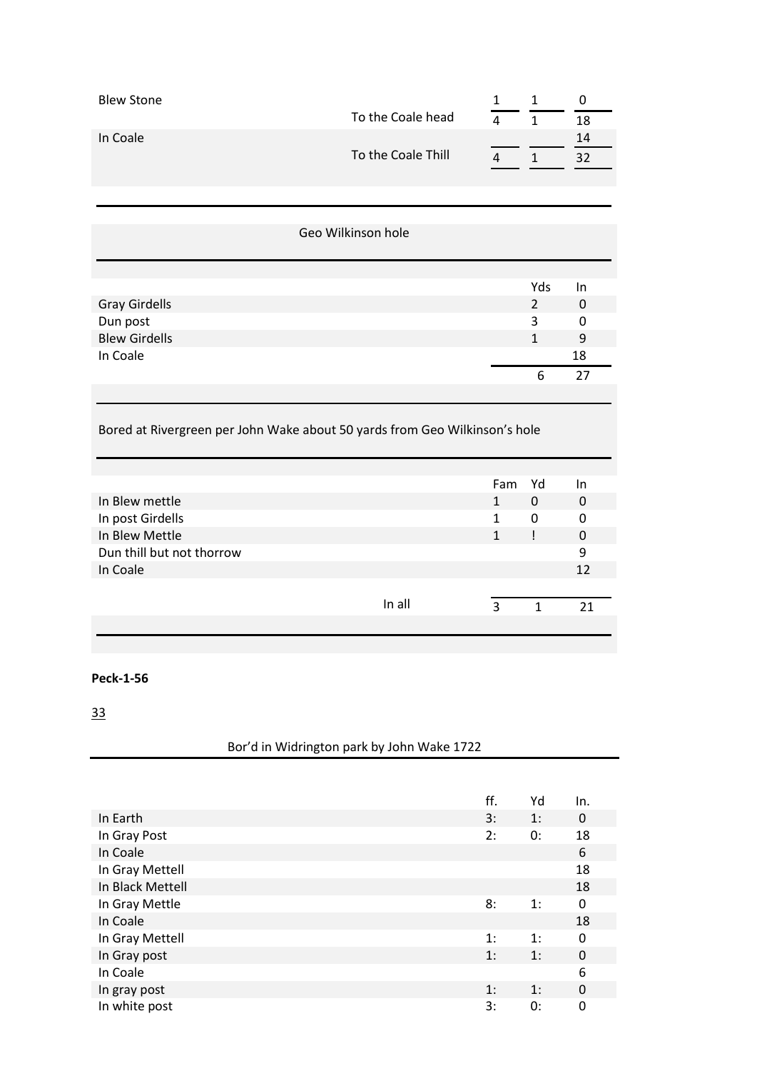| | | | | |
|---|---|---|---|---|
| Blew Stone | | 1 | 1 | 0 |
| | To the Coale head | 4 | 1 | 18 |
| In Coale | | | | 14 |
| | To the Coale Thill | 4 | 1 | 32 |

Geo Wilkinson hole

| | Yds | In |
|---|---|---|
| Gray Girdells | 2 | 0 |
| Dun post | 3 | 0 |
| Blew Girdells | 1 | 9 |
| In Coale | | 18 |
| | 6 | 27 |

Bored at Rivergreen per John Wake about 50 yards from Geo Wilkinson's hole

| | | Fam | Yd | In |
|---|---|---|---|---|
| In Blew mettle | | 1 | 0 | 0 |
| In post Girdells | | 1 | 0 | 0 |
| In Blew Mettle | | 1 | ! | 0 |
| Dun thill but not thorrow | | | | 9 |
| In Coale | | | | 12 |
| | In all | 3 | 1 | 21 |

**Peck-1-56**

33

Bor'd in Widrington park by John Wake 1722

| | ff. | Yd | In. |
|---|---|---|---|
| In Earth | 3: | 1: | 0 |
| In Gray Post | 2: | 0: | 18 |
| In Coale | | | 6 |
| In Gray Mettell | | | 18 |
| In Black Mettell | | | 18 |
| In Gray Mettle | 8: | 1: | 0 |
| In Coale | | | 18 |
| In Gray Mettell | 1: | 1: | 0 |
| In Gray post | 1: | 1: | 0 |
| In Coale | | | 6 |
| In gray post | 1: | 1: | 0 |
| In white post | 3: | 0: | 0 |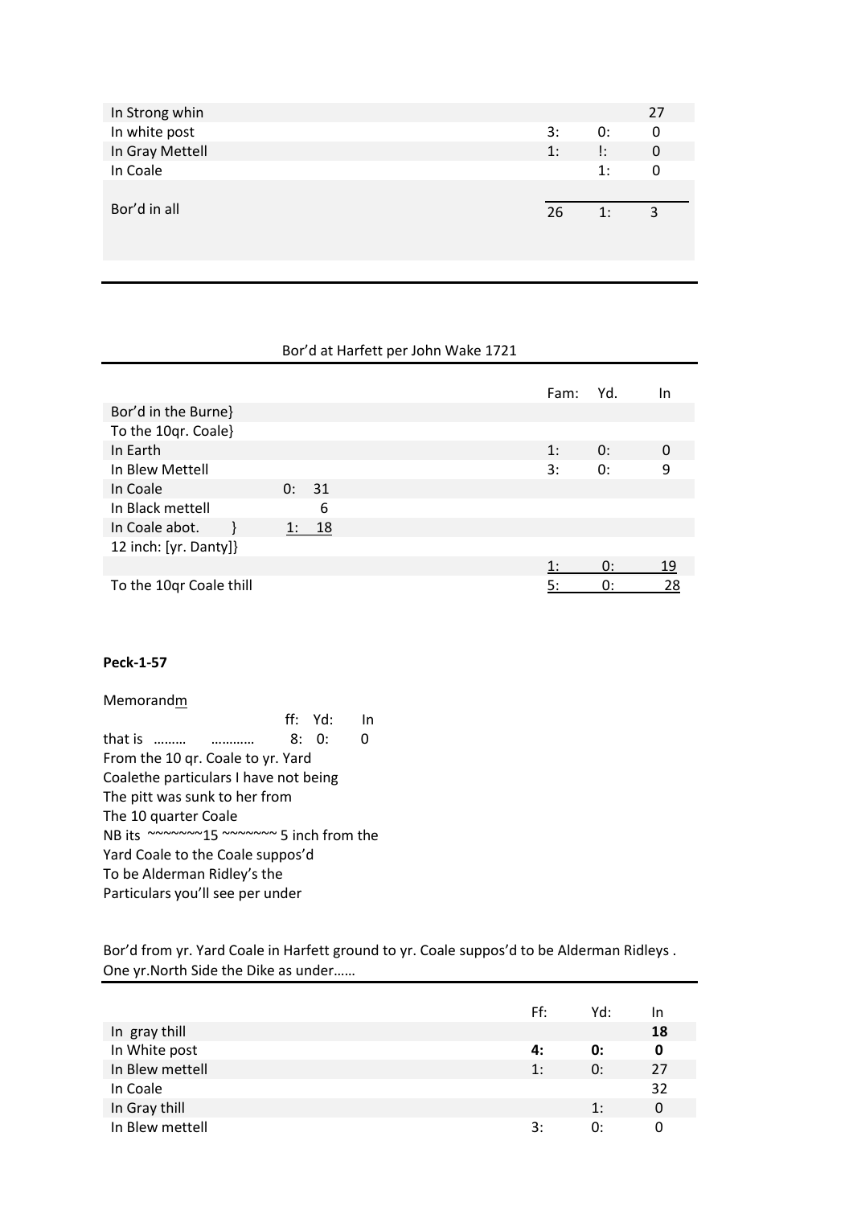| | | | |
|---|---|---|---|
| In Strong whin | | | 27 |
| In white post | 3: | 0: | 0 |
| In Gray Mettell | 1: | !: | 0 |
| In Coale | | 1: | 0 |
| Bor'd in all | 26 | 1: | 3 |

Bor'd at Harfett per John Wake 1721

| | | Fam: | Yd. | In |
|---|---|---|---|---|
| Bor'd in the Burne} | | | | |
| To the 10qr. Coale} | | | | |
| In Earth | | 1: | 0: | 0 |
| In Blew Mettell | | 3: | 0: | 9 |
| In Coale | 0: 31 | | | |
| In Black mettell | 6 | | | |
| In Coale abot. } | 1: 18 | | | |
| 12 inch: [yr. Danty]} | | | | |
| | | 1: | 0: | 19 |
| To the 10qr Coale thill | | 5: | 0: | 28 |

**Peck-1-57**

Memorandm

| | ff: | Yd: | In |
|---|---|---|---|
| that is ……… ………… | 8: | 0: | 0 |

From the 10 qr. Coale to yr. Yard
Coalethe particulars I have not being
The pitt was sunk to her from
The 10 quarter Coale
NB its ~~~~~~~15 ~~~~~~~ 5 inch from the
Yard Coale to the Coale suppos'd
To be Alderman Ridley's the
Particulars you'll see per under

Bor'd from yr. Yard Coale in Harfett ground to yr. Coale suppos'd to be Alderman Ridleys . One yr.North Side the Dike as under……

| | Ff: | Yd: | In |
|---|---|---|---|
| In gray thill | | | **18** |
| In White post | **4:** | **0:** | **0** |
| In Blew mettell | 1: | 0: | 27 |
| In Coale | | | 32 |
| In Gray thill | | 1: | 0 |
| In Blew mettell | 3: | 0: | 0 |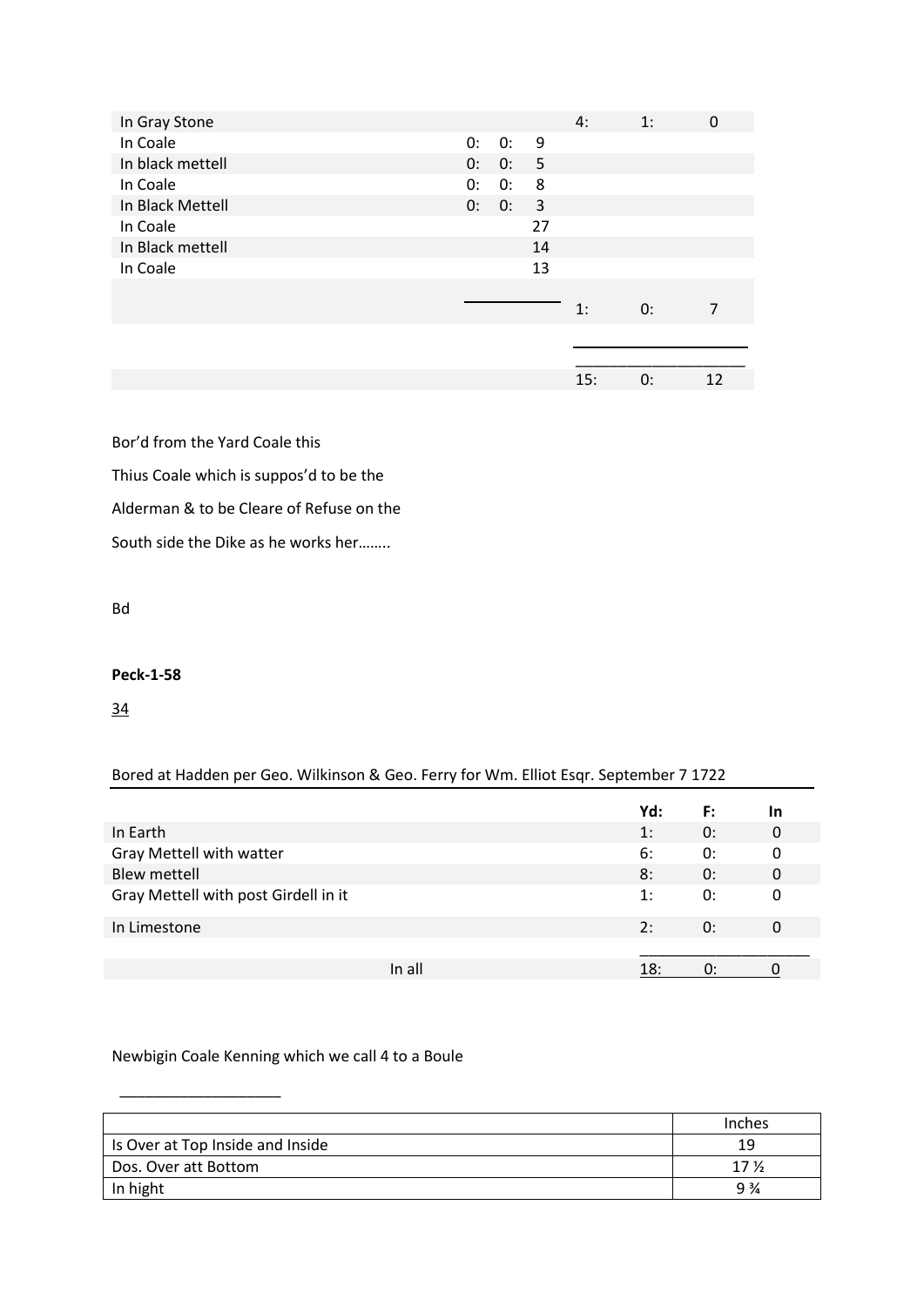| | | | | | | |
|---|---|---|---|---|---|---|
| In Gray Stone | | | | 4: | 1: | 0 |
| In Coale | 0: | 0: | 9 | | | |
| In black mettell | 0: | 0: | 5 | | | |
| In Coale | 0: | 0: | 8 | | | |
| In Black Mettell | 0: | 0: | 3 | | | |
| In Coale | | | 27 | | | |
| In Black mettell | | | 14 | | | |
| In Coale | | | 13 | | | |
| | | | | 1: | 0: | 7 |
| | | | | 15: | 0: | 12 |

Bor'd from the Yard Coale this

Thius Coale which is suppos'd to be the

Alderman & to be Cleare of Refuse on the

South side the Dike as he works her……..

Bd

**Peck-1-58**

34

Bored at Hadden per Geo. Wilkinson & Geo. Ferry for Wm. Elliot Esqr. September 7 1722

| | Yd: | F: | In |
|---|---|---|---|
| In Earth | 1: | 0: | 0 |
| Gray Mettell with watter | 6: | 0: | 0 |
| Blew mettell | 8: | 0: | 0 |
| Gray Mettell with post Girdell in it | 1: | 0: | 0 |
| In Limestone | 2: | 0: | 0 |
| In all | 18: | 0: | 0 |

Newbigin Coale Kenning which we call 4 to a Boule

| | Inches |
|---|---|
| Is Over at Top Inside and Inside | 19 |
| Dos. Over att Bottom | 17 ½ |
| In hight | 9 ¾ |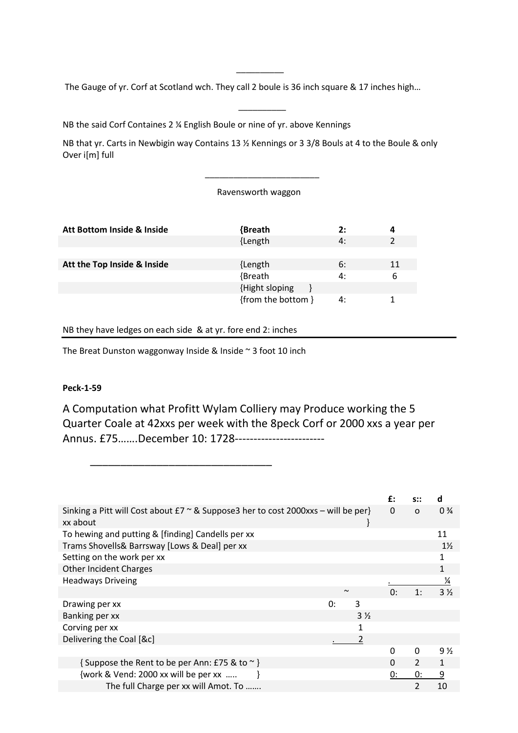---

The Gauge of yr. Corf at Scotland wch. They call 2 boule is 36 inch square & 17 inches high…

---

NB the said Corf Containes 2 ¼ English Boule or nine of yr. above Kennings

NB that yr. Carts in Newbigin way Contains 13 ½ Kennings or 3 3/8 Bouls at 4 to the Boule & only Over i[m] full

---

Ravensworth waggon

| | | | |
|---|---|---|---|
| **Att Bottom Inside & Inside** | **{Breath** | **2:** | **4** |
| | {Length | 4: | 2 |
| | | | |
| **Att the Top Inside & Inside** | {Length | 6: | 11 |
| | {Breath | 4: | 6 |
| | {Hight sloping } | | |
| | {from the bottom } | 4: | 1 |

NB they have ledges on each side & at yr. fore end 2: inches

---

The Breat Dunston waggonway Inside & Inside ~ 3 foot 10 inch

**Peck-1-59**

A Computation what Profitt Wylam Colliery may Produce working the 5 Quarter Coale at 42xxs per week with the 8peck Corf or 2000 xxs a year per Annus. £75…….December 10: 1728------------------------

---

| | | | £: | s:: | d |
|---|---|---|---|---|---|
| Sinking a Pitt will Cost about £7 ~ & Suppose3 her to cost 2000xxs – will be per} xx about } | | | 0 | o | 0 ¾ |
| To hewing and putting & [finding] Candells per xx | | | | | 11 |
| Trams Shovells& Barrsway [Lows & Deal] per xx | | | | | 1½ |
| Setting on the work per xx | | | | | 1 |
| Other Incident Charges | | | | | 1 |
| Headways Driveing | | | . | | ¼ |
| | | ~ | 0: | 1: | 3 ½ |
| Drawing per xx | 0: | 3 | | | |
| Banking per xx | | 3 ½ | | | |
| Corving per xx | | 1 | | | |
| Delivering the Coal [&c] | . | 2 | | | |
| | | | 0 | 0 | 9 ½ |
| { Suppose the Rent to be per Ann: £75 & to ~ } | | | 0 | 2 | 1 |
| {work & Vend: 2000 xx will be per xx ….. } | | | 0: | 0: | 9 |
| The full Charge per xx will Amot. To ……. | | | | 2 | 10 |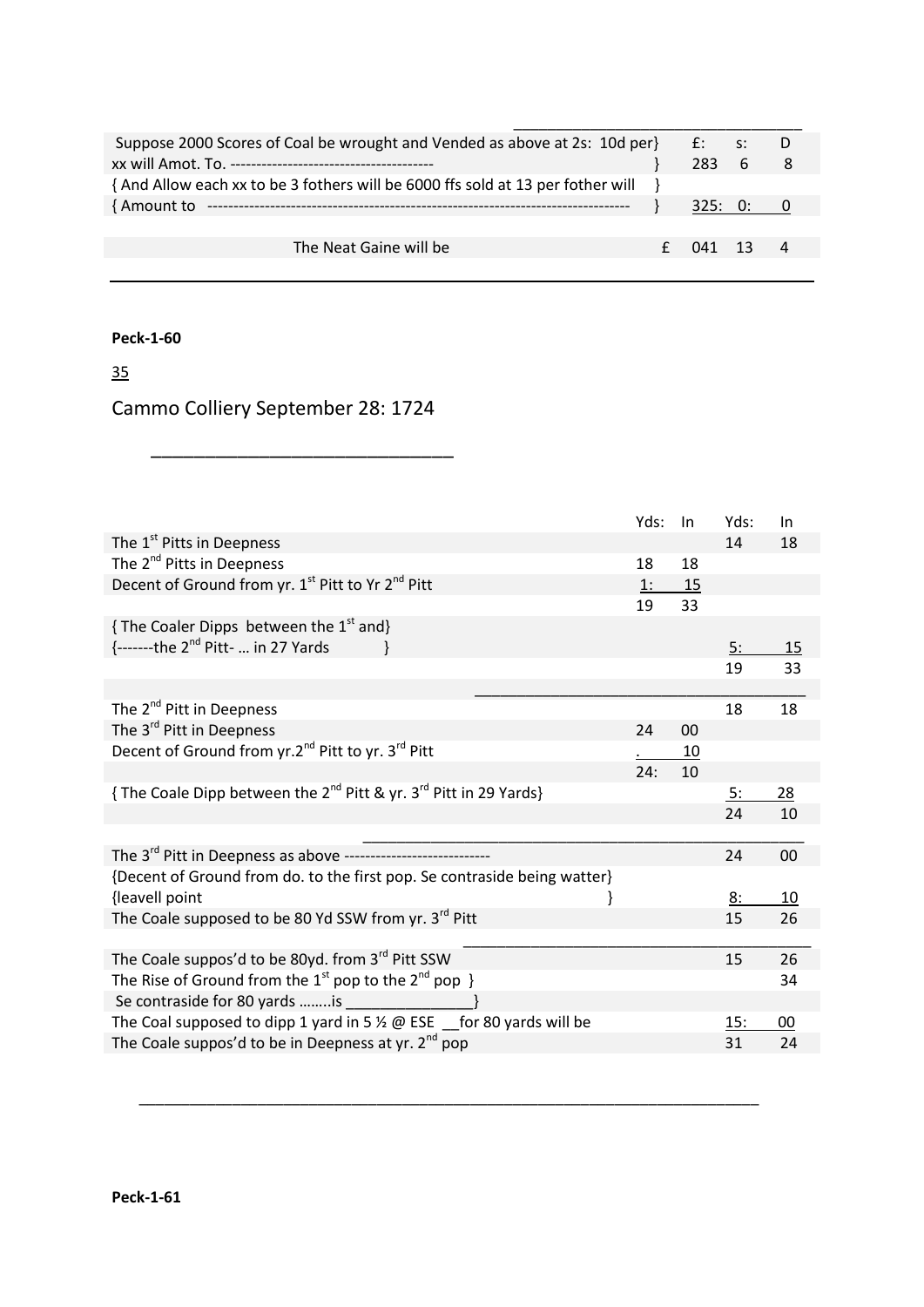| | | £: | s: | D |
|---|---|---|---|---|
| Suppose 2000 Scores of Coal be wrought and Vended as above at 2s: 10d per} xx will Amot. To. -------------------------------------- | } | 283 | 6 | 8 |
| { And Allow each xx to be 3 fothers will be 6000 ffs sold at 13 per fother will { Amount to -------------------------------------------------------------------------------- | } | 325: | 0: | 0 |
| | | | | |
| The Neat Gaine will be | £ | 041 | 13 | 4 |

**Peck-1-60**

35

Cammo Colliery September 28: 1724

| | Yds: | In | Yds: | In |
|---|---|---|---|---|
| The 1st Pitts in Deepness | | | 14 | 18 |
| The 2nd Pitts in Deepness | 18 | 18 | | |
| Decent of Ground from yr. 1st Pitt to Yr 2nd Pitt | 1: | 15 | | |
| | 19 | 33 | | |
| { The Coaler Dipps between the 1st and} {-------the 2nd Pitt- … in 27 Yards } | | | 5: | 15 |
| | | | 19 | 33 |
| | | | | |
| The 2nd Pitt in Deepness | | | 18 | 18 |
| The 3rd Pitt in Deepness | 24 | 00 | | |
| Decent of Ground from yr.2nd Pitt to yr. 3rd Pitt | . | 10 | | |
| | 24: | 10 | | |
| { The Coale Dipp between the 2nd Pitt & yr. 3rd Pitt in 29 Yards} | | | 5: | 28 |
| | | | 24 | 10 |
| | | | | |
| The 3rd Pitt in Deepness as above ---------------------------- | | | 24 | 00 |
| {Decent of Ground from do. to the first pop. Se contraside being watter} {leavell point } | | | 8: | 10 |
| The Coale supposed to be 80 Yd SSW from yr. 3rd Pitt | | | 15 | 26 |
| | | | | |
| The Coale suppos'd to be 80yd. from 3rd Pitt SSW | | | 15 | 26 |
| The Rise of Ground from the 1st pop to the 2nd pop } Se contraside for 80 yards ……..is _______________} | | | | 34 |
| The Coal supposed to dipp 1 yard in 5 ½ @ ESE __for 80 yards will be | | | 15: | 00 |
| The Coale suppos'd to be in Deepness at yr. 2nd pop | | | 31 | 24 |

**Peck-1-61**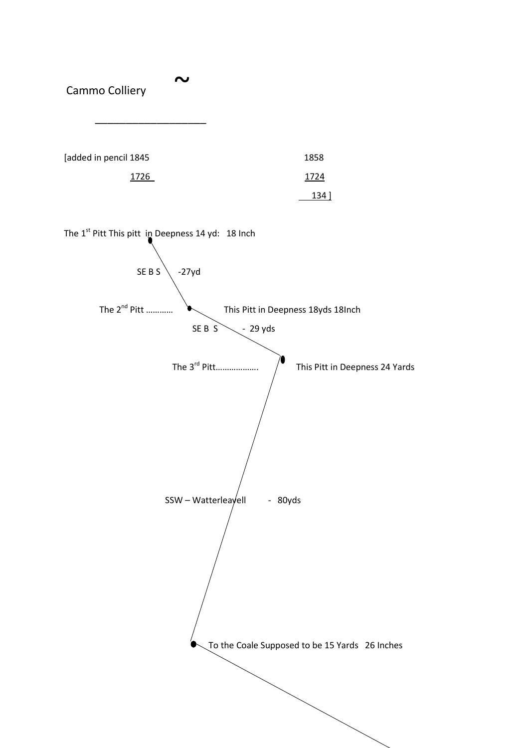Cammo Colliery ~

___________________

[added in pencil 1845 &nbsp;&nbsp;&nbsp;&nbsp;&nbsp;&nbsp;&nbsp;&nbsp;&nbsp;&nbsp;&nbsp;&nbsp;&nbsp;&nbsp;&nbsp;&nbsp;&nbsp;&nbsp;&nbsp;&nbsp;&nbsp;&nbsp;&nbsp;&nbsp;&nbsp;&nbsp;&nbsp;&nbsp;&nbsp;&nbsp;&nbsp;&nbsp;&nbsp;&nbsp;&nbsp;&nbsp;&nbsp;&nbsp;&nbsp;&nbsp; 1858

1726 &nbsp;&nbsp;&nbsp;&nbsp;&nbsp;&nbsp;&nbsp;&nbsp;&nbsp;&nbsp;&nbsp;&nbsp;&nbsp;&nbsp;&nbsp;&nbsp;&nbsp;&nbsp;&nbsp;&nbsp;&nbsp;&nbsp;&nbsp;&nbsp;&nbsp;&nbsp;&nbsp;&nbsp;&nbsp;&nbsp;&nbsp;&nbsp;&nbsp;&nbsp;&nbsp;&nbsp;&nbsp;&nbsp;&nbsp;&nbsp;&nbsp;&nbsp;&nbsp;&nbsp;&nbsp;&nbsp;&nbsp;&nbsp;&nbsp;&nbsp;&nbsp;&nbsp;&nbsp;&nbsp;&nbsp;&nbsp; 1724

134 ]

The 1st Pitt This pitt in Deepness 14 yd: 18 Inch

SE B S -27yd

The 2nd Pitt ………… This Pitt in Deepness 18yds 18Inch

SE B S - 29 yds

The 3rd Pitt……………… This Pitt in Deepness 24 Yards

SSW – Watterleavell - 80yds

To the Coale Supposed to be 15 Yards 26 Inches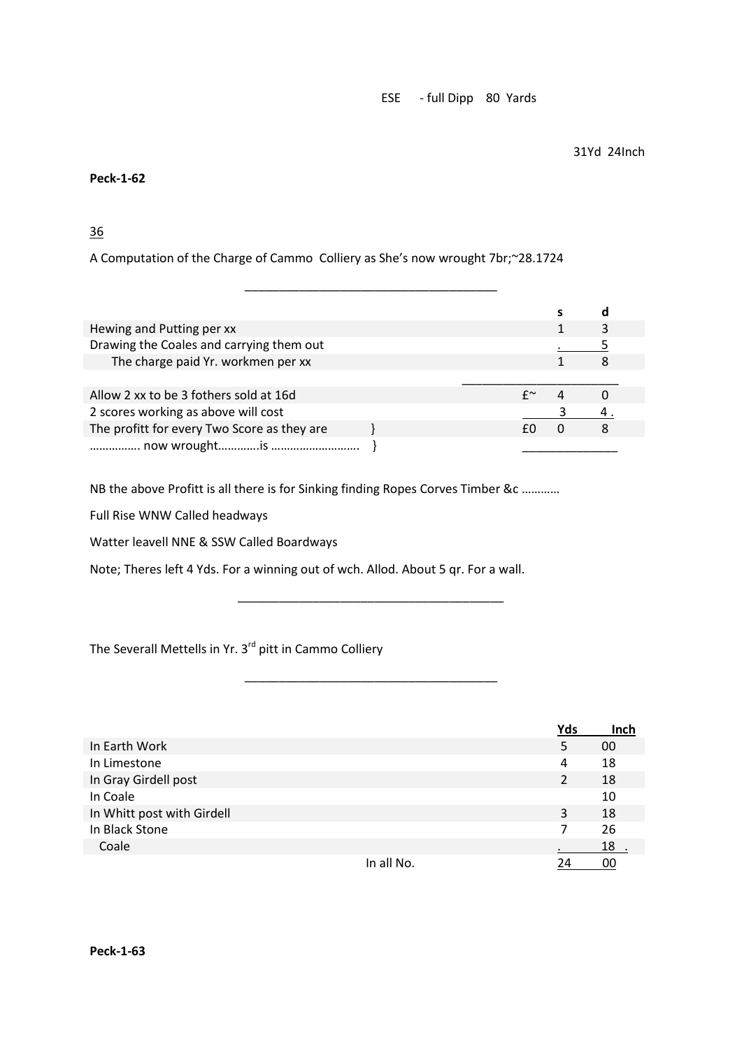ESE - full Dipp 80 Yards

31Yd 24Inch

**Peck-1-62**

36

A Computation of the Charge of Cammo Colliery as She's now wrought 7br;~28.1724

| | | s | d |
|---|---|---|---|
| Hewing and Putting per xx | | 1 | 3 |
| Drawing the Coales and carrying them out | | . | 5 |
| The charge paid Yr. workmen per xx | | 1 | 8 |
| | | | |
| Allow 2 xx to be 3 fothers sold at 16d | £~ | 4 | 0 |
| 2 scores working as above will cost | | 3 | 4 . |
| The profitt for every Two Score as they are } ……………. now wrought………….is ………………………. } | £0 | 0 | 8 |

NB the above Profitt is all there is for Sinking finding Ropes Corves Timber &c …………

Full Rise WNW Called headways

Watter leavell NNE & SSW Called Boardways

Note; Theres left 4 Yds. For a winning out of wch. Allod. About 5 qr. For a wall.

The Severall Mettells in Yr. 3rd pitt in Cammo Colliery

| | Yds | Inch |
|---|---|---|
| In Earth Work | 5 | 00 |
| In Limestone | 4 | 18 |
| In Gray Girdell post | 2 | 18 |
| In Coale | | 10 |
| In Whitt post with Girdell | 3 | 18 |
| In Black Stone | 7 | 26 |
| Coale | . | 18 . |
| In all No. | 24 | 00 |

**Peck-1-63**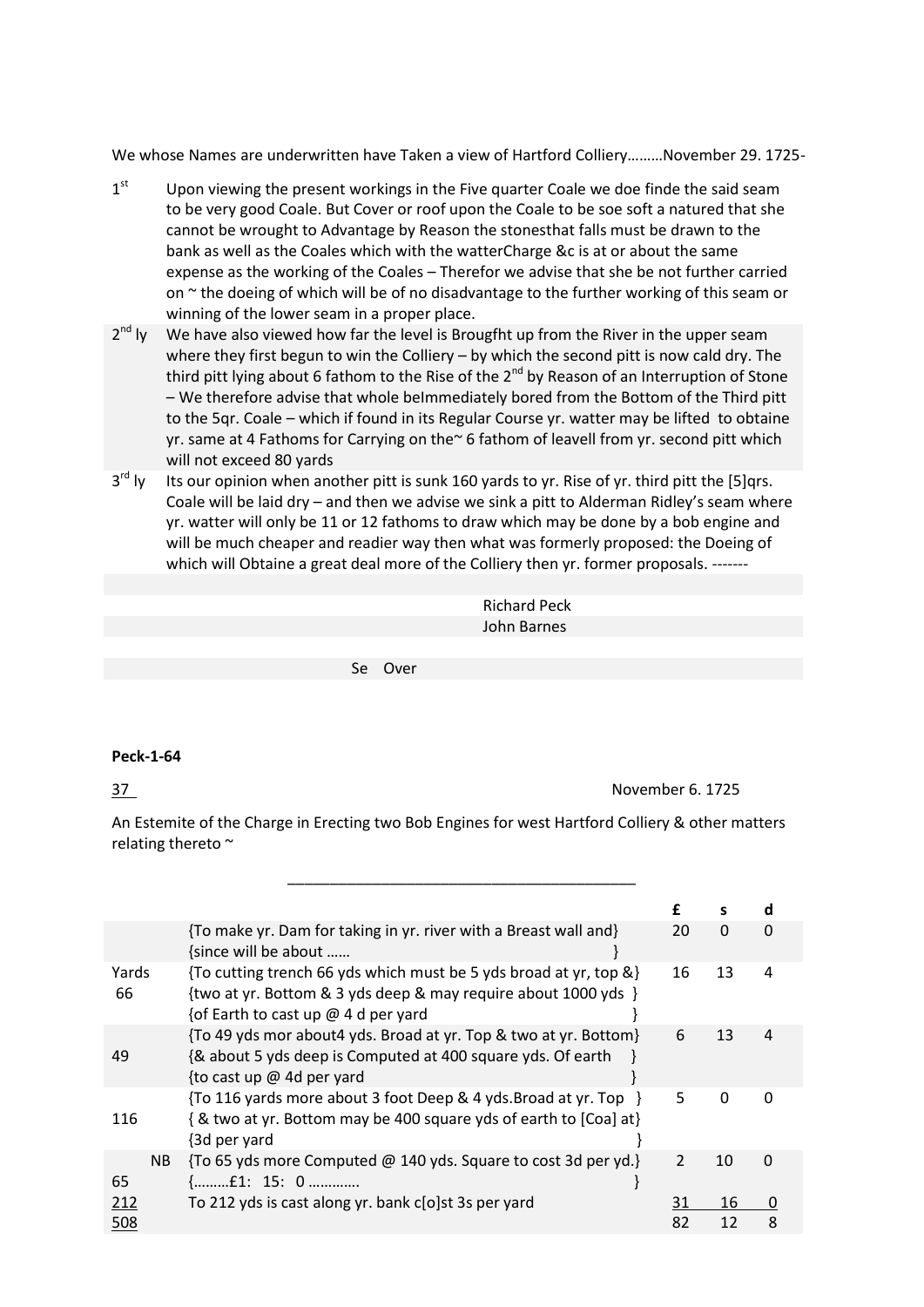We whose Names are underwritten have Taken a view of Hartford Colliery………November 29. 1725-

1st — Upon viewing the present workings in the Five quarter Coale we doe finde the said seam to be very good Coale. But Cover or roof upon the Coale to be soe soft a natured that she cannot be wrought to Advantage by Reason the stonesthat falls must be drawn to the bank as well as the Coales which with the watterCharge &c is at or about the same expense as the working of the Coales – Therefor we advise that she be not further carried on ~ the doeing of which will be of no disadvantage to the further working of this seam or winning of the lower seam in a proper place.

2nd ly — We have also viewed how far the level is Brougfht up from the River in the upper seam where they first begun to win the Colliery – by which the second pitt is now cald dry. The third pitt lying about 6 fathom to the Rise of the 2nd by Reason of an Interruption of Stone – We therefore advise that whole beImmediately bored from the Bottom of the Third pitt to the 5qr. Coale – which if found in its Regular Course yr. watter may be lifted to obtaine yr. same at 4 Fathoms for Carrying on the~ 6 fathom of leavell from yr. second pitt which will not exceed 80 yards

3rd ly — Its our opinion when another pitt is sunk 160 yards to yr. Rise of yr. third pitt the [5]qrs. Coale will be laid dry – and then we advise we sink a pitt to Alderman Ridley's seam where yr. watter will only be 11 or 12 fathoms to draw which may be done by a bob engine and will be much cheaper and readier way then what was formerly proposed: the Doeing of which will Obtaine a great deal more of the Colliery then yr. former proposals. -------

Richard Peck
John Barnes

Se Over

**Peck-1-64**

37 — November 6. 1725

An Estemite of the Charge in Erecting two Bob Engines for west Hartford Colliery & other matters relating thereto ~

| | | £ | s | d |
|---|---|---|---|---|
| | {To make yr. Dam for taking in yr. river with a Breast wall and} {since will be about …… } | 20 | 0 | 0 |
| Yards 66 | {To cutting trench 66 yds which must be 5 yds broad at yr, top &} {two at yr. Bottom & 3 yds deep & may require about 1000 yds } {of Earth to cast up @ 4 d per yard } | 16 | 13 | 4 |
| 49 | {To 49 yds mor about4 yds. Broad at yr. Top & two at yr. Bottom} {& about 5 yds deep is Computed at 400 square yds. Of earth } {to cast up @ 4d per yard } | 6 | 13 | 4 |
| 116 | {To 116 yards more about 3 foot Deep & 4 yds.Broad at yr. Top } { & two at yr. Bottom may be 400 square yds of earth to [Coa] at} {3d per yard } | 5 | 0 | 0 |
| NB 65 | {To 65 yds more Computed @ 140 yds. Square to cost 3d per yd.} {………£1: 15: 0 ………… } | 2 | 10 | 0 |
| 212 | To 212 yds is cast along yr. bank c[o]st 3s per yard | 31 | 16 | 0 |
| 508 | | 82 | 12 | 8 |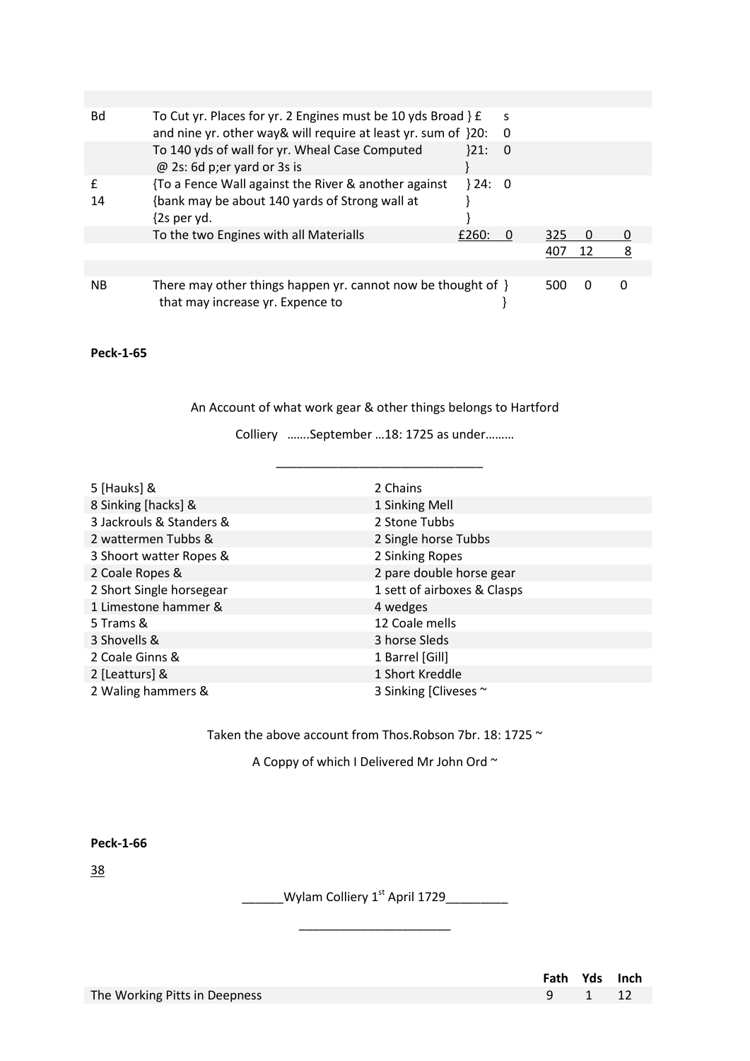| | | | | | | |
|---|---|---|---|---|---|---|
| Bd | To Cut yr. Places for yr. 2 Engines must be 10 yds Broad } £ and nine yr. other way& will require at least yr. sum of }20: | s 0 | | | | |
| | To 140 yds of wall for yr. Wheal Case Computed @ 2s: 6d p;er yard or 3s is | }21: } | 0 | | | |
| £ 14 | {To a Fence Wall against the River & another against {bank may be about 140 yards of Strong wall at {2s per yd. | } 24: } } | 0 | | | |
| | To the two Engines with all Materialls | £260: | 0 | 325 | 0 | 0 |
| | | | | 407 | 12 | 8 |
| | | | | | | |
| NB | There may other things happen yr. cannot now be thought of } that may increase yr. Expence to } | | | 500 | 0 | 0 |

**Peck-1-65**

An Account of what work gear & other things belongs to Hartford

Colliery …….September …18: 1725 as under………

_______________________________

| | |
|---|---|
| 5 [Hauks] & | 2 Chains |
| 8 Sinking [hacks] & | 1 Sinking Mell |
| 3 Jackrouls & Standers & | 2 Stone Tubbs |
| 2 wattermen Tubbs & | 2 Single horse Tubbs |
| 3 Shoort watter Ropes & | 2 Sinking Ropes |
| 2 Coale Ropes & | 2 pare double horse gear |
| 2 Short Single horsegear | 1 sett of airboxes & Clasps |
| 1 Limestone hammer & | 4 wedges |
| 5 Trams & | 12 Coale mells |
| 3 Shovells & | 3 horse Sleds |
| 2 Coale Ginns & | 1 Barrel [Gill] |
| 2 [Leatturs] & | 1 Short Kreddle |
| 2 Waling hammers & | 3 Sinking [Cliveses ~ |

Taken the above account from Thos.Robson 7br. 18: 1725 ~

A Coppy of which I Delivered Mr John Ord ~

**Peck-1-66**

38

______Wylam Colliery 1st April 1729_________

_______________________

| | Fath | Yds | Inch |
|---|---|---|---|
| The Working Pitts in Deepness | 9 | 1 | 12 |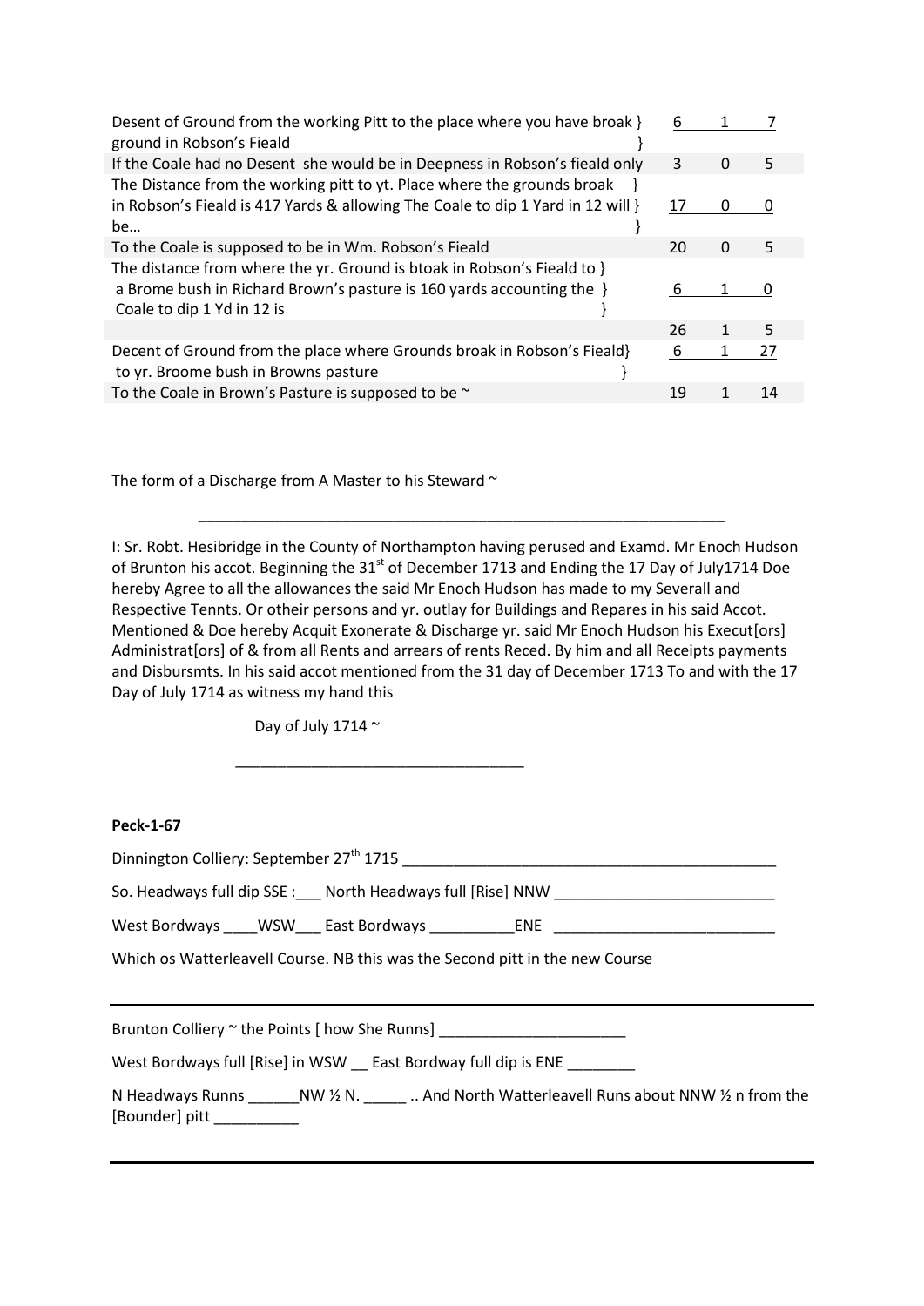| | | | |
|---|---|---|---|
| Desent of Ground from the working Pitt to the place where you have broak } ground in Robson's Fieald } | 6 | 1 | 7 |
| If the Coale had no Desent she would be in Deepness in Robson's fieald only | 3 | 0 | 5 |
| The Distance from the working pitt to yt. Place where the grounds broak } in Robson's Fieald is 417 Yards & allowing The Coale to dip 1 Yard in 12 will } be… } | 17 | 0 | 0 |
| To the Coale is supposed to be in Wm. Robson's Fieald | 20 | 0 | 5 |
| The distance from where the yr. Ground is btoak in Robson's Fieald to } a Brome bush in Richard Brown's pasture is 160 yards accounting the } Coale to dip 1 Yd in 12 is } | 6 | 1 | 0 |
| | 26 | 1 | 5 |
| Decent of Ground from the place where Grounds broak in Robson's Fieald} to yr. Broome bush in Browns pasture } | 6 | 1 | 27 |
| To the Coale in Brown's Pasture is supposed to be ~ | 19 | 1 | 14 |

The form of a Discharge from A Master to his Steward ~

---

I: Sr. Robt. Hesibridge in the County of Northampton having perused and Examd. Mr Enoch Hudson of Brunton his accot. Beginning the 31st of December 1713 and Ending the 17 Day of July1714 Doe hereby Agree to all the allowances the said Mr Enoch Hudson has made to my Severall and Respective Tennts. Or otheir persons and yr. outlay for Buildings and Repares in his said Accot. Mentioned & Doe hereby Acquit Exonerate & Discharge yr. said Mr Enoch Hudson his Execut[ors] Administrat[ors] of & from all Rents and arrears of rents Reced. By him and all Receipts payments and Disbursmts. In his said accot mentioned from the 31 day of December 1713 To and with the 17 Day of July 1714 as witness my hand this

Day of July 1714 ~

___________________________________

**Peck-1-67**

Dinnington Colliery: September 27th 1715 ______________________________________________

So. Headways full dip SSE :___ North Headways full [Rise] NNW __________________________

West Bordways ____WSW___ East Bordways __________ENE __________________________

Which os Watterleavell Course. NB this was the Second pitt in the new Course

---

Brunton Colliery ~ the Points [ how She Runns] ______________________

West Bordways full [Rise] in WSW __ East Bordway full dip is ENE ________

N Headways Runns ______NW ½ N. _____ .. And North Watterleavell Runs about NNW ½ n from the [Bounder] pitt __________

---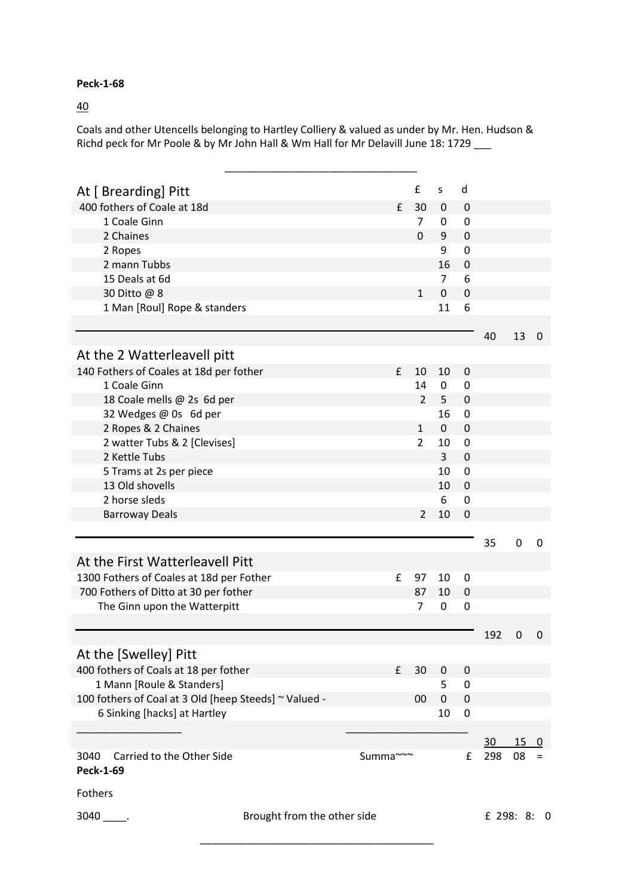**Peck-1-68**

40

Coals and other Utencells belonging to Hartley Colliery & valued as under by Mr. Hen. Hudson & Richd peck for Mr Poole & by Mr John Hall & Wm Hall for Mr Delavill June 18: 1729 ___

| | | £ | s | d | | | |
|---|---|---|---|---|---|---|---|
| **At [ Brearding] Pitt** | | | | | | | |
| 400 fothers of Coale at 18d | £ | 30 | 0 | 0 | | | |
| 1 Coale Ginn | | 7 | 0 | 0 | | | |
| 2 Chaines | | 0 | 9 | 0 | | | |
| 2 Ropes | | | 9 | 0 | | | |
| 2 mann Tubbs | | | 16 | 0 | | | |
| 15 Deals at 6d | | | 7 | 6 | | | |
| 30 Ditto @ 8 | | 1 | 0 | 0 | | | |
| 1 Man [Roul] Rope & standers | | | 11 | 6 | | | |
| | | | | | 40 | 13 | 0 |
| **At the 2 Watterleavell pitt** | | | | | | | |
| 140 Fothers of Coales at 18d per fother | £ | 10 | 10 | 0 | | | |
| 1 Coale Ginn | | 14 | 0 | 0 | | | |
| 18 Coale mells @ 2s 6d per | | 2 | 5 | 0 | | | |
| 32 Wedges @ 0s 6d per | | | 16 | 0 | | | |
| 2 Ropes & 2 Chaines | | 1 | 0 | 0 | | | |
| 2 watter Tubs & 2 [Clevises] | | 2 | 10 | 0 | | | |
| 2 Kettle Tubs | | | 3 | 0 | | | |
| 5 Trams at 2s per piece | | | 10 | 0 | | | |
| 13 Old shovells | | | 10 | 0 | | | |
| 2 horse sleds | | | 6 | 0 | | | |
| Barroway Deals | | 2 | 10 | 0 | | | |
| | | | | | 35 | 0 | 0 |
| **At the First Watterleavell Pitt** | | | | | | | |
| 1300 Fothers of Coales at 18d per Fother | £ | 97 | 10 | 0 | | | |
| 700 Fothers of Ditto at 30 per fother | | 87 | 10 | 0 | | | |
| The Ginn upon the Watterpitt | | 7 | 0 | 0 | | | |
| | | | | | 192 | 0 | 0 |
| **At the [Swelley] Pitt** | | | | | | | |
| 400 fothers of Coals at 18 per fother | £ | 30 | 0 | 0 | | | |
| 1 Mann [Roule & Standers] | | | 5 | 0 | | | |
| 100 fothers of Coal at 3 Old [heep Steeds] ~ Valued - | | 00 | 0 | 0 | | | |
| 6 Sinking [hacks] at Hartley | | | 10 | 0 | | | |
| | | | | | 30 | 15 | 0 |
| 3040 Carried to the Other Side | Summa~~~ | | | £ | 298 | 08 | = |

**Peck-1-69**

Fothers

3040 ____. Brought from the other side £ 298: 8: 0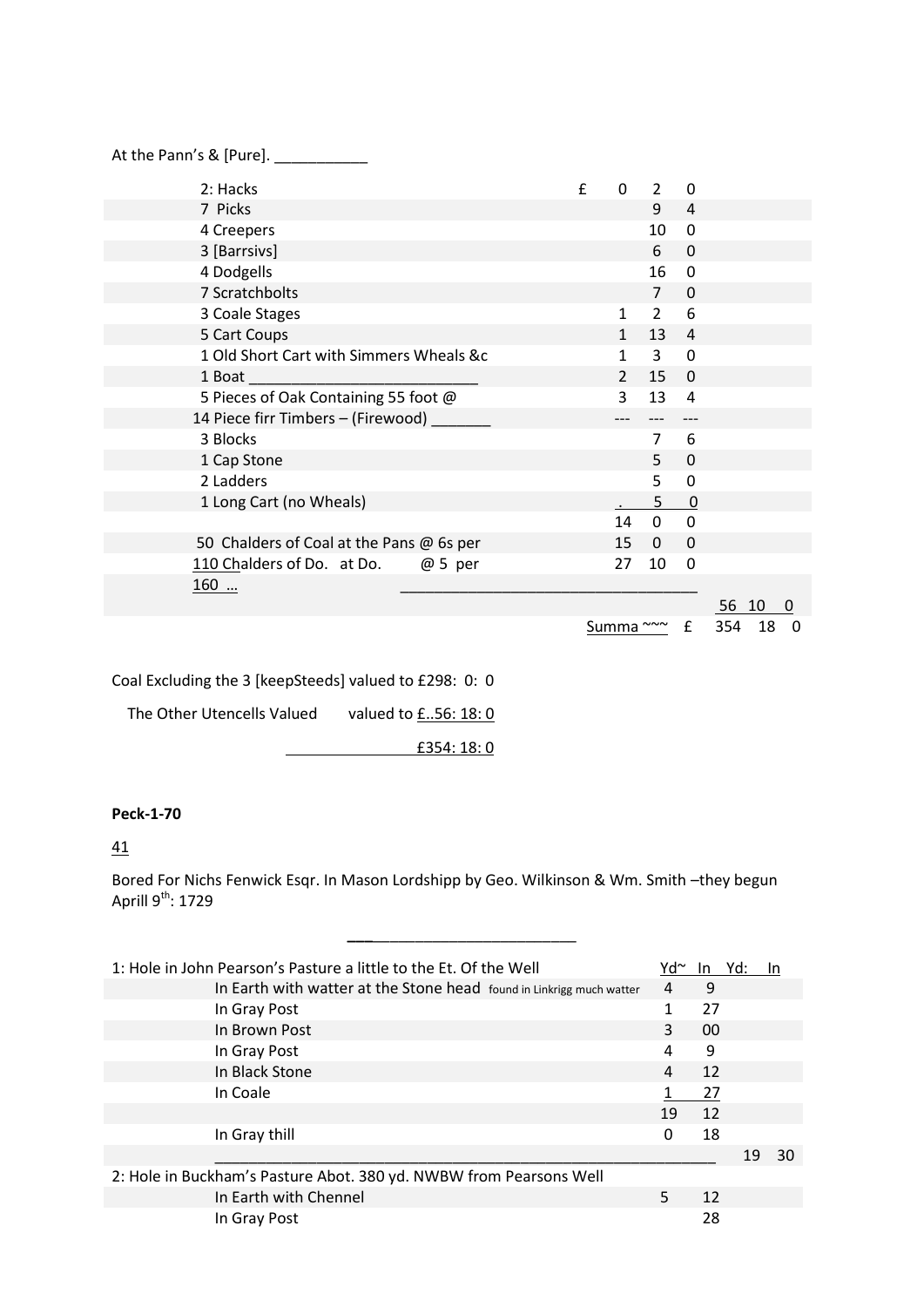At the Pann's & [Pure]. ___________

| Item | £ | s | d | | | |
|---|---|---|---|---|---|---|
| 2: Hacks | £ 0 | 2 | 0 | | | |
| 7 Picks | | 9 | 4 | | | |
| 4 Creepers | | 10 | 0 | | | |
| 3 [Barrsivs] | | 6 | 0 | | | |
| 4 Dodgells | | 16 | 0 | | | |
| 7 Scratchbolts | | 7 | 0 | | | |
| 3 Coale Stages | 1 | 2 | 6 | | | |
| 5 Cart Coups | 1 | 13 | 4 | | | |
| 1 Old Short Cart with Simmers Wheals &c | 1 | 3 | 0 | | | |
| 1 Boat ___________________________ | 2 | 15 | 0 | | | |
| 5 Pieces of Oak Containing 55 foot @ | 3 | 13 | 4 | | | |
| 14 Piece firr Timbers – (Firewood) _______ | --- | --- | --- | | | |
| 3 Blocks | | 7 | 6 | | | |
| 1 Cap Stone | | 5 | 0 | | | |
| 2 Ladders | | 5 | 0 | | | |
| 1 Long Cart (no Wheals) | . | 5 | 0 | | | |
| | 14 | 0 | 0 | | | |
| 50 Chalders of Coal at the Pans @ 6s per | 15 | 0 | 0 | | | |
| 110 Chalders of Do. at Do. @ 5 per | 27 | 10 | 0 | | | |
| 160 ... | | | | | | |
| | | | | 56 | 10 | 0 |
| | Summa ~~~ £ | | | 354 | 18 | 0 |

Coal Excluding the 3 [keepSteeds] valued to £298: 0: 0

The Other Utencells Valued valued to £..56: 18: 0

£354: 18: 0

**Peck-1-70**

41

Bored For Nichs Fenwick Esqr. In Mason Lordshipp by Geo. Wilkinson & Wm. Smith –they begun Aprill 9th: 1729

| | Yd~ | In | Yd: | In |
|---|---|---|---|---|
| 1: Hole in John Pearson's Pasture a little to the Et. Of the Well | | | | |
| In Earth with watter at the Stone head found in Linkrigg much watter | 4 | 9 | | |
| In Gray Post | 1 | 27 | | |
| In Brown Post | 3 | 00 | | |
| In Gray Post | 4 | 9 | | |
| In Black Stone | 4 | 12 | | |
| In Coale | 1 | 27 | | |
| | 19 | 12 | | |
| In Gray thill | 0 | 18 | | |
| | | | 19 | 30 |
| 2: Hole in Buckham's Pasture Abot. 380 yd. NWBW from Pearsons Well | | | | |
| In Earth with Chennel | 5 | 12 | | |
| In Gray Post | | 28 | | |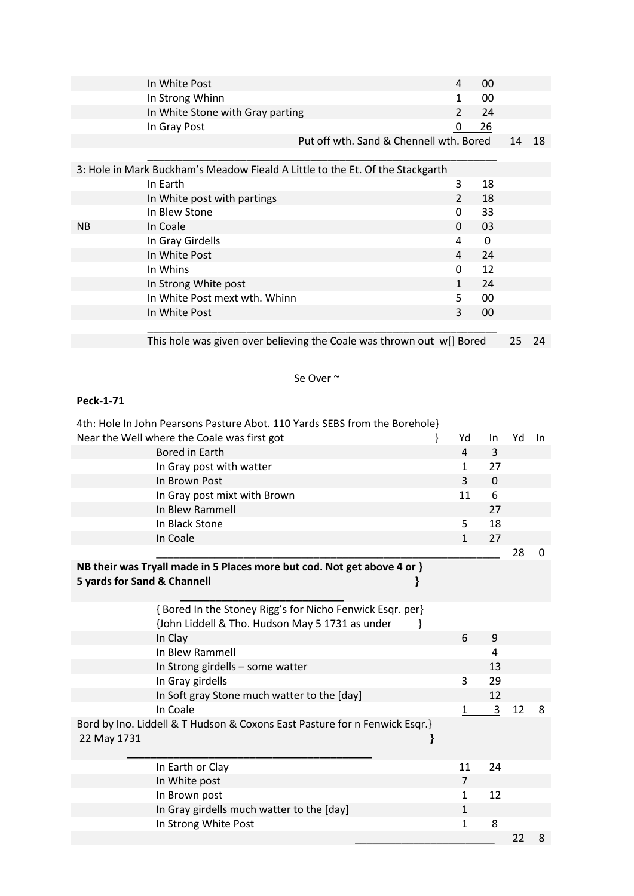| | | | | | |
|---|---|---|---|---|---|
| | In White Post | 4 | 00 | | |
| | In Strong Whinn | 1 | 00 | | |
| | In White Stone with Gray parting | 2 | 24 | | |
| | In Gray Post | 0 | 26 | | |
| | Put off wth. Sand & Chennell wth. Bored | | | 14 | 18 |

3: Hole in Mark Buckham's Meadow Fieald A Little to the Et. Of the Stackgarth

| | | | | | |
|---|---|---|---|---|---|
| | In Earth | 3 | 18 | | |
| | In White post with partings | 2 | 18 | | |
| | In Blew Stone | 0 | 33 | | |
| NB | In Coale | 0 | 03 | | |
| | In Gray Girdells | 4 | 0 | | |
| | In White Post | 4 | 24 | | |
| | In Whins | 0 | 12 | | |
| | In Strong White post | 1 | 24 | | |
| | In White Post mext wth. Whinn | 5 | 00 | | |
| | In White Post | 3 | 00 | | |
| | This hole was given over believing the Coale was thrown out w[] Bored | | | 25 | 24 |

Se Over ~

**Peck-1-71**

4th: Hole In John Pearsons Pasture Abot. 110 Yards SEBS from the Borehole}
Near the Well where the Coale was first got }

| | Yd | In | Yd | In |
|---|---|---|---|---|
| Bored in Earth | 4 | 3 | | |
| In Gray post with watter | 1 | 27 | | |
| In Brown Post | 3 | 0 | | |
| In Gray post mixt with Brown | 11 | 6 | | |
| In Blew Rammell | | 27 | | |
| In Black Stone | 5 | 18 | | |
| In Coale | 1 | 27 | | |
| | | | 28 | 0 |

**NB their was Tryall made in 5 Places more but cod. Not get above 4 or }
5 yards for Sand & Channell }**

{ Bored In the Stoney Rigg's for Nicho Fenwick Esqr. per}
{John Liddell & Tho. Hudson May 5 1731 as under }

| | | | | |
|---|---|---|---|---|
| In Clay | 6 | 9 | | |
| In Blew Rammell | | 4 | | |
| In Strong girdells – some watter | | 13 | | |
| In Gray girdells | 3 | 29 | | |
| In Soft gray Stone much watter to the [day] | | 12 | | |
| In Coale | 1 | 3 | 12 | 8 |

Bord by Ino. Liddell & T Hudson & Coxons East Pasture for n Fenwick Esqr.}
22 May 1731 }

| | | | | |
|---|---|---|---|---|
| In Earth or Clay | 11 | 24 | | |
| In White post | 7 | | | |
| In Brown post | 1 | 12 | | |
| In Gray girdells much watter to the [day] | 1 | | | |
| In Strong White Post | 1 | 8 | | |
| | | | 22 | 8 |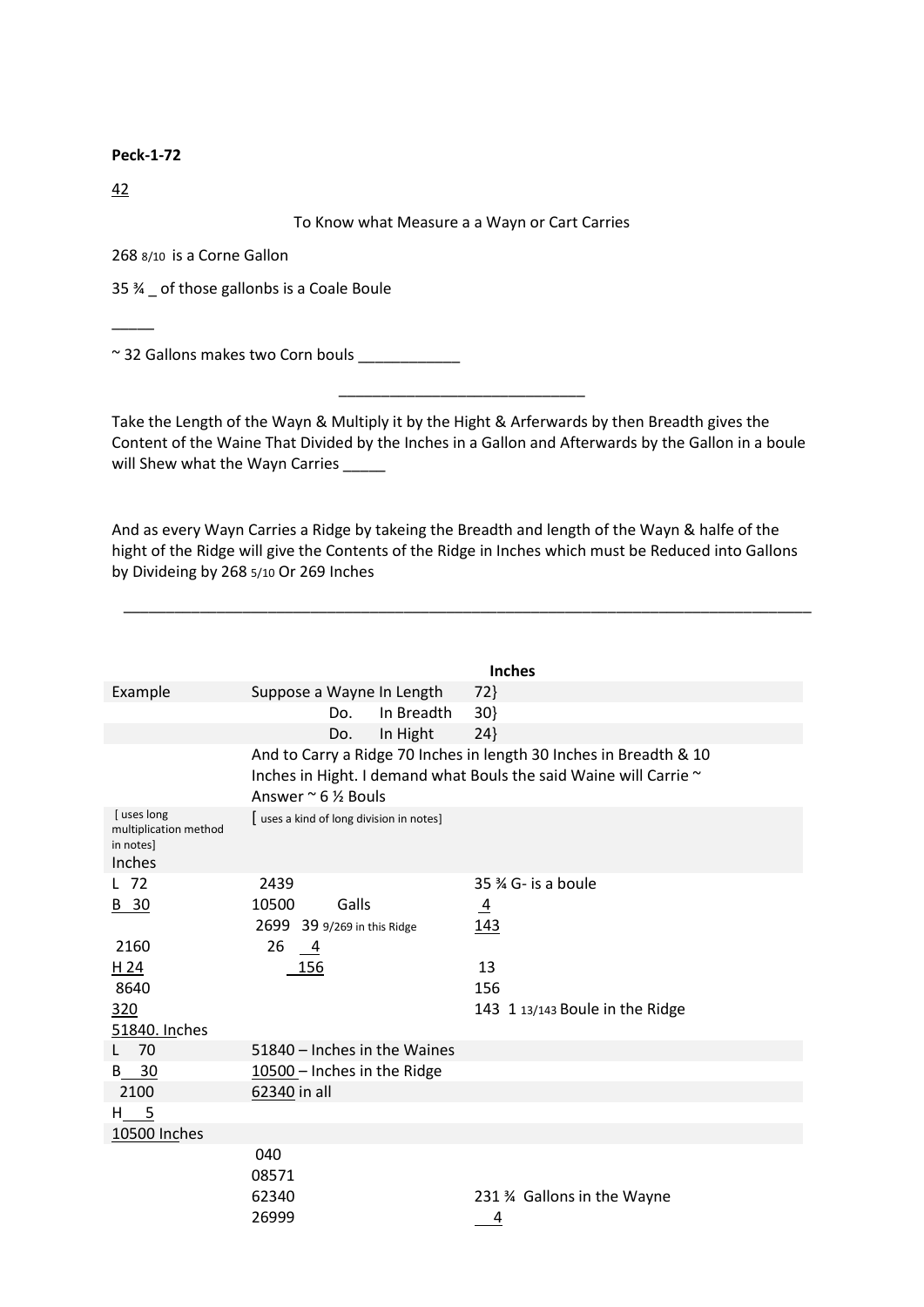**Peck-1-72**

42

To Know what Measure a a Wayn or Cart Carries

268 8/10 is a Corne Gallon

35 ¾ _ of those gallonbs is a Coale Boule

_____

~ 32 Gallons makes two Corn bouls ____________

_____________________________

Take the Length of the Wayn & Multiply it by the Hight & Arferwards by then Breadth gives the Content of the Waine That Divided by the Inches in a Gallon and Afterwards by the Gallon in a boule will Shew what the Wayn Carries _____

And as every Wayn Carries a Ridge by takeing the Breadth and length of the Wayn & halfe of the hight of the Ridge will give the Contents of the Ridge in Inches which must be Reduced into Gallons by Divideing by 268 5/10 Or 269 Inches

_____________________________________________________________________________

| | | **Inches** |
|---|---|---|
| Example | Suppose a Wayne In Length | 72} |
| | Do. In Breadth | 30} |
| | Do. In Hight | 24} |
| | And to Carry a Ridge 70 Inches in length 30 Inches in Breadth & 10 Inches in Hight. I demand what Bouls the said Waine will Carrie ~ Answer ~ 6 ½ Bouls | |
| [ uses long multiplication method in notes] Inches | [ uses a kind of long division in notes] | |
| L 72 | 2439 | 35 ¾ G- is a boule |
| B 30 | 10500 Galls | 4 |
| | 2699 39 9/269 in this Ridge | 143 |
| 2160 | 26 4 | |
| H 24 | 156 | 13 |
| 8640 | | 156 |
| 320 | | 143 1 13/143 Boule in the Ridge |
| 51840. Inches | | |
| L 70 | 51840 – Inches in the Waines | |
| B 30 | 10500 – Inches in the Ridge | |
| 2100 | 62340 in all | |
| H 5 | | |
| 10500 Inches | | |
| | 040 | |
| | 08571 | |
| | 62340 | 231 ¾ Gallons in the Wayne |
| | 26999 | 4 |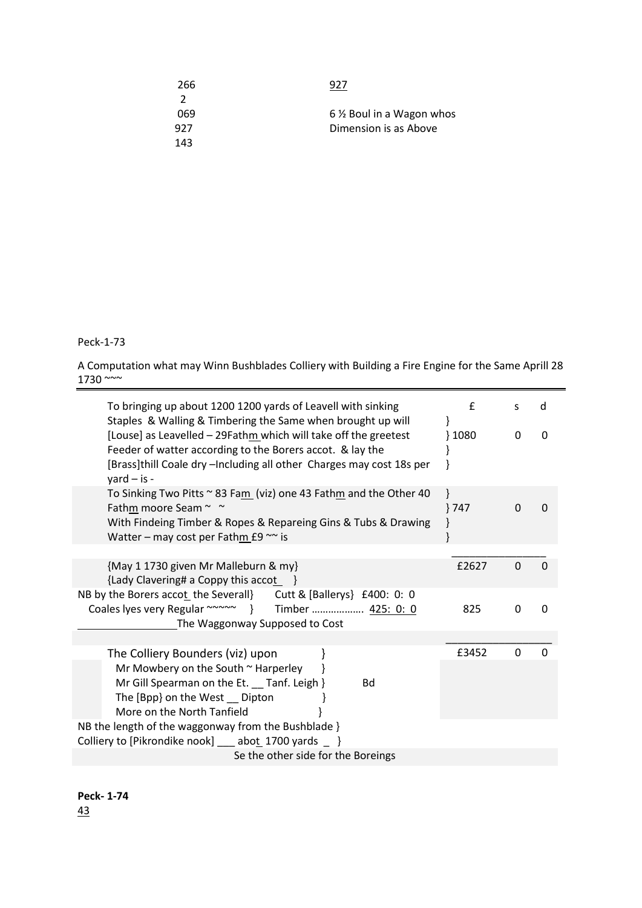| | |
|---|---|
| 266 | 927 |
| 2 | |
| 069 | 6 ½ Boul in a Wagon whos |
| 927 | Dimension is as Above |
| 143 | |

Peck-1-73

A Computation what may Winn Bushblades Colliery with Building a Fire Engine for the Same Aprill 28 1730 ~~~

| | £ | s | d |
|---|---|---|---|
| To bringing up about 1200 1200 yards of Leavell with sinking Staples & Walling & Timbering the Same when brought up will [Louse] as Leavelled – 29Fathm which will take off the greetest Feeder of watter according to the Borers accot. & lay the [Brass]thill Coale dry –Including all other Charges may cost 18s per yard – is - | } 1080 | 0 | 0 |
| To Sinking Two Pitts ~ 83 Fam (viz) one 43 Fathm and the Other 40 Fathm moore Seam ~ ~ With Findeing Timber & Ropes & Repareing Gins & Tubs & Drawing Watter – may cost per Fathm £9 ~~ is | } 747 | 0 | 0 |
| {May 1 1730 given Mr Malleburn & my} {Lady Clavering# a Coppy this accot } | £2627 | 0 | 0 |
| NB by the Borers accot the Severall} Coales lyes very Regular ~~~~~ } Cutt & [Ballerys] £400: 0: 0 Timber ………………. 425: 0: 0 The Waggonway Supposed to Cost | 825 | 0 | 0 |
| The Colliery Bounders (viz) upon } | £3452 | 0 | 0 |
| Mr Mowbery on the South ~ Harperley } | | | |
| Mr Gill Spearman on the Et. __ Tanf. Leigh } Bd | | | |
| The [Bpp} on the West __ Dipton } | | | |
| More on the North Tanfield } | | | |

NB the length of the waggonway from the Bushblade }
Colliery to [Pikrondike nook] ___ abot 1700 yards _ }

Se the other side for the Boreings

**Peck- 1-74**

43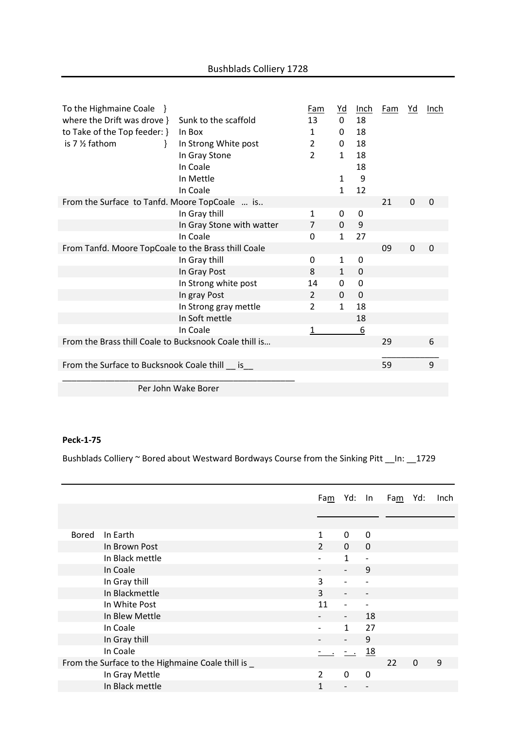## Bushblads Colliery 1728

| | | Fam | Yd | Inch | Fam | Yd | Inch |
|---|---|---|---|---|---|---|---|
| To the Highmaine Coale } where the Drift was drove } to Take of the Top feeder: } is 7 ½ fathom } | Sunk to the scaffold | 13 | 0 | 18 | | | |
| | In Box | 1 | 0 | 18 | | | |
| | In Strong White post | 2 | 0 | 18 | | | |
| | In Gray Stone | 2 | 1 | 18 | | | |
| | In Coale | | | 18 | | | |
| | In Mettle | | 1 | 9 | | | |
| | In Coale | | 1 | 12 | | | |
| From the Surface to Tanfd. Moore TopCoale … is.. | | | | | 21 | 0 | 0 |
| | In Gray thill | 1 | 0 | 0 | | | |
| | In Gray Stone with watter | 7 | 0 | 9 | | | |
| | In Coale | 0 | 1 | 27 | | | |
| From Tanfd. Moore TopCoale to the Brass thill Coale | | | | | 09 | 0 | 0 |
| | In Gray thill | 0 | 1 | 0 | | | |
| | In Gray Post | 8 | 1 | 0 | | | |
| | In Strong white post | 14 | 0 | 0 | | | |
| | In gray Post | 2 | 0 | 0 | | | |
| | In Strong gray mettle | 2 | 1 | 18 | | | |
| | In Soft mettle | | | 18 | | | |
| | In Coale | 1 | | 6 | | | |
| From the Brass thill Coale to Bucksnook Coale thill is… | | | | | 29 | | 6 |
| From the Surface to Bucksnook Coale thill __ is__ | | | | | 59 | | 9 |

Per John Wake Borer

**Peck-1-75**

Bushblads Colliery ~ Bored about Westward Bordways Course from the Sinking Pitt __In: __1729

| | | Fam | Yd: | In | Fam | Yd: | Inch |
|---|---|---|---|---|---|---|---|
| Bored | In Earth | 1 | 0 | 0 | | | |
| | In Brown Post | 2 | 0 | 0 | | | |
| | In Black mettle | - | 1 | - | | | |
| | In Coale | - | - | 9 | | | |
| | In Gray thill | 3 | - | - | | | |
| | In Blackmettle | 3 | - | - | | | |
| | In White Post | 11 | - | - | | | |
| | In Blew Mettle | - | - | 18 | | | |
| | In Coale | - | 1 | 27 | | | |
| | In Gray thill | - | - | 9 | | | |
| | In Coale | - . | - . | 18 | | | |
| From the Surface to the Highmaine Coale thill is _ | | | | | 22 | 0 | 9 |
| | In Gray Mettle | 2 | 0 | 0 | | | |
| | In Black mettle | 1 | - | - | | | |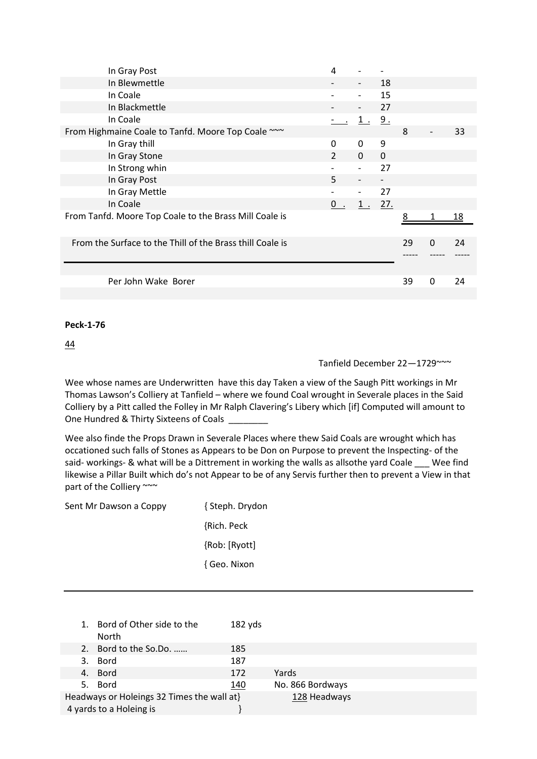| | | | | | | |
|---|---|---|---|---|---|---|
| In Gray Post | 4 | - | - | | | |
| In Blewmettle | - | - | 18 | | | |
| In Coale | - | - | 15 | | | |
| In Blackmettle | - | - | 27 | | | |
| In Coale | - . | 1 . | 9 . | | | |
| From Highmaine Coale to Tanfd. Moore Top Coale ~~~ | | | | 8 | - | 33 |
| In Gray thill | 0 | 0 | 9 | | | |
| In Gray Stone | 2 | 0 | 0 | | | |
| In Strong whin | - | - | 27 | | | |
| In Gray Post | 5 | - | - | | | |
| In Gray Mettle | - | - | 27 | | | |
| In Coale | 0 . | 1 . | 27. | | | |
| From Tanfd. Moore Top Coale to the Brass Mill Coale is | | | | 8 | 1 | 18 |
| From the Surface to the Thill of the Brass thill Coale is | | | | 29 | 0 | 24 |
| Per John Wake Borer | | | | 39 | 0 | 24 |

**Peck-1-76**

44

Tanfield December 22—1729~~~

Wee whose names are Underwritten have this day Taken a view of the Saugh Pitt workings in Mr Thomas Lawson's Colliery at Tanfield – where we found Coal wrought in Severale places in the Said Colliery by a Pitt called the Folley in Mr Ralph Clavering's Libery which [if] Computed will amount to One Hundred & Thirty Sixteens of Coals ________

Wee also finde the Props Drawn in Severale Places where thew Said Coals are wrought which has occationed such falls of Stones as Appears to be Don on Purpose to prevent the Inspecting- of the said- workings- & what will be a Dittrement in working the walls as allsothe yard Coale ___ Wee find likewise a Pillar Built which do's not Appear to be of any Servis further then to prevent a View in that part of the Colliery ~~~

Sent Mr Dawson a Coppy { Steph. Drydon

{Rich. Peck

{Rob: [Ryott]

{ Geo. Nixon

| | | |
|---|---|---|
| 1. Bord of Other side to the North | 182 yds | |
| 2. Bord to the So.Do. …… | 185 | |
| 3. Bord | 187 | |
| 4. Bord | 172 | Yards |
| 5. Bord | 140 | No. 866 Bordways |
| Headways or Holeings 32 Times the wall at} 4 yards to a Holeing is } | | 128 Headways |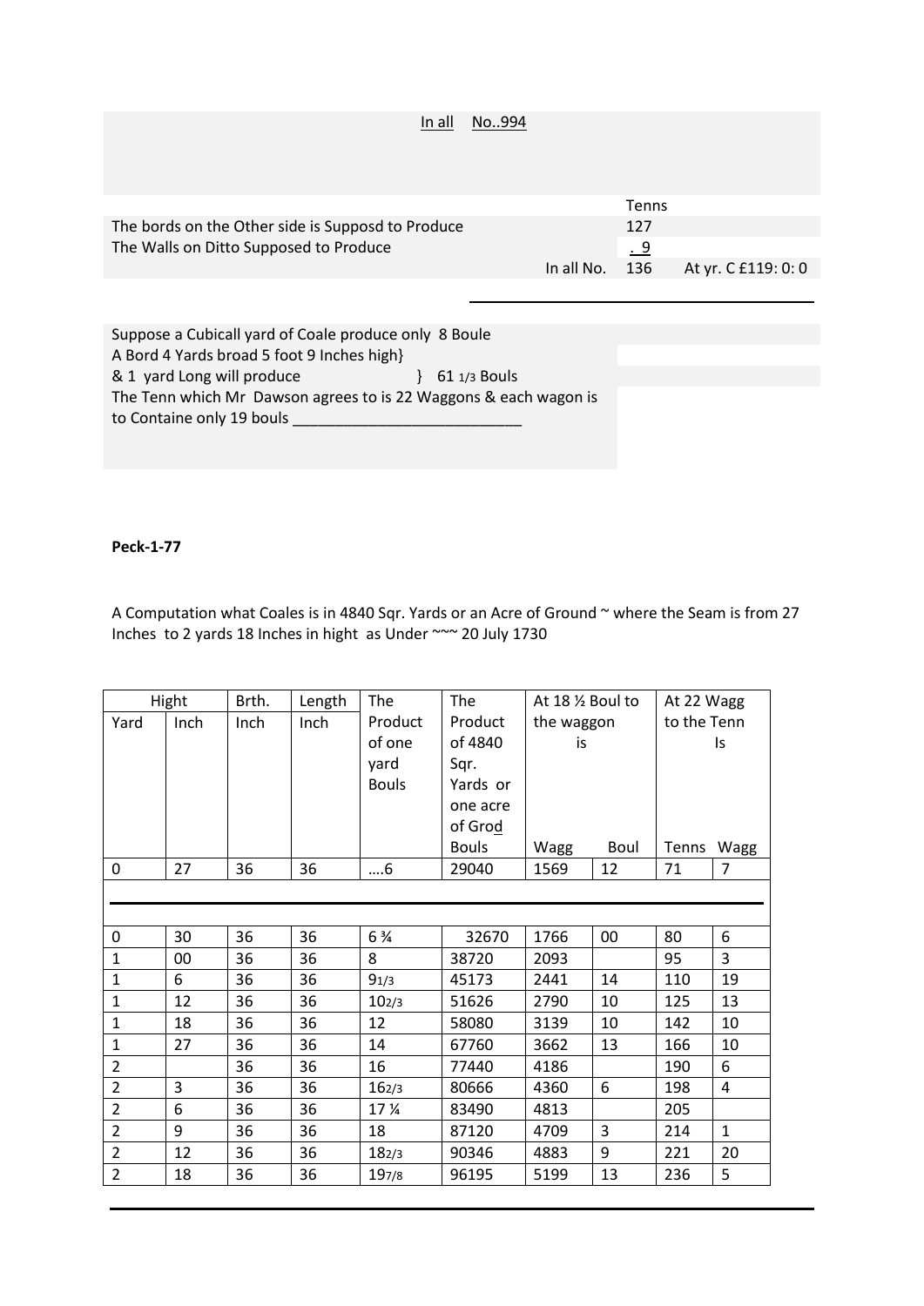In all No..994

| | | Tenns | |
|---|---|---|---|
| The bords on the Other side is Supposd to Produce | | 127 | |
| The Walls on Ditto Supposed to Produce | | . 9 | |
| | In all No. | 136 | At yr. C £119: 0: 0 |

Suppose a Cubicall yard of Coale produce only 8 Boule
A Bord 4 Yards broad 5 foot 9 Inches high}
& 1 yard Long will produce } 61 1/3 Bouls
The Tenn which Mr Dawson agrees to is 22 Waggons & each wagon is to Containe only 19 bouls ___________________________

**Peck-1-77**

A Computation what Coales is in 4840 Sqr. Yards or an Acre of Ground ~ where the Seam is from 27 Inches to 2 yards 18 Inches in hight as Under ~~~ 20 July 1730

| Hight | | Brth. | Length | The Product of one yard Bouls | The Product of 4840 Sqr. Yards or one acre of Grod Bouls | At 18 ½ Boul to the waggon is | | At 22 Wagg to the Tenn Is | |
|---|---|---|---|---|---|---|---|---|---|
| Yard | Inch | Inch | Inch | | | Wagg | Boul | Tenns | Wagg |
| 0 | 27 | 36 | 36 | ….6 | 29040 | 1569 | 12 | 71 | 7 |
| 0 | 30 | 36 | 36 | 6 ¾ | 32670 | 1766 | 00 | 80 | 6 |
| 1 | 00 | 36 | 36 | 8 | 38720 | 2093 | | 95 | 3 |
| 1 | 6 | 36 | 36 | 9 1/3 | 45173 | 2441 | 14 | 110 | 19 |
| 1 | 12 | 36 | 36 | 10 2/3 | 51626 | 2790 | 10 | 125 | 13 |
| 1 | 18 | 36 | 36 | 12 | 58080 | 3139 | 10 | 142 | 10 |
| 1 | 27 | 36 | 36 | 14 | 67760 | 3662 | 13 | 166 | 10 |
| 2 | | 36 | 36 | 16 | 77440 | 4186 | | 190 | 6 |
| 2 | 3 | 36 | 36 | 16 2/3 | 80666 | 4360 | 6 | 198 | 4 |
| 2 | 6 | 36 | 36 | 17 ¼ | 83490 | 4813 | | 205 | |
| 2 | 9 | 36 | 36 | 18 | 87120 | 4709 | 3 | 214 | 1 |
| 2 | 12 | 36 | 36 | 18 2/3 | 90346 | 4883 | 9 | 221 | 20 |
| 2 | 18 | 36 | 36 | 19 7/8 | 96195 | 5199 | 13 | 236 | 5 |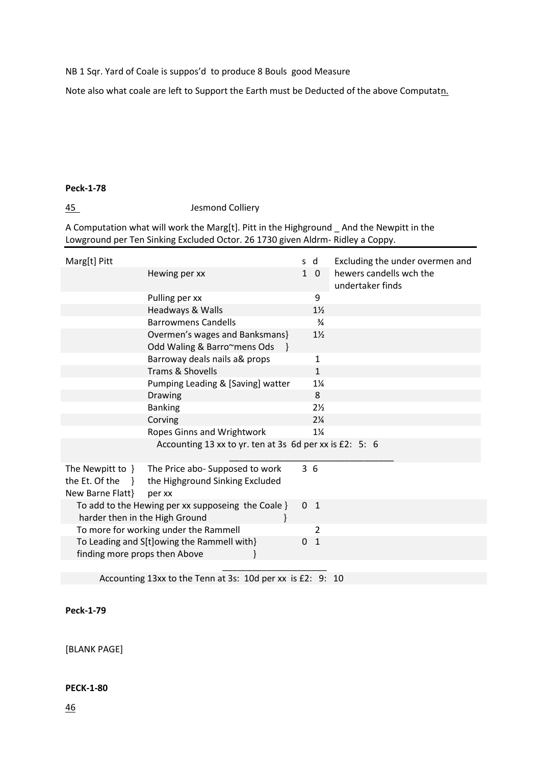NB 1 Sqr. Yard of Coale is suppos'd to produce 8 Bouls good Measure

Note also what coale are left to Support the Earth must be Deducted of the above Computatn.

**Peck-1-78**

45 Jesmond Colliery

A Computation what will work the Marg[t]. Pitt in the Highground _ And the Newpitt in the Lowground per Ten Sinking Excluded Octor. 26 1730 given Aldrm- Ridley a Coppy.

| Marg[t] Pitt | | s d | Excluding the under overmen and |
|---|---|---|---|
| | Hewing per xx | 1 0 | hewers candells wch the undertaker finds |
| | Pulling per xx | 9 | |
| | Headways & Walls | 1½ | |
| | Barrowmens Candells | ¾ | |
| | Overmen's wages and Banksmans} Odd Waling & Barro~mens Ods } | 1½ | |
| | Barroway deals nails a& props | 1 | |
| | Trams & Shovells | 1 | |
| | Pumping Leading & [Saving] watter | 1¼ | |
| | Drawing | 8 | |
| | Banking | 2½ | |
| | Corving | 2¼ | |
| | Ropes Ginns and Wrightwork | 1¼ | |
| | Accounting 13 xx to yr. ten at 3s 6d per xx is £2: 5: 6 | | |
| The Newpitt to } the Et. Of the } New Barne Flatt} | The Price abo- Supposed to work the Highground Sinking Excluded per xx | 3 6 | |
| To add to the Hewing per xx supposeing the Coale } harder then in the High Ground } | | 0 1 | |
| To more for working under the Rammell | | 2 | |
| To Leading and S[t]owing the Rammell with} finding more props then Above } | | 0 1 | |
| Accounting 13xx to the Tenn at 3s: 10d per xx is £2: 9: 10 | | | |

**Peck-1-79**

[BLANK PAGE]

**PECK-1-80**

46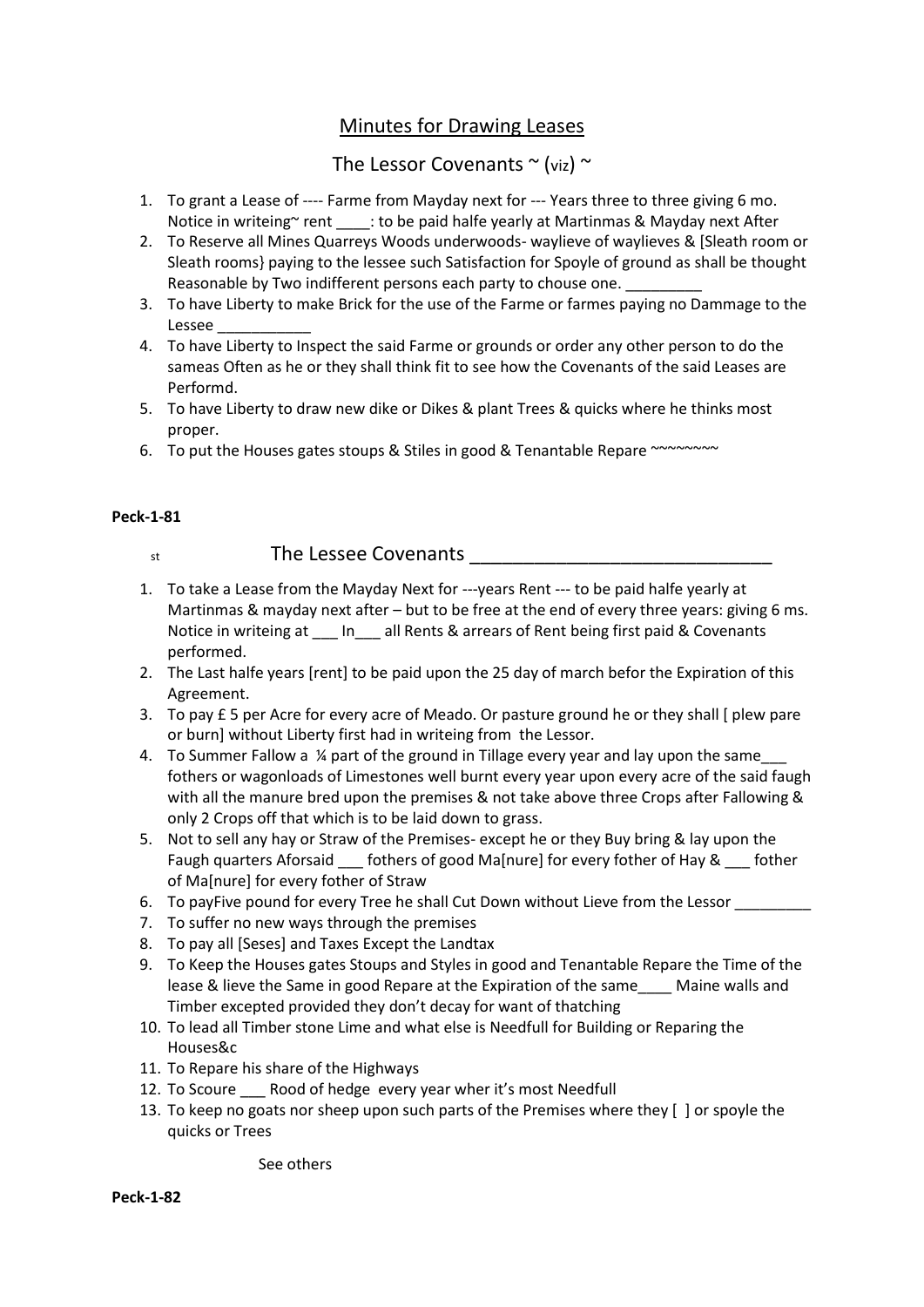## Minutes for Drawing Leases

### The Lessor Covenants ~ (viz) ~

1. To grant a Lease of ---- Farme from Mayday next for --- Years three to three giving 6 mo. Notice in writeing~ rent ____: to be paid halfe yearly at Martinmas & Mayday next After
2. To Reserve all Mines Quarreys Woods underwoods- waylieve of waylieves & [Sleath room or Sleath rooms} paying to the lessee such Satisfaction for Spoyle of ground as shall be thought Reasonable by Two indifferent persons each party to chouse one. _________
3. To have Liberty to make Brick for the use of the Farme or farmes paying no Dammage to the Lessee ___________
4. To have Liberty to Inspect the said Farme or grounds or order any other person to do the sameas Often as he or they shall think fit to see how the Covenants of the said Leases are Performd.
5. To have Liberty to draw new dike or Dikes & plant Trees & quicks where he thinks most proper.
6. To put the Houses gates stoups & Stiles in good & Tenantable Repare ~~~~~~~~

**Peck-1-81**

st

### The Lessee Covenants ______________________________

1. To take a Lease from the Mayday Next for ---years Rent --- to be paid halfe yearly at Martinmas & mayday next after – but to be free at the end of every three years: giving 6 ms. Notice in writeing at ___ In___ all Rents & arrears of Rent being first paid & Covenants performed.
2. The Last halfe years [rent] to be paid upon the 25 day of march befor the Expiration of this Agreement.
3. To pay £ 5 per Acre for every acre of Meado. Or pasture ground he or they shall [ plew pare or burn] without Liberty first had in writeing from the Lessor.
4. To Summer Fallow a ¼ part of the ground in Tillage every year and lay upon the same___ fothers or wagonloads of Limestones well burnt every year upon every acre of the said faugh with all the manure bred upon the premises & not take above three Crops after Fallowing & only 2 Crops off that which is to be laid down to grass.
5. Not to sell any hay or Straw of the Premises- except he or they Buy bring & lay upon the Faugh quarters Aforsaid ___ fothers of good Ma[nure] for every fother of Hay & ___ fother of Ma[nure] for every fother of Straw
6. To payFive pound for every Tree he shall Cut Down without Lieve from the Lessor _________
7. To suffer no new ways through the premises
8. To pay all [Seses] and Taxes Except the Landtax
9. To Keep the Houses gates Stoups and Styles in good and Tenantable Repare the Time of the lease & lieve the Same in good Repare at the Expiration of the same____ Maine walls and Timber excepted provided they don't decay for want of thatching
10. To lead all Timber stone Lime and what else is Needfull for Building or Reparing the Houses&c
11. To Repare his share of the Highways
12. To Scoure ___ Rood of hedge every year wher it's most Needfull
13. To keep no goats nor sheep upon such parts of the Premises where they [ ] or spoyle the quicks or Trees

See others

**Peck-1-82**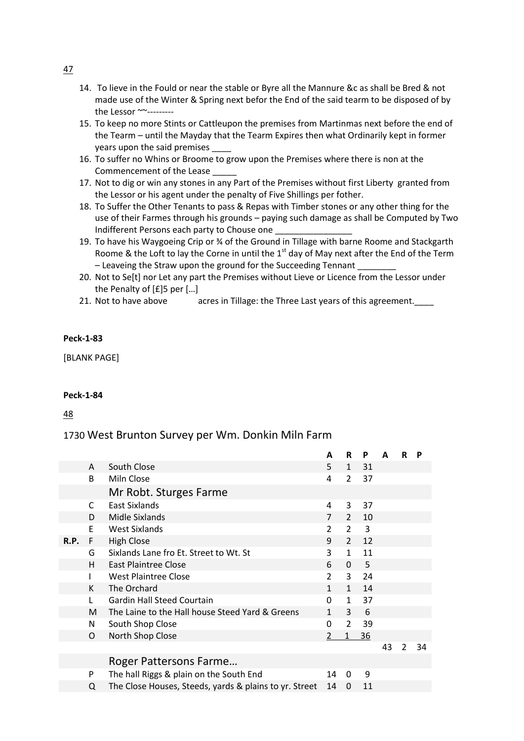47

14. To lieve in the Fould or near the stable or Byre all the Mannure &c as shall be Bred & not made use of the Winter & Spring next befor the End of the said tearm to be disposed of by the Lessor ~~---------
15. To keep no more Stints or Cattleupon the premises from Martinmas next before the end of the Tearm – until the Mayday that the Tearm Expires then what Ordinarily kept in former years upon the said premises ____
16. To suffer no Whins or Broome to grow upon the Premises where there is non at the Commencement of the Lease _____
17. Not to dig or win any stones in any Part of the Premises without first Liberty granted from the Lessor or his agent under the penalty of Five Shillings per fother.
18. To Suffer the Other Tenants to pass & Repas with Timber stones or any other thing for the use of their Farmes through his grounds – paying such damage as shall be Computed by Two Indifferent Persons each party to Chouse one ________________
19. To have his Waygoeing Crip or ¾ of the Ground in Tillage with barne Roome and Stackgarth Roome & the Loft to lay the Corne in until the 1st day of May next after the End of the Term – Leaveing the Straw upon the ground for the Succeeding Tennant ________
20. Not to Se[t] nor Let any part the Premises without Lieve or Licence from the Lessor under the Penalty of [£]5 per […]
21. Not to have above acres in Tillage: the Three Last years of this agreement.____

**Peck-1-83**

[BLANK PAGE]

**Peck-1-84**

48

## 1730 West Brunton Survey per Wm. Donkin Miln Farm

| | | | A | R | P | A | R | P |
|---|---|---|---|---|---|---|---|---|
| | A | South Close | 5 | 1 | 31 | | | |
| | B | Miln Close | 4 | 2 | 37 | | | |
| | | **Mr Robt. Sturges Farme** | | | | | | |
| | C | East Sixlands | 4 | 3 | 37 | | | |
| | D | Midle Sixlands | 7 | 2 | 10 | | | |
| | E | West Sixlands | 2 | 2 | 3 | | | |
| R.P. | F | High Close | 9 | 2 | 12 | | | |
| | G | Sixlands Lane fro Et. Street to Wt. St | 3 | 1 | 11 | | | |
| | H | East Plaintree Close | 6 | 0 | 5 | | | |
| | I | West Plaintree Close | 2 | 3 | 24 | | | |
| | K | The Orchard | 1 | 1 | 14 | | | |
| | L | Gardin Hall Steed Courtain | 0 | 1 | 37 | | | |
| | M | The Laine to the Hall house Steed Yard & Greens | 1 | 3 | 6 | | | |
| | N | South Shop Close | 0 | 2 | 39 | | | |
| | O | North Shop Close | 2 | 1 | 36 | | | |
| | | | | | | 43 | 2 | 34 |
| | | **Roger Pattersons Farme…** | | | | | | |
| | P | The hall Riggs & plain on the South End | 14 | 0 | 9 | | | |
| | Q | The Close Houses, Steeds, yards & plains to yr. Street | 14 | 0 | 11 | | | |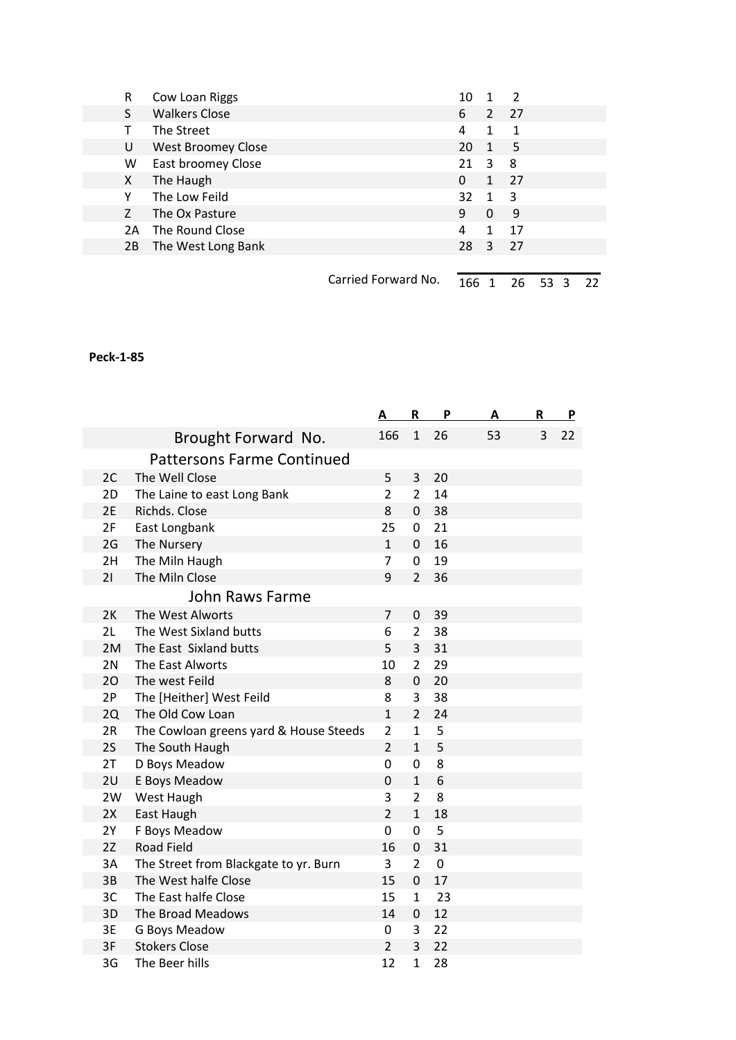| | | | | |
|---|---|---|---|---|
| R | Cow Loan Riggs | 10 | 1 | 2 |
| S | Walkers Close | 6 | 2 | 27 |
| T | The Street | 4 | 1 | 1 |
| U | West Broomey Close | 20 | 1 | 5 |
| W | East broomey Close | 21 | 3 | 8 |
| X | The Haugh | 0 | 1 | 27 |
| Y | The Low Feild | 32 | 1 | 3 |
| Z | The Ox Pasture | 9 | 0 | 9 |
| 2A | The Round Close | 4 | 1 | 17 |
| 2B | The West Long Bank | 28 | 3 | 27 |

Carried Forward No. 166 1 26 53 3 22

**Peck-1-85**

| | | A | R | P | A | R | P |
|---|---|---|---|---|---|---|---|
| | Brought Forward No. | 166 | 1 | 26 | 53 | 3 | 22 |
| | **Pattersons Farme Continued** | | | | | | |
| 2C | The Well Close | 5 | 3 | 20 | | | |
| 2D | The Laine to east Long Bank | 2 | 2 | 14 | | | |
| 2E | Richds. Close | 8 | 0 | 38 | | | |
| 2F | East Longbank | 25 | 0 | 21 | | | |
| 2G | The Nursery | 1 | 0 | 16 | | | |
| 2H | The Miln Haugh | 7 | 0 | 19 | | | |
| 2I | The Miln Close | 9 | 2 | 36 | | | |
| | **John Raws Farme** | | | | | | |
| 2K | The West Alworts | 7 | 0 | 39 | | | |
| 2L | The West Sixland butts | 6 | 2 | 38 | | | |
| 2M | The East Sixland butts | 5 | 3 | 31 | | | |
| 2N | The East Alworts | 10 | 2 | 29 | | | |
| 2O | The west Feild | 8 | 0 | 20 | | | |
| 2P | The [Heither] West Feild | 8 | 3 | 38 | | | |
| 2Q | The Old Cow Loan | 1 | 2 | 24 | | | |
| 2R | The Cowloan greens yard & House Steeds | 2 | 1 | 5 | | | |
| 2S | The South Haugh | 2 | 1 | 5 | | | |
| 2T | D Boys Meadow | 0 | 0 | 8 | | | |
| 2U | E Boys Meadow | 0 | 1 | 6 | | | |
| 2W | West Haugh | 3 | 2 | 8 | | | |
| 2X | East Haugh | 2 | 1 | 18 | | | |
| 2Y | F Boys Meadow | 0 | 0 | 5 | | | |
| 2Z | Road Field | 16 | 0 | 31 | | | |
| 3A | The Street from Blackgate to yr. Burn | 3 | 2 | 0 | | | |
| 3B | The West halfe Close | 15 | 0 | 17 | | | |
| 3C | The East halfe Close | 15 | 1 | 23 | | | |
| 3D | The Broad Meadows | 14 | 0 | 12 | | | |
| 3E | G Boys Meadow | 0 | 3 | 22 | | | |
| 3F | Stokers Close | 2 | 3 | 22 | | | |
| 3G | The Beer hills | 12 | 1 | 28 | | | |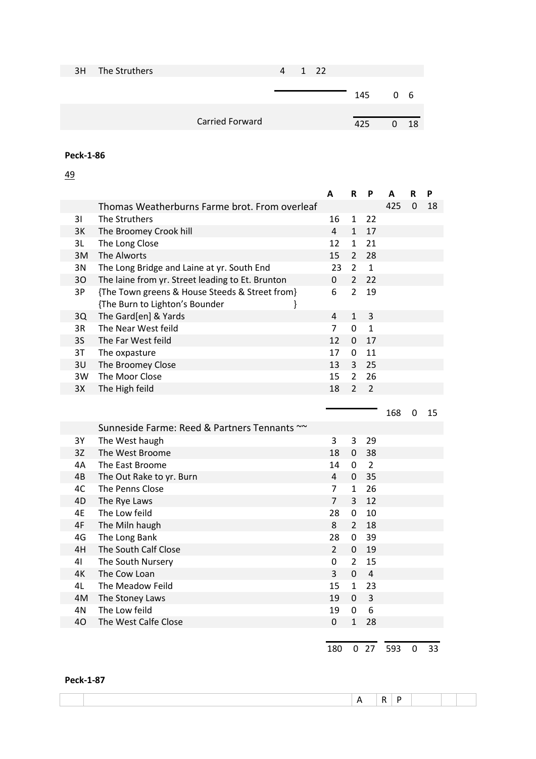| | | | | | | | |
|---|---|---|---|---|---|---|---|
| 3H | The Struthers | 4 | 1 | 22 | | | |
| | | | | | 145 | 0 | 6 |
| | Carried Forward | | | | 425 | 0 | 18 |

**Peck-1-86**

49

| | | A | R | P | A | R | P |
|---|---|---|---|---|---|---|---|
| | Thomas Weatherburns Farme brot. From overleaf | | | | 425 | 0 | 18 |
| 3I | The Struthers | 16 | 1 | 22 | | | |
| 3K | The Broomey Crook hill | 4 | 1 | 17 | | | |
| 3L | The Long Close | 12 | 1 | 21 | | | |
| 3M | The Alworts | 15 | 2 | 28 | | | |
| 3N | The Long Bridge and Laine at yr. South End | 23 | 2 | 1 | | | |
| 3O | The laine from yr. Street leading to Et. Brunton | 0 | 2 | 22 | | | |
| 3P | {The Town greens & House Steeds & Street from} {The Burn to Lighton's Bounder } | 6 | 2 | 19 | | | |
| 3Q | The Gard[en] & Yards | 4 | 1 | 3 | | | |
| 3R | The Near West feild | 7 | 0 | 1 | | | |
| 3S | The Far West feild | 12 | 0 | 17 | | | |
| 3T | The oxpasture | 17 | 0 | 11 | | | |
| 3U | The Broomey Close | 13 | 3 | 25 | | | |
| 3W | The Moor Close | 15 | 2 | 26 | | | |
| 3X | The High feild | 18 | 2 | 2 | | | |
| | | | | | 168 | 0 | 15 |
| | Sunneside Farme: Reed & Partners Tennants ~~ | | | | | | |
| 3Y | The West haugh | 3 | 3 | 29 | | | |
| 3Z | The West Broome | 18 | 0 | 38 | | | |
| 4A | The East Broome | 14 | 0 | 2 | | | |
| 4B | The Out Rake to yr. Burn | 4 | 0 | 35 | | | |
| 4C | The Penns Close | 7 | 1 | 26 | | | |
| 4D | The Rye Laws | 7 | 3 | 12 | | | |
| 4E | The Low feild | 28 | 0 | 10 | | | |
| 4F | The Miln haugh | 8 | 2 | 18 | | | |
| 4G | The Long Bank | 28 | 0 | 39 | | | |
| 4H | The South Calf Close | 2 | 0 | 19 | | | |
| 4I | The South Nursery | 0 | 2 | 15 | | | |
| 4K | The Cow Loan | 3 | 0 | 4 | | | |
| 4L | The Meadow Feild | 15 | 1 | 23 | | | |
| 4M | The Stoney Laws | 19 | 0 | 3 | | | |
| 4N | The Low feild | 19 | 0 | 6 | | | |
| 4O | The West Calfe Close | 0 | 1 | 28 | | | |
| | | 180 | 0 | 27 | 593 | 0 | 33 |

**Peck-1-87**

| | | A | R | P | | | |
|---|---|---|---|---|---|---|---|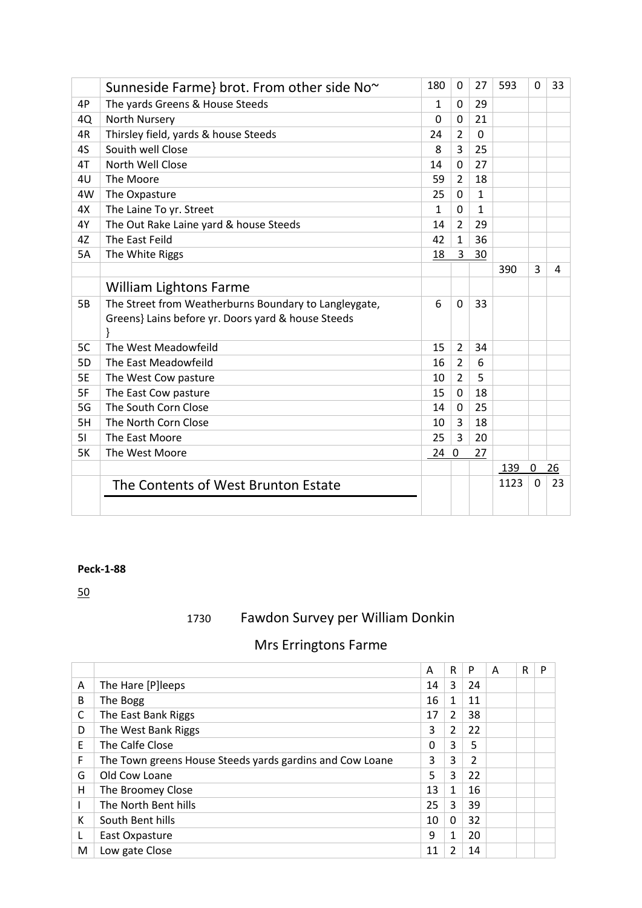| | Sunneside Farme} brot. From other side No~ | 180 | 0 | 27 | 593 | 0 | 33 |
|---|---|---|---|---|---|---|---|
| 4P | The yards Greens & House Steeds | 1 | 0 | 29 | | | |
| 4Q | North Nursery | 0 | 0 | 21 | | | |
| 4R | Thirsley field, yards & house Steeds | 24 | 2 | 0 | | | |
| 4S | Souith well Close | 8 | 3 | 25 | | | |
| 4T | North Well Close | 14 | 0 | 27 | | | |
| 4U | The Moore | 59 | 2 | 18 | | | |
| 4W | The Oxpasture | 25 | 0 | 1 | | | |
| 4X | The Laine To yr. Street | 1 | 0 | 1 | | | |
| 4Y | The Out Rake Laine yard & house Steeds | 14 | 2 | 29 | | | |
| 4Z | The East Feild | 42 | 1 | 36 | | | |
| 5A | The White Riggs | 18 | 3 | 30 | | | |
| | | | | | 390 | 3 | 4 |
| | William Lightons Farme | | | | | | |
| 5B | The Street from Weatherburns Boundary to Langleygate, Greens} Lains before yr. Doors yard & house Steeds } | 6 | 0 | 33 | | | |
| 5C | The West Meadowfeild | 15 | 2 | 34 | | | |
| 5D | The East Meadowfeild | 16 | 2 | 6 | | | |
| 5E | The West Cow pasture | 10 | 2 | 5 | | | |
| 5F | The East Cow pasture | 15 | 0 | 18 | | | |
| 5G | The South Corn Close | 14 | 0 | 25 | | | |
| 5H | The North Corn Close | 10 | 3 | 18 | | | |
| 5I | The East Moore | 25 | 3 | 20 | | | |
| 5K | The West Moore | 24 | 0 | 27 | | | |
| | | | | | 139 | 0 | 26 |
| | The Contents of West Brunton Estate | | | | 1123 | 0 | 23 |

**Peck-1-88**

50

## 1730 Fawdon Survey per William Donkin

## Mrs Erringtons Farme

| | | A | R | P | A | R | P |
|---|---|---|---|---|---|---|---|
| A | The Hare [P]leeps | 14 | 3 | 24 | | | |
| B | The Bogg | 16 | 1 | 11 | | | |
| C | The East Bank Riggs | 17 | 2 | 38 | | | |
| D | The West Bank Riggs | 3 | 2 | 22 | | | |
| E | The Calfe Close | 0 | 3 | 5 | | | |
| F | The Town greens House Steeds yards gardins and Cow Loane | 3 | 3 | 2 | | | |
| G | Old Cow Loane | 5 | 3 | 22 | | | |
| H | The Broomey Close | 13 | 1 | 16 | | | |
| I | The North Bent hills | 25 | 3 | 39 | | | |
| K | South Bent hills | 10 | 0 | 32 | | | |
| L | East Oxpasture | 9 | 1 | 20 | | | |
| M | Low gate Close | 11 | 2 | 14 | | | |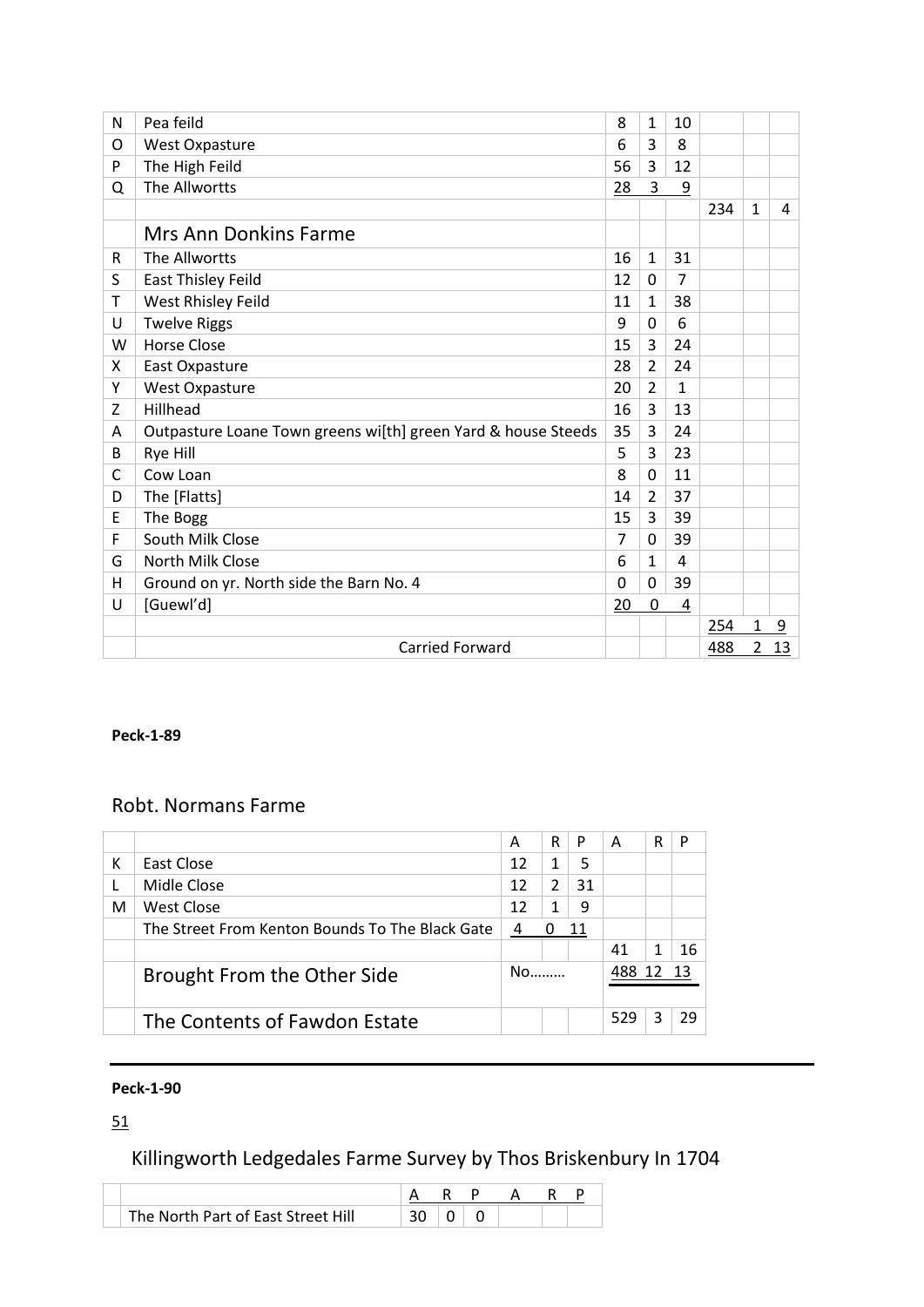| | | | | | | | |
|---|---|---|---|---|---|---|---|
| N | Pea feild | 8 | 1 | 10 | | | |
| O | West Oxpasture | 6 | 3 | 8 | | | |
| P | The High Feild | 56 | 3 | 12 | | | |
| Q | The Allwortts | 28 | 3 | 9 | | | |
| | | | | | 234 | 1 | 4 |
| | Mrs Ann Donkins Farme | | | | | | |
| R | The Allwortts | 16 | 1 | 31 | | | |
| S | East Thisley Feild | 12 | 0 | 7 | | | |
| T | West Rhisley Feild | 11 | 1 | 38 | | | |
| U | Twelve Riggs | 9 | 0 | 6 | | | |
| W | Horse Close | 15 | 3 | 24 | | | |
| X | East Oxpasture | 28 | 2 | 24 | | | |
| Y | West Oxpasture | 20 | 2 | 1 | | | |
| Z | Hillhead | 16 | 3 | 13 | | | |
| A | Outpasture Loane Town greens wi[th] green Yard & house Steeds | 35 | 3 | 24 | | | |
| B | Rye Hill | 5 | 3 | 23 | | | |
| C | Cow Loan | 8 | 0 | 11 | | | |
| D | The [Flatts] | 14 | 2 | 37 | | | |
| E | The Bogg | 15 | 3 | 39 | | | |
| F | South Milk Close | 7 | 0 | 39 | | | |
| G | North Milk Close | 6 | 1 | 4 | | | |
| H | Ground on yr. North side the Barn No. 4 | 0 | 0 | 39 | | | |
| U | [Guewl'd] | 20 | 0 | 4 | | | |
| | | | | | 254 | 1 | 9 |
| | Carried Forward | | | | 488 | 2 | 13 |

**Peck-1-89**

## Robt. Normans Farme

| | | A | R | P | A | R | P |
|---|---|---|---|---|---|---|---|
| K | East Close | 12 | 1 | 5 | | | |
| L | Midle Close | 12 | 2 | 31 | | | |
| M | West Close | 12 | 1 | 9 | | | |
| | The Street From Kenton Bounds To The Black Gate | 4 | 0 | 11 | | | |
| | | | | | 41 | 1 | 16 |
| | Brought From the Other Side | No……… | | | 488 | 12 | 13 |
| | The Contents of Fawdon Estate | | | | 529 | 3 | 29 |

**Peck-1-90**

51

## Killingworth Ledgedales Farme Survey by Thos Briskenbury In 1704

| | | A | R | P | A | R | P |
|---|---|---|---|---|---|---|---|
| | The North Part of East Street Hill | 30 | 0 | 0 | | | |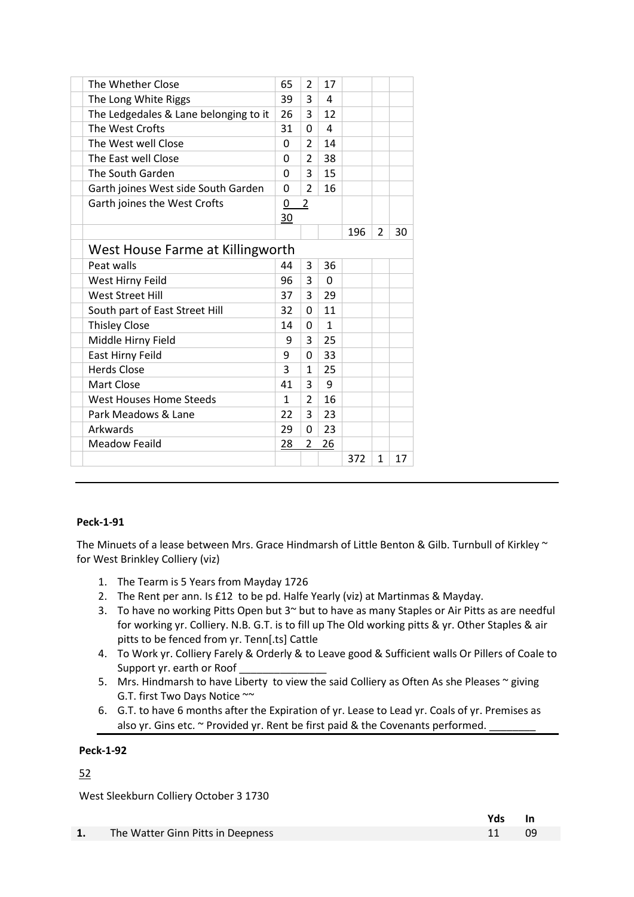| | | | | | | |
|---|---|---|---|---|---|---|
| The Whether Close | 65 | 2 | 17 | | | |
| The Long White Riggs | 39 | 3 | 4 | | | |
| The Ledgedales & Lane belonging to it | 26 | 3 | 12 | | | |
| The West Crofts | 31 | 0 | 4 | | | |
| The West well Close | 0 | 2 | 14 | | | |
| The East well Close | 0 | 2 | 38 | | | |
| The South Garden | 0 | 3 | 15 | | | |
| Garth joines West side South Garden | 0 | 2 | 16 | | | |
| Garth joines the West Crofts | 0 | 2 | 30 | | | |
| | | | | 196 | 2 | 30 |
| **West House Farme at Killingworth** | | | | | | |
| Peat walls | 44 | 3 | 36 | | | |
| West Hirny Feild | 96 | 3 | 0 | | | |
| West Street Hill | 37 | 3 | 29 | | | |
| South part of East Street Hill | 32 | 0 | 11 | | | |
| Thisley Close | 14 | 0 | 1 | | | |
| Middle Hirny Field | 9 | 3 | 25 | | | |
| East Hirny Feild | 9 | 0 | 33 | | | |
| Herds Close | 3 | 1 | 25 | | | |
| Mart Close | 41 | 3 | 9 | | | |
| West Houses Home Steeds | 1 | 2 | 16 | | | |
| Park Meadows & Lane | 22 | 3 | 23 | | | |
| Arkwards | 29 | 0 | 23 | | | |
| Meadow Feaild | 28 | 2 | 26 | | | |
| | | | | 372 | 1 | 17 |

---

**Peck-1-91**

The Minuets of a lease between Mrs. Grace Hindmarsh of Little Benton & Gilb. Turnbull of Kirkley ~ for West Brinkley Colliery (viz)

1. The Tearm is 5 Years from Mayday 1726
2. The Rent per ann. Is £12 to be pd. Halfe Yearly (viz) at Martinmas & Mayday.
3. To have no working Pitts Open but 3~ but to have as many Staples or Air Pitts as are needful for working yr. Colliery. N.B. G.T. is to fill up The Old working pitts & yr. Other Staples & air pitts to be fenced from yr. Tenn[.ts] Cattle
4. To Work yr. Colliery Farely & Orderly & to Leave good & Sufficient walls Or Pillers of Coale to Support yr. earth or Roof _______________
5. Mrs. Hindmarsh to have Liberty to view the said Colliery as Often As she Pleases ~ giving G.T. first Two Days Notice ~~
6. G.T. to have 6 months after the Expiration of yr. Lease to Lead yr. Coals of yr. Premises as also yr. Gins etc. ~ Provided yr. Rent be first paid & the Covenants performed. ________

---

**Peck-1-92**

52

West Sleekburn Colliery October 3 1730

| | | Yds | In |
|---|---|---|---|
| **1.** | The Watter Ginn Pitts in Deepness | 11 | 09 |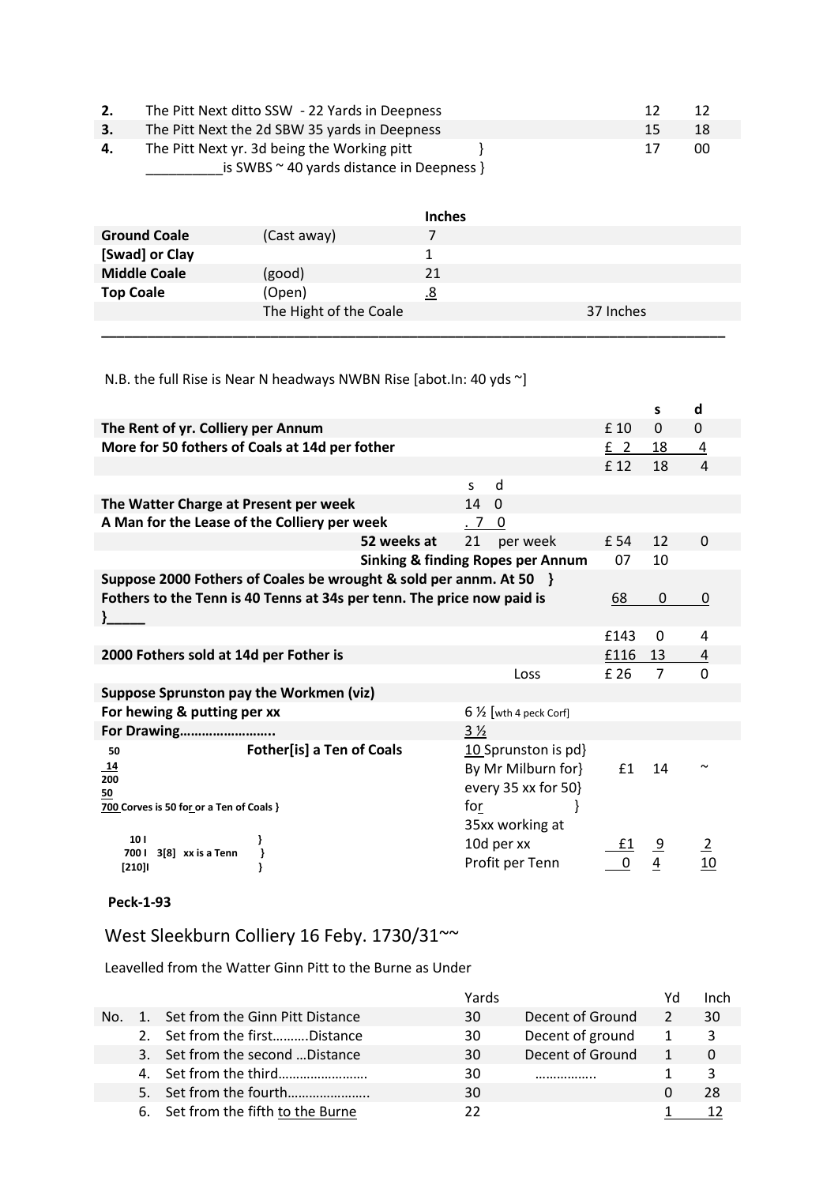| | | | |
|---|---|---|---|
| **2.** | The Pitt Next ditto SSW - 22 Yards in Deepness | 12 | 12 |
| **3.** | The Pitt Next the 2d SBW 35 yards in Deepness | 15 | 18 |
| **4.** | The Pitt Next yr. 3d being the Working pitt }<br>__________is SWBS ~ 40 yards distance in Deepness } | 17 | 00 |

| | | Inches | |
|---|---|---|---|
| **Ground Coale** | (Cast away) | 7 | |
| **[Swad] or Clay** | | 1 | |
| **Middle Coale** | (good) | 21 | |
| **Top Coale** | (Open) | .8 | |
| | The Hight of the Coale | | 37 Inches |

---

N.B. the full Rise is Near N headways NWBN Rise [abot.In: 40 yds ~]

| | | | s | d |
|---|---|---|---|---|
| **The Rent of yr. Colliery per Annum** | | £ 10 | 0 | 0 |
| **More for 50 fothers of Coals at 14d per fother** | | £ 2 | 18 | 4 |
| | | £ 12 | 18 | 4 |
| | s d | | | |
| **The Watter Charge at Present per week** | 14 0 | | | |
| **A Man for the Lease of the Colliery per week** | . 7 0 | | | |
| **52 weeks at** | 21 per week | £ 54 | 12 | 0 |
| **Sinking & finding Ropes per Annum** | | 07 | 10 | |
| **Suppose 2000 Fothers of Coales be wrought & sold per annm. At 50 }<br>Fothers to the Tenn is 40 Tenns at 34s per tenn. The price now paid is }_____** | | 68 | 0 | 0 |
| | | £143 | 0 | 4 |
| **2000 Fothers sold at 14d per Fother is** | | £116 | 13 | 4 |
| | Loss | £ 26 | 7 | 0 |
| **Suppose Sprunston pay the Workmen (viz)** | | | | |
| **For hewing & putting per xx** | 6 ½ [wth 4 peck Corf] | | | |
| **For Drawing……………………..** | 3 ½ | | | |
| 50 **Fother[is] a Ten of Coals**<br>14<br>200<br>50<br>700 Corves is 50 for or a Ten of Coals } | 10 Sprunston is pd}<br>By Mr Milburn for}<br>every 35 xx for 50}<br>for } | £1 | 14 | ~ |
| 10 l }<br>700 l 3[8] xx is a Tenn }<br>[210]l } | 35xx working at<br>10d per xx | £1 | 9 | 2 |
| | Profit per Tenn | 0 | 4 | 10 |

**Peck-1-93**

## West Sleekburn Colliery 16 Feby. 1730/31~~

Leavelled from the Watter Ginn Pitt to the Burne as Under

| | | | Yards | | Yd | Inch |
|---|---|---|---|---|---|---|
| No. | 1. | Set from the Ginn Pitt Distance | 30 | Decent of Ground | 2 | 30 |
| | 2. | Set from the first……….Distance | 30 | Decent of ground | 1 | 3 |
| | 3. | Set from the second …Distance | 30 | Decent of Ground | 1 | 0 |
| | 4. | Set from the third……………………. | 30 | …………….. | 1 | 3 |
| | 5. | Set from the fourth………………….. | 30 | | 0 | 28 |
| | 6. | Set from the fifth to the Burne | 22 | | 1 | 12 |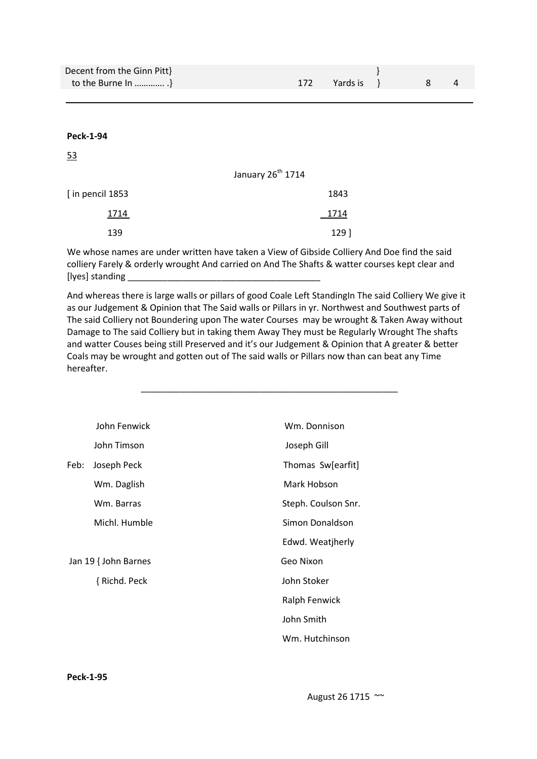| Decent from the Ginn Pitt} to the Burne In ………… .} | 172 | Yards is } | 8 | 4 |
|---|---|---|---|---|

---

**Peck-1-94**

53

January 26th 1714

| [ in pencil 1853 | 1843 |
|---|---|
| 1714 | 1714 |
| 139 | 129 ] |

We whose names are under written have taken a View of Gibside Colliery And Doe find the said colliery Farely & orderly wrought And carried on And The Shafts & watter courses kept clear and [lyes] standing _______________________________________

And whereas there is large walls or pillars of good Coale Left StandingIn The said Colliery We give it as our Judgement & Opinion that The Said walls or Pillars in yr. Northwest and Southwest parts of The said Colliery not Boundering upon The water Courses may be wrought & Taken Away without Damage to The said Colliery but in taking them Away They must be Regularly Wrought The shafts and watter Couses being still Preserved and it's our Judgement & Opinion that A greater & better Coals may be wrought and gotten out of The said walls or Pillars now than can beat any Time hereafter.

_____________________________________________________

| | |
|---|---|
| John Fenwick | Wm. Donnison |
| John Timson | Joseph Gill |
| Feb: Joseph Peck | Thomas Sw[earfit] |
| Wm. Daglish | Mark Hobson |
| Wm. Barras | Steph. Coulson Snr. |
| Michl. Humble | Simon Donaldson |
| | Edwd. Weatjherly |
| Jan 19 { John Barnes | Geo Nixon |
| { Richd. Peck | John Stoker |
| | Ralph Fenwick |
| | John Smith |
| | Wm. Hutchinson |

**Peck-1-95**

August 26 1715 ~~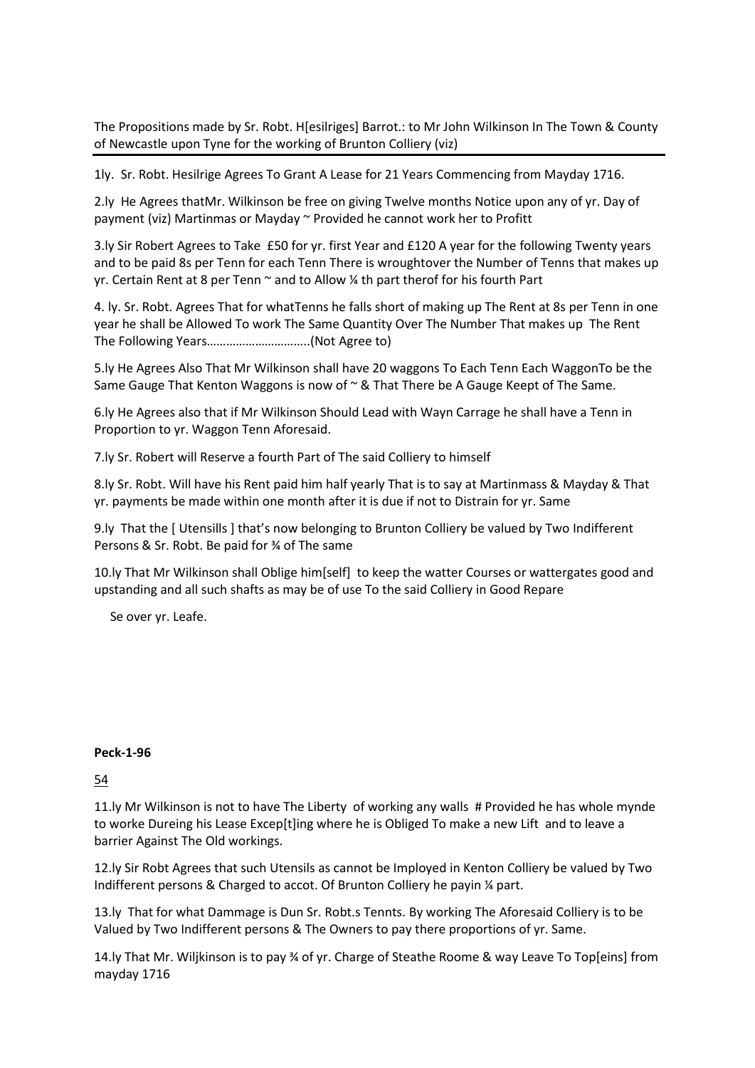The Propositions made by Sr. Robt. H[esilriges] Barrot.: to Mr John Wilkinson In The Town & County of Newcastle upon Tyne for the working of Brunton Colliery (viz)

1ly. Sr. Robt. Hesilrige Agrees To Grant A Lease for 21 Years Commencing from Mayday 1716.

2.ly He Agrees thatMr. Wilkinson be free on giving Twelve months Notice upon any of yr. Day of payment (viz) Martinmas or Mayday ~ Provided he cannot work her to Profitt

3.ly Sir Robert Agrees to Take £50 for yr. first Year and £120 A year for the following Twenty years and to be paid 8s per Tenn for each Tenn There is wroughtover the Number of Tenns that makes up yr. Certain Rent at 8 per Tenn ~ and to Allow ¼ th part therof for his fourth Part

4. ly. Sr. Robt. Agrees That for whatTenns he falls short of making up The Rent at 8s per Tenn in one year he shall be Allowed To work The Same Quantity Over The Number That makes up The Rent The Following Years…………………………..(Not Agree to)

5.ly He Agrees Also That Mr Wilkinson shall have 20 waggons To Each Tenn Each WaggonTo be the Same Gauge That Kenton Waggons is now of ~ & That There be A Gauge Keept of The Same.

6.ly He Agrees also that if Mr Wilkinson Should Lead with Wayn Carrage he shall have a Tenn in Proportion to yr. Waggon Tenn Aforesaid.

7.ly Sr. Robert will Reserve a fourth Part of The said Colliery to himself

8.ly Sr. Robt. Will have his Rent paid him half yearly That is to say at Martinmass & Mayday & That yr. payments be made within one month after it is due if not to Distrain for yr. Same

9.ly That the [ Utensills ] that's now belonging to Brunton Colliery be valued by Two Indifferent Persons & Sr. Robt. Be paid for ¾ of The same

10.ly That Mr Wilkinson shall Oblige him[self] to keep the watter Courses or wattergates good and upstanding and all such shafts as may be of use To the said Colliery in Good Repare

Se over yr. Leafe.

**Peck-1-96**

54

11.ly Mr Wilkinson is not to have The Liberty of working any walls # Provided he has whole mynde to worke Dureing his Lease Excep[t]ing where he is Obliged To make a new Lift and to leave a barrier Against The Old workings.

12.ly Sir Robt Agrees that such Utensils as cannot be Imployed in Kenton Colliery be valued by Two Indifferent persons & Charged to accot. Of Brunton Colliery he payin ¼ part.

13.ly That for what Dammage is Dun Sr. Robt.s Tennts. By working The Aforesaid Colliery is to be Valued by Two Indifferent persons & The Owners to pay there proportions of yr. Same.

14.ly That Mr. Wiljkinson is to pay ¾ of yr. Charge of Steathe Roome & way Leave To Top[eins] from mayday 1716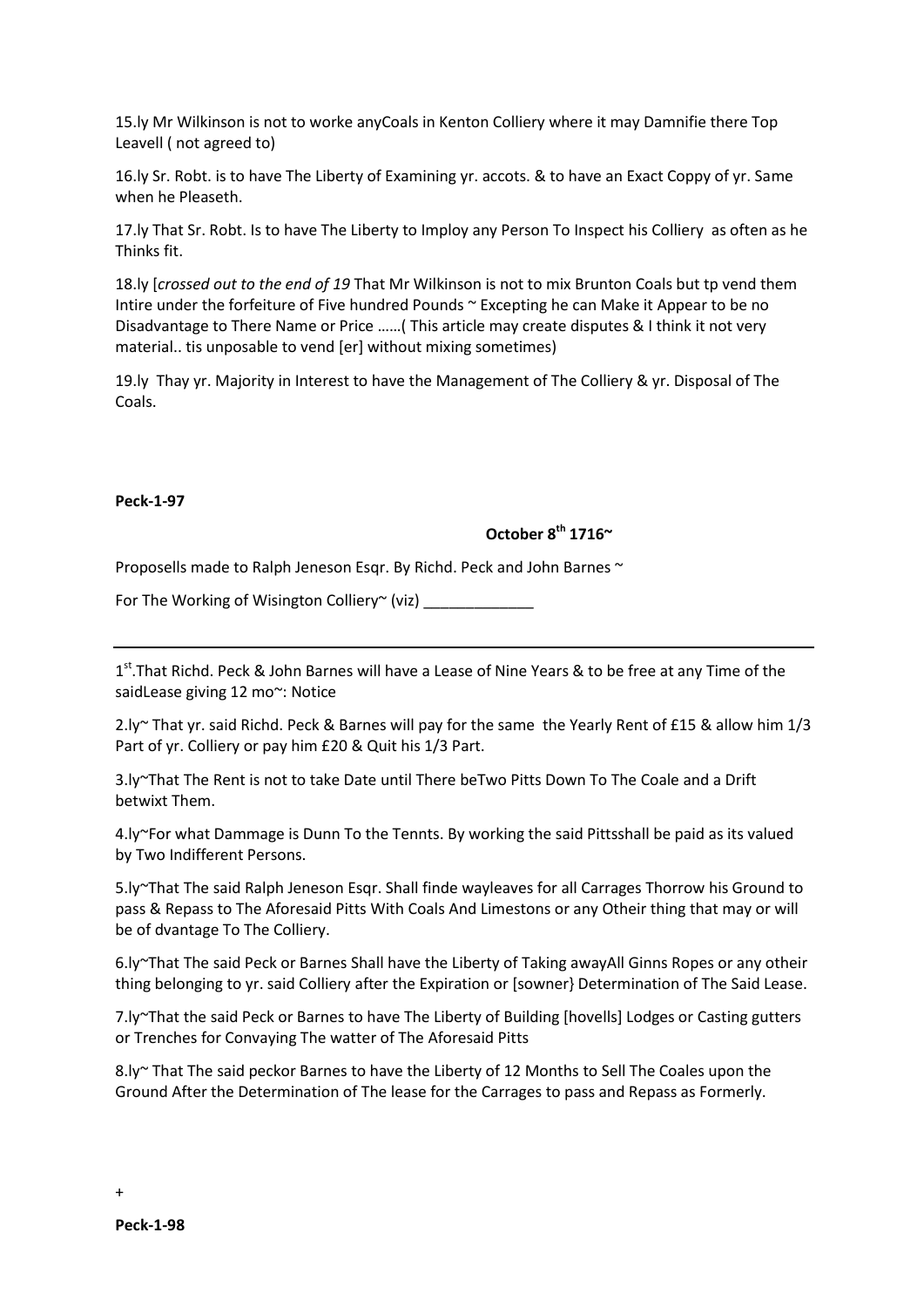15.ly Mr Wilkinson is not to worke anyCoals in Kenton Colliery where it may Damnifie there Top Leavell ( not agreed to)

16.ly Sr. Robt. is to have The Liberty of Examining yr. accots. & to have an Exact Coppy of yr. Same when he Pleaseth.

17.ly That Sr. Robt. Is to have The Liberty to Imploy any Person To Inspect his Colliery as often as he Thinks fit.

18.ly [*crossed out to the end of 19* That Mr Wilkinson is not to mix Brunton Coals but tp vend them Intire under the forfeiture of Five hundred Pounds ~ Excepting he can Make it Appear to be no Disadvantage to There Name or Price ……( This article may create disputes & I think it not very material.. tis unposable to vend [er] without mixing sometimes)

19.ly Thay yr. Majority in Interest to have the Management of The Colliery & yr. Disposal of The Coals.

**Peck-1-97**

**October 8th 1716~**

Proposells made to Ralph Jeneson Esqr. By Richd. Peck and John Barnes ~

For The Working of Wisington Colliery~ (viz) _____________

---

1st.That Richd. Peck & John Barnes will have a Lease of Nine Years & to be free at any Time of the saidLease giving 12 mo~: Notice

2.ly~ That yr. said Richd. Peck & Barnes will pay for the same the Yearly Rent of £15 & allow him 1/3 Part of yr. Colliery or pay him £20 & Quit his 1/3 Part.

3.ly~That The Rent is not to take Date until There beTwo Pitts Down To The Coale and a Drift betwixt Them.

4.ly~For what Dammage is Dunn To the Tennts. By working the said Pittsshall be paid as its valued by Two Indifferent Persons.

5.ly~That The said Ralph Jeneson Esqr. Shall finde wayleaves for all Carrages Thorrow his Ground to pass & Repass to The Aforesaid Pitts With Coals And Limestons or any Otheir thing that may or will be of dvantage To The Colliery.

6.ly~That The said Peck or Barnes Shall have the Liberty of Taking awayAll Ginns Ropes or any otheir thing belonging to yr. said Colliery after the Expiration or [sowner} Determination of The Said Lease.

7.ly~That the said Peck or Barnes to have The Liberty of Building [hovells] Lodges or Casting gutters or Trenches for Convaying The watter of The Aforesaid Pitts

8.ly~ That The said peckor Barnes to have the Liberty of 12 Months to Sell The Coales upon the Ground After the Determination of The lease for the Carrages to pass and Repass as Formerly.

+

**Peck-1-98**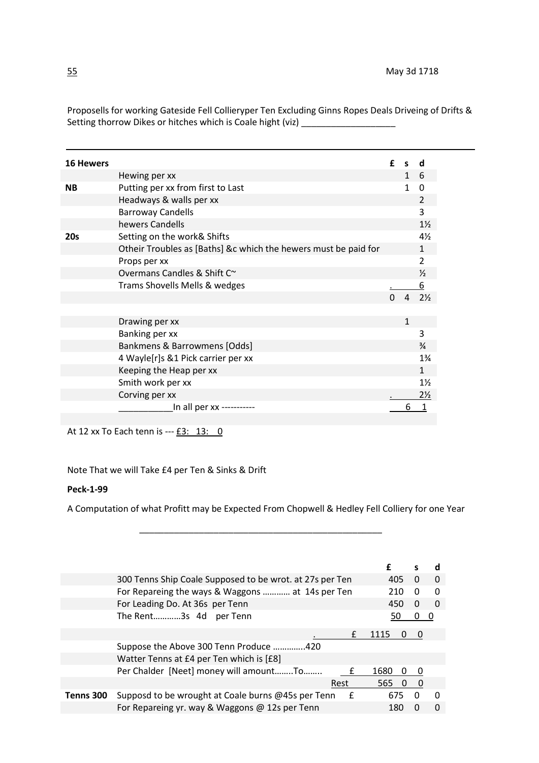May 3d 1718

Proposells for working Gateside Fell Collieryper Ten Excluding Ginns Ropes Deals Driveing of Drifts & Setting thorrow Dikes or hitches which is Coale hight (viz) ___________________

| 16 Hewers | | £ | s | d |
|---|---|---|---|---|
| | Hewing per xx | | 1 | 6 |
| NB | Putting per xx from first to Last | | 1 | 0 |
| | Headways & walls per xx | | | 2 |
| | Barroway Candells | | | 3 |
| | hewers Candells | | | 1½ |
| 20s | Setting on the work& Shifts | | | 4½ |
| | Otheir Troubles as [Baths] &c which the hewers must be paid for | | | 1 |
| | Props per xx | | | 2 |
| | Overmans Candles & Shift C~ | | | ½ |
| | Trams Shovells Mells & wedges | | . | 6 |
| | | 0 | 4 | 2½ |
| | | | | |
| | Drawing per xx | | 1 | |
| | Banking per xx | | | 3 |
| | Bankmens & Barrowmens [Odds] | | | ¾ |
| | 4 Wayle[r]s &1 Pick carrier per xx | | | 1¾ |
| | Keeping the Heap per xx | | | 1 |
| | Smith work per xx | | | 1½ |
| | Corving per xx | | . | 2½ |
| | ___________In all per xx ----------- | | 6 | 1 |

At 12 xx To Each tenn is --- £3: 13: 0

Note That we will Take £4 per Ten & Sinks & Drift

**Peck-1-99**

A Computation of what Profitt may be Expected From Chopwell & Hedley Fell Colliery for one Year

| | | | £ | s | d |
|---|---|---|---|---|---|
| | 300 Tenns Ship Coale Supposed to be wrot. at 27s per Ten | | 405 | 0 | 0 |
| | For Repareing the ways & Waggons ………… at 14s per Ten | | 210 | 0 | 0 |
| | For Leading Do. At 36s per Tenn | | 450 | 0 | 0 |
| | The Rent…………3s 4d per Tenn | | 50 | 0 | 0 |
| | . | £ | 1115 | 0 | 0 |
| | Suppose the Above 300 Tenn Produce …………..420 | | | | |
| | Watter Tenns at £4 per Ten which is [£8] | | | | |
| | Per Chalder [Neet] money will amount……..To…….. | £ | 1680 | 0 | 0 |
| | | Rest | 565 | 0 | 0 |
| Tenns 300 | Supposd to be wrought at Coale burns @45s per Tenn | £ | 675 | 0 | 0 |
| | For Repareing yr. way & Waggons @ 12s per Tenn | | 180 | 0 | 0 |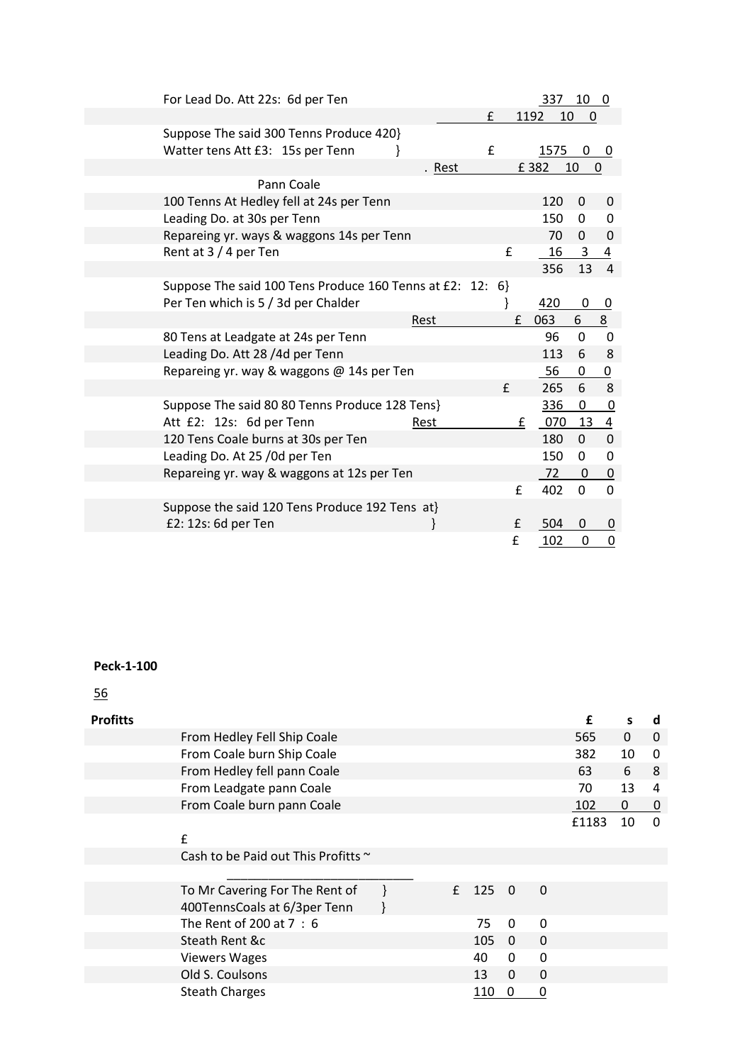| | | £ | s | d |
|---|---|---|---|---|
| For Lead Do. Att 22s: 6d per Ten | | 337 | 10 | 0 |
| | £ | 1192 | 10 | 0 |
| Suppose The said 300 Tenns Produce 420} Watter tens Att £3: 15s per Tenn } | £ | 1575 | 0 | 0 |
| . Rest | | £ 382 | 10 | 0 |
| Pann Coale | | | | |
| 100 Tenns At Hedley fell at 24s per Tenn | | 120 | 0 | 0 |
| Leading Do. at 30s per Tenn | | 150 | 0 | 0 |
| Repareing yr. ways & waggons 14s per Tenn | | 70 | 0 | 0 |
| Rent at 3 / 4 per Ten | £ | 16 | 3 | 4 |
| | | 356 | 13 | 4 |
| Suppose The said 100 Tens Produce 160 Tenns at £2: 12: 6} Per Ten which is 5 / 3d per Chalder } | | 420 | 0 | 0 |
| Rest | £ | 063 | 6 | 8 |
| 80 Tens at Leadgate at 24s per Tenn | | 96 | 0 | 0 |
| Leading Do. Att 28 /4d per Tenn | | 113 | 6 | 8 |
| Repareing yr. way & waggons @ 14s per Ten | | 56 | 0 | 0 |
| | £ | 265 | 6 | 8 |
| Suppose The said 80 80 Tenns Produce 128 Tens} | | 336 | 0 | 0 |
| Att £2: 12s: 6d per Tenn Rest | £ | 070 | 13 | 4 |
| 120 Tens Coale burns at 30s per Ten | | 180 | 0 | 0 |
| Leading Do. At 25 /0d per Ten | | 150 | 0 | 0 |
| Repareing yr. way & waggons at 12s per Ten | | 72 | 0 | 0 |
| | £ | 402 | 0 | 0 |
| Suppose the said 120 Tens Produce 192 Tens at} £2: 12s: 6d per Ten } | £ | 504 | 0 | 0 |
| | £ | 102 | 0 | 0 |

**Peck-1-100**

56

| Profitts | £ | s | d |
|---|---|---|---|
| From Hedley Fell Ship Coale | 565 | 0 | 0 |
| From Coale burn Ship Coale | 382 | 10 | 0 |
| From Hedley fell pann Coale | 63 | 6 | 8 |
| From Leadgate pann Coale | 70 | 13 | 4 |
| From Coale burn pann Coale | 102 | 0 | 0 |
| | £1183 | 10 | 0 |

£

Cash to be Paid out This Profitts ~

| | £ | s | d |
|---|---|---|---|
| To Mr Cavering For The Rent of } 400TennsCoals at 6/3per Tenn } | £ 125 | 0 | 0 |
| The Rent of 200 at 7 : 6 | 75 | 0 | 0 |
| Steath Rent &c | 105 | 0 | 0 |
| Viewers Wages | 40 | 0 | 0 |
| Old S. Coulsons | 13 | 0 | 0 |
| Steath Charges | 110 | 0 | 0 |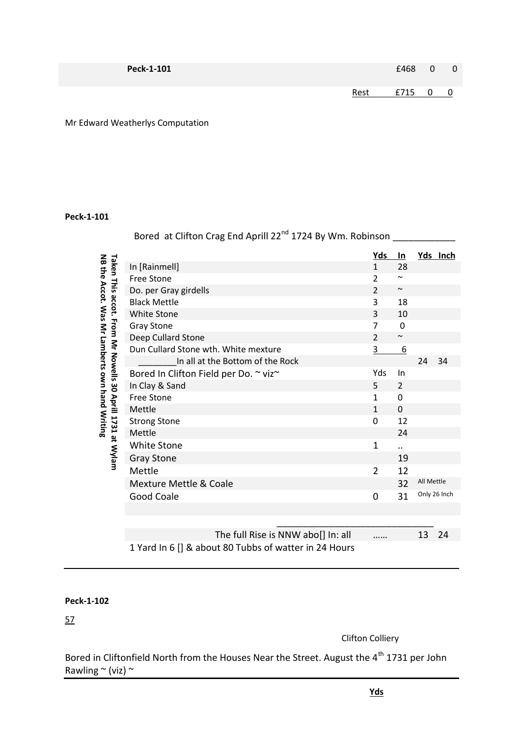| Peck-1-101 | | £468 | 0 | 0 |
|---|---|---|---|---|
| | Rest | £715 | 0 | 0 |

Mr Edward Weatherlys Computation

**Peck-1-101**

Taken This accot. From Mr Nowells 30 Aprill 1731 at Wylam
NB the Accot. Was Mr Lamberts own hand Writing

Bored at Clifton Crag End Aprill 22nd 1724 By Wm. Robinson ____________

| | Yds | In | Yds | Inch |
|---|---|---|---|---|
| In [Rainmell] | 1 | 28 | | |
| Free Stone | 2 | ~ | | |
| Do. per Gray girdells | 2 | ~ | | |
| Black Mettle | 3 | 18 | | |
| White Stone | 3 | 10 | | |
| Gray Stone | 7 | 0 | | |
| Deep Cullard Stone | 2 | ~ | | |
| Dun Cullard Stone wth. White mexture | 3 | 6 | | |
| ________In all at the Bottom of the Rock | | | 24 | 34 |
| Bored In Clifton Field per Do. ~ viz~ | Yds | In | | |
| In Clay & Sand | 5 | 2 | | |
| Free Stone | 1 | 0 | | |
| Mettle | 1 | 0 | | |
| Strong Stone | 0 | 12 | | |
| Mettle | | 24 | | |
| White Stone | 1 | .. | | |
| Gray Stone | | 19 | | |
| Mettle | 2 | 12 | | |
| Mexture Mettle & Coale | | 32 | All Mettle | |
| Good Coale | 0 | 31 | Only 26 Inch | |
| The full Rise is NNW abo[] In: all | …… | | 13 | 24 |

1 Yard In 6 [] & about 80 Tubbs of watter in 24 Hours

**Peck-1-102**

57

Clifton Colliery

Bored in Cliftonfield North from the Houses Near the Street. August the 4th 1731 per John Rawling ~ (viz) ~

**Yds**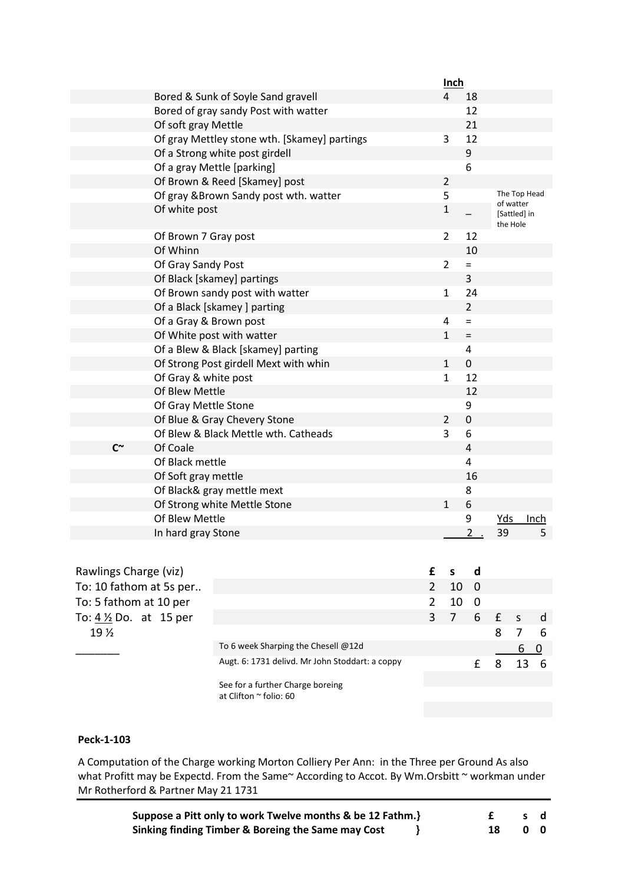| | | Inch | | |
|---|---|---|---|---|
| | Bored & Sunk of Soyle Sand gravell | 4 | 18 | |
| | Bored of gray sandy Post with watter | | 12 | |
| | Of soft gray Mettle | | 21 | |
| | Of gray Mettley stone wth. [Skamey] partings | 3 | 12 | |
| | Of a Strong white post girdell | | 9 | |
| | Of a gray Mettle [parking] | | 6 | |
| | Of Brown & Reed [Skamey] post | 2 | | |
| | Of gray &Brown Sandy post wth. watter | 5 | | The Top Head of watter [Sattled] in the Hole |
| | Of white post | 1 | _ | |
| | Of Brown 7 Gray post | 2 | 12 | |
| | Of Whinn | | 10 | |
| | Of Gray Sandy Post | 2 | = | |
| | Of Black [skamey] partings | | 3 | |
| | Of Brown sandy post with watter | 1 | 24 | |
| | Of a Black [skamey ] parting | | 2 | |
| | Of a Gray & Brown post | 4 | = | |
| | Of White post with watter | 1 | = | |
| | Of a Blew & Black [skamey] parting | | 4 | |
| | Of Strong Post girdell Mext with whin | 1 | 0 | |
| | Of Gray & white post | 1 | 12 | |
| | Of Blew Mettle | | 12 | |
| | Of Gray Mettle Stone | | 9 | |
| | Of Blue & Gray Chevery Stone | 2 | 0 | |
| | Of Blew & Black Mettle wth. Catheads | 3 | 6 | |
| C~ | Of Coale | | 4 | |
| | Of Black mettle | | 4 | |
| | Of Soft gray mettle | | 16 | |
| | Of Black& gray mettle mext | | 8 | |
| | Of Strong white Mettle Stone | 1 | 6 | |
| | Of Blew Mettle | | 9 | Yds Inch |
| | In hard gray Stone | | 2 . | 39 5 |

| Rawlings Charge (viz) | | £ | s | d | £ | s | d |
|---|---|---|---|---|---|---|---|
| To: 10 fathom at 5s per.. | | 2 | 10 | 0 | | | |
| To: 5 fathom at 10 per | | 2 | 10 | 0 | | | |
| To: 4 ½ Do. at 15 per | | 3 | 7 | 6 | | | |
| 19 ½ | | | | | 8 | 7 | 6 |
| _______ | To 6 week Sharping the Chesell @12d | | | | | 6 | 0 |
| | Augt. 6: 1731 delivd. Mr John Stoddart: a coppy | | | £ | 8 | 13 | 6 |
| | See for a further Charge boreing at Clifton ~ folio: 60 | | | | | | |

**Peck-1-103**

A Computation of the Charge working Morton Colliery Per Ann: in the Three per Ground As also what Profitt may be Expectd. From the Same~ According to Accot. By Wm.Orsbitt ~ workman under Mr Rotherford & Partner May 21 1731

| | £ | s | d |
|---|---|---|---|
| **Suppose a Pitt only to work Twelve months & be 12 Fathm.}** | | | |
| **Sinking finding Timber & Boreing the Same may Cost }** | **18** | **0** | **0** |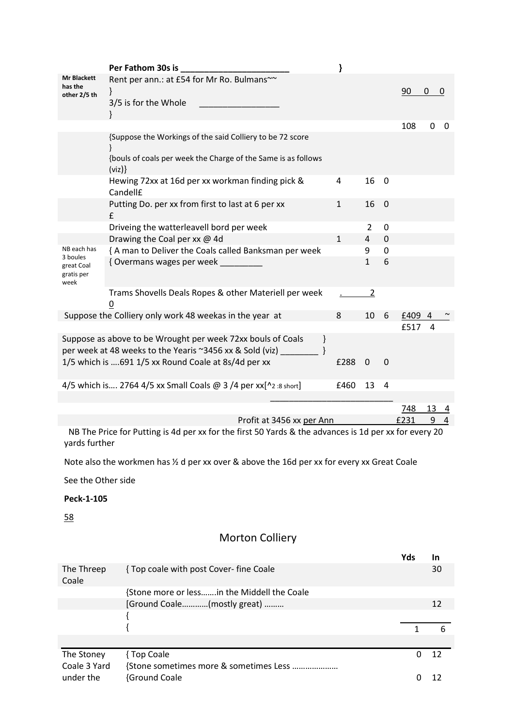| | | | | | |
|---|---|---|---|---|---|
| | **Per Fathom 30s is \_\_\_\_\_\_\_\_\_\_\_\_\_\_\_\_\_\_\_\_\_\_\_** | } | | | |
| Mr Blackett has the other 2/5 th | Rent per ann.: at £54 for Mr Ro. Bulmans~~ }<br>3/5 is for the Whole \_\_\_\_\_\_\_\_\_\_\_\_\_\_\_\_\_ } | | | | 90 0 0 |
| | | | | | 108 0 0 |
| | {Suppose the Workings of the said Colliery to be 72 score }<br>{bouls of coals per week the Charge of the Same is as follows (viz)} | | | | |
| | Hewing 72xx at 16d per xx workman finding pick & Candell£ | 4 | 16 | 0 | |
| | Putting Do. per xx from first to last at 6 per xx £ | 1 | 16 | 0 | |
| | Driveing the watterleavell bord per week | | 2 | 0 | |
| | Drawing the Coal per xx @ 4d | 1 | 4 | 0 | |
| NB each has 3 boules great Coal gratis per week | { A man to Deliver the Coals called Banksman per week | | 9 | 0 | |
| | { Overmans wages per week \_\_\_\_\_\_\_\_\_ | | 1 | 6 | |
| | Trams Shovells Deals Ropes & other Materiell per week 0 | . | 2 | | |
| Suppose the Colliery only work 48 weekas in the year at | | 8 | 10 | 6 | £409 4 ~ |
| | | | | | £517 4 |
| Suppose as above to be Wrought per week 72xx bouls of Coals }<br>per week at 48 weeks to the Yearis ~3456 xx & Sold (viz) \_\_\_\_\_\_\_\_ }<br>1/5 which is ….691 1/5 xx Round Coale at 8s/4d per xx | | £288 | 0 | 0 | |
| 4/5 which is…. 2764 4/5 xx Small Coals @ 3 /4 per xx[^2 :8 short] | | £460 | 13 | 4 | |
| | | | | | 748 13 4 |
| | Profit at 3456 xx per Ann | | | | £231 9 4 |

NB The Price for Putting is 4d per xx for the first 50 Yards & the advances is 1d per xx for every 20 yards further

Note also the workmen has ½ d per xx over & above the 16d per xx for every xx Great Coale

See the Other side

**Peck-1-105**

58

## Morton Colliery

| | | Yds | In |
|---|---|---|---|
| The Threep Coale | { Top coale with post Cover- fine Coale | | 30 |
| | {Stone more or less…….in the Middell the Coale | | |
| | [Ground Coale…………(mostly great) ……… | | 12 |
| | { | | |
| | { | 1 | 6 |
| The Stoney Coale 3 Yard under the | { Top Coale | 0 | 12 |
| | {Stone sometimes more & sometimes Less ………………… | | |
| | {Ground Coale | 0 | 12 |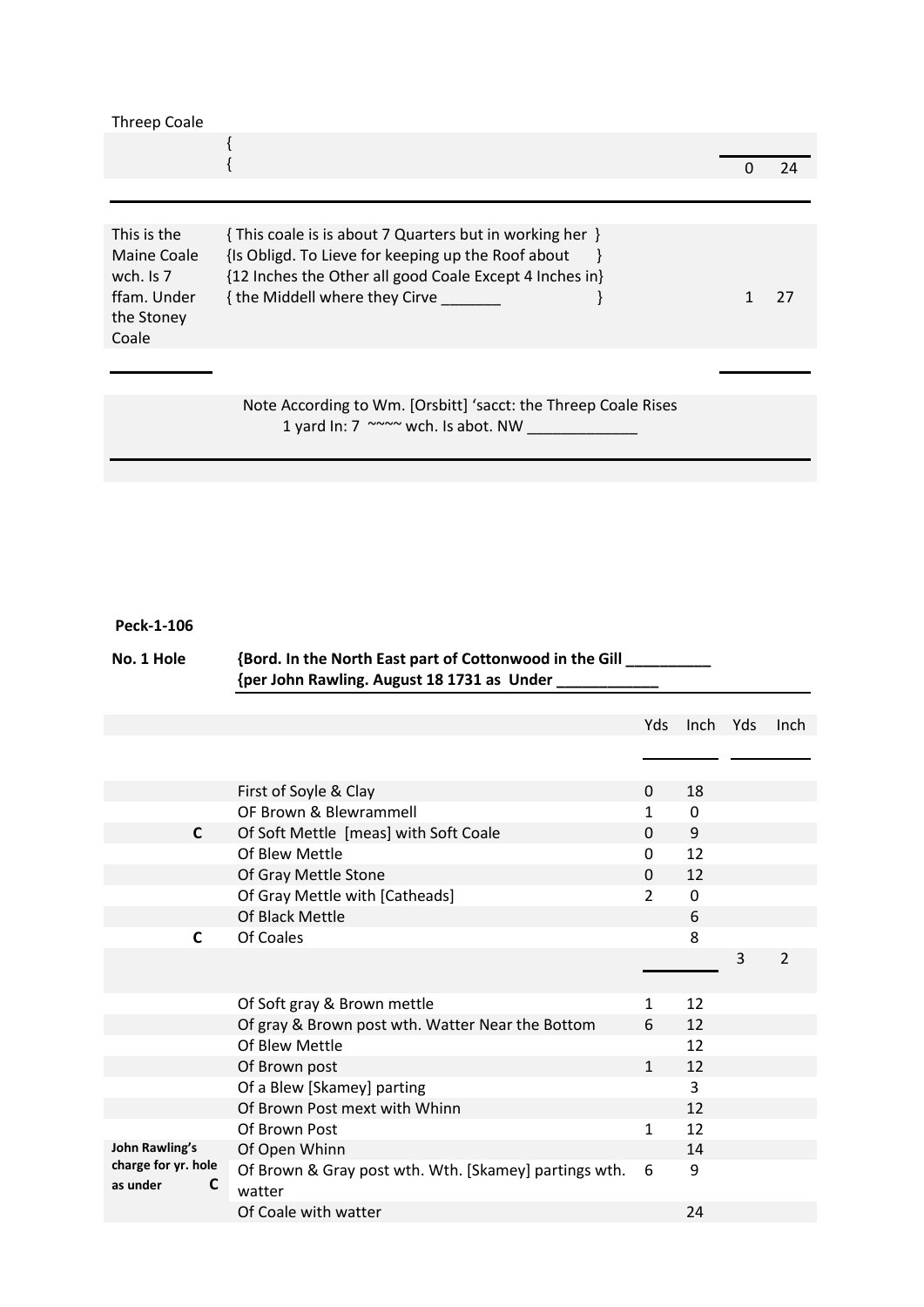Threep Coale

| | | | |
|---|---|---|---|
| | {<br>{ | 0 | 24 |

| | | | |
|---|---|---|---|
| This is the Maine Coale wch. Is 7 ffam. Under the Stoney Coale | { This coale is is about 7 Quarters but in working her }<br>{Is Obligd. To Lieve for keeping up the Roof about }<br>{12 Inches the Other all good Coale Except 4 Inches in}<br>{ the Middell where they Cirve _______ } | 1 | 27 |

Note According to Wm. [Orsbitt] 'sacct: the Threep Coale Rises 1 yard In: 7 ~~~~ wch. Is abot. NW _____________

**Peck-1-106**

**No. 1 Hole** **{Bord. In the North East part of Cottonwood in the Gill __________**
**{per John Rawling. August 18 1731 as Under ____________**

| | | Yds | Inch | Yds | Inch |
|---|---|---|---|---|---|
| | First of Soyle & Clay | 0 | 18 | | |
| | OF Brown & Blewrammell | 1 | 0 | | |
| C | Of Soft Mettle [meas] with Soft Coale | 0 | 9 | | |
| | Of Blew Mettle | 0 | 12 | | |
| | Of Gray Mettle Stone | 0 | 12 | | |
| | Of Gray Mettle with [Catheads] | 2 | 0 | | |
| | Of Black Mettle | | 6 | | |
| C | Of Coales | | 8 | | |
| | | | | 3 | 2 |
| | Of Soft gray & Brown mettle | 1 | 12 | | |
| | Of gray & Brown post wth. Watter Near the Bottom | 6 | 12 | | |
| | Of Blew Mettle | | 12 | | |
| | Of Brown post | 1 | 12 | | |
| | Of a Blew [Skamey] parting | | 3 | | |
| | Of Brown Post mext with Whinn | | 12 | | |
| | Of Brown Post | 1 | 12 | | |
| **John Rawling's** | Of Open Whinn | | 14 | | |
| **charge for yr. hole as under C** | Of Brown & Gray post wth. Wth. [Skamey] partings wth. watter | 6 | 9 | | |
| | Of Coale with watter | | 24 | | |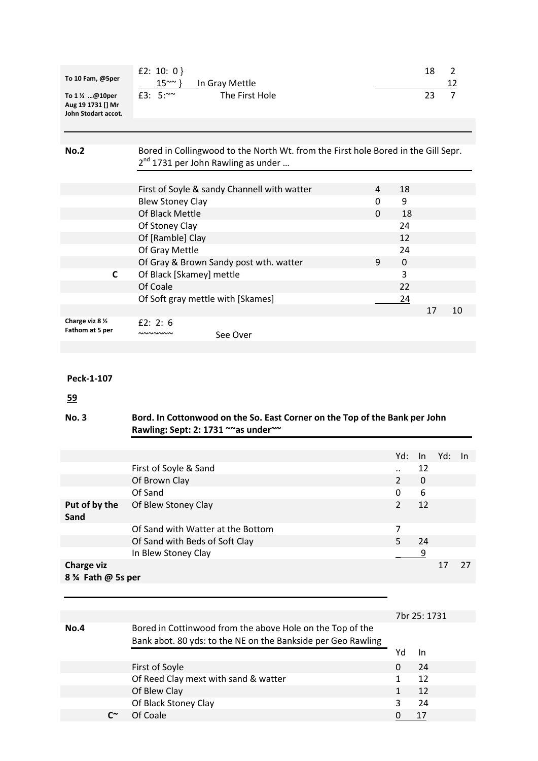| | | | | |
|---|---|---|---|---|
| To 10 Fam, @5per | £2: 10: 0 } | | 18 | 2 |
| | 15~~ } In Gray Mettle | | | 12 |
| To 1 ½ …@10per Aug 19 1731 [] Mr John Stodart accot. | £3: 5:~~ The First Hole | | 23 | 7 |

| | | | | | |
|---|---|---|---|---|---|
| **No.2** | Bored in Collingwood to the North Wt. from the First hole Bored in the Gill Sepr. 2nd 1731 per John Rawling as under … | | | | |
| | First of Soyle & sandy Channell with watter | 4 | 18 | | |
| | Blew Stoney Clay | 0 | 9 | | |
| | Of Black Mettle | 0 | 18 | | |
| | Of Stoney Clay | | 24 | | |
| | Of [Ramble] Clay | | 12 | | |
| | Of Gray Mettle | | 24 | | |
| | Of Gray & Brown Sandy post wth. watter | 9 | 0 | | |
| C | Of Black [Skamey] mettle | | 3 | | |
| | Of Coale | | 22 | | |
| | Of Soft gray mettle with [Skames] | | 24 | | |
| | | | | 17 | 10 |
| Charge viz 8 ½ Fathom at 5 per | £2: 2: 6 ~~~~~~~ See Over | | | | |

**Peck-1-107**

**59**

| | | | | | |
|---|---|---|---|---|---|
| **No. 3** | **Bord. In Cottonwood on the So. East Corner on the Top of the Bank per John Rawling: Sept: 2: 1731 ~~as under~~** | | | | |
| | | Yd: | In | Yd: | In |
| | First of Soyle & Sand | .. | 12 | | |
| | Of Brown Clay | 2 | 0 | | |
| | Of Sand | 0 | 6 | | |
| **Put of by the Sand** | Of Blew Stoney Clay | 2 | 12 | | |
| | Of Sand with Watter at the Bottom | 7 | | | |
| | Of Sand with Beds of Soft Clay | 5 | 24 | | |
| | In Blew Stoney Clay | _ | 9 | | |
| **Charge viz 8 ¾ Fath @ 5s per** | | | | 17 | 27 |

| | | | |
|---|---|---|---|
| | | 7br 25: 1731 | |
| **No.4** | Bored in Cottinwood from the above Hole on the Top of the Bank abot. 80 yds: to the NE on the Bankside per Geo Rawling | | |
| | | Yd | In |
| | First of Soyle | 0 | 24 |
| | Of Reed Clay mext with sand & watter | 1 | 12 |
| | Of Blew Clay | 1 | 12 |
| | Of Black Stoney Clay | 3 | 24 |
| C~ | Of Coale | 0 | 17 |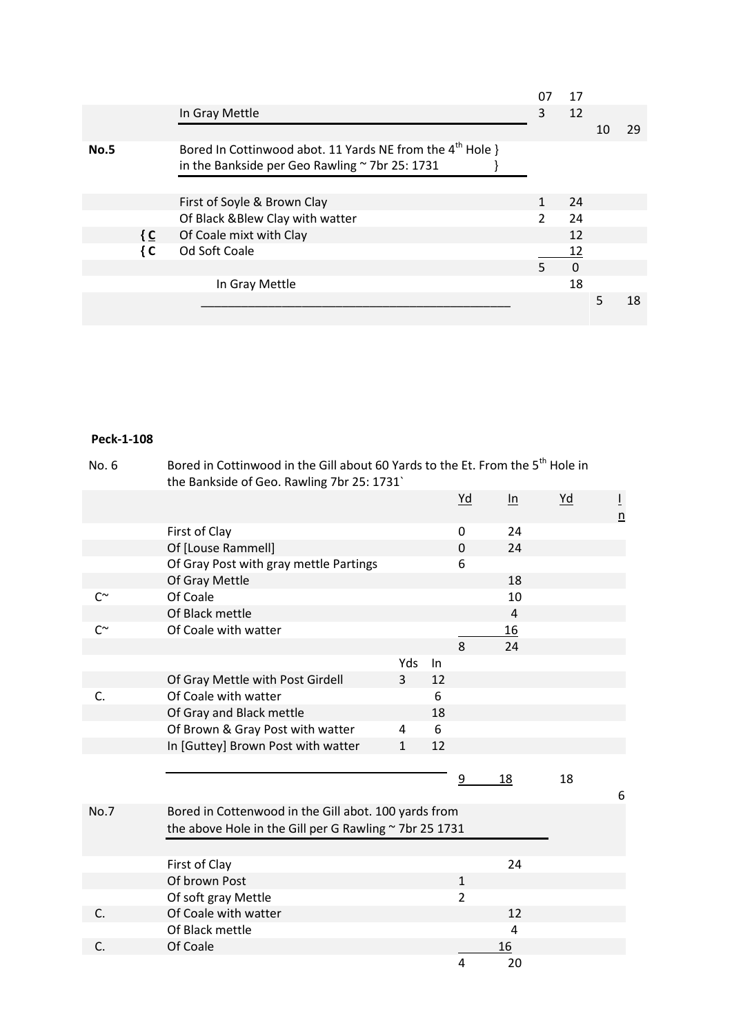| | | | | | |
|---|---|---|---|---|---|
| | | 07 | 17 | | |
| | In Gray Mettle | 3 | 12 | | |
| | | | | 10 | 29 |
| **No.5** | Bored In Cottinwood abot. 11 Yards NE from the 4th Hole } in the Bankside per Geo Rawling ~ 7br 25: 1731 } | | | | |
| | First of Soyle & Brown Clay | 1 | 24 | | |
| | Of Black &Blew Clay with watter | 2 | 24 | | |
| { C | Of Coale mixt with Clay | | 12 | | |
| { C | Od Soft Coale | | 12 | | |
| | | 5 | 0 | | |
| | In Gray Mettle | | 18 | | |
| | | | | 5 | 18 |

**Peck-1-108**

No. 6 Bored in Cottinwood in the Gill about 60 Yards to the Et. From the 5th Hole in the Bankside of Geo. Rawling 7br 25: 1731`

| | | Yds | In | Yd | In | Yd | In |
|---|---|---|---|---|---|---|---|
| | First of Clay | | | 0 | 24 | | |
| | Of [Louse Rammell] | | | 0 | 24 | | |
| | Of Gray Post with gray mettle Partings | | | 6 | | | |
| | Of Gray Mettle | | | | 18 | | |
| C~ | Of Coale | | | | 10 | | |
| | Of Black mettle | | | | 4 | | |
| C~ | Of Coale with watter | | | | 16 | | |
| | | | | 8 | 24 | | |
| | Of Gray Mettle with Post Girdell | 3 | 12 | | | | |
| C. | Of Coale with watter | | 6 | | | | |
| | Of Gray and Black mettle | | 18 | | | | |
| | Of Brown & Gray Post with watter | 4 | 6 | | | | |
| | In [Guttey] Brown Post with watter | 1 | 12 | | | | |
| | | | | 9 | 18 | 18 | |
| | | | | | | | 6 |

No.7 Bored in Cottenwood in the Gill abot. 100 yards from the above Hole in the Gill per G Rawling ~ 7br 25 1731

| | | Yd | In |
|---|---|---|---|
| | First of Clay | | 24 |
| | Of brown Post | 1 | |
| | Of soft gray Mettle | 2 | |
| C. | Of Coale with watter | | 12 |
| | Of Black mettle | | 4 |
| C. | Of Coale | | 16 |
| | | 4 | 20 |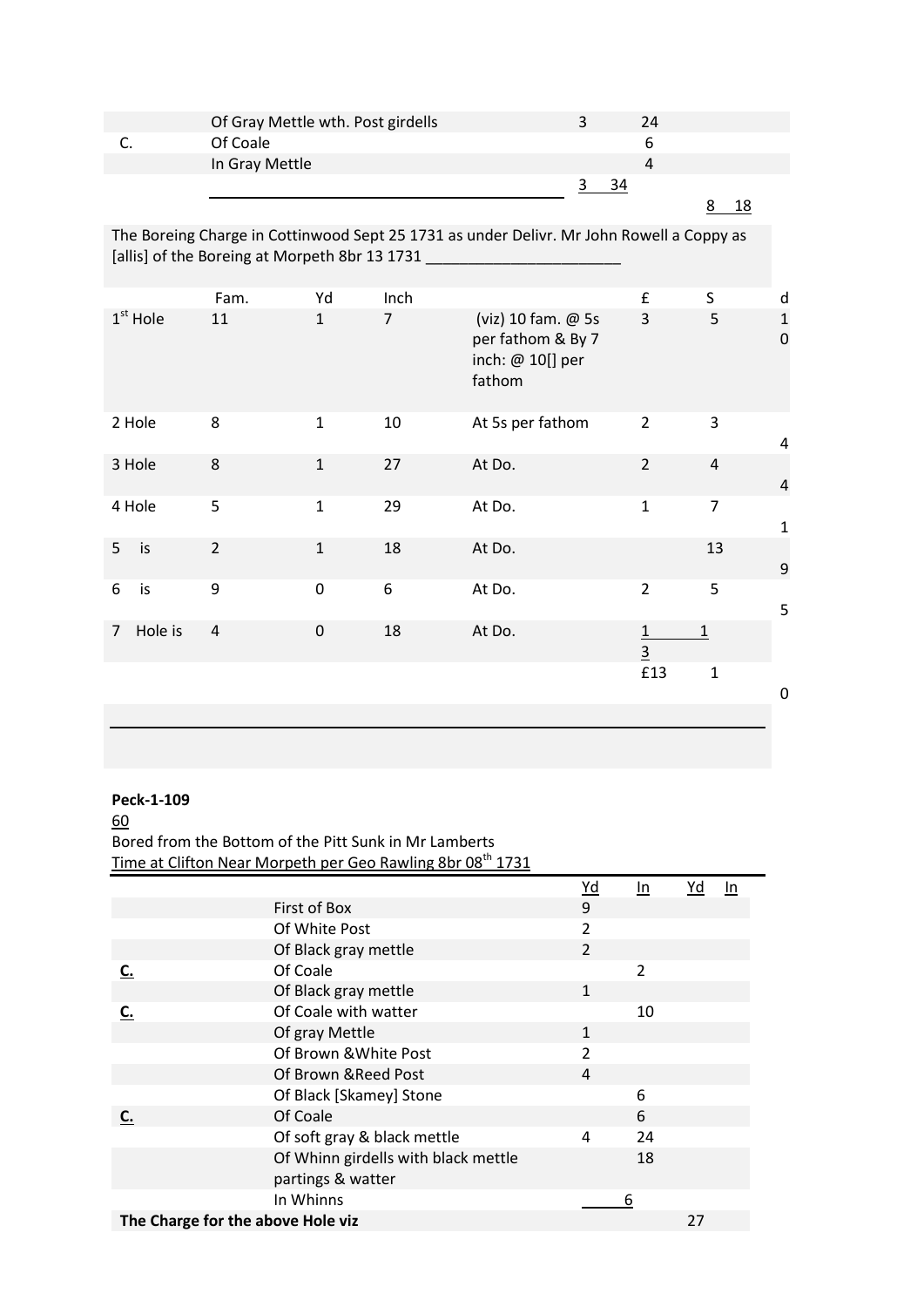| | | | | | |
|---|---|---|---|---|---|
| | Of Gray Mettle wth. Post girdells | 3 | 24 | | |
| C. | Of Coale | | 6 | | |
| | In Gray Mettle | | 4 | | |
| | | 3 | 34 | | |
| | | | | 8 | 18 |

The Boreing Charge in Cottinwood Sept 25 1731 as under Delivr. Mr John Rowell a Coppy as [allis] of the Boreing at Morpeth 8br 13 1731 _______________________

| | Fam. | Yd | Inch | | £ | S | d |
|---|---|---|---|---|---|---|---|
| 1st Hole | 11 | 1 | 7 | (viz) 10 fam. @ 5s per fathom & By 7 inch: @ 10[] per fathom | 3 | 5 | 10 |
| 2 Hole | 8 | 1 | 10 | At 5s per fathom | 2 | 3 | 4 |
| 3 Hole | 8 | 1 | 27 | At Do. | 2 | 4 | 4 |
| 4 Hole | 5 | 1 | 29 | At Do. | 1 | 7 | 1 |
| 5 is | 2 | 1 | 18 | At Do. | | 13 | 9 |
| 6 is | 9 | 0 | 6 | At Do. | 2 | 5 | 5 |
| 7 Hole is | 4 | 0 | 18 | At Do. | 1 3 | 1 | |
| | | | | | £13 | 1 | 0 |

**Peck-1-109**

60

Bored from the Bottom of the Pitt Sunk in Mr Lamberts Time at Clifton Near Morpeth per Geo Rawling 8br 08th 1731

| | | Yd | In | Yd | In |
|---|---|---|---|---|---|
| | First of Box | 9 | | | |
| | Of White Post | 2 | | | |
| | Of Black gray mettle | 2 | | | |
| C. | Of Coale | | 2 | | |
| | Of Black gray mettle | 1 | | | |
| C. | Of Coale with watter | | 10 | | |
| | Of gray Mettle | 1 | | | |
| | Of Brown &White Post | 2 | | | |
| | Of Brown &Reed Post | 4 | | | |
| | Of Black [Skamey] Stone | | 6 | | |
| C. | Of Coale | | 6 | | |
| | Of soft gray & black mettle | 4 | 24 | | |
| | Of Whinn girdells with black mettle partings & watter | | 18 | | |
| | In Whinns | | 6 | | |
| **The Charge for the above Hole viz** | | | | 27 | |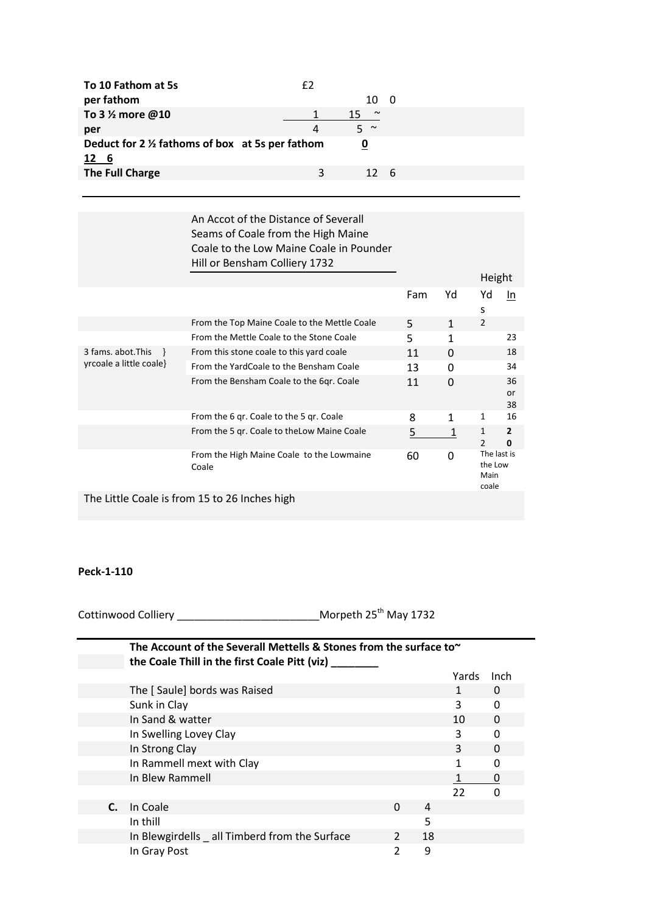| | | | |
|---|---|---|---|
| **To 10 Fathom at 5s per fathom** | £2 | 10 | 0 |
| **To 3 ½ more @10 per** | 1 | 15 | ~ |
| | 4 | 5 | ~ |
| **Deduct for 2 ½ fathoms of box at 5s per fathom** | | **0** | |
| **12 6** | | | |
| **The Full Charge** | 3 | 12 | 6 |

---

| | An Accot of the Distance of Severall Seams of Coale from the High Maine Coale to the Low Maine Coale in Pounder Hill or Bensham Colliery 1732 | | | Height | |
|---|---|---|---|---|---|
| | | Fam | Yd | Yds | In |
| | From the Top Maine Coale to the Mettle Coale | 5 | 1 | 2 | |
| | From the Mettle Coale to the Stone Coale | 5 | 1 | | 23 |
| 3 fams. abot.This } yrcoale a little coale} | From this stone coale to this yard coale | 11 | 0 | | 18 |
| | From the YardCoale to the Bensham Coale | 13 | 0 | | 34 |
| | From the Bensham Coale to the 6qr. Coale | 11 | 0 | | 36 or 38 |
| | From the 6 qr. Coale to the 5 qr. Coale | 8 | 1 | 1 | 16 |
| | From the 5 qr. Coale to theLow Maine Coale | 5 | 1 | 1 2 | **2 0** |
| | From the High Maine Coale to the Lowmaine Coale | 60 | 0 | The last is the Low Main coale | |

The Little Coale is from 15 to 26 Inches high

**Peck-1-110**

Cottinwood Colliery ________________________Morpeth 25th May 1732

| | **The Account of the Severall Mettells & Stones from the surface to~ the Coale Thill in the first Coale Pitt (viz) ________** | | | | |
|---|---|---|---|---|---|
| | | | | Yards | Inch |
| | The [ Saule] bords was Raised | | | 1 | 0 |
| | Sunk in Clay | | | 3 | 0 |
| | In Sand & watter | | | 10 | 0 |
| | In Swelling Lovey Clay | | | 3 | 0 |
| | In Strong Clay | | | 3 | 0 |
| | In Rammell mext with Clay | | | 1 | 0 |
| | In Blew Rammell | | | 1 | 0 |
| | | | | 22 | 0 |
| **C.** | In Coale | 0 | 4 | | |
| | In thill | | 5 | | |
| | In Blewgirdells _ all Timberd from the Surface | 2 | 18 | | |
| | In Gray Post | 2 | 9 | | |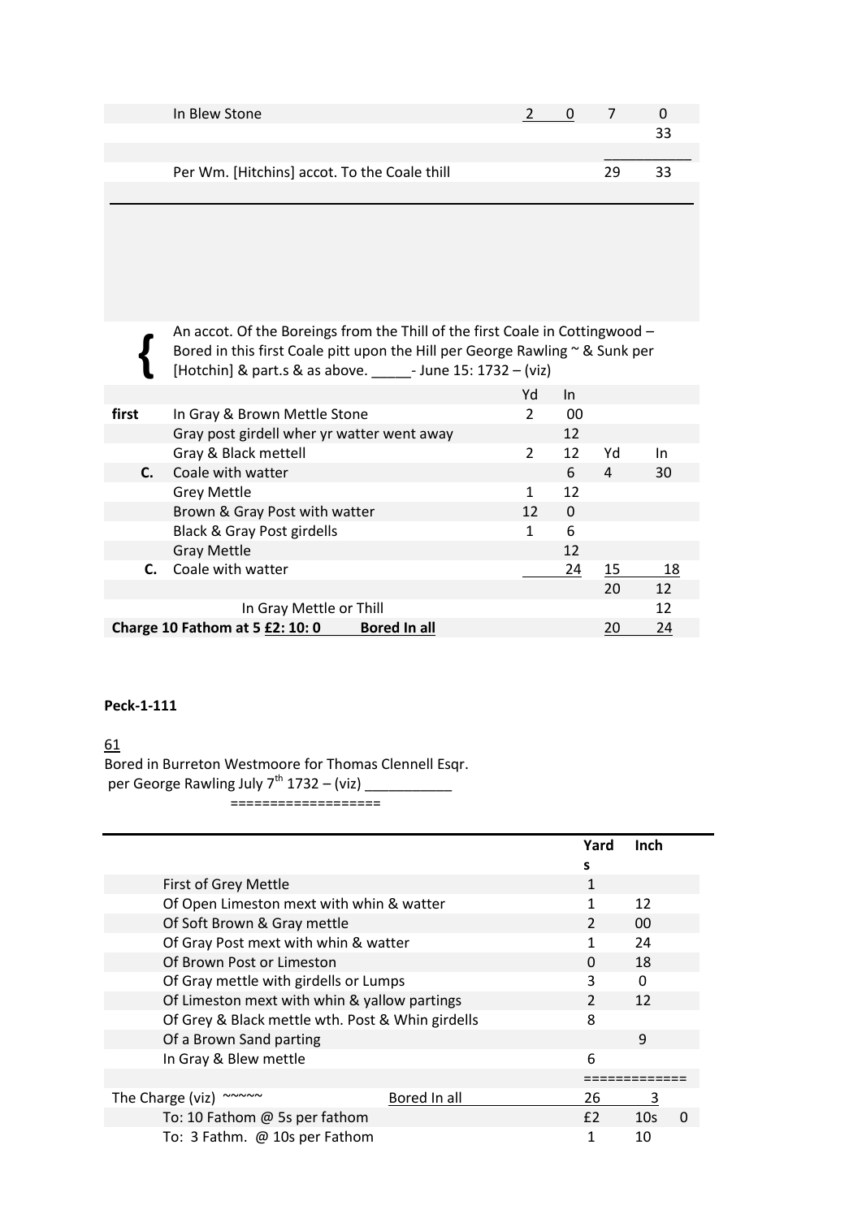| | | | | | |
|---|---|---|---|---|---|
| | In Blew Stone | 2 | 0 | 7 | 0 |
| | | | | | 33 |
| | Per Wm. [Hitchins] accot. To the Coale thill | | | 29 | 33 |

{ An accot. Of the Boreings from the Thill of the first Coale in Cottingwood – Bored in this first Coale pitt upon the Hill per George Rawling ~ & Sunk per [Hotchin] & part.s & as above. _____- June 15: 1732 – (viz)

| | | Yd | In | | |
|---|---|---|---|---|---|
| first | In Gray & Brown Mettle Stone | 2 | 00 | | |
| | Gray post girdell wher yr watter went away | | 12 | | |
| | Gray & Black mettell | 2 | 12 | Yd | In |
| C. | Coale with watter | | 6 | 4 | 30 |
| | Grey Mettle | 1 | 12 | | |
| | Brown & Gray Post with watter | 12 | 0 | | |
| | Black & Gray Post girdells | 1 | 6 | | |
| | Gray Mettle | | 12 | | |
| C. | Coale with watter | | 24 | 15 | 18 |
| | | | | 20 | 12 |
| | In Gray Mettle or Thill | | | | 12 |
| **Charge 10 Fathom at 5 £2: 10: 0** | **Bored In all** | | | 20 | 24 |

**Peck-1-111**

61
Bored in Burreton Westmoore for Thomas Clennell Esqr.
per George Rawling July 7th 1732 – (viz) ___________
==================

| | | Yards | Inch | |
|---|---|---|---|---|
| | First of Grey Mettle | 1 | | |
| | Of Open Limeston mext with whin & watter | 1 | 12 | |
| | Of Soft Brown & Gray mettle | 2 | 00 | |
| | Of Gray Post mext with whin & watter | 1 | 24 | |
| | Of Brown Post or Limeston | 0 | 18 | |
| | Of Gray mettle with girdells or Lumps | 3 | 0 | |
| | Of Limeston mext with whin & yallow partings | 2 | 12 | |
| | Of Grey & Black mettle wth. Post & Whin girdells | 8 | | |
| | Of a Brown Sand parting | | 9 | |
| | In Gray & Blew mettle | 6 | | |
| | | ============= | | |
| The Charge (viz) ~~~~~ | Bored In all | 26 | 3 | |
| | To: 10 Fathom @ 5s per fathom | £2 | 10s | 0 |
| | To: 3 Fathm. @ 10s per Fathom | 1 | 10 | |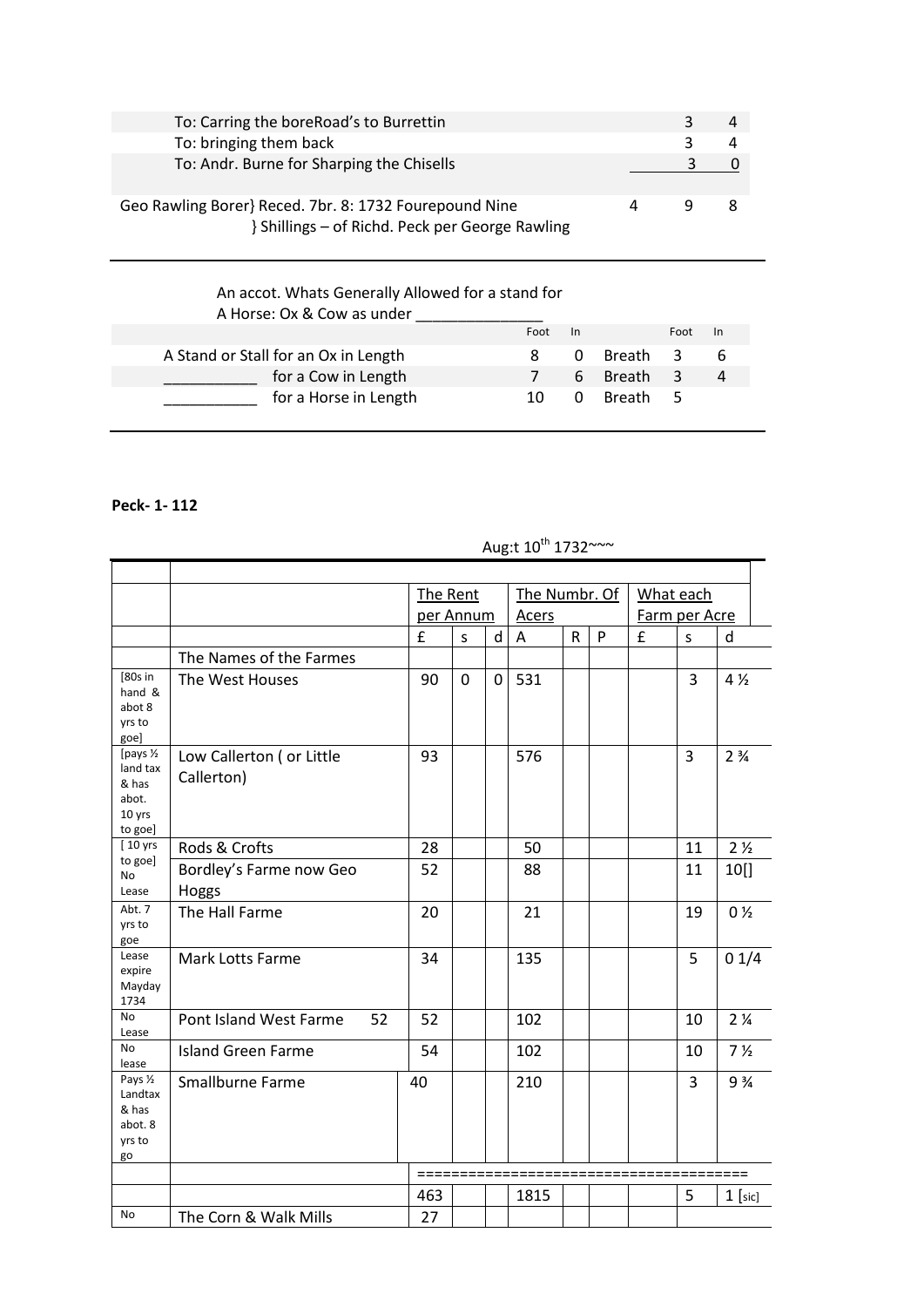| | £ | s | d |
|---|---|---|---|
| To: Carring the boreRoad's to Burrettin | | 3 | 4 |
| To: bringing them back | | 3 | 4 |
| To: Andr. Burne for Sharping the Chisells | | 3 | 0 |
| Geo Rawling Borer} Reced. 7br. 8: 1732 Fourepound Nine } Shillings – of Richd. Peck per George Rawling | 4 | 9 | 8 |

An accot. Whats Generally Allowed for a stand for A Horse: Ox & Cow as under _______________

| | Foot | In | | Foot | In |
|---|---|---|---|---|---|
| A Stand or Stall for an Ox in Length | 8 | 0 | Breath | 3 | 6 |
| ___________ for a Cow in Length | 7 | 6 | Breath | 3 | 4 |
| ___________ for a Horse in Length | 10 | 0 | Breath | 5 | |

**Peck- 1- 112**

Aug:t 10th 1732~~~

| | | The Rent per Annum | | | The Numbr. Of Acers | | | What each Farm per Acre | | |
|---|---|---|---|---|---|---|---|---|---|---|
| | | £ | s | d | A | R | P | £ | s | d |
| | The Names of the Farmes | | | | | | | | | |
| [80s in hand & abot 8 yrs to goe] | The West Houses | 90 | 0 | 0 | 531 | | | | 3 | 4 ½ |
| [pays ½ land tax & has abot. 10 yrs to goe] | Low Callerton ( or Little Callerton) | 93 | | | 576 | | | | 3 | 2 ¾ |
| [ 10 yrs to goe] | Rods & Crofts | 28 | | | 50 | | | | 11 | 2 ½ |
| No Lease | Bordley's Farme now Geo Hoggs | 52 | | | 88 | | | | 11 | 10[] |
| Abt. 7 yrs to goe | The Hall Farme | 20 | | | 21 | | | | 19 | 0 ½ |
| Lease expire Mayday 1734 | Mark Lotts Farme | 34 | | | 135 | | | | 5 | 0 1/4 |
| No Lease | Pont Island West Farme 52 | 52 | | | 102 | | | | 10 | 2 ¼ |
| No lease | Island Green Farme | 54 | | | 102 | | | | 10 | 7 ½ |
| Pays ½ Landtax & has abot. 8 yrs to go | Smallburne Farme | 40 | | | 210 | | | | 3 | 9 ¾ |
| | | ===== | | | ===== | | | | | |
| | | 463 | | | 1815 | | | | 5 | 1 [sic] |
| No | The Corn & Walk Mills | 27 | | | | | | | | |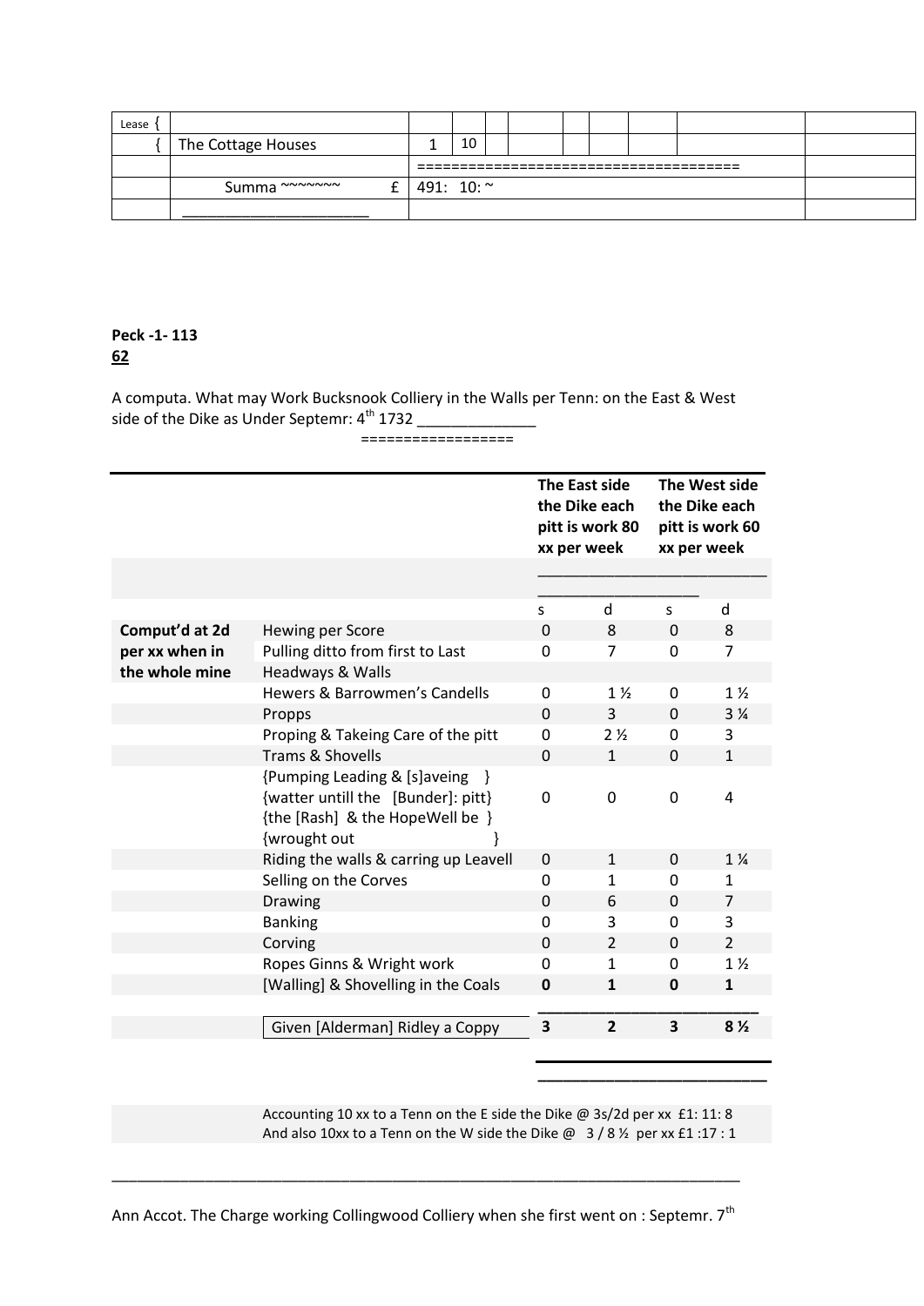| Lease { | | | | | | | | | | |
|---|---|---|---|---|---|---|---|---|---|---|
| { | The Cottage Houses | 1 | 10 | | | | | | | |
| | | ===================================== | | | | | | | | |
| | Summa ~~~~~~~ £ | 491: 10: ~ | | | | | | | | |
| | ______________________ | | | | | | | | | |

**Peck -1- 113**
**62**

A computa. What may Work Bucksnook Colliery in the Walls per Tenn: on the East & West side of the Dike as Under Septemr: 4th 1732 ______________
=================

| | | **The East side the Dike each pitt is work 80 xx per week** | | **The West side the Dike each pitt is work 60 xx per week** | |
|---|---|---|---|---|---|
| | | s | d | s | d |
| **Comput'd at 2d per xx when in the whole mine** | Hewing per Score | 0 | 8 | 0 | 8 |
| | Pulling ditto from first to Last | 0 | 7 | 0 | 7 |
| | Headways & Walls | | | | |
| | Hewers & Barrowmen's Candells | 0 | 1 ½ | 0 | 1 ½ |
| | Propps | 0 | 3 | 0 | 3 ¼ |
| | Proping & Takeing Care of the pitt | 0 | 2 ½ | 0 | 3 |
| | Trams & Shovells | 0 | 1 | 0 | 1 |
| | {Pumping Leading & [s]aveing } {watter untill the [Bunder]: pitt} {the [Rash] & the HopeWell be } {wrought out } | 0 | 0 | 0 | 4 |
| | Riding the walls & carring up Leavell | 0 | 1 | 0 | 1 ¼ |
| | Selling on the Corves | 0 | 1 | 0 | 1 |
| | Drawing | 0 | 6 | 0 | 7 |
| | Banking | 0 | 3 | 0 | 3 |
| | Corving | 0 | 2 | 0 | 2 |
| | Ropes Ginns & Wright work | 0 | 1 | 0 | 1 ½ |
| | [Walling] & Shovelling in the Coals | **0** | **1** | **0** | **1** |
| | Given [Alderman] Ridley a Coppy | **3** | **2** | **3** | **8 ½** |

Accounting 10 xx to a Tenn on the E side the Dike @ 3s/2d per xx £1: 11: 8
And also 10xx to a Tenn on the W side the Dike @ 3 / 8 ½ per xx £1 :17 : 1

______________________________________________________________________________

Ann Accot. The Charge working Collingwood Colliery when she first went on : Septemr. 7th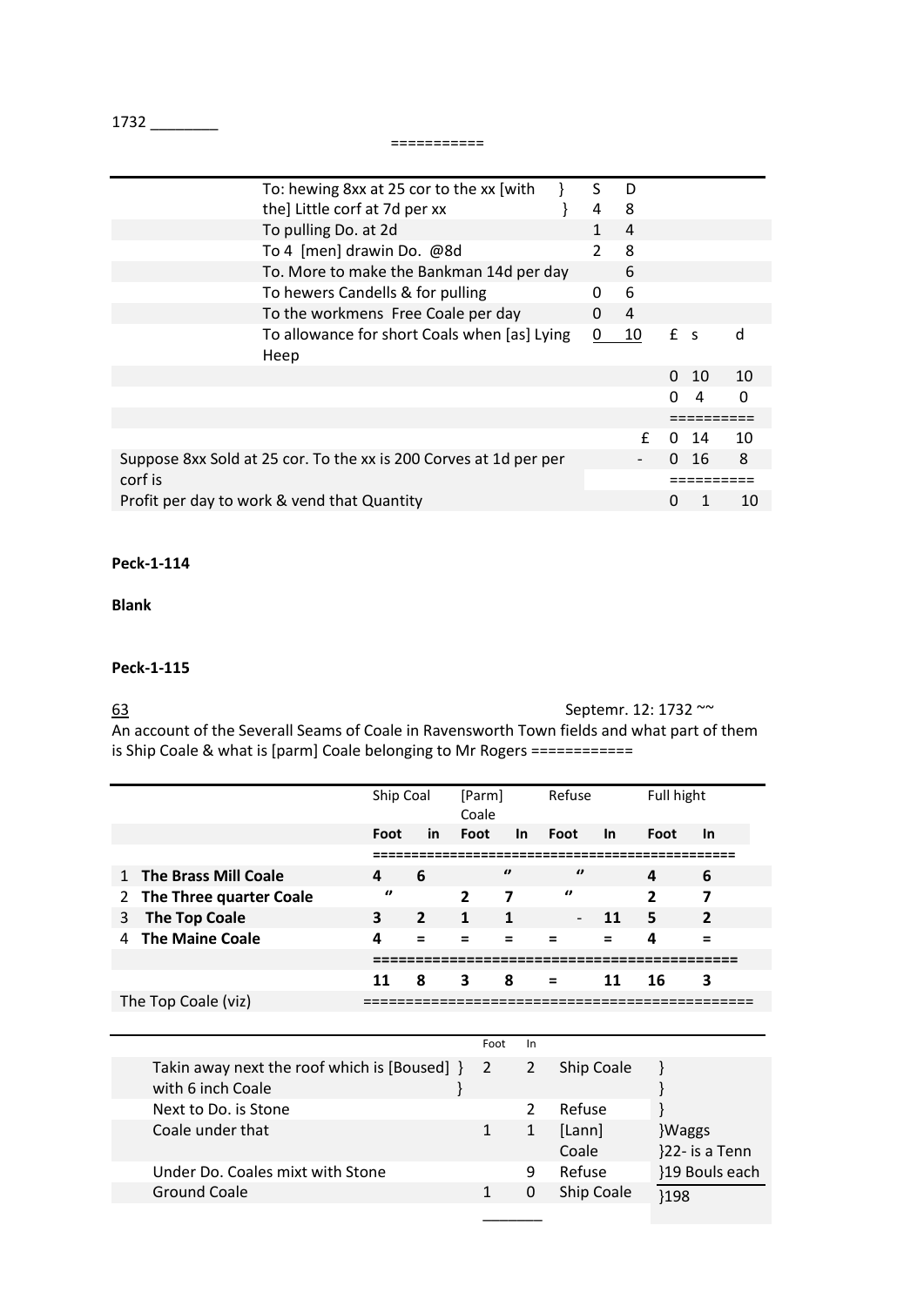1732 ________

===========

| | S | D | £ | s | d |
|---|---|---|---|---|---|
| To: hewing 8xx at 25 cor to the xx [with the] Little corf at 7d per xx } | 4 | 8 | | | |
| To pulling Do. at 2d | 1 | 4 | | | |
| To 4 [men] drawin Do. @8d | 2 | 8 | | | |
| To. More to make the Bankman 14d per day | | 6 | | | |
| To hewers Candells & for pulling | 0 | 6 | | | |
| To the workmens Free Coale per day | 0 | 4 | | | |
| To allowance for short Coals when [as] Lying Heep | 0 | 10 | | | |
| | | | 0 | 10 | 10 |
| | | | 0 | 4 | 0 |
| | | | ========== | | |
| | | £ | 0 | 14 | 10 |
| Suppose 8xx Sold at 25 cor. To the xx is 200 Corves at 1d per per corf is | | - | 0 | 16 | 8 |
| | | | ========== | | |
| Profit per day to work & vend that Quantity | | | 0 | 1 | 10 |

**Peck-1-114**

**Blank**

**Peck-1-115**

63 Septemr. 12: 1732 ~~

An account of the Severall Seams of Coale in Ravensworth Town fields and what part of them is Ship Coale & what is [parm] Coale belonging to Mr Rogers ============

| | Ship Coal | | [Parm] Coale | | Refuse | | Full hight | |
|---|---|---|---|---|---|---|---|---|
| | **Foot** | **in** | **Foot** | **In** | **Foot** | **In** | **Foot** | **In** |
| 1 **The Brass Mill Coale** | **4** | **6** | | **"** | **"** | | **4** | **6** |
| 2 **The Three quarter Coale** | **"** | | **2** | **7** | **"** | | **2** | **7** |
| 3 **The Top Coale** | **3** | **2** | **1** | **1** | - | **11** | **5** | **2** |
| 4 **The Maine Coale** | **4** | **=** | **=** | **=** | **=** | **=** | **4** | **=** |
| | **11** | **8** | **3** | **8** | **=** | **11** | **16** | **3** |

The Top Coale (viz) ============================================

| | Foot | In | | |
|---|---|---|---|---|
| Takin away next the roof which is [Boused] with 6 inch Coale } | 2 | 2 | Ship Coale | } |
| Next to Do. is Stone | | 2 | Refuse | } |
| Coale under that | 1 | 1 | [Lann] Coale | }Waggs }22- is a Tenn |
| Under Do. Coales mixt with Stone | | 9 | Refuse | }19 Bouls each |
| Ground Coale | 1 | 0 | Ship Coale | }198 |
| | _______ | | | |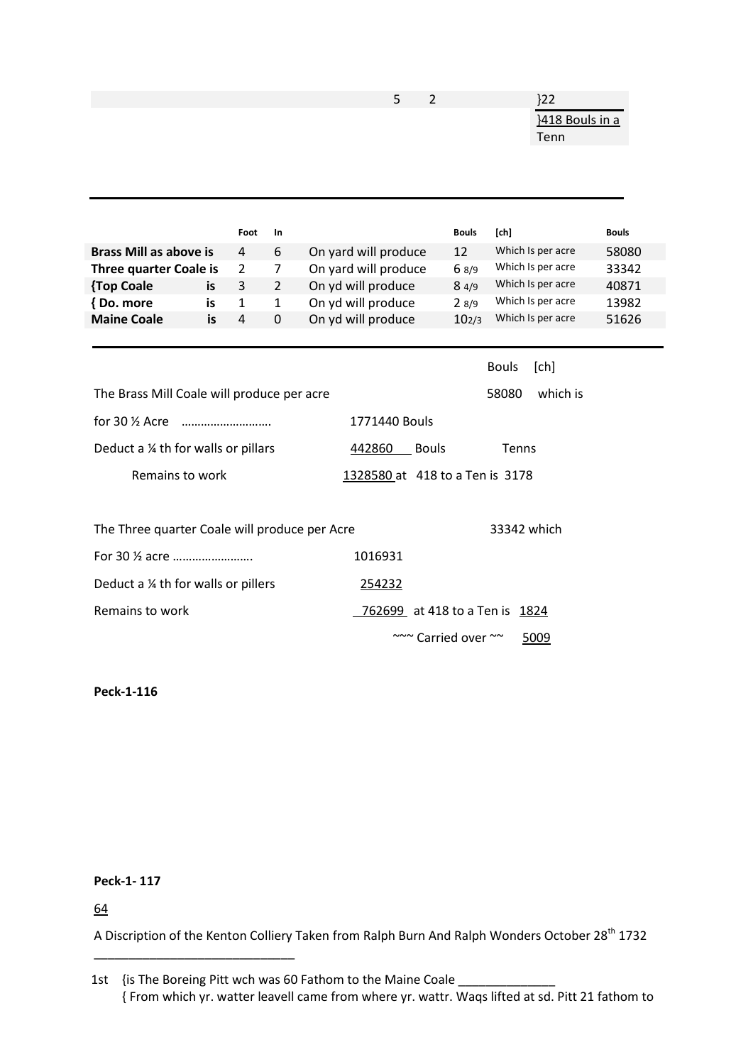| | | |
|---|---|---|
| 5 | 2 | }22 |
| | | }418 Bouls in a Tenn |

---

| | Foot | In | | Bouls | [ch] | Bouls |
|---|---|---|---|---|---|---|
| **Brass Mill as above is** | 4 | 6 | On yard will produce | 12 | Which Is per acre | 58080 |
| **Three quarter Coale is** | 2 | 7 | On yard will produce | 6 8/9 | Which Is per acre | 33342 |
| **{Top Coale is** | 3 | 2 | On yd will produce | 8 4/9 | Which Is per acre | 40871 |
| **{ Do. more is** | 1 | 1 | On yd will produce | 2 8/9 | Which Is per acre | 13982 |
| **Maine Coale is** | 4 | 0 | On yd will produce | 10 2/3 | Which Is per acre | 51626 |

---

| | | Bouls [ch] |
|---|---|---|
| The Brass Mill Coale will produce per acre | | 58080 which is |
| for 30 ½ Acre ……………………… | 1771440 Bouls | |
| Deduct a ¼ th for walls or pillars | 442860 Bouls | Tenns |
| Remains to work | 1328580 at 418 to a Ten is 3178 | |
| | | |
| The Three quarter Coale will produce per Acre | | 33342 which |
| For 30 ½ acre ……………………. | 1016931 | |
| Deduct a ¼ th for walls or pillers | 254232 | |
| Remains to work | 762699 at 418 to a Ten is 1824 | |
| | ~~~ Carried over ~~ 5009 | |

**Peck-1-116**

**Peck-1- 117**

64

A Discription of the Kenton Colliery Taken from Ralph Burn And Ralph Wonders October 28th 1732

______________________________

1st {is The Boreing Pitt wch was 60 Fathom to the Maine Coale ______________
{ From which yr. watter leavell came from where yr. wattr. Waqs lifted at sd. Pitt 21 fathom to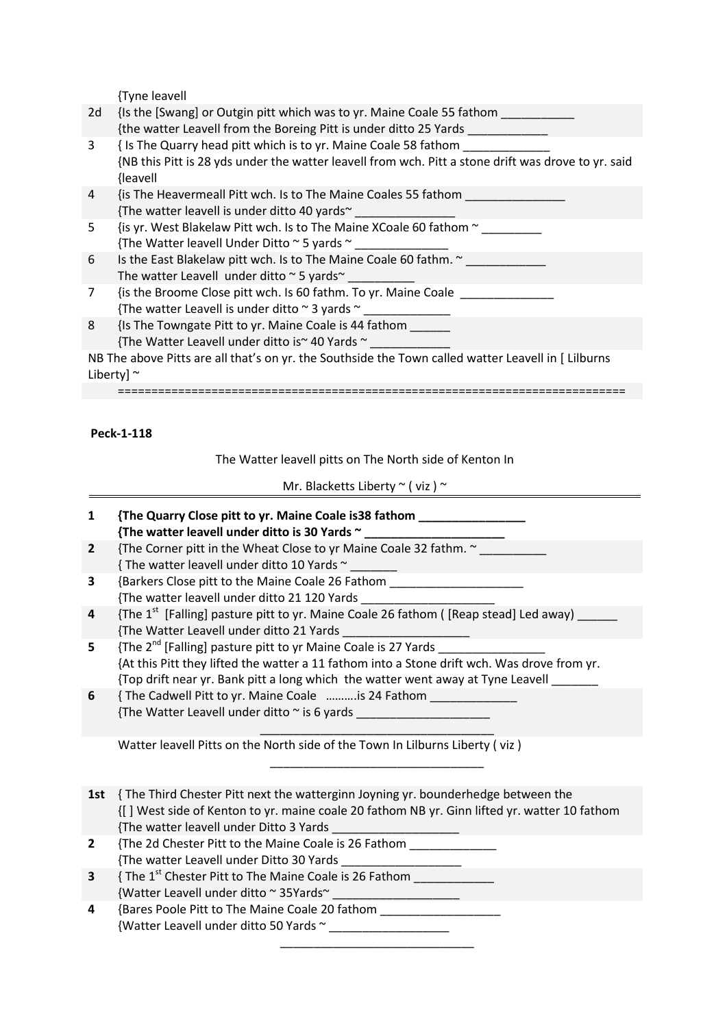| | {Tyne leavell |
|---|---|
| 2d | {Is the [Swang] or Outgin pitt which was to yr. Maine Coale 55 fathom ___________<br>{the watter Leavell from the Boreing Pitt is under ditto 25 Yards ____________ |
| 3 | { Is The Quarry head pitt which is to yr. Maine Coale 58 fathom _____________<br>{NB this Pitt is 28 yds under the watter leavell from wch. Pitt a stone drift was drove to yr. said {leavell |
| 4 | {is The Heavermeall Pitt wch. Is to The Maine Coales 55 fathom _______________<br>{The watter leavell is under ditto 40 yards~ _______________ |
| 5 | {is yr. West Blakelaw Pitt wch. Is to The Maine XCoale 60 fathom ~ _________<br>{The Watter leavell Under Ditto ~ 5 yards ~ ______________ |
| 6 | Is the East Blakelaw pitt wch. Is to The Maine Coale 60 fathm. ~ ____________<br>The watter Leavell under ditto ~ 5 yards~ __________ |
| 7 | {is the Broome Close pitt wch. Is 60 fathm. To yr. Maine Coale ______________<br>{The watter Leavell is under ditto ~ 3 yards ~ _____________ |
| 8 | {Is The Towngate Pitt to yr. Maine Coale is 44 fathom ______<br>{The Watter Leavell under ditto is~ 40 Yards ~ ____________ |

NB The above Pitts are all that's on yr. the Southside the Town called watter Leavell in [ Lilburns Liberty] ~

==========================================================================

**Peck-1-118**

The Watter leavell pitts on The North side of Kenton In

Mr. Blacketts Liberty ~ ( viz ) ~

| | |
|---|---|
| **1** | **{The Quarry Close pitt to yr. Maine Coale is38 fathom ________________**<br>**{The watter leavell under ditto is 30 Yards ~ _____________________** |
| **2** | {The Corner pitt in the Wheat Close to yr Maine Coale 32 fathm. ~ __________<br>{ The watter leavell under ditto 10 Yards ~ _______ |
| **3** | {Barkers Close pitt to the Maine Coale 26 Fathom ____________________<br>{The watter leavell under ditto 21 120 Yards ____________________ |
| **4** | {The 1st [Falling] pasture pitt to yr. Maine Coale 26 fathom ( [Reap stead] Led away) ______<br>{The Watter Leavell under ditto 21 Yards ___________________ |
| **5** | {The 2nd [Falling] pasture pitt to yr Maine Coale is 27 Yards ________________<br>{At this Pitt they lifted the watter a 11 fathom into a Stone drift wch. Was drove from yr.<br>{Top drift near yr. Bank pitt a long which the watter went away at Tyne Leavell _______ |
| **6** | { The Cadwell Pitt to yr. Maine Coale ……….is 24 Fathom _____________<br>{The Watter Leavell under ditto ~ is 6 yards ____________________ |

Watter leavell Pitts on the North side of the Town In Lilburns Liberty ( viz )

| | |
|---|---|
| **1st** | { The Third Chester Pitt next the watterginn Joyning yr. bounderhedge between the<br>{[ ] West side of Kenton to yr. maine coale 20 fathom NB yr. Ginn lifted yr. watter 10 fathom<br>{The watter leavell under Ditto 3 Yards ___________________ |
| **2** | {The 2d Chester Pitt to the Maine Coale is 26 Fathom _____________<br>{The watter Leavell under Ditto 30 Yards __________________ |
| **3** | { The 1st Chester Pitt to The Maine Coale is 26 Fathom ____________<br>{Watter Leavell under ditto ~ 35Yards~ ___________________ |
| **4** | {Bares Poole Pitt to The Maine Coale 20 fathom __________________<br>{Watter Leavell under ditto 50 Yards ~ __________________ |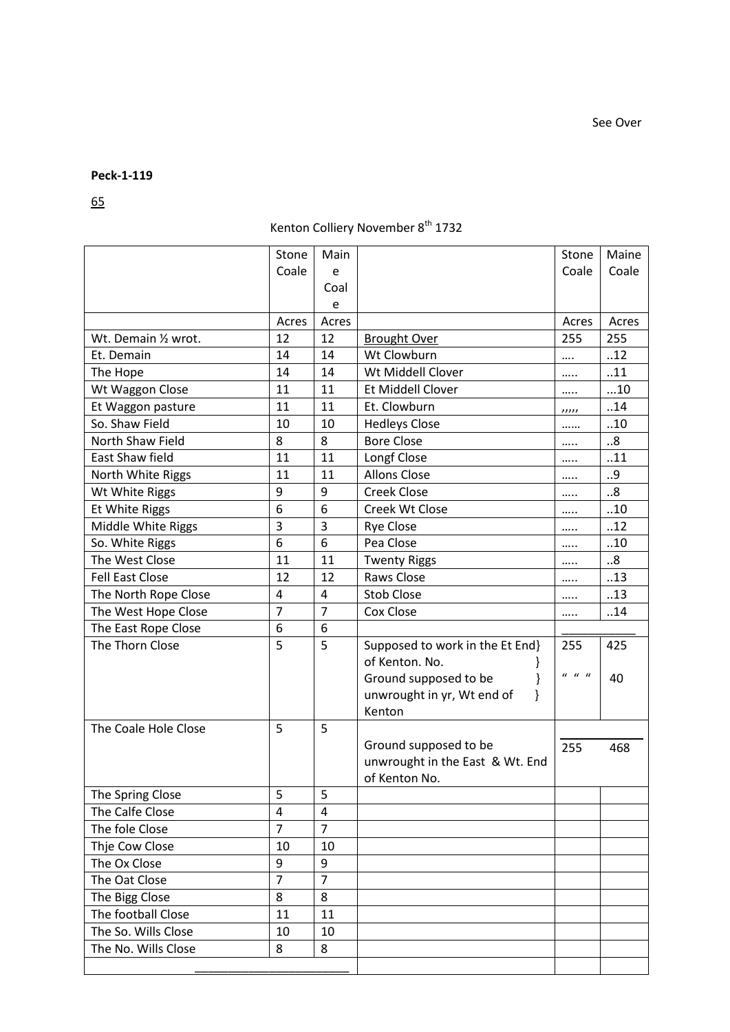See Over

**Peck-1-119**

65

Kenton Colliery November 8th 1732

| | Stone Coale | Maine Coale | | Stone Coale | Maine Coale |
|---|---|---|---|---|---|
| | Acres | Acres | | Acres | Acres |
| Wt. Demain ½ wrot. | 12 | 12 | Brought Over | 255 | 255 |
| Et. Demain | 14 | 14 | Wt Clowburn | …. | ..12 |
| The Hope | 14 | 14 | Wt Middell Clover | ….. | ..11 |
| Wt Waggon Close | 11 | 11 | Et Middell Clover | ….. | …10 |
| Et Waggon pasture | 11 | 11 | Et. Clowburn | ,,,,, | ..14 |
| So. Shaw Field | 10 | 10 | Hedleys Close | …… | ..10 |
| North Shaw Field | 8 | 8 | Bore Close | ….. | ..8 |
| East Shaw field | 11 | 11 | Longf Close | ….. | ..11 |
| North White Riggs | 11 | 11 | Allons Close | ….. | ..9 |
| Wt White Riggs | 9 | 9 | Creek Close | ….. | ..8 |
| Et White Riggs | 6 | 6 | Creek Wt Close | ….. | ..10 |
| Middle White Riggs | 3 | 3 | Rye Close | ….. | ..12 |
| So. White Riggs | 6 | 6 | Pea Close | ….. | ..10 |
| The West Close | 11 | 11 | Twenty Riggs | ….. | ..8 |
| Fell East Close | 12 | 12 | Raws Close | ….. | ..13 |
| The North Rope Close | 4 | 4 | Stob Close | ….. | ..13 |
| The West Hope Close | 7 | 7 | Cox Close | ….. | ..14 |
| The East Rope Close | 6 | 6 | | | |
| The Thorn Close | 5 | 5 | Supposed to work in the Et End} of Kenton. No. } Ground supposed to be } unwrought in yr, Wt end of } Kenton | 255 " " " | 425 40 |
| The Coale Hole Close | 5 | 5 | Ground supposed to be unwrought in the East & Wt. End of Kenton No. | 255 | 468 |
| The Spring Close | 5 | 5 | | | |
| The Calfe Close | 4 | 4 | | | |
| The fole Close | 7 | 7 | | | |
| Thje Cow Close | 10 | 10 | | | |
| The Ox Close | 9 | 9 | | | |
| The Oat Close | 7 | 7 | | | |
| The Bigg Close | 8 | 8 | | | |
| The football Close | 11 | 11 | | | |
| The So. Wills Close | 10 | 10 | | | |
| The No. Wills Close | 8 | 8 | | | |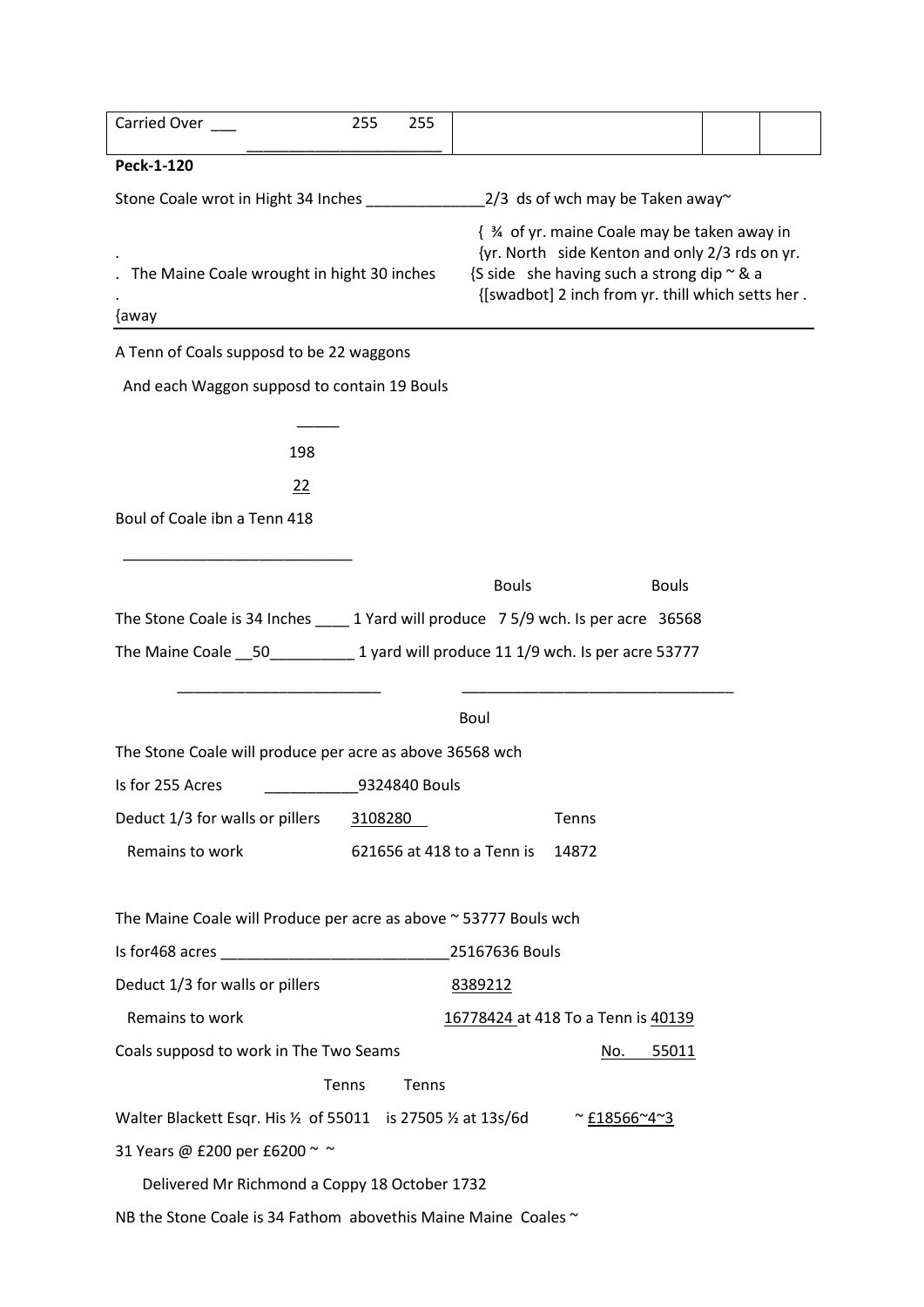| Carried Over ___ | 255 | 255 | | | |
|---|---|---|---|---|---|

**Peck-1-120**

Stone Coale wrot in Hight 34 Inches ______________2/3 ds of wch may be Taken away~

. The Maine Coale wrought in hight 30 inches {away

{ ¾ of yr. maine Coale may be taken away in
{yr. North side Kenton and only 2/3 rds on yr.
{S side she having such a strong dip ~ & a
{[swadbot] 2 inch from yr. thill which setts her .

A Tenn of Coals supposd to be 22 waggons

And each Waggon supposd to contain 19 Bouls

198

22

Boul of Coale ibn a Tenn 418

Bouls Bouls

The Stone Coale is 34 Inches ____ 1 Yard will produce 7 5/9 wch. Is per acre 36568

The Maine Coale __50__________ 1 yard will produce 11 1/9 wch. Is per acre 53777

Boul

The Stone Coale will produce per acre as above 36568 wch

Is for 255 Acres ___________9324840 Bouls

Deduct 1/3 for walls or pillers 3108280 Tenns

Remains to work 621656 at 418 to a Tenn is 14872

The Maine Coale will Produce per acre as above ~ 53777 Bouls wch

Is for468 acres ___________________________25167636 Bouls

Deduct 1/3 for walls or pillers 8389212

Remains to work 16778424 at 418 To a Tenn is 40139

Coals supposd to work in The Two Seams No. 55011

Tenns Tenns

Walter Blackett Esqr. His ½ of 55011 is 27505 ½ at 13s/6d ~ £18566~4~3

31 Years @ £200 per £6200 ~ ~

Delivered Mr Richmond a Coppy 18 October 1732

NB the Stone Coale is 34 Fathom abovethis Maine Maine Coales ~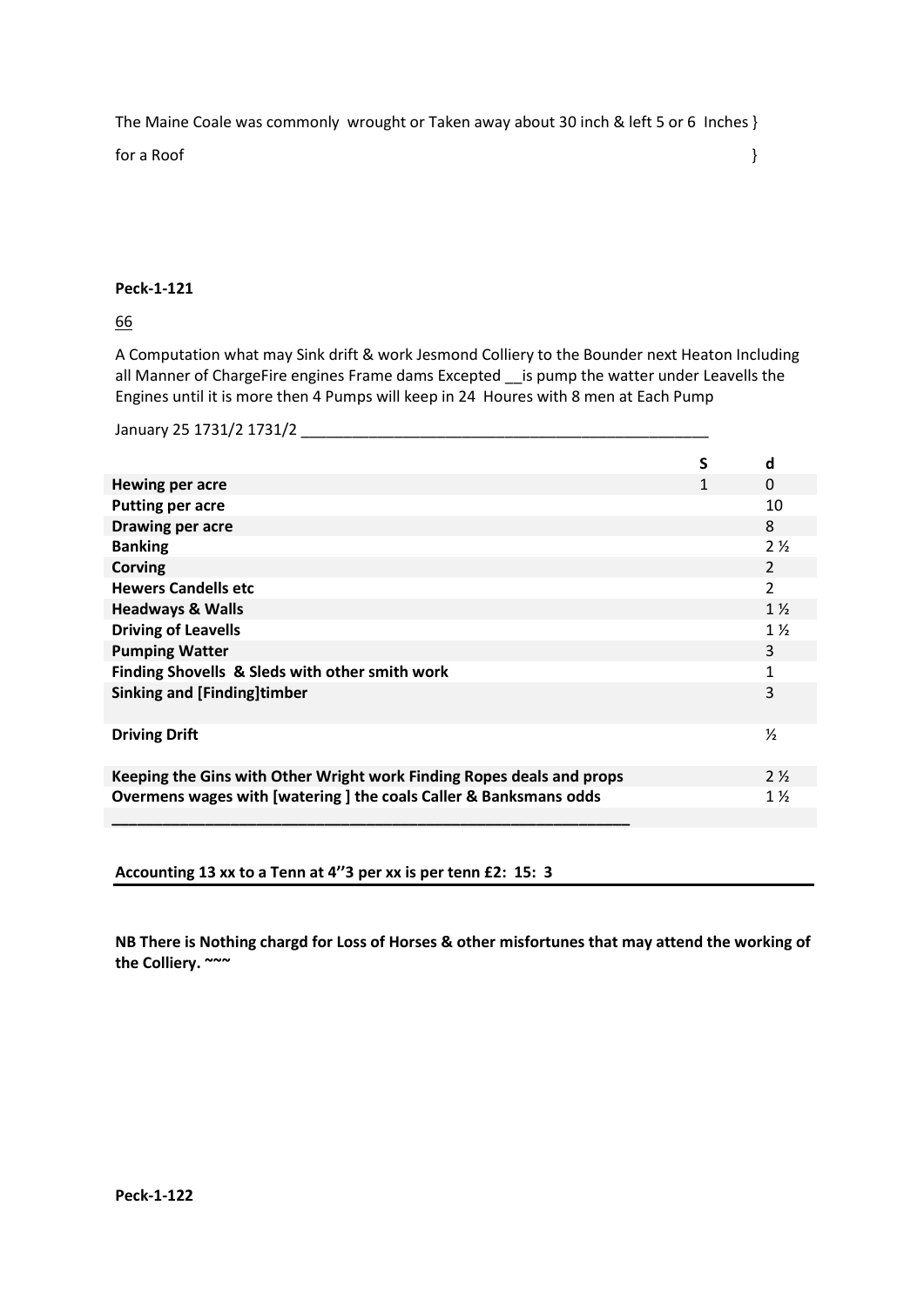The Maine Coale was commonly wrought or Taken away about 30 inch & left 5 or 6 Inches }

for a Roof }

**Peck-1-121**

66

A Computation what may Sink drift & work Jesmond Colliery to the Bounder next Heaton Including all Manner of ChargeFire engines Frame dams Excepted __is pump the watter under Leavells the Engines until it is more then 4 Pumps will keep in 24 Houres with 8 men at Each Pump

January 25 1731/2 1731/2 ___________________________________________________

| | S | d |
|---|---|---|
| **Hewing per acre** | 1 | 0 |
| **Putting per acre** | | 10 |
| **Drawing per acre** | | 8 |
| **Banking** | | 2 ½ |
| **Corving** | | 2 |
| **Hewers Candells etc** | | 2 |
| **Headways & Walls** | | 1 ½ |
| **Driving of Leavells** | | 1 ½ |
| **Pumping Watter** | | 3 |
| **Finding Shovells & Sleds with other smith work** | | 1 |
| **Sinking and [Finding]timber** | | 3 |
| **Driving Drift** | | ½ |
| **Keeping the Gins with Other Wright work Finding Ropes deals and props** | | 2 ½ |
| **Overmens wages with [watering ] the coals Caller & Banksmans odds** | | 1 ½ |

**Accounting 13 xx to a Tenn at 4''3 per xx is per tenn £2: 15: 3**

**NB There is Nothing chargd for Loss of Horses & other misfortunes that may attend the working of the Colliery. ~~~**

**Peck-1-122**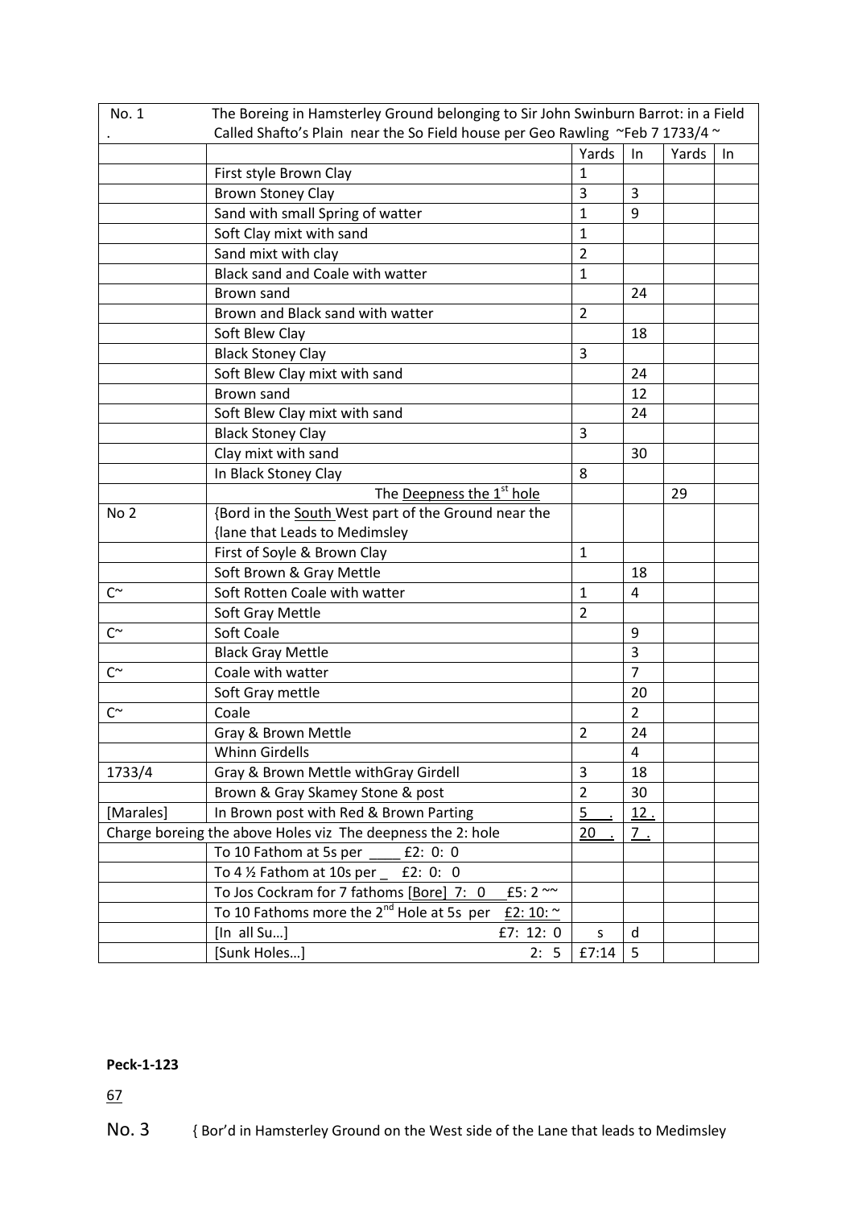| No. 1 | The Boreing in Hamsterley Ground belonging to Sir John Swinburn Barrot: in a Field Called Shafto's Plain near the So Field house per Geo Rawling ~Feb 7 1733/4 ~ | | | | |
|---|---|---|---|---|---|
| . | | | | | |
| | | Yards | In | Yards | In |
| | First style Brown Clay | 1 | | | |
| | Brown Stoney Clay | 3 | 3 | | |
| | Sand with small Spring of watter | 1 | 9 | | |
| | Soft Clay mixt with sand | 1 | | | |
| | Sand mixt with clay | 2 | | | |
| | Black sand and Coale with watter | 1 | | | |
| | Brown sand | | 24 | | |
| | Brown and Black sand with watter | 2 | | | |
| | Soft Blew Clay | | 18 | | |
| | Black Stoney Clay | 3 | | | |
| | Soft Blew Clay mixt with sand | | 24 | | |
| | Brown sand | | 12 | | |
| | Soft Blew Clay mixt with sand | | 24 | | |
| | Black Stoney Clay | 3 | | | |
| | Clay mixt with sand | | 30 | | |
| | In Black Stoney Clay | 8 | | | |
| | The Deepness the 1st hole | | | 29 | |
| No 2 | {Bord in the South West part of the Ground near the {lane that Leads to Medimsley | | | | |
| | First of Soyle & Brown Clay | 1 | | | |
| | Soft Brown & Gray Mettle | | 18 | | |
| C~ | Soft Rotten Coale with watter | 1 | 4 | | |
| | Soft Gray Mettle | 2 | | | |
| C~ | Soft Coale | | 9 | | |
| | Black Gray Mettle | | 3 | | |
| C~ | Coale with watter | | 7 | | |
| | Soft Gray mettle | | 20 | | |
| C~ | Coale | | 2 | | |
| | Gray & Brown Mettle | 2 | 24 | | |
| | Whinn Girdells | | 4 | | |
| 1733/4 | Gray & Brown Mettle withGray Girdell | 3 | 18 | | |
| | Brown & Gray Skamey Stone & post | 2 | 30 | | |
| [Marales] | In Brown post with Red & Brown Parting | 5 . | 12 . | | |
| Charge boreing the above Holes viz The deepness the 2: hole | | 20 . | 7 . | | |
| | To 10 Fathom at 5s per ____ £2: 0: 0 | | | | |
| | To 4 ½ Fathom at 10s per _ £2: 0: 0 | | | | |
| | To Jos Cockram for 7 fathoms [Bore] 7: 0 £5: 2 ~~ | | | | |
| | To 10 Fathoms more the 2nd Hole at 5s per £2: 10: ~ | | | | |
| | [In all Su…] £7: 12: 0 | s | d | | |
| | [Sunk Holes…] 2: 5 | £7:14 | 5 | | |

**Peck-1-123**

67

No. 3 { Bor'd in Hamsterley Ground on the West side of the Lane that leads to Medimsley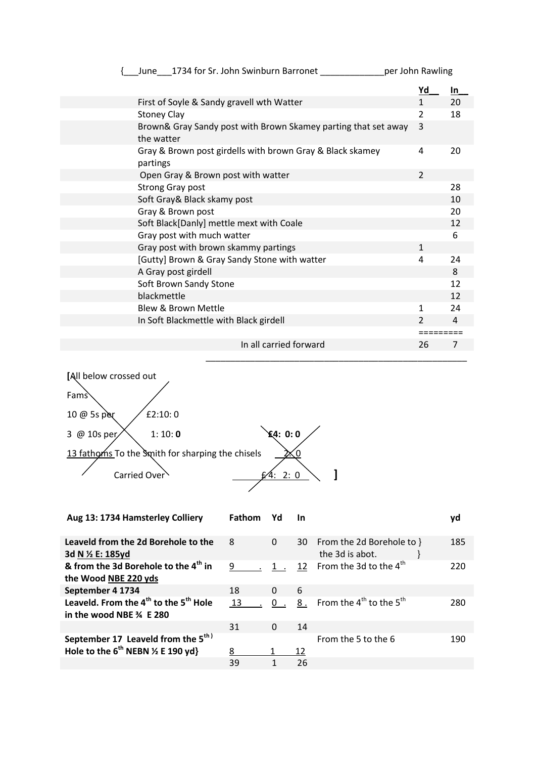{___June___1734 for Sr. John Swinburn Barronet _____________per John Rawling

| | Yd__ | In__ |
|---|---|---|
| First of Soyle & Sandy gravell wth Watter | 1 | 20 |
| Stoney Clay | 2 | 18 |
| Brown& Gray Sandy post with Brown Skamey parting that set away the watter | 3 | |
| Gray & Brown post girdells with brown Gray & Black skamey partings | 4 | 20 |
| Open Gray & Brown post with watter | 2 | |
| Strong Gray post | | 28 |
| Soft Gray& Black skamy post | | 10 |
| Gray & Brown post | | 20 |
| Soft Black[Danly] mettle mext with Coale | | 12 |
| Gray post with much watter | | 6 |
| Gray post with brown skammy partings | 1 | |
| [Gutty] Brown & Gray Sandy Stone with watter | 4 | 24 |
| A Gray post girdell | | 8 |
| Soft Brown Sandy Stone | | 12 |
| blackmettle | | 12 |
| Blew & Brown Mettle | 1 | 24 |
| In Soft Blackmettle with Black girdell | 2 | 4 |
| | ========= | |
| In all carried forward | 26 | 7 |

[All below crossed out

Fams

10 @ 5s per £2:10: 0

3 @ 10s per 1: 10: **0** **£4: 0: 0**

13 fathoms To the Smith for sharping the chisels 2: 0

Carried Over £4: 2: 0 ]

| **Aug 13: 1734 Hamsterley Colliery** | **Fathom** | **Yd** | **In** | | **yd** |
|---|---|---|---|---|---|
| **Leaveld from the 2d Borehole to the 3d N ½ E: 185yd** | 8 | 0 | 30 | From the 2d Borehole to } the 3d is abot. } | 185 |
| **& from the 3d Borehole to the 4th in the Wood NBE 220 yds** | 9 . | 1 . | 12 | From the 3d to the 4th | 220 |
| **September 4 1734** | 18 | 0 | 6 | | |
| **Leaveld. From the 4th to the 5th Hole in the wood NBE ¾ E 280** | 13 . | 0 . | 8 . | From the 4th to the 5th | 280 |
| | 31 | 0 | 14 | | |
| **September 17 Leaveld from the 5th) Hole to the 6th NEBN ½ E 190 yd}** | 8 | 1 | 12 | From the 5 to the 6 | 190 |
| | 39 | 1 | 26 | | |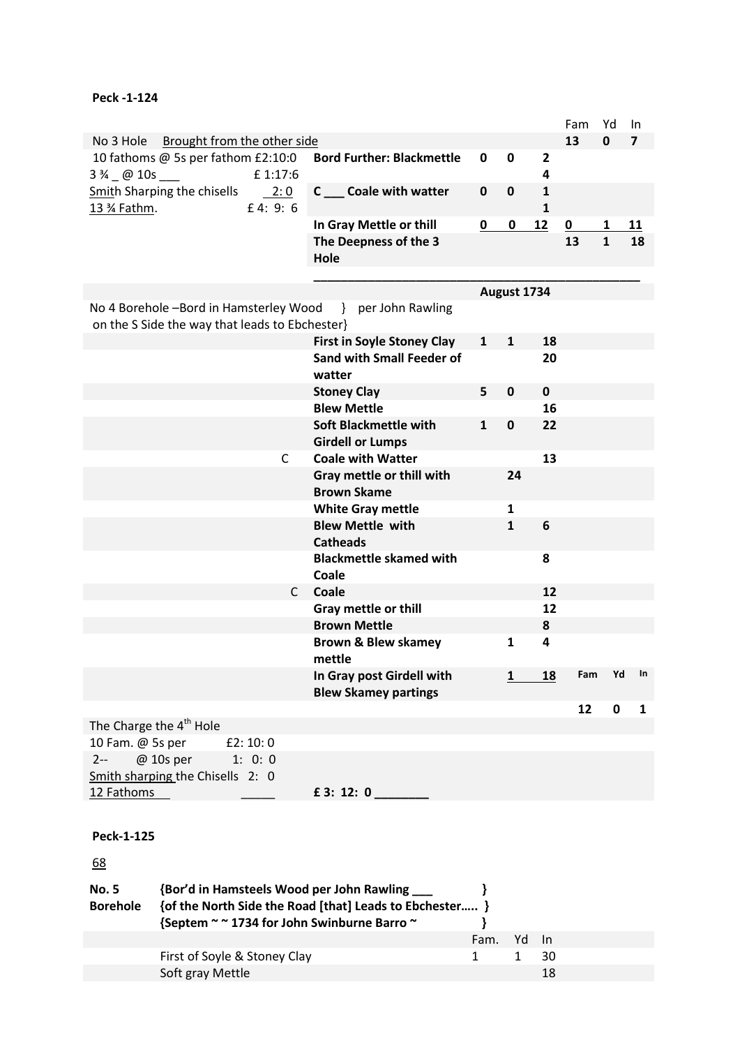**Peck -1-124**

| | | | | | Fam | Yd | In |
|---|---|---|---|---|---|---|---|
| No 3 Hole Brought from the other side | | | | | 13 | 0 | 7 |
| 10 fathoms @ 5s per fathom £2:10:0<br>3 ¾ _ @ 10s ___ £ 1:17:6 | **Bord Further: Blackmettle** | **0** | **0** | **2**<br>**4** | | | |
| Smith Sharping the chisells 2: 0<br>13 ¾ Fathm. £ 4: 9: 6 | **C ___ Coale with watter** | **0** | **0** | **1**<br>**1** | | | |
| | **In Gray Mettle or thill** | **0** | **0** | **12** | **0** | **1** | **11** |
| | **The Deepness of the 3 Hole** | | | | **13** | **1** | **18** |
| | | **August 1734** | | | | | |
| No 4 Borehole –Bord in Hamsterley Wood } per John Rawling<br>on the S Side the way that leads to Ebchester} | | | | | | | |
| | **First in Soyle Stoney Clay** | **1** | **1** | **18** | | | |
| | **Sand with Small Feeder of watter** | | | **20** | | | |
| | **Stoney Clay** | **5** | **0** | **0** | | | |
| | **Blew Mettle** | | | **16** | | | |
| | **Soft Blackmettle with Girdell or Lumps** | **1** | **0** | **22** | | | |
| C | **Coale with Watter** | | | **13** | | | |
| | **Gray mettle or thill with Brown Skame** | | **24** | | | | |
| | **White Gray mettle** | | **1** | | | | |
| | **Blew Mettle with Catheads** | | **1** | **6** | | | |
| | **Blackmettle skamed with Coale** | | | **8** | | | |
| C | **Coale** | | | **12** | | | |
| | **Gray mettle or thill** | | | **12** | | | |
| | **Brown Mettle** | | | **8** | | | |
| | **Brown & Blew skamey mettle** | | **1** | **4** | | | |
| | **In Gray post Girdell with Blew Skamey partings** | | **1** | **18** | **Fam** | **Yd** | **In** |
| | | | | | **12** | **0** | **1** |
| The Charge the 4th Hole | | | | | | | |
| 10 Fam. @ 5s per £2: 10: 0 | | | | | | | |
| 2-- @ 10s per 1: 0: 0 | | | | | | | |
| Smith sharping the Chisells 2: 0 | | | | | | | |
| 12 Fathoms _____ | **£ 3: 12: 0 ________** | | | | | | |

**Peck-1-125**

68

**No. 5 Borehole** **{Bor'd in Hamsteels Wood per John Rawling ___ }**
**{of the North Side the Road [that] Leads to Ebchester….. }**
**{Septem ~ ~ 1734 for John Swinburne Barro ~ }**

| | Fam. | Yd | In |
|---|---|---|---|
| First of Soyle & Stoney Clay | 1 | 1 | 30 |
| Soft gray Mettle | | | 18 |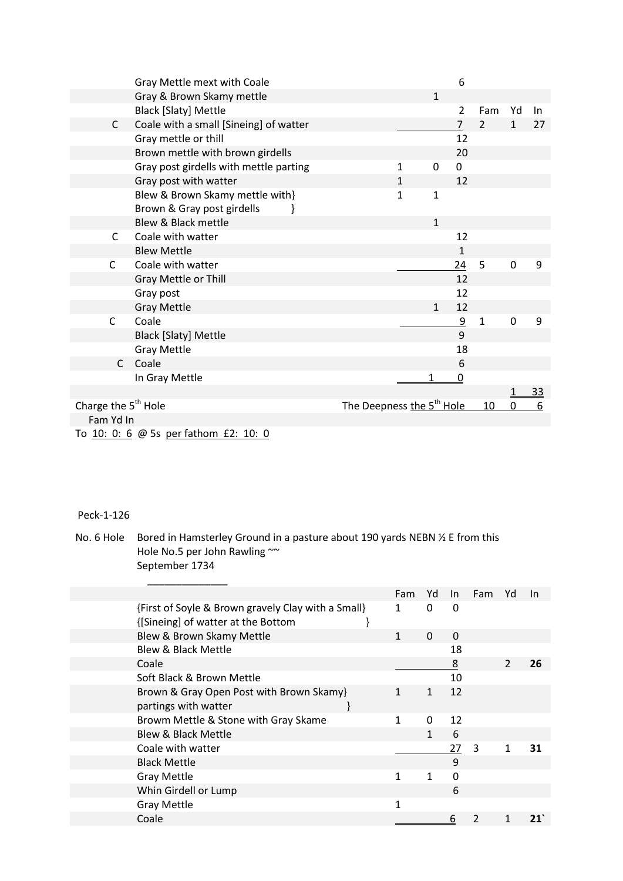| | | Fam | Yd | In | Fam | Yd | In |
|---|---|---|---|---|---|---|---|
| | Gray Mettle mext with Coale | | | 6 | | | |
| | Gray & Brown Skamy mettle | | 1 | | | | |
| | Black [Slaty] Mettle | | | 2 | Fam | Yd | In |
| C | Coale with a small [Sineing] of watter | | | 7 | 2 | 1 | 27 |
| | Gray mettle or thill | | | 12 | | | |
| | Brown mettle with brown girdells | | | 20 | | | |
| | Gray post girdells with mettle parting | 1 | 0 | 0 | | | |
| | Gray post with watter | 1 | | 12 | | | |
| | Blew & Brown Skamy mettle with} Brown & Gray post girdells } | 1 | 1 | | | | |
| | Blew & Black mettle | | 1 | | | | |
| C | Coale with watter | | | 12 | | | |
| | Blew Mettle | | | 1 | | | |
| C | Coale with watter | | | 24 | 5 | 0 | 9 |
| | Gray Mettle or Thill | | | 12 | | | |
| | Gray post | | | 12 | | | |
| | Gray Mettle | | 1 | 12 | | | |
| C | Coale | | | 9 | 1 | 0 | 9 |
| | Black [Slaty] Mettle | | | 9 | | | |
| | Gray Mettle | | | 18 | | | |
| C | Coale | | | 6 | | | |
| | In Gray Mettle | | 1 | 0 | | | |
| | | | | | | 1 | 33 |
| Charge the 5th Hole | The Deepness the 5th Hole | | | | 10 | 0 | 6 |

Fam Yd In

To 10: 0: 6 @ 5s per fathom £2: 10: 0

Peck-1-126

No. 6 Hole Bored in Hamsterley Ground in a pasture about 190 yards NEBN ½ E from this Hole No.5 per John Rawling ~~
September 1734

| | Fam | Yd | In | Fam | Yd | In |
|---|---|---|---|---|---|---|
| {First of Soyle & Brown gravely Clay with a Small} {[Sineing] of watter at the Bottom } | 1 | 0 | 0 | | | |
| Blew & Brown Skamy Mettle | 1 | 0 | 0 | | | |
| Blew & Black Mettle | | | 18 | | | |
| Coale | | | 8 | | 2 | **26** |
| Soft Black & Brown Mettle | | | 10 | | | |
| Brown & Gray Open Post with Brown Skamy} partings with watter } | 1 | 1 | 12 | | | |
| Browm Mettle & Stone with Gray Skame | 1 | 0 | 12 | | | |
| Blew & Black Mettle | | 1 | 6 | | | |
| Coale with watter | | | 27 | 3 | 1 | **31** |
| Black Mettle | | | 9 | | | |
| Gray Mettle | 1 | 1 | 0 | | | |
| Whin Girdell or Lump | | | 6 | | | |
| Gray Mettle | 1 | | | | | |
| Coale | | | 6 | 2 | 1 | **21`** |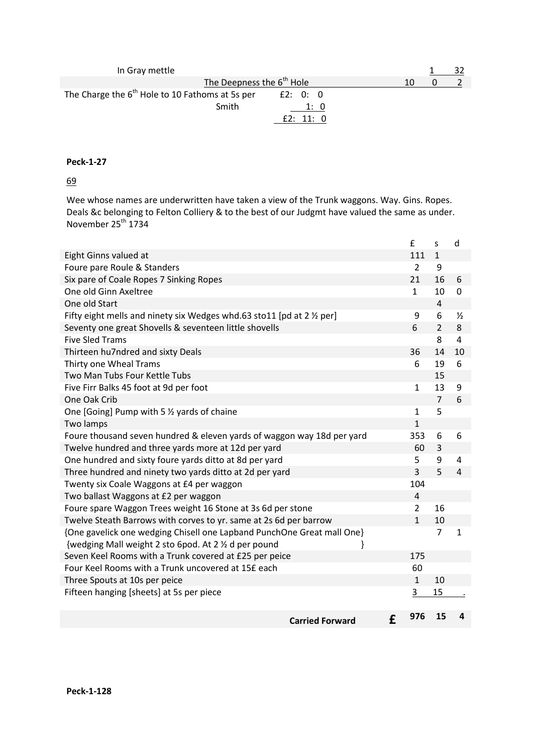| | | | |
|---|---|---|---|
| In Gray mettle | | 1 | 32 |
| The Deepness the 6th Hole | 10 | 0 | 2 |

The Charge the 6th Hole to 10 Fathoms at 5s per £2: 0: 0

Smith 1: 0

£2: 11: 0

**Peck-1-27**

69

Wee whose names are underwritten have taken a view of the Trunk waggons. Way. Gins. Ropes. Deals &c belonging to Felton Colliery & to the best of our Judgmt have valued the same as under. November 25th 1734

| | £ | s | d |
|---|---|---|---|
| Eight Ginns valued at | 111 | 1 | |
| Foure pare Roule & Standers | 2 | 9 | |
| Six pare of Coale Ropes 7 Sinking Ropes | 21 | 16 | 6 |
| One old Ginn Axeltree | 1 | 10 | 0 |
| One old Start | | 4 | |
| Fifty eight mells and ninety six Wedges whd.63 sto11 [pd at 2 ½ per] | 9 | 6 | ½ |
| Seventy one great Shovells & seventeen little shovells | 6 | 2 | 8 |
| Five Sled Trams | | 8 | 4 |
| Thirteen hu7ndred and sixty Deals | 36 | 14 | 10 |
| Thirty one Wheal Trams | 6 | 19 | 6 |
| Two Man Tubs Four Kettle Tubs | | 15 | |
| Five Firr Balks 45 foot at 9d per foot | 1 | 13 | 9 |
| One Oak Crib | | 7 | 6 |
| One [Going] Pump with 5 ½ yards of chaine | 1 | 5 | |
| Two lamps | 1 | | |
| Foure thousand seven hundred & eleven yards of waggon way 18d per yard | 353 | 6 | 6 |
| Twelve hundred and three yards more at 12d per yard | 60 | 3 | |
| One hundred and sixty foure yards ditto at 8d per yard | 5 | 9 | 4 |
| Three hundred and ninety two yards ditto at 2d per yard | 3 | 5 | 4 |
| Twenty six Coale Waggons at £4 per waggon | 104 | | |
| Two ballast Waggons at £2 per waggon | 4 | | |
| Foure spare Waggon Trees weight 16 Stone at 3s 6d per stone | 2 | 16 | |
| Twelve Steath Barrows with corves to yr. same at 2s 6d per barrow | 1 | 10 | |
| {One gavelick one wedging Chisell one Lapband PunchOne Great mall One} {wedging Mall weight 2 sto 6pod. At 2 ½ d per pound } | | 7 | 1 |
| Seven Keel Rooms with a Trunk covered at £25 per peice | 175 | | |
| Four Keel Rooms with a Trunk uncovered at 15£ each | 60 | | |
| Three Spouts at 10s per peice | 1 | 10 | |
| Fifteen hanging [sheets] at 5s per piece | 3 | 15 | . |
| **Carried Forward** £ | **976** | **15** | **4** |

**Peck-1-128**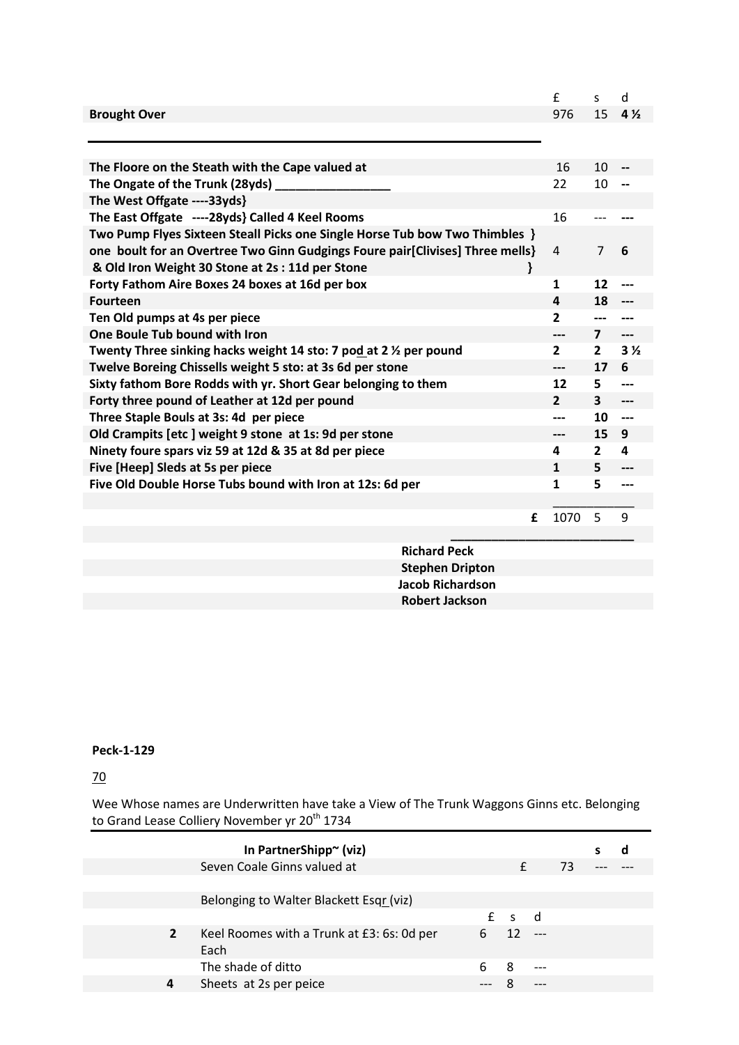| | £ | s | d |
|---|---|---|---|
| **Brought Over** | 976 | 15 | **4 ½** |
| | | | |
| **The Floore on the Steath with the Cape valued at** | 16 | 10 | -- |
| **The Ongate of the Trunk (28yds) _________________** | 22 | 10 | -- |
| **The West Offgate ----33yds}** | | | |
| **The East Offgate ----28yds} Called 4 Keel Rooms** | 16 | --- | --- |
| **Two Pump Flyes Sixteen Steall Picks one Single Horse Tub bow Two Thimbles } one boult for an Overtree Two Ginn Gudgings Foure pair[Clivises] Three mells} & Old Iron Weight 30 Stone at 2s : 11d per Stone }** | 4 | 7 | **6** |
| **Forty Fathom Aire Boxes 24 boxes at 16d per box** | **1** | **12** | --- |
| **Fourteen** | **4** | **18** | --- |
| **Ten Old pumps at 4s per piece** | **2** | --- | --- |
| **One Boule Tub bound with Iron** | --- | **7** | --- |
| **Twenty Three sinking hacks weight 14 sto: 7 pod at 2 ½ per pound** | **2** | **2** | **3 ½** |
| **Twelve Boreing Chissells weight 5 sto: at 3s 6d per stone** | --- | **17** | **6** |
| **Sixty fathom Bore Rodds with yr. Short Gear belonging to them** | **12** | **5** | --- |
| **Forty three pound of Leather at 12d per pound** | **2** | **3** | --- |
| **Three Staple Bouls at 3s: 4d per piece** | --- | **10** | --- |
| **Old Crampits [etc ] weight 9 stone at 1s: 9d per stone** | --- | **15** | **9** |
| **Ninety foure spars viz 59 at 12d & 35 at 8d per piece** | **4** | **2** | **4** |
| **Five [Heep] Sleds at 5s per piece** | **1** | **5** | --- |
| **Five Old Double Horse Tubs bound with Iron at 12s: 6d per** | **1** | **5** | --- |
| **£** | 1070 | 5 | 9 |

**Richard Peck**
**Stephen Dripton**
**Jacob Richardson**
**Robert Jackson**

**Peck-1-129**

70

Wee Whose names are Underwritten have take a View of The Trunk Waggons Ginns etc. Belonging to Grand Lease Colliery November yr 20th 1734

| | **In PartnerShipp~ (viz)** | | | | | **s** | **d** |
|---|---|---|---|---|---|---|---|
| | Seven Coale Ginns valued at | | £ | | 73 | --- | --- |
| | | | | | | | |
| | Belonging to Walter Blackett Esqr (viz) | | | | | | |
| | | £ | s | d | | | |
| **2** | Keel Roomes with a Trunk at £3: 6s: 0d per Each | 6 | 12 | --- | | | |
| | The shade of ditto | 6 | 8 | --- | | | |
| **4** | Sheets at 2s per peice | --- | 8 | --- | | | |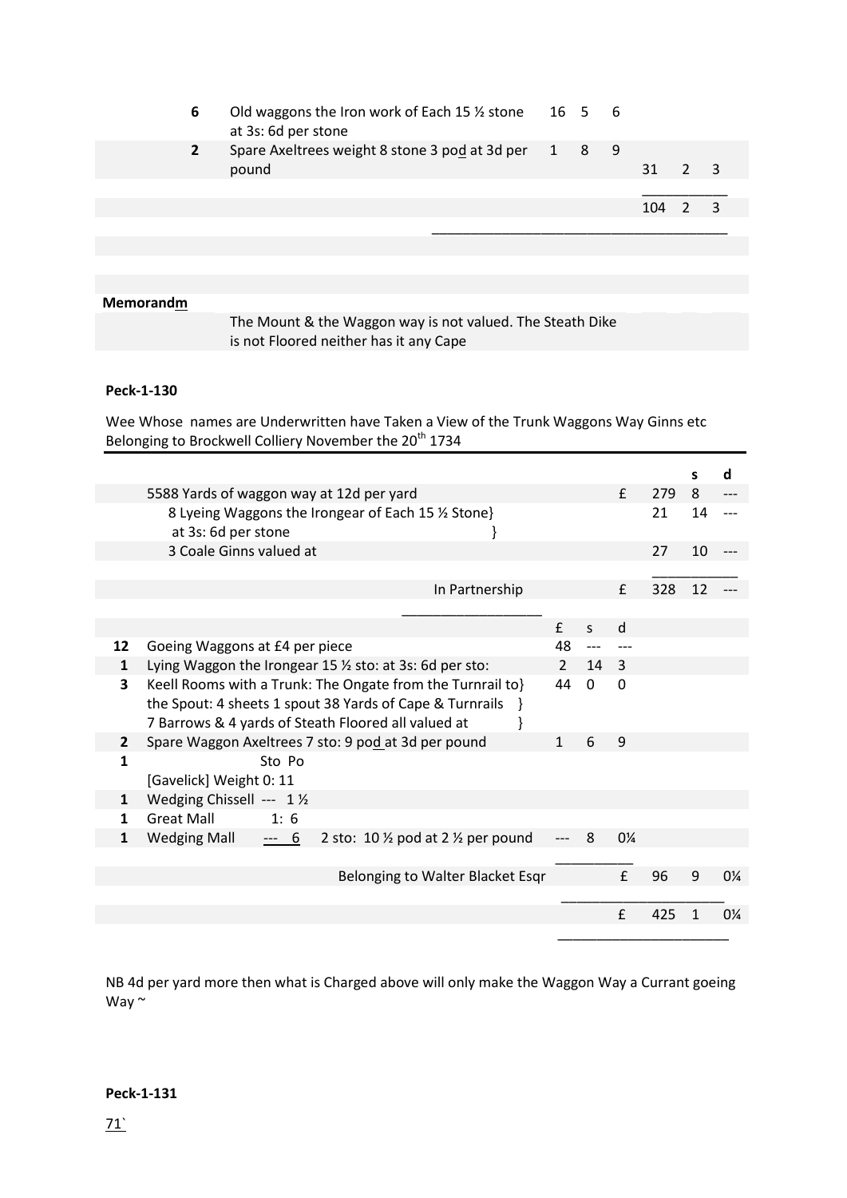| | | | | | | | |
|---|---|---|---|---|---|---|---|
| **6** | Old waggons the Iron work of Each 15 ½ stone at 3s: 6d per stone | 16 | 5 | 6 | | | |
| **2** | Spare Axeltrees weight 8 stone 3 pod at 3d per pound | 1 | 8 | 9 | 31 | 2 | 3 |
| | | | | | 104 | 2 | 3 |

**Memorandm**

The Mount & the Waggon way is not valued. The Steath Dike is not Floored neither has it any Cape

**Peck-1-130**

Wee Whose names are Underwritten have Taken a View of the Trunk Waggons Way Ginns etc Belonging to Brockwell Colliery November the 20th 1734

| | | | | | | | s | d |
|---|---|---|---|---|---|---|---|---|
| | 5588 Yards of waggon way at 12d per yard | | | | £ | 279 | 8 | --- |
| | 8 Lyeing Waggons the Irongear of Each 15 ½ Stone} at 3s: 6d per stone } | | | | | 21 | 14 | --- |
| | 3 Coale Ginns valued at | | | | | 27 | 10 | --- |
| | In Partnership | | | | £ | 328 | 12 | --- |
| | | £ | s | d | | | | |
| **12** | Goeing Waggons at £4 per piece | 48 | --- | --- | | | | |
| **1** | Lying Waggon the Irongear 15 ½ sto: at 3s: 6d per sto: | 2 | 14 | 3 | | | | |
| **3** | Keell Rooms with a Trunk: The Ongate from the Turnrail to} the Spout: 4 sheets 1 spout 38 Yards of Cape & Turnrails } 7 Barrows & 4 yards of Steath Floored all valued at } | 44 | 0 | 0 | | | | |
| **2** | Spare Waggon Axeltrees 7 sto: 9 pod at 3d per pound | 1 | 6 | 9 | | | | |
| **1** | Sto Po [Gavelick] Weight 0: 11 | | | | | | | |
| **1** | Wedging Chissell --- 1 ½ | | | | | | | |
| **1** | Great Mall 1: 6 | | | | | | | |
| **1** | Wedging Mall --- 6 2 sto: 10 ½ pod at 2 ½ per pound | --- | 8 | 0¼ | | | | |
| | Belonging to Walter Blacket Esqr | | | | £ | 96 | 9 | 0¼ |
| | | | | | £ | 425 | 1 | 0¼ |

NB 4d per yard more then what is Charged above will only make the Waggon Way a Currant goeing Way ~

**Peck-1-131**

71`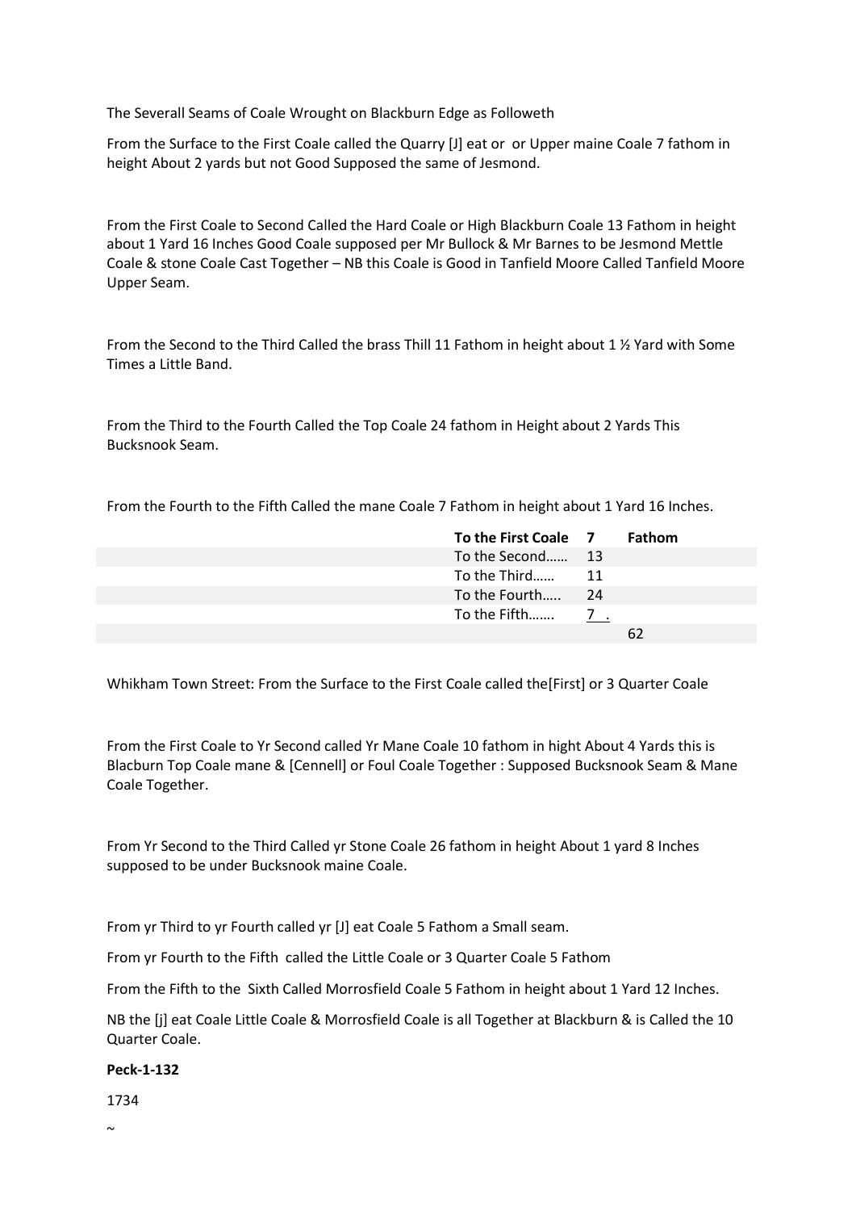The Severall Seams of Coale Wrought on Blackburn Edge as Followeth

From the Surface to the First Coale called the Quarry [J] eat or or Upper maine Coale 7 fathom in height About 2 yards but not Good Supposed the same of Jesmond.

From the First Coale to Second Called the Hard Coale or High Blackburn Coale 13 Fathom in height about 1 Yard 16 Inches Good Coale supposed per Mr Bullock & Mr Barnes to be Jesmond Mettle Coale & stone Coale Cast Together – NB this Coale is Good in Tanfield Moore Called Tanfield Moore Upper Seam.

From the Second to the Third Called the brass Thill 11 Fathom in height about 1 ½ Yard with Some Times a Little Band.

From the Third to the Fourth Called the Top Coale 24 fathom in Height about 2 Yards This Bucksnook Seam.

From the Fourth to the Fifth Called the mane Coale 7 Fathom in height about 1 Yard 16 Inches.

| **To the First Coale** | **7** | **Fathom** |
|---|---|---|
| To the Second…… | 13 | |
| To the Third…… | 11 | |
| To the Fourth….. | 24 | |
| To the Fifth……. | 7 . | |
| | | 62 |

Whikham Town Street: From the Surface to the First Coale called the[First] or 3 Quarter Coale

From the First Coale to Yr Second called Yr Mane Coale 10 fathom in hight About 4 Yards this is Blacburn Top Coale mane & [Cennell] or Foul Coale Together : Supposed Bucksnook Seam & Mane Coale Together.

From Yr Second to the Third Called yr Stone Coale 26 fathom in height About 1 yard 8 Inches supposed to be under Bucksnook maine Coale.

From yr Third to yr Fourth called yr [J] eat Coale 5 Fathom a Small seam.

From yr Fourth to the Fifth called the Little Coale or 3 Quarter Coale 5 Fathom

From the Fifth to the Sixth Called Morrosfield Coale 5 Fathom in height about 1 Yard 12 Inches.

NB the [j] eat Coale Little Coale & Morrosfield Coale is all Together at Blackburn & is Called the 10 Quarter Coale.

**Peck-1-132**

1734

~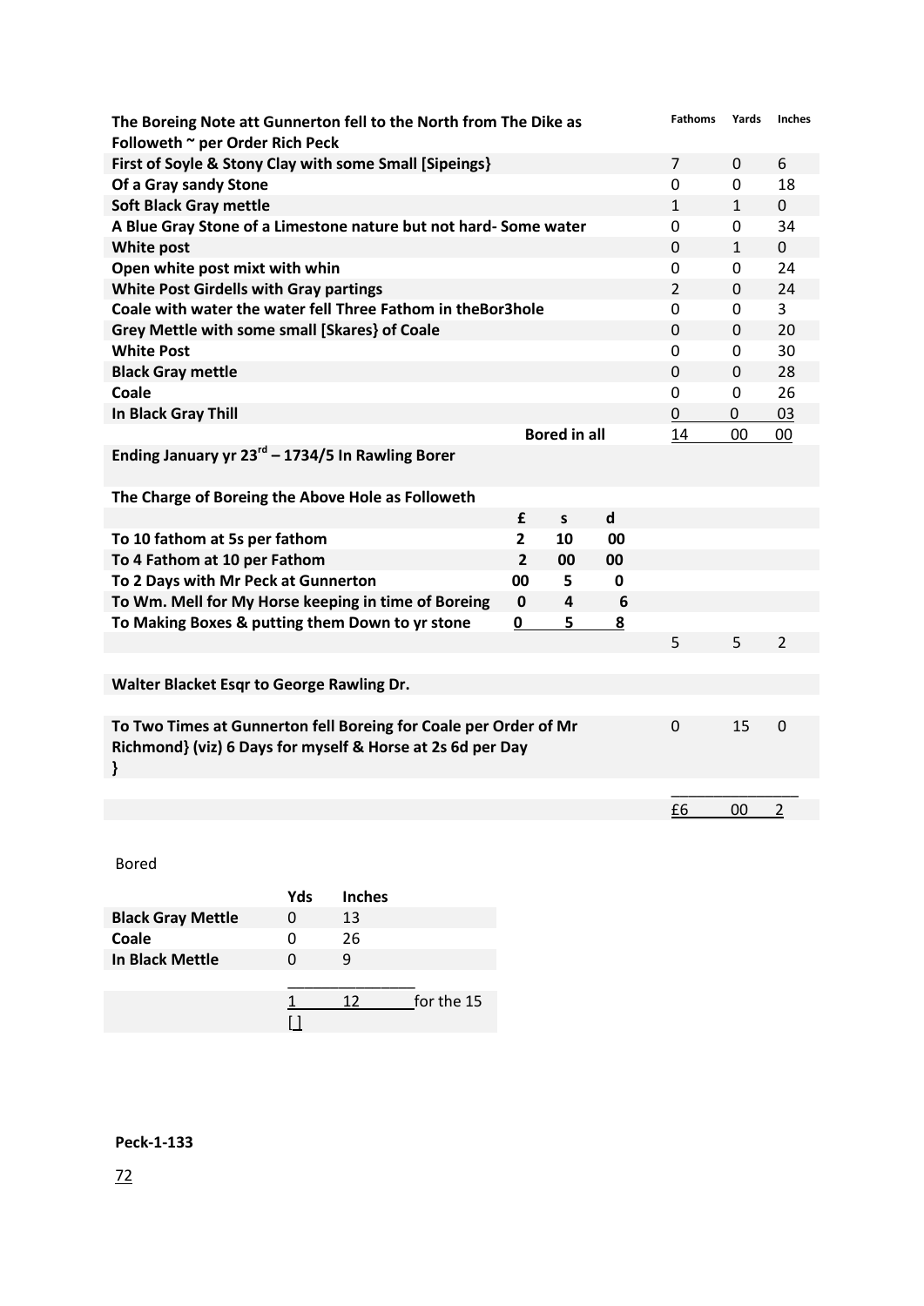| The Boreing Note att Gunnerton fell to the North from The Dike as Followeth ~ per Order Rich Peck | Fathoms | Yards | Inches |
|---|---|---|---|
| First of Soyle & Stony Clay with some Small [Sipeings} | 7 | 0 | 6 |
| Of a Gray sandy Stone | 0 | 0 | 18 |
| Soft Black Gray mettle | 1 | 1 | 0 |
| A Blue Gray Stone of a Limestone nature but not hard- Some water | 0 | 0 | 34 |
| White post | 0 | 1 | 0 |
| Open white post mixt with whin | 0 | 0 | 24 |
| White Post Girdells with Gray partings | 2 | 0 | 24 |
| Coale with water the water fell Three Fathom in theBor3hole | 0 | 0 | 3 |
| Grey Mettle with some small [Skares} of Coale | 0 | 0 | 20 |
| White Post | 0 | 0 | 30 |
| Black Gray mettle | 0 | 0 | 28 |
| Coale | 0 | 0 | 26 |
| In Black Gray Thill | 0 | 0 | 03 |
| Bored in all | 14 | 00 | 00 |

**Ending January yr 23rd – 1734/5 In Rawling Borer**

**The Charge of Boreing the Above Hole as Followeth**

| | £ | s | d | | | |
|---|---|---|---|---|---|---|
| To 10 fathom at 5s per fathom | 2 | 10 | 00 | | | |
| To 4 Fathom at 10 per Fathom | 2 | 00 | 00 | | | |
| To 2 Days with Mr Peck at Gunnerton | 00 | 5 | 0 | | | |
| To Wm. Mell for My Horse keeping in time of Boreing | 0 | 4 | 6 | | | |
| To Making Boxes & putting them Down to yr stone | 0 | 5 | 8 | | | |
| | | | | 5 | 5 | 2 |
| **Walter Blacket Esqr to George Rawling Dr.** | | | | | | |
| To Two Times at Gunnerton fell Boreing for Coale per Order of Mr Richmond} (viz) 6 Days for myself & Horse at 2s 6d per Day } | | | | 0 | 15 | 0 |
| | | | | £6 | 00 | 2 |

Bored

| | Yds | Inches | |
|---|---|---|---|
| Black Gray Mettle | 0 | 13 | |
| Coale | 0 | 26 | |
| In Black Mettle | 0 | 9 | |
| | 1 [] | 12 | for the 15 |

**Peck-1-133**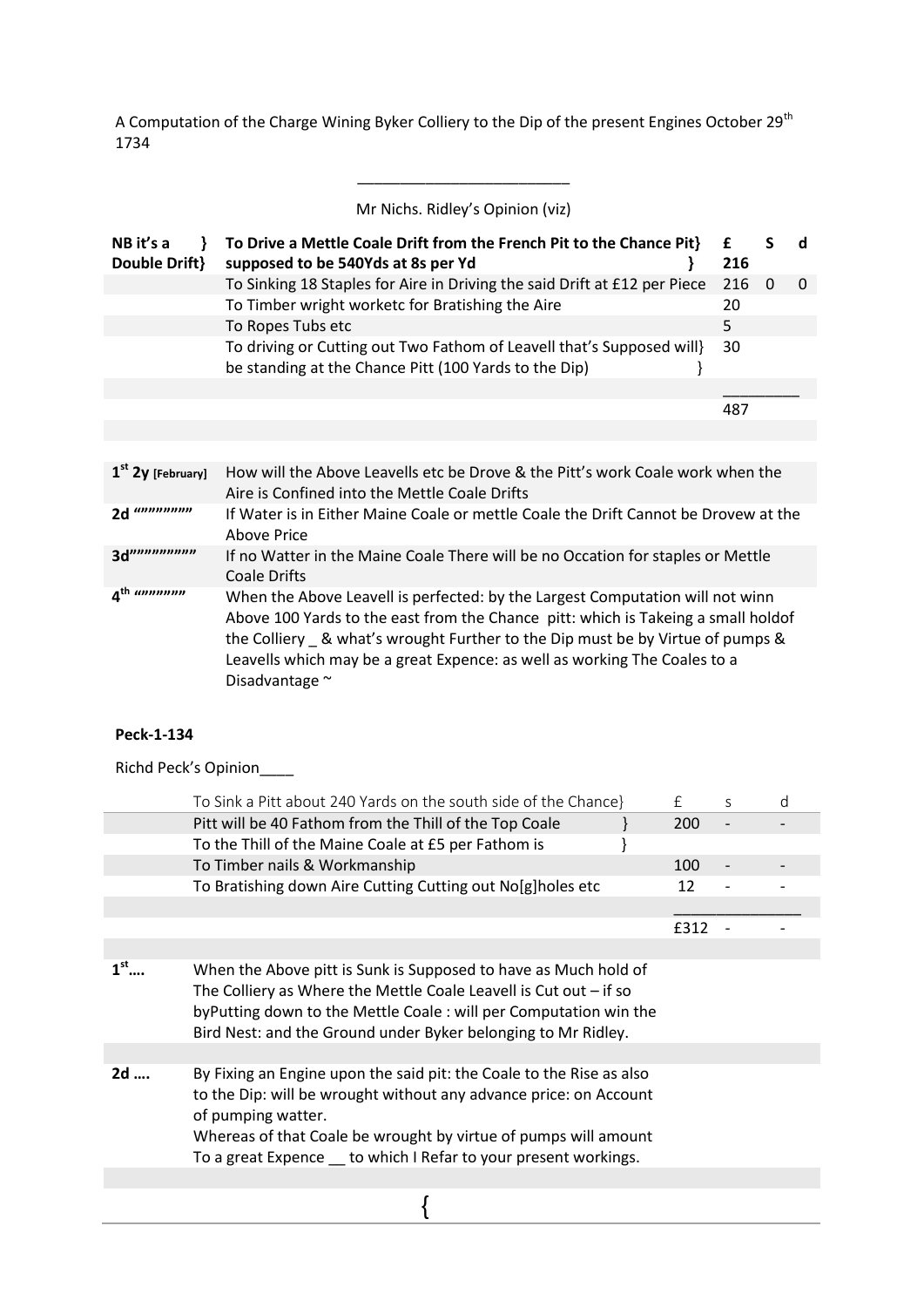A Computation of the Charge Wining Byker Colliery to the Dip of the present Engines October 29th 1734

---

Mr Nichs. Ridley's Opinion (viz)

| | | £ | S | d |
|---|---|---|---|---|
| **NB it's a } Double Drift}** | **To Drive a Mettle Coale Drift from the French Pit to the Chance Pit} supposed to be 540Yds at 8s per Yd }** | **216** | | |
| | To Sinking 18 Staples for Aire in Driving the said Drift at £12 per Piece | 216 | 0 | 0 |
| | To Timber wright worketc for Bratishing the Aire | 20 | | |
| | To Ropes Tubs etc | 5 | | |
| | To driving or Cutting out Two Fathom of Leavell that's Supposed will} be standing at the Chance Pitt (100 Yards to the Dip) } | 30 | | |
| | | ________ | | |
| | | 487 | | |

| | |
|---|---|
| **1st 2y [February]** | How will the Above Leavells etc be Drove & the Pitt's work Coale work when the Aire is Confined into the Mettle Coale Drifts |
| **2d """"""""""** | If Water is in Either Maine Coale or mettle Coale the Drift Cannot be Drovew at the Above Price |
| **3d""""""""""""** | If no Watter in the Maine Coale There will be no Occation for staples or Mettle Coale Drifts |
| **4th """"""""""** | When the Above Leavell is perfected: by the Largest Computation will not winn Above 100 Yards to the east from the Chance pitt: which is Takeing a small holdof the Colliery _ & what's wrought Further to the Dip must be by Virtue of pumps & Leavells which may be a great Expence: as well as working The Coales to a Disadvantage ~ |

**Peck-1-134**

Richd Peck's Opinion____

| | | £ | s | d |
|---|---|---|---|---|
| | To Sink a Pitt about 240 Yards on the south side of the Chance} Pitt will be 40 Fathom from the Thill of the Top Coale } To the Thill of the Maine Coale at £5 per Fathom is } | 200 | - | - |
| | To Timber nails & Workmanship | 100 | - | - |
| | To Bratishing down Aire Cutting Cutting out No[g]holes etc | 12 | - | - |
| | | ____________ | | |
| | | £312 | - | - |

| | |
|---|---|
| **1st….** | When the Above pitt is Sunk is Supposed to have as Much hold of The Colliery as Where the Mettle Coale Leavell is Cut out – if so byPutting down to the Mettle Coale : will per Computation win the Bird Nest: and the Ground under Byker belonging to Mr Ridley. |
| **2d ….** | By Fixing an Engine upon the said pit: the Coale to the Rise as also to the Dip: will be wrought without any advance price: on Account of pumping watter. Whereas of that Coale be wrought by virtue of pumps will amount To a great Expence __ to which I Refar to your present workings. |

{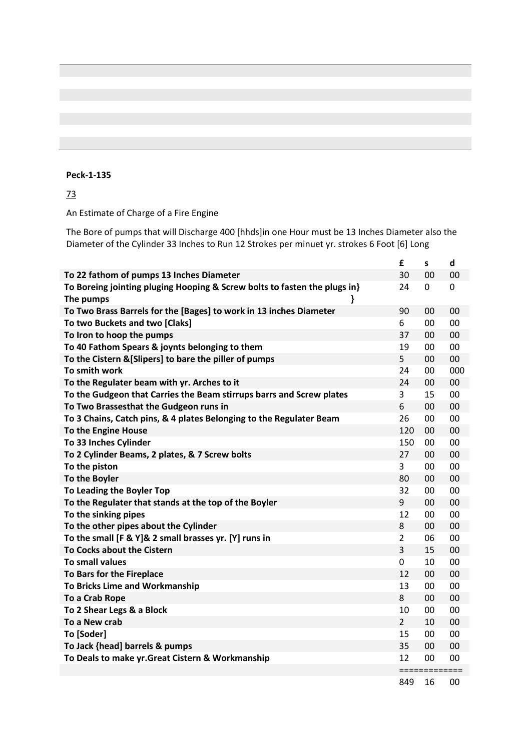**Peck-1-135**

<u>73</u>

An Estimate of Charge of a Fire Engine

The Bore of pumps that will Discharge 400 [hhds]in one Hour must be 13 Inches Diameter also the Diameter of the Cylinder 33 Inches to Run 12 Strokes per minuet yr. strokes 6 Foot [6] Long

| | £ | s | d |
|---|---|---|---|
| **To 22 fathom of pumps 13 Inches Diameter** | 30 | 00 | 00 |
| **To Boreing jointing pluging Hooping & Screw bolts to fasten the plugs in} The pumps }** | 24 | 0 | 0 |
| **To Two Brass Barrels for the [Bages] to work in 13 inches Diameter** | 90 | 00 | 00 |
| **To two Buckets and two [Claks]** | 6 | 00 | 00 |
| **To Iron to hoop the pumps** | 37 | 00 | 00 |
| **To 40 Fathom Spears & joynts belonging to them** | 19 | 00 | 00 |
| **To the Cistern &[Slipers] to bare the piller of pumps** | 5 | 00 | 00 |
| **To smith work** | 24 | 00 | 000 |
| **To the Regulater beam with yr. Arches to it** | 24 | 00 | 00 |
| **To the Gudgeon that Carries the Beam stirrups barrs and Screw plates** | 3 | 15 | 00 |
| **To Two Brassesthat the Gudgeon runs in** | 6 | 00 | 00 |
| **To 3 Chains, Catch pins, & 4 plates Belonging to the Regulater Beam** | 26 | 00 | 00 |
| **To the Engine House** | 120 | 00 | 00 |
| **To 33 Inches Cylinder** | 150 | 00 | 00 |
| **To 2 Cylinder Beams, 2 plates, & 7 Screw bolts** | 27 | 00 | 00 |
| **To the piston** | 3 | 00 | 00 |
| **To the Boyler** | 80 | 00 | 00 |
| **To Leading the Boyler Top** | 32 | 00 | 00 |
| **To the Regulater that stands at the top of the Boyler** | 9 | 00 | 00 |
| **To the sinking pipes** | 12 | 00 | 00 |
| **To the other pipes about the Cylinder** | 8 | 00 | 00 |
| **To the small [F & Y]& 2 small brasses yr. [Y] runs in** | 2 | 06 | 00 |
| **To Cocks about the Cistern** | 3 | 15 | 00 |
| **To small values** | 0 | 10 | 00 |
| **To Bars for the Fireplace** | 12 | 00 | 00 |
| **To Bricks Lime and Workmanship** | 13 | 00 | 00 |
| **To a Crab Rope** | 8 | 00 | 00 |
| **To 2 Shear Legs & a Block** | 10 | 00 | 00 |
| **To a New crab** | 2 | 10 | 00 |
| **To [Soder]** | 15 | 00 | 00 |
| **To Jack {head] barrels & pumps** | 35 | 00 | 00 |
| **To Deals to make yr.Great Cistern & Workmanship** | 12 | 00 | 00 |
| | ==== | ==== | ==== |
| | 849 | 16 | 00 |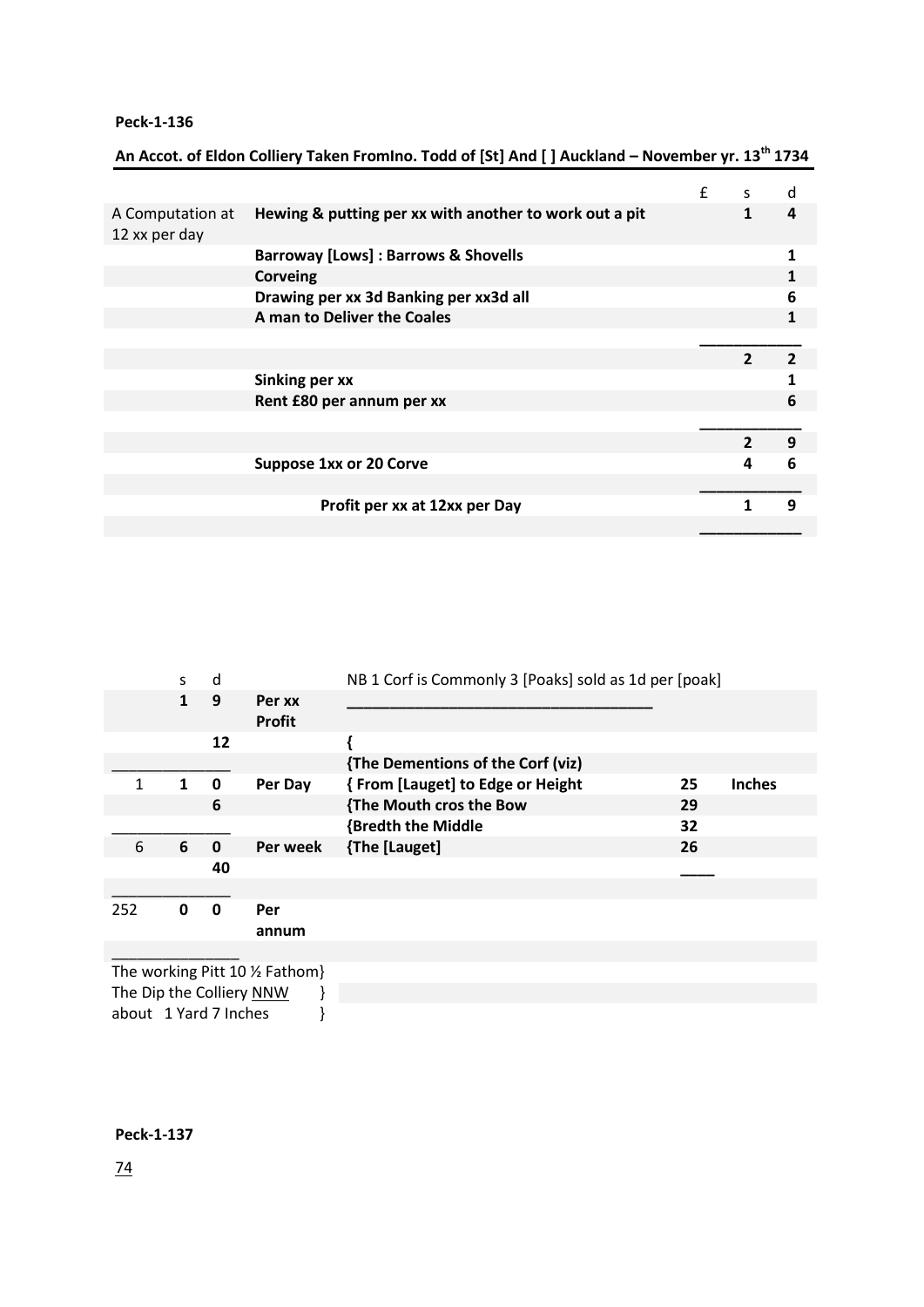**Peck-1-136**

**An Accot. of Eldon Colliery Taken FromIno. Todd of [St] And [ ] Auckland – November yr. 13th 1734**

| | | £ | s | d |
|---|---|---|---|---|
| A Computation at 12 xx per day | **Hewing & putting per xx with another to work out a pit** | | **1** | **4** |
| | **Barroway [Lows] : Barrows & Shovells** | | | **1** |
| | **Corveing** | | | **1** |
| | **Drawing per xx 3d Banking per xx3d all** | | | **6** |
| | **A man to Deliver the Coales** | | | **1** |
| | | | **2** | **2** |
| | **Sinking per xx** | | | **1** |
| | **Rent £80 per annum per xx** | | | **6** |
| | | | **2** | **9** |
| | **Suppose 1xx or 20 Corve** | | **4** | **6** |
| | **Profit per xx at 12xx per Day** | | **1** | **9** |

| | s | d | | |
|---|---|---|---|---|
| | **1** | **9** | **Per xx Profit** | |
| | | **12** | | |
| 1 | **1** | **0** | **Per Day** | |
| | | **6** | | |
| 6 | **6** | **0** | **Per week** | |
| | | **40** | | |
| 252 | **0** | **0** | **Per annum** | |

NB 1 Corf is Commonly 3 [Poaks] sold as 1d per [poak]

| {The Dementions of the Corf (viz) | | |
|---|---|---|
| { From [Lauget] to Edge or Height | 25 | Inches |
| {The Mouth cros the Bow | 29 | |
| {Bredth the Middle | 32 | |
| {The [Lauget] | 26 | |

The working Pitt 10 ½ Fathom}
The Dip the Colliery NNW }
about 1 Yard 7 Inches }

**Peck-1-137**

74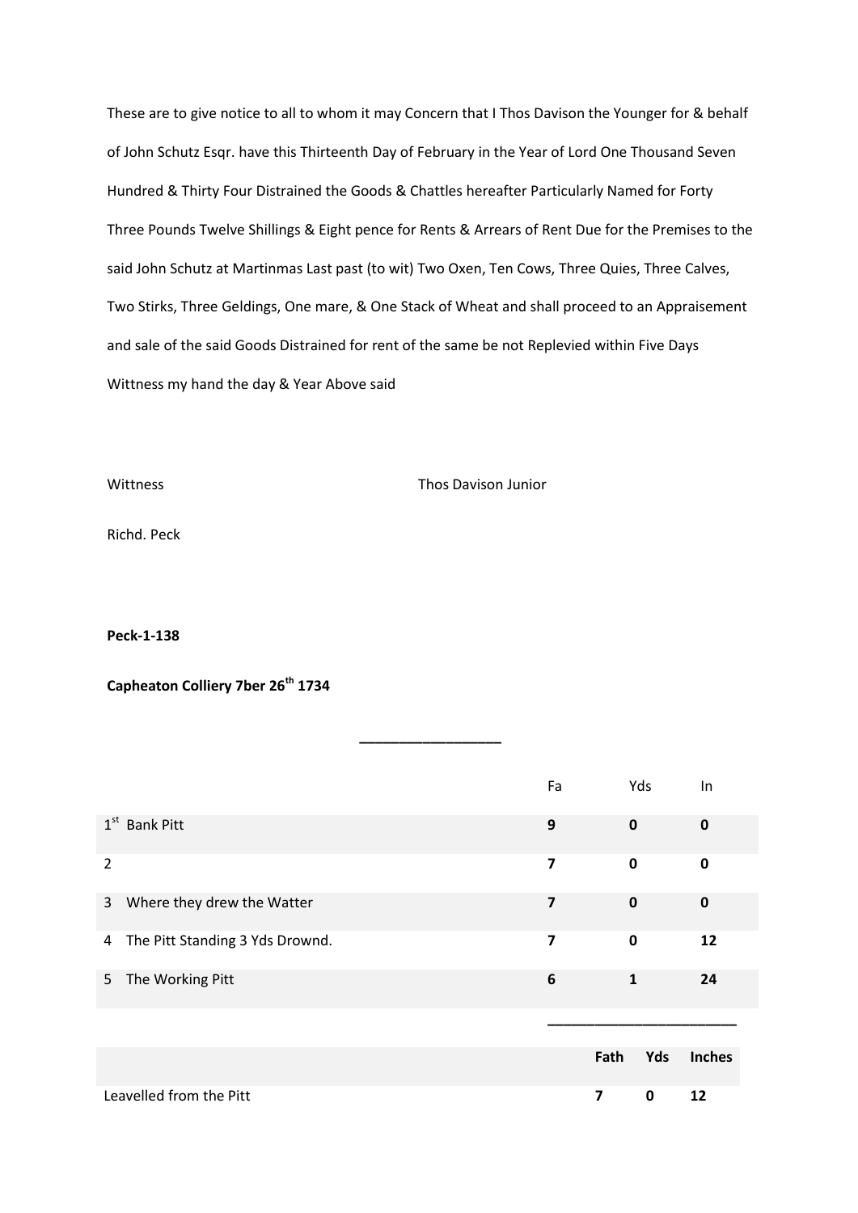These are to give notice to all to whom it may Concern that I Thos Davison the Younger for & behalf of John Schutz Esqr. have this Thirteenth Day of February in the Year of Lord One Thousand Seven Hundred & Thirty Four Distrained the Goods & Chattles hereafter Particularly Named for Forty Three Pounds Twelve Shillings & Eight pence for Rents & Arrears of Rent Due for the Premises to the said John Schutz at Martinmas Last past (to wit) Two Oxen, Ten Cows, Three Quies, Three Calves, Two Stirks, Three Geldings, One mare, & One Stack of Wheat and shall proceed to an Appraisement and sale of the said Goods Distrained for rent of the same be not Replevied within Five Days Wittness my hand the day & Year Above said

Wittness Thos Davison Junior

Richd. Peck

**Peck-1-138**

**Capheaton Colliery 7ber 26th 1734**

---

| | Fa | Yds | In |
|---|---|---|---|
| 1st Bank Pitt | **9** | **0** | **0** |
| 2 | **7** | **0** | **0** |
| 3 Where they drew the Watter | **7** | **0** | **0** |
| 4 The Pitt Standing 3 Yds Drownd. | **7** | **0** | **12** |
| 5 The Working Pitt | **6** | **1** | **24** |

| | Fath | Yds | Inches |
|---|---|---|---|
| Leavelled from the Pitt | **7** | **0** | **12** |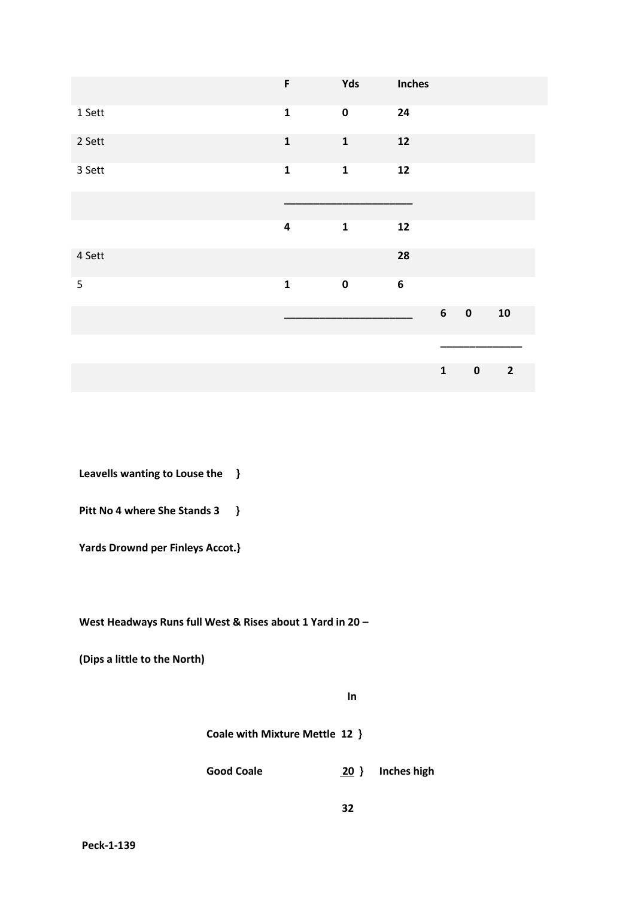| | F | Yds | Inches | | | |
|---|---|---|---|---|---|---|
| 1 Sett | **1** | **0** | **24** | | | |
| 2 Sett | **1** | **1** | **12** | | | |
| 3 Sett | **1** | **1** | **12** | | | |
| | **\_\_\_\_\_\_\_\_\_\_\_\_\_\_\_\_\_\_\_\_\_\_** | | | | | |
| | **4** | **1** | **12** | | | |
| 4 Sett | | | **28** | | | |
| 5 | **1** | **0** | **6** | | | |
| | **\_\_\_\_\_\_\_\_\_\_\_\_\_\_\_\_\_\_\_\_\_\_** | | | **6** | **0** | **10** |
| | | | | **\_\_\_\_\_\_\_\_\_\_\_\_\_\_** | | |
| | | | | **1** | **0** | **2** |

**Leavells wanting to Louse the }**

**Pitt No 4 where She Stands 3 }**

**Yards Drownd per Finleys Accot.}**

**West Headways Runs full West & Rises about 1 Yard in 20 –**

**(Dips a little to the North)**

| | In | |
|---|---|---|
| **Coale with Mixture Mettle** | **12 }** | |
| **Good Coale** | **<u>20</u> }** | **Inches high** |
| | **32** | |

**Peck-1-139**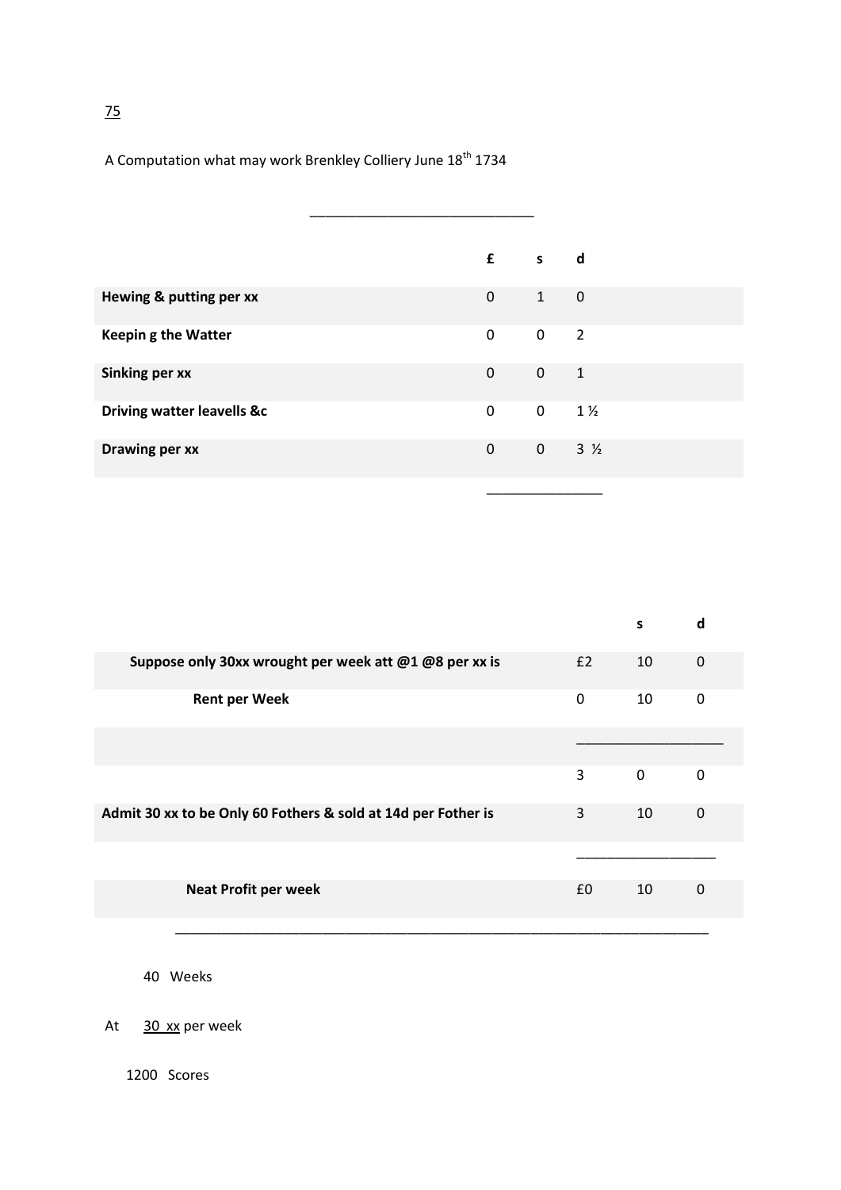75

A Computation what may work Brenkley Colliery June 18th 1734

| | £ | s | d |
|---|---|---|---|
| **Hewing & putting per xx** | 0 | 1 | 0 |
| **Keepin g the Watter** | 0 | 0 | 2 |
| **Sinking per xx** | 0 | 0 | 1 |
| **Driving watter leavells &c** | 0 | 0 | 1 ½ |
| **Drawing per xx** | 0 | 0 | 3 ½ |

| | | s | d |
|---|---|---|---|
| **Suppose only 30xx wrought per week att @1 @8 per xx is** | £2 | 10 | 0 |
| **Rent per Week** | 0 | 10 | 0 |
| | 3 | 0 | 0 |
| **Admit 30 xx to be Only 60 Fothers & sold at 14d per Fother is** | 3 | 10 | 0 |
| **Neat Profit per week** | £0 | 10 | 0 |

40 Weeks

At 30 xx per week

1200 Scores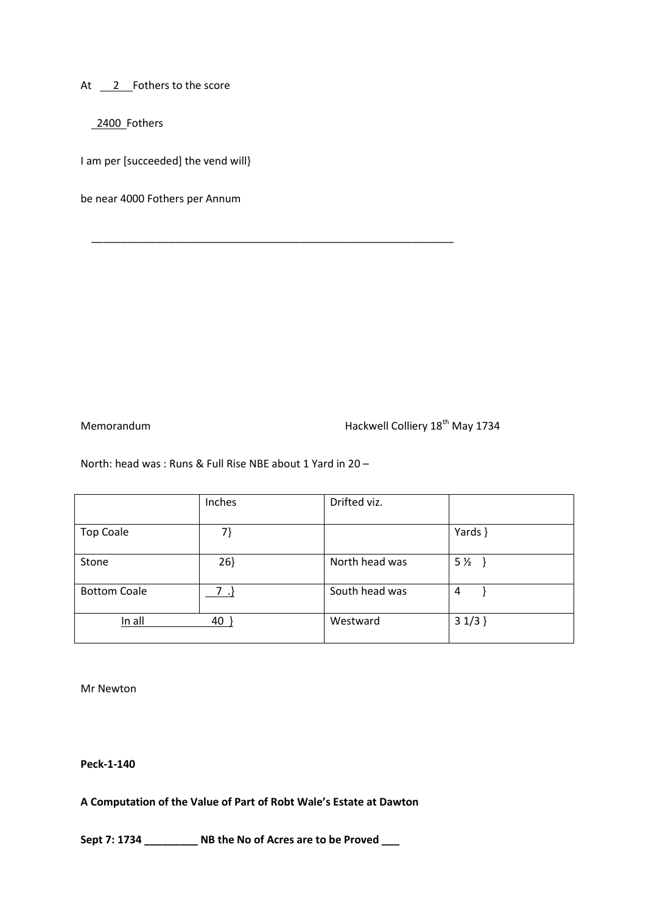At 2 Fothers to the score

2400 Fothers

I am per [succeeded] the vend will}

be near 4000 Fothers per Annum

---

Memorandum                                        Hackwell Colliery 18th May 1734

North: head was : Runs & Full Rise NBE about 1 Yard in 20 –

| | Inches | Drifted viz. | |
|---|---|---|---|
| Top Coale | 7} | | Yards } |
| Stone | 26} | North head was | 5 ½ } |
| Bottom Coale | 7 .} | South head was | 4 } |
| In all | 40 } | Westward | 3 1/3 } |

Mr Newton

**Peck-1-140**

**A Computation of the Value of Part of Robt Wale's Estate at Dawton**

**Sept 7: 1734 _________ NB the No of Acres are to be Proved ___**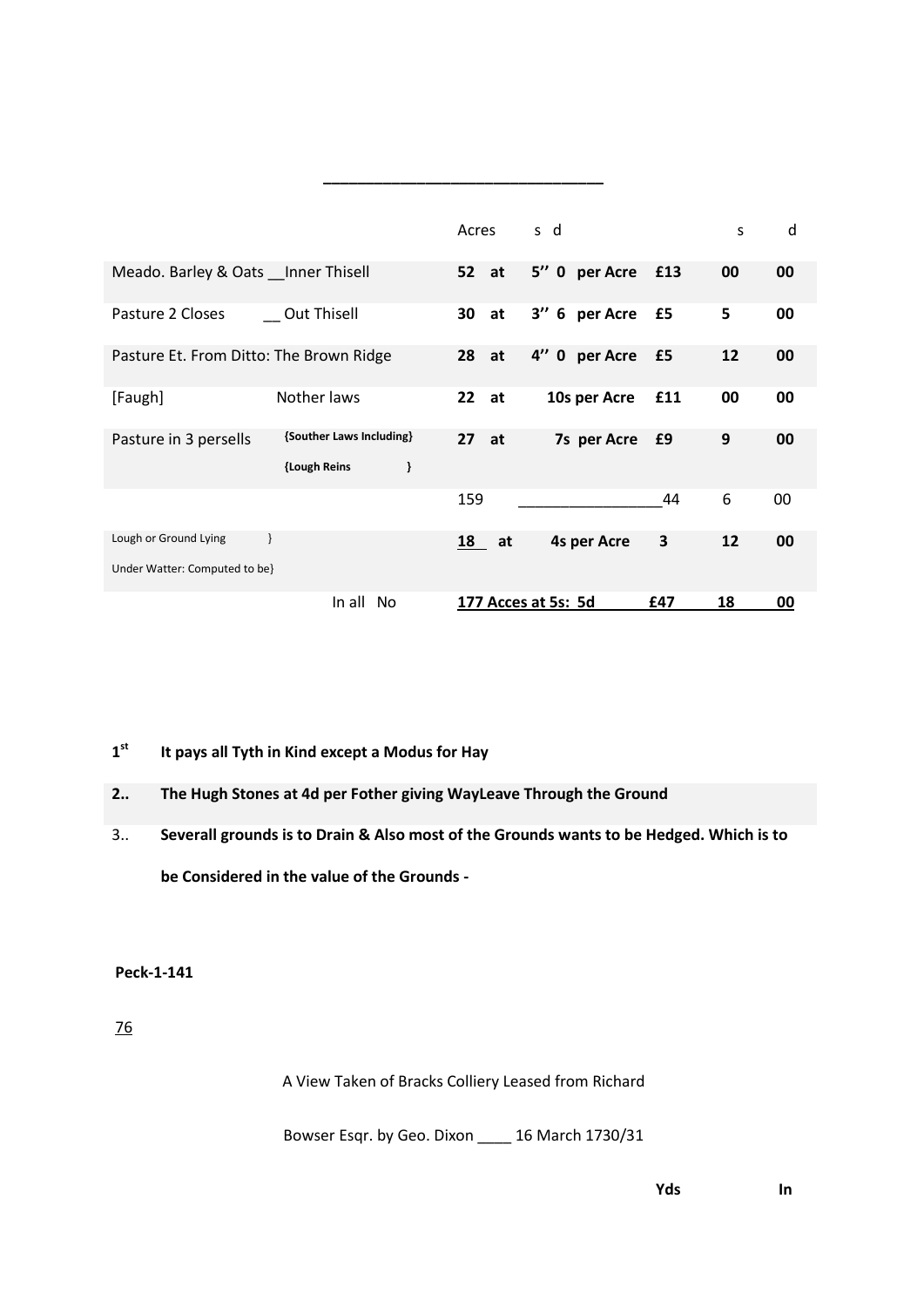______________________________

| | | Acres | | s d | | | s | d |
|---|---|---|---|---|---|---|---|---|
| Meado. Barley & Oats __Inner Thisell | | **52** | **at** | **5'' 0 per Acre** | | **£13** | **00** | **00** |
| Pasture 2 Closes | __ Out Thisell | **30** | **at** | **3'' 6 per Acre** | | **£5** | **5** | **00** |
| Pasture Et. From Ditto: The Brown Ridge | | **28** | **at** | **4'' 0 per Acre** | | **£5** | **12** | **00** |
| [Faugh] | Nother laws | **22** | **at** | **10s per Acre** | | **£11** | **00** | **00** |
| Pasture in 3 persells | **{Souther Laws Including}** **{Lough Reins }** | **27** | **at** | **7s per Acre** | | **£9** | **9** | **00** |
| | | 159 | | _________________ | | 44 | 6 | 00 |
| Lough or Ground Lying } Under Watter: Computed to be} | | **18** | **at** | **4s per Acre** | | **3** | **12** | **00** |
| | In all No | **177 Acces at 5s: 5d** | | | | **£47** | **18** | **00** |

1st **It pays all Tyth in Kind except a Modus for Hay**

2.. **The Hugh Stones at 4d per Fother giving WayLeave Through the Ground**

3.. **Severall grounds is to Drain & Also most of the Grounds wants to be Hedged. Which is to be Considered in the value of the Grounds -**

**Peck-1-141**

76

A View Taken of Bracks Colliery Leased from Richard Bowser Esqr. by Geo. Dixon ____ 16 March 1730/31

**Yds** **In**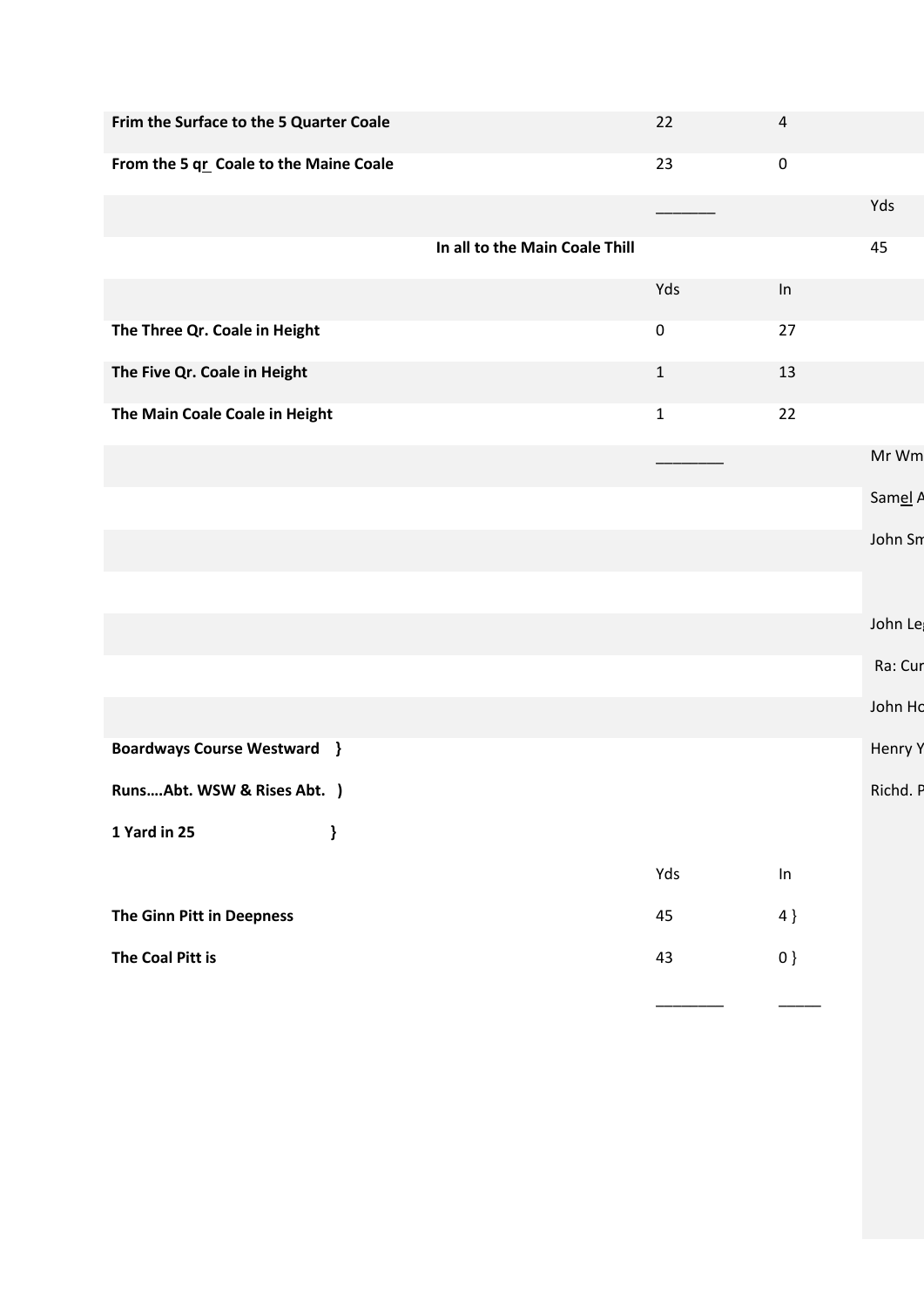| | | | |
|---|---|---|---|
| **Frim the Surface to the 5 Quarter Coale** | 22 | 4 | |
| **From the 5 qr Coale to the Maine Coale** | 23 | 0 | |
| | _______ | | Yds |
| **In all to the Main Coale Thill** | | | 45 |
| | Yds | In | |
| **The Three Qr. Coale in Height** | 0 | 27 | |
| **The Five Qr. Coale in Height** | 1 | 13 | |
| **The Main Coale Coale in Height** | 1 | 22 | |
| | ________ | | Mr Wm |
| | | | Samel A |
| | | | John Sm |
| | | | |
| | | | John Le |
| | | | Ra: Cur |
| | | | John Ho |
| **Boardways Course Westward }** | | | Henry Y |
| **Runs….Abt. WSW & Rises Abt. )** | | | Richd. P |
| **1 Yard in 25 }** | | | |
| | Yds | In | |
| **The Ginn Pitt in Deepness** | 45 | 4 } | |
| **The Coal Pitt is** | 43 | 0 } | |
| | ________ | _____ | |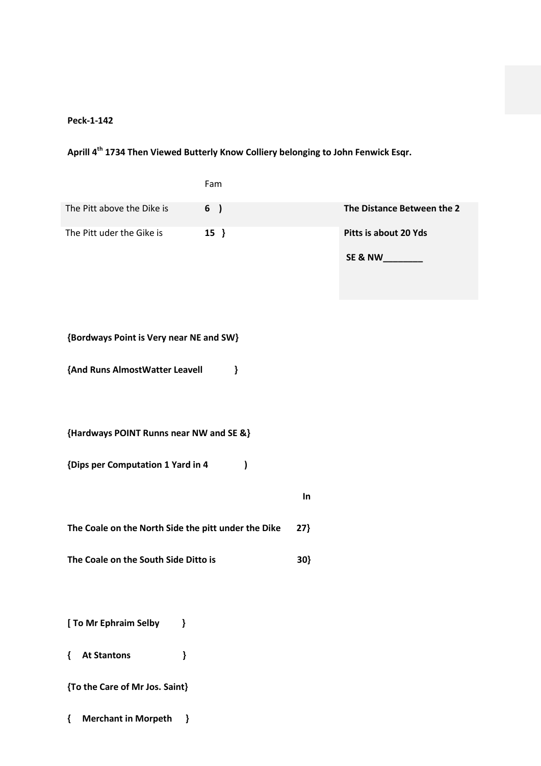**Peck-1-142**

**Aprill 4th 1734 Then Viewed Butterly Know Colliery belonging to John Fenwick Esqr.**

| | Fam | | |
|---|---|---|---|
| The Pitt above the Dike is | **6 )** | | **The Distance Between the 2** |
| The Pitt uder the Gike is | **15 }** | | **Pitts is about 20 Yds** |
| | | | **SE & NW________** |

**{Bordways Point is Very near NE and SW}**

**{And Runs AlmostWatter Leavell }**

**{Hardways POINT Runns near NW and SE &}**

**{Dips per Computation 1 Yard in 4 )**

| | **In** |
|---|---|
| **The Coale on the North Side the pitt under the Dike** | **27}** |
| **The Coale on the South Side Ditto is** | **30}** |

**[ To Mr Ephraim Selby }**

**{ At Stantons }**

**{To the Care of Mr Jos. Saint}**

**{ Merchant in Morpeth }**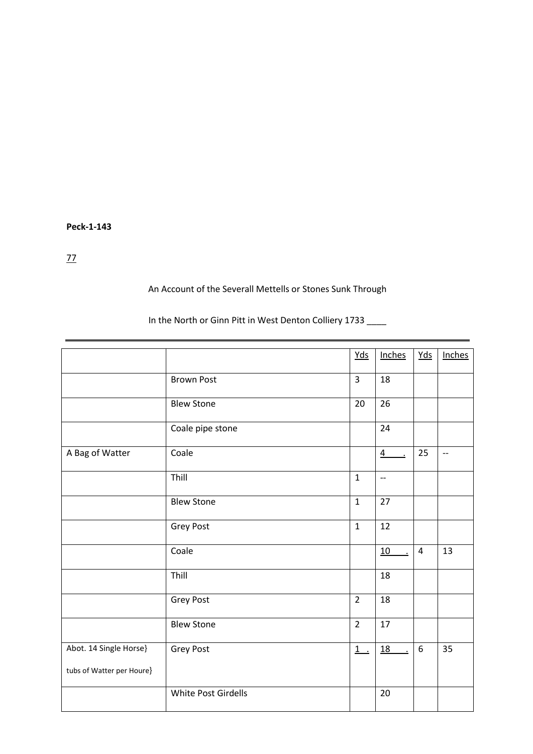**Peck-1-143**

77

An Account of the Severall Mettells or Stones Sunk Through

In the North or Ginn Pitt in West Denton Colliery 1733 ____

| | | Yds | Inches | Yds | Inches |
|---|---|---|---|---|---|
| | Brown Post | 3 | 18 | | |
| | Blew Stone | 20 | 26 | | |
| | Coale pipe stone | | 24 | | |
| A Bag of Watter | Coale | | 4 . | 25 | -- |
| | Thill | 1 | -- | | |
| | Blew Stone | 1 | 27 | | |
| | Grey Post | 1 | 12 | | |
| | Coale | | 10 . | 4 | 13 |
| | Thill | | 18 | | |
| | Grey Post | 2 | 18 | | |
| | Blew Stone | 2 | 17 | | |
| Abot. 14 Single Horse} tubs of Watter per Houre} | Grey Post | 1 . | 18 . | 6 | 35 |
| | White Post Girdells | | 20 | | |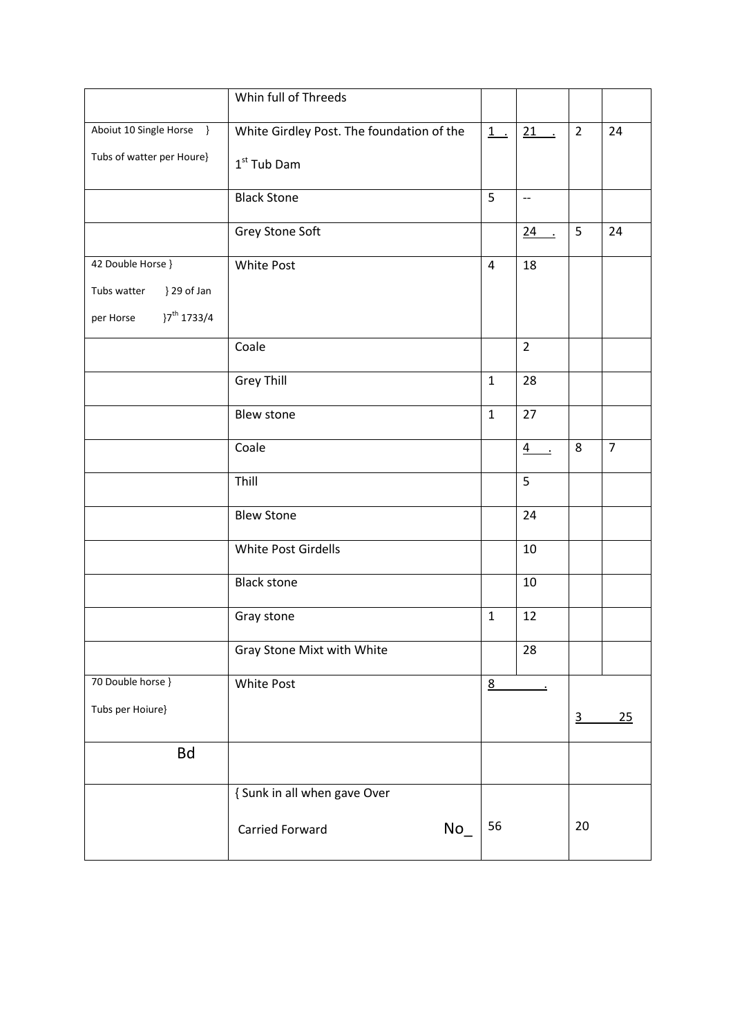|  |  |  |  |  |  |
|---|---|---|---|---|---|
|  | Whin full of Threeds |  |  |  |  |
| Aboiut 10 Single Horse } Tubs of watter per Houre} | White Girdley Post. The foundation of the 1st Tub Dam | 1 . | 21 . | 2 | 24 |
|  | Black Stone | 5 | -- |  |  |
|  | Grey Stone Soft |  | 24 . | 5 | 24 |
| 42 Double Horse } Tubs watter } 29 of Jan per Horse }7th 1733/4 | White Post | 4 | 18 |  |  |
|  | Coale |  | 2 |  |  |
|  | Grey Thill | 1 | 28 |  |  |
|  | Blew stone | 1 | 27 |  |  |
|  | Coale |  | 4 . | 8 | 7 |
|  | Thill |  | 5 |  |  |
|  | Blew Stone |  | 24 |  |  |
|  | White Post Girdells |  | 10 |  |  |
|  | Black stone |  | 10 |  |  |
|  | Gray stone | 1 | 12 |  |  |
|  | Gray Stone Mixt with White |  | 28 |  |  |
| 70 Double horse } Tubs per Hoiure} | White Post | 8 . |  | 3 | 25 |
| Bd |  |  |  |  |  |
|  | { Sunk in all when gave Over Carried Forward No_ | 56 |  | 20 |  |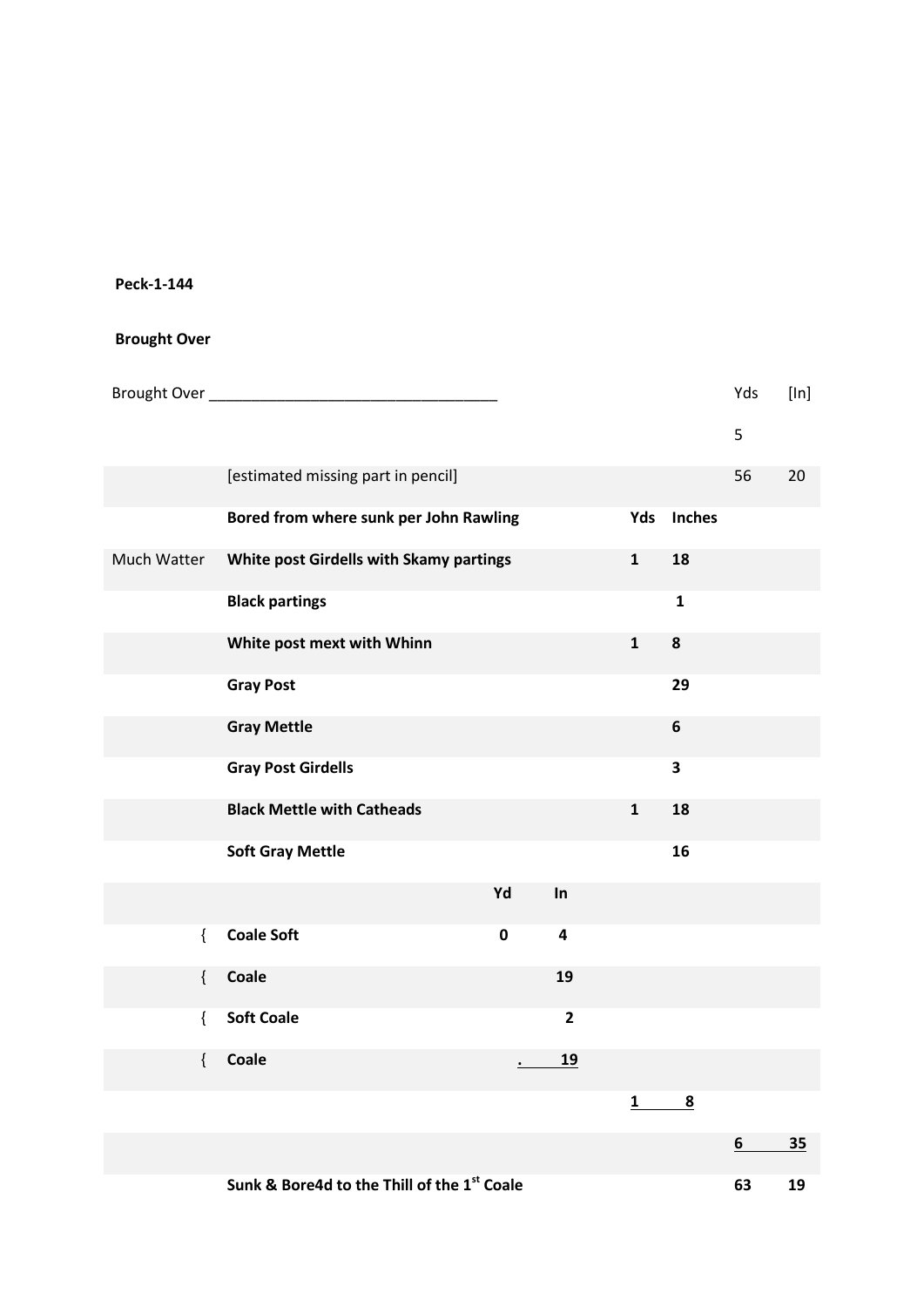**Peck-1-144**

**Brought Over**

| | | | | | | | |
|---|---|---|---|---|---|---|---|
| Brought Over ___________________________________ | | | | | | Yds | [In] |
| | | | | | | 5 | |
| | [estimated missing part in pencil] | | | | | 56 | 20 |
| | **Bored from where sunk per John Rawling** | | | **Yds** | **Inches** | | |
| Much Watter | **White post Girdells with Skamy partings** | | | **1** | **18** | | |
| | **Black partings** | | | | **1** | | |
| | **White post mext with Whinn** | | | **1** | **8** | | |
| | **Gray Post** | | | | **29** | | |
| | **Gray Mettle** | | | | **6** | | |
| | **Gray Post Girdells** | | | | **3** | | |
| | **Black Mettle with Catheads** | | | **1** | **18** | | |
| | **Soft Gray Mettle** | | | | **16** | | |
| | | **Yd** | **In** | | | | |
| { | **Coale Soft** | **0** | **4** | | | | |
| { | **Coale** | | **19** | | | | |
| { | **Soft Coale** | | **2** | | | | |
| { | **Coale** | **.** | **19** | | | | |
| | | | | **1** | **8** | | |
| | | | | | | **6** | **35** |
| | **Sunk & Bore4d to the Thill of the 1st Coale** | | | | | **63** | **19** |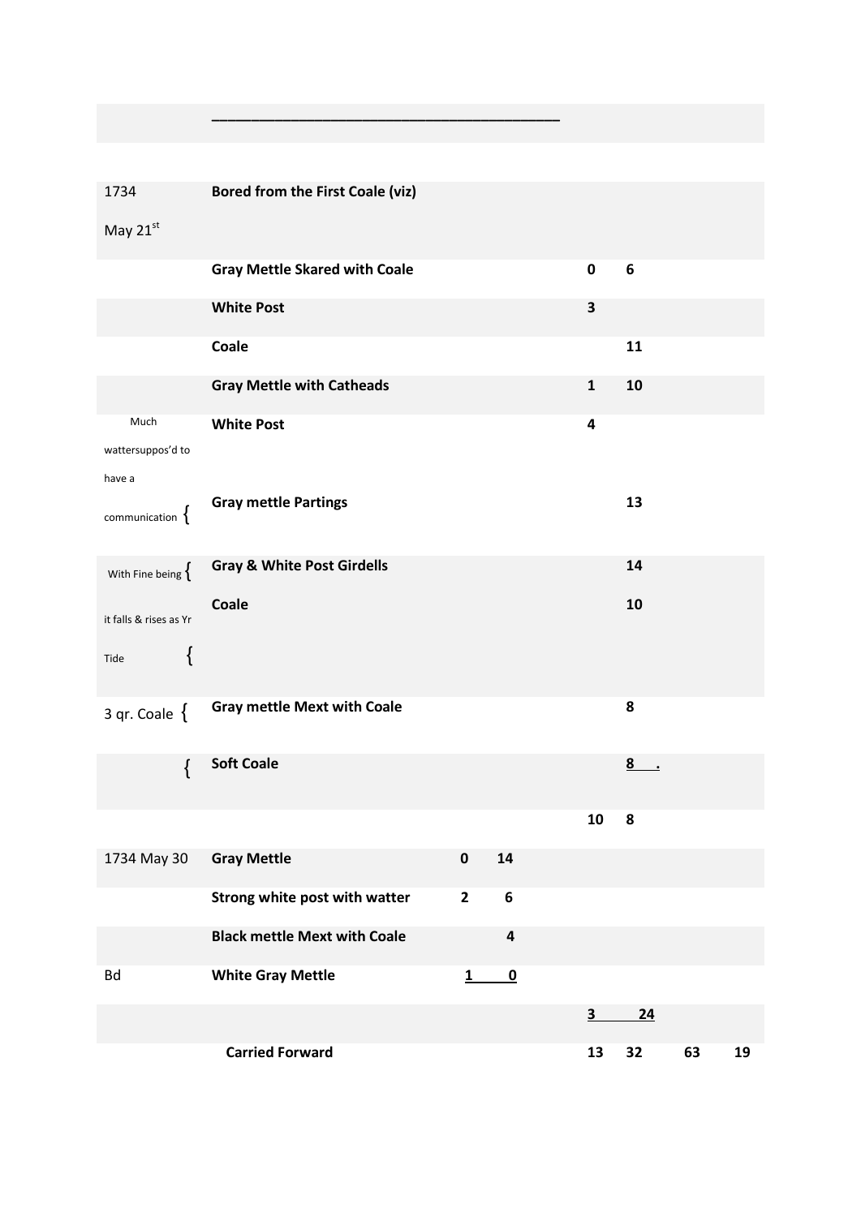\_\_\_\_\_\_\_\_\_\_\_\_\_\_\_\_\_\_\_\_\_\_\_\_\_\_\_\_\_\_\_\_\_\_\_\_\_\_\_\_\_\_

| | | | | | | | |
|---|---|---|---|---|---|---|---|
| 1734 May 21st | **Bored from the First Coale (viz)** | | | | | | |
| | **Gray Mettle Skared with Coale** | | | **0** | **6** | | |
| | **White Post** | | | **3** | | | |
| | **Coale** | | | | **11** | | |
| | **Gray Mettle with Catheads** | | | **1** | **10** | | |
| Much wattersuppos'd to have a | **White Post** | | | **4** | | | |
| communication { | **Gray mettle Partings** | | | | **13** | | |
| With Fine being { | **Gray & White Post Girdells** | | | | **14** | | |
| it falls & rises as Yr Tide { | **Coale** | | | | **10** | | |
| 3 qr. Coale { | **Gray mettle Mext with Coale** | | | | **8** | | |
| { | **Soft Coale** | | | | **8 .** | | |
| | | | | **10** | **8** | | |
| 1734 May 30 | **Gray Mettle** | **0** | **14** | | | | |
| | **Strong white post with watter** | **2** | **6** | | | | |
| | **Black mettle Mext with Coale** | | **4** | | | | |
| Bd | **White Gray Mettle** | **1** | **0** | | | | |
| | | | | **3** | **24** | | |
| | **Carried Forward** | | | **13** | **32** | **63** | **19** |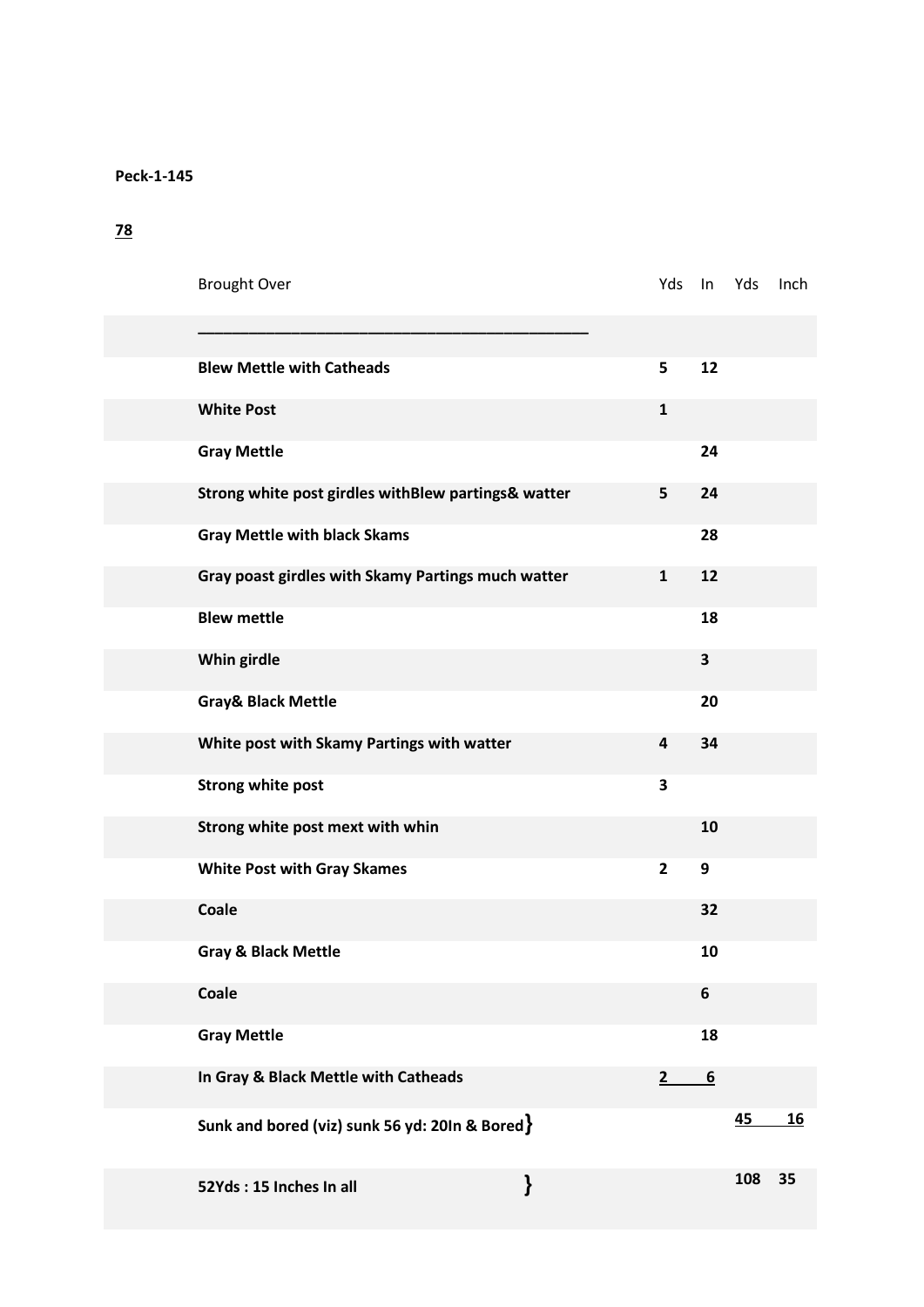**Peck-1-145**

**78**

| Brought Over | Yds | In | Yds | Inch |
|---|---|---|---|---|
| ___________________________________________ | | | | |
| **Blew Mettle with Catheads** | **5** | **12** | | |
| **White Post** | **1** | | | |
| **Gray Mettle** | | **24** | | |
| **Strong white post girdles withBlew partings& watter** | **5** | **24** | | |
| **Gray Mettle with black Skams** | | **28** | | |
| **Gray poast girdles with Skamy Partings much watter** | **1** | **12** | | |
| **Blew mettle** | | **18** | | |
| **Whin girdle** | | **3** | | |
| **Gray& Black Mettle** | | **20** | | |
| **White post with Skamy Partings with watter** | **4** | **34** | | |
| **Strong white post** | **3** | | | |
| **Strong white post mext with whin** | | **10** | | |
| **White Post with Gray Skames** | **2** | **9** | | |
| **Coale** | | **32** | | |
| **Gray & Black Mettle** | | **10** | | |
| **Coale** | | **6** | | |
| **Gray Mettle** | | **18** | | |
| **In Gray & Black Mettle with Catheads** | **2** | **6** | | |
| **Sunk and bored (viz) sunk 56 yd: 20In & Bored }** | | | **45** | **16** |
| **52Yds : 15 Inches In all }** | | | **108** | **35** |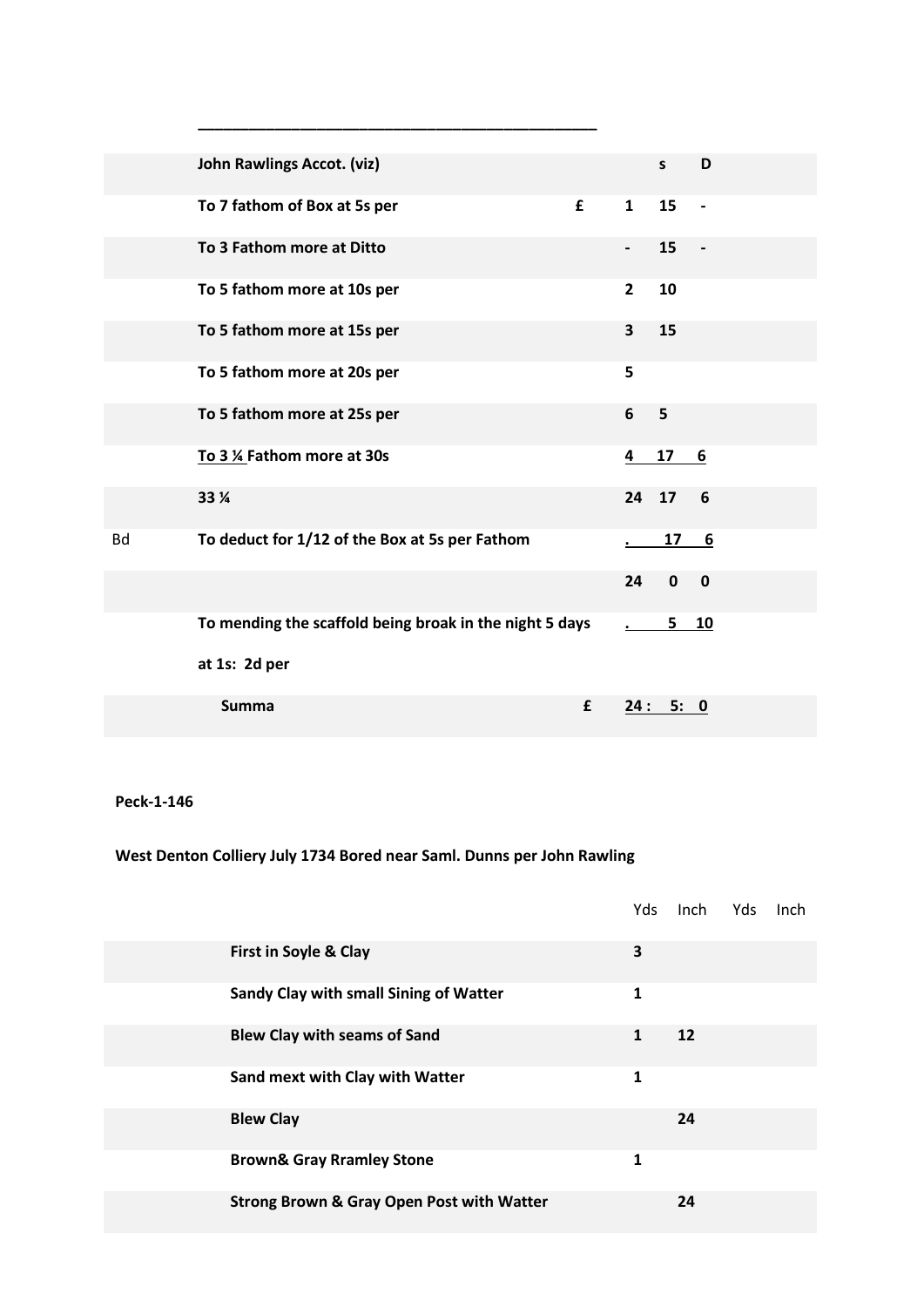______________________________________________

| | | | | | |
|---|---|---|---|---|---|
| | **John Rawlings Accot. (viz)** | | | **s** | **D** |
| | **To 7 fathom of Box at 5s per** | **£** | **1** | **15** | **-** |
| | **To 3 Fathom more at Ditto** | | **-** | **15** | **-** |
| | **To 5 fathom more at 10s per** | | **2** | **10** | |
| | **To 5 fathom more at 15s per** | | **3** | **15** | |
| | **To 5 fathom more at 20s per** | | **5** | | |
| | **To 5 fathom more at 25s per** | | **6** | **5** | |
| | **To 3 ¼ Fathom more at 30s** | | **4** | **17** | **6** |
| | **33 ¼** | | **24** | **17** | **6** |
| Bd | **To deduct for 1/12 of the Box at 5s per Fathom** | | **.** | **17** | **6** |
| | | | **24** | **0** | **0** |
| | **To mending the scaffold being broak in the night 5 days at 1s: 2d per** | | **.** | **5** | **10** |
| | **Summa** | **£** | **24 :** | **5:** | **0** |

**Peck-1-146**

**West Denton Colliery July 1734 Bored near Saml. Dunns per John Rawling**

| | Yds | Inch | Yds | Inch |
|---|---|---|---|---|
| **First in Soyle & Clay** | **3** | | | |
| **Sandy Clay with small Sining of Watter** | **1** | | | |
| **Blew Clay with seams of Sand** | **1** | **12** | | |
| **Sand mext with Clay with Watter** | **1** | | | |
| **Blew Clay** | | **24** | | |
| **Brown& Gray Rramley Stone** | **1** | | | |
| **Strong Brown & Gray Open Post with Watter** | | **24** | | |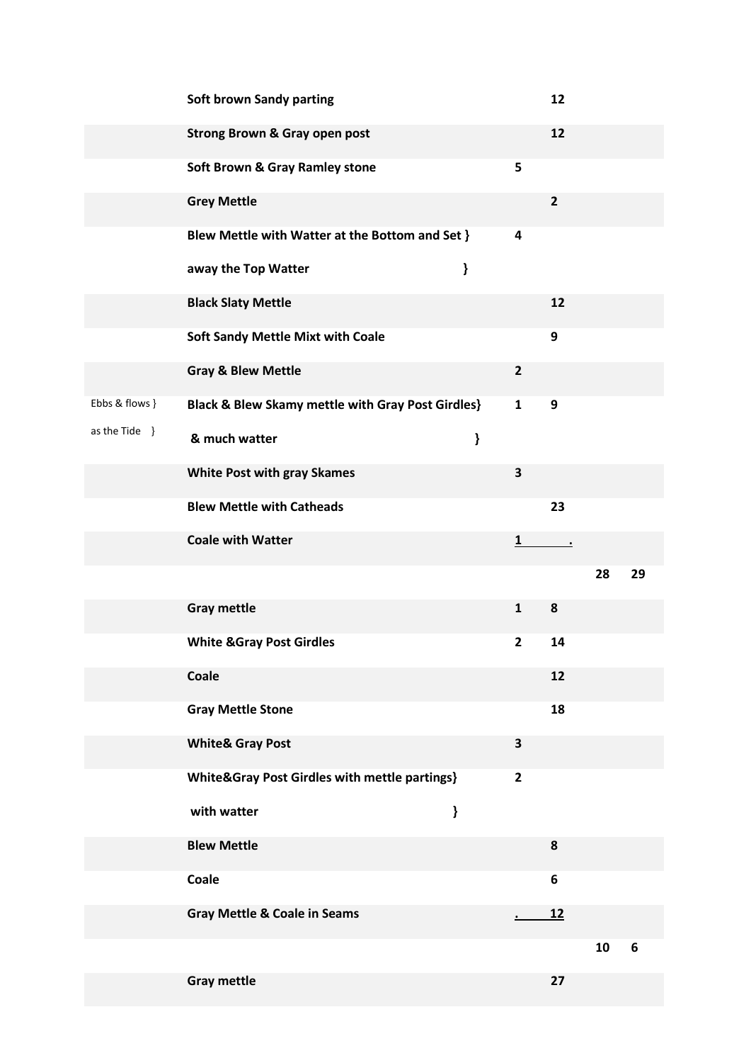| | | | | | |
|---|---|---|---|---|---|
| | Soft brown Sandy parting | | 12 | | |
| | Strong Brown & Gray open post | | 12 | | |
| | Soft Brown & Gray Ramley stone | 5 | | | |
| | Grey Mettle | | 2 | | |
| | Blew Mettle with Watter at the Bottom and Set } away the Top Watter } | 4 | | | |
| | Black Slaty Mettle | | 12 | | |
| | Soft Sandy Mettle Mixt with Coale | | 9 | | |
| | Gray & Blew Mettle | 2 | | | |
| Ebbs & flows } as the Tide } | Black & Blew Skamy mettle with Gray Post Girdles} & much watter } | 1 | 9 | | |
| | White Post with gray Skames | 3 | | | |
| | Blew Mettle with Catheads | | 23 | | |
| | Coale with Watter | 1 | . | | |
| | | | | 28 | 29 |
| | Gray mettle | 1 | 8 | | |
| | White &Gray Post Girdles | 2 | 14 | | |
| | Coale | | 12 | | |
| | Gray Mettle Stone | | 18 | | |
| | White& Gray Post | 3 | | | |
| | White&Gray Post Girdles with mettle partings} with watter } | 2 | | | |
| | Blew Mettle | | 8 | | |
| | Coale | | 6 | | |
| | Gray Mettle & Coale in Seams | . | 12 | | |
| | | | | 10 | 6 |
| | Gray mettle | | 27 | | |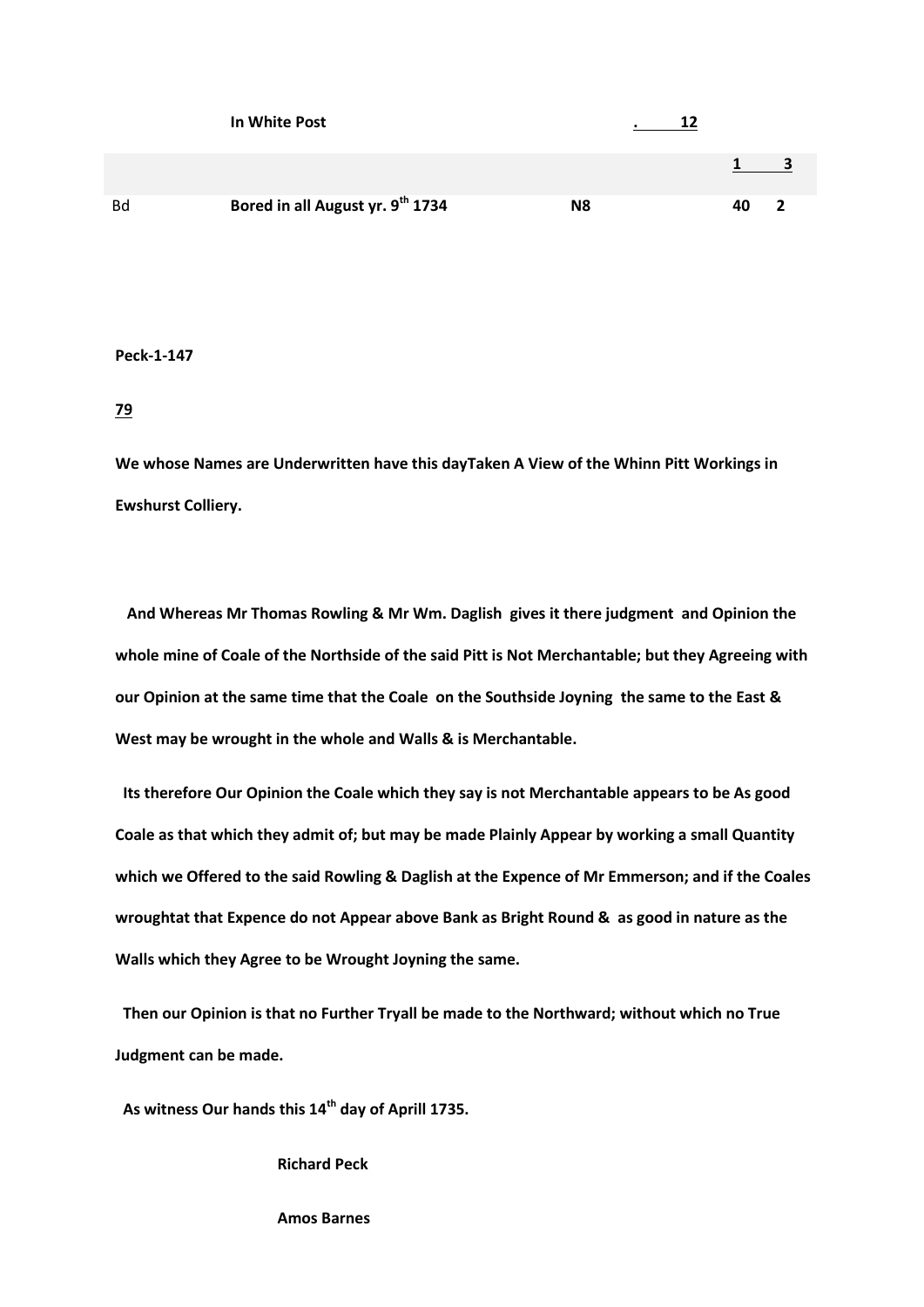|  |  |  |  |  |
|---|---|---|---|---|
|  | **In White Post** |  | **. 12** |  |
|  |  |  |  | **1 3** |
| Bd | **Bored in all August yr. 9th 1734** | **N8** |  | **40 2** |

**Peck-1-147**

**79**

**We whose Names are Underwritten have this dayTaken A View of the Whinn Pitt Workings in Ewshurst Colliery.**

**And Whereas Mr Thomas Rowling & Mr Wm. Daglish gives it there judgment and Opinion the whole mine of Coale of the Northside of the said Pitt is Not Merchantable; but they Agreeing with our Opinion at the same time that the Coale on the Southside Joyning the same to the East & West may be wrought in the whole and Walls & is Merchantable.**

**Its therefore Our Opinion the Coale which they say is not Merchantable appears to be As good Coale as that which they admit of; but may be made Plainly Appear by working a small Quantity which we Offered to the said Rowling & Daglish at the Expence of Mr Emmerson; and if the Coales wroughtat that Expence do not Appear above Bank as Bright Round & as good in nature as the Walls which they Agree to be Wrought Joyning the same.**

**Then our Opinion is that no Further Tryall be made to the Northward; without which no True Judgment can be made.**

**As witness Our hands this 14th day of Aprill 1735.**

**Richard Peck**

**Amos Barnes**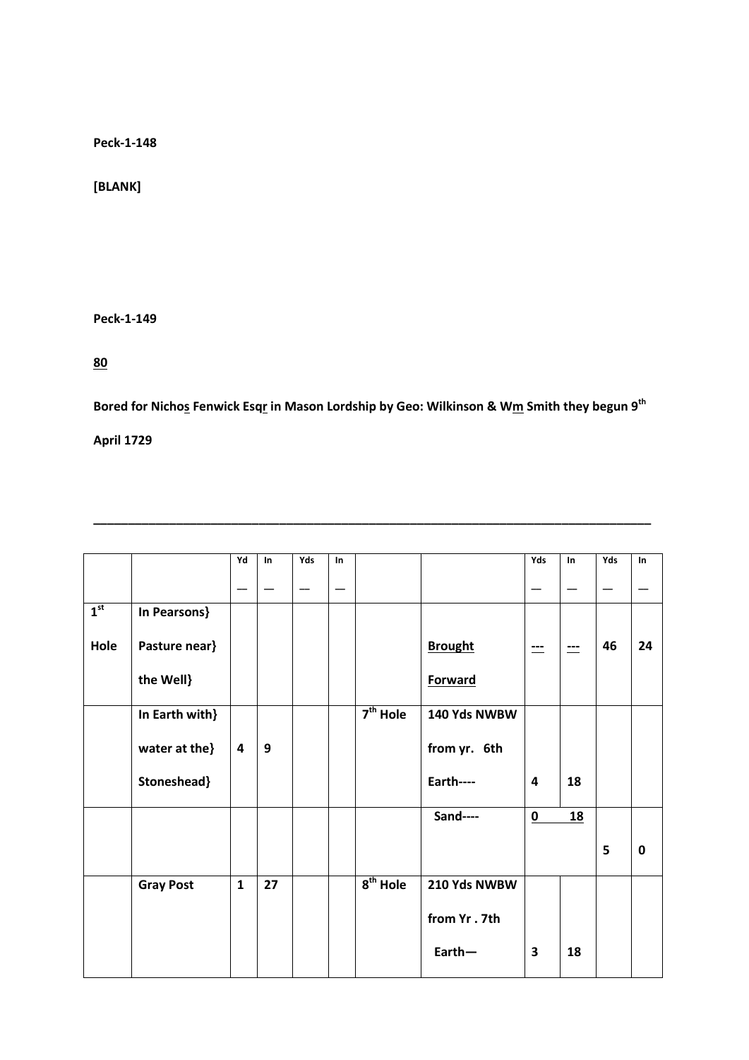**Peck-1-148**

**[BLANK]**

**Peck-1-149**

**<u>80</u>**

**Bored for Nicho<u>s</u> Fenwick Esq<u>r</u> in Mason Lordship by Geo: Wilkinson & W<u>m</u> Smith they begun 9th April 1729**

---

| | | Yd | In | Yds | In | | | Yds | In | Yds | In |
|---|---|---|---|---|---|---|---|---|---|---|---|
| | | — | — | — | — | | | — | — | — | — |
| **1st Hole** | **In Pearsons} Pasture near} the Well}** | | | | | | **<u>Brought Forward</u>** | **<u>---</u>** | **<u>---</u>** | **46** | **24** |
| | **In Earth with} water at the} Stoneshead}** | **4** | **9** | | | **7th Hole** | **140 Yds NWBW from yr. 6th Earth----** | **4** | **18** | | |
| | | | | | | | **Sand----** | **<u>0</u>** | **<u>18</u>** | **5** | **0** |
| | **Gray Post** | **1** | **27** | | | **8th Hole** | **210 Yds NWBW from Yr . 7th Earth—** | **3** | **18** | | |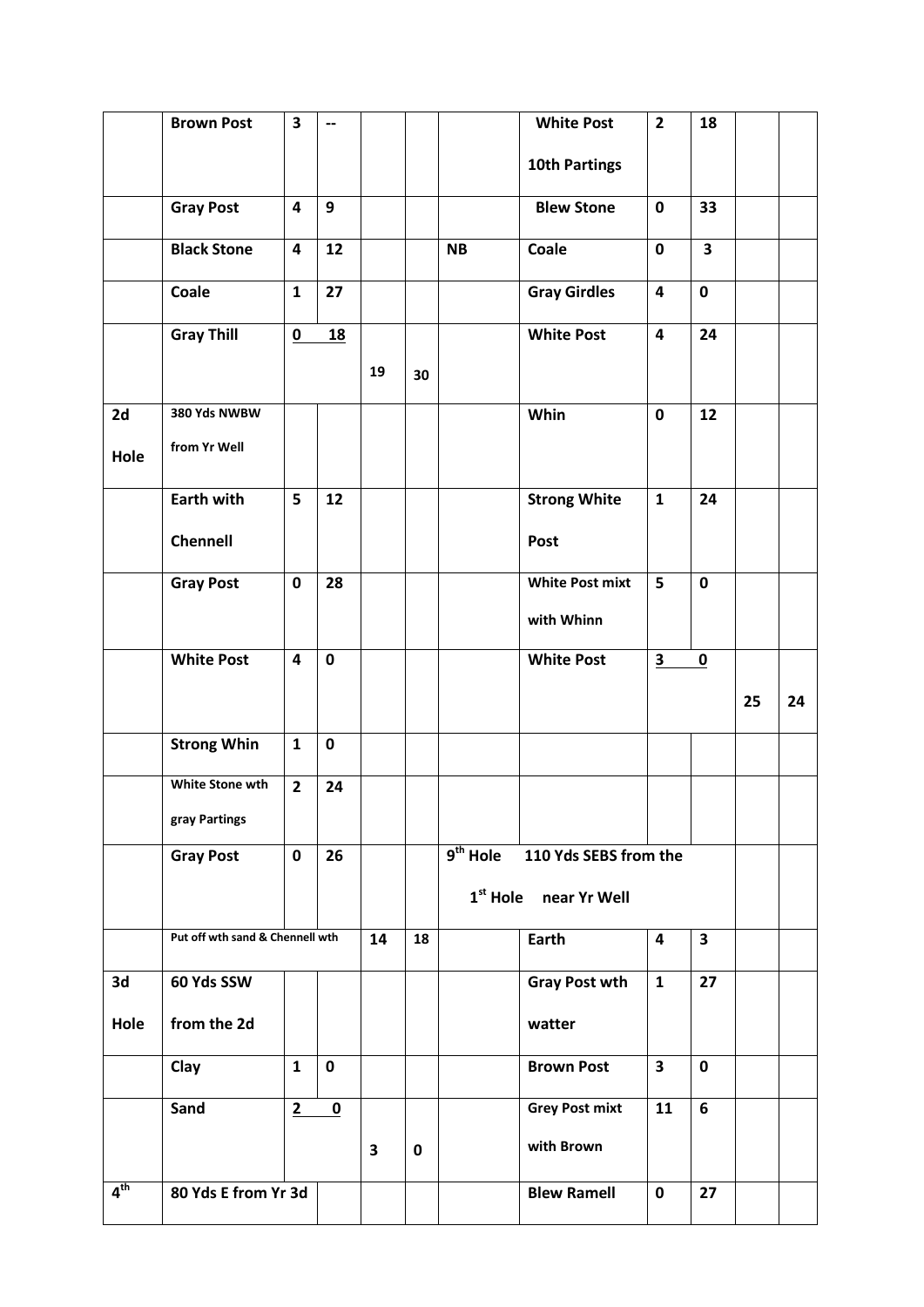|  |  |  |  |  |  |  |  |  |  |  |
|---|---|---|---|---|---|---|---|---|---|---|
|  | **Brown Post** | **3** | **--** |  |  |  | **White Post 10th Partings** | **2** | **18** |  |  |
|  | **Gray Post** | **4** | **9** |  |  |  | **Blew Stone** | **0** | **33** |  |  |
|  | **Black Stone** | **4** | **12** |  |  | **NB** | **Coale** | **0** | **3** |  |  |
|  | **Coale** | **1** | **27** |  |  |  | **Gray Girdles** | **4** | **0** |  |  |
|  | **Gray Thill** | **0** | **18** | **19** | **30** |  | **White Post** | **4** | **24** |  |  |
| **2d Hole** | **380 Yds NWBW from Yr Well** |  |  |  |  |  | **Whin** | **0** | **12** |  |  |
|  | **Earth with Chennell** | **5** | **12** |  |  |  | **Strong White Post** | **1** | **24** |  |  |
|  | **Gray Post** | **0** | **28** |  |  |  | **White Post mixt with Whinn** | **5** | **0** |  |  |
|  | **White Post** | **4** | **0** |  |  |  | **White Post** | **3** | **0** | **25** | **24** |
|  | **Strong Whin** | **1** | **0** |  |  |  |  |  |  |  |  |
|  | **White Stone wth gray Partings** | **2** | **24** |  |  |  |  |  |  |  |  |
|  | **Gray Post** | **0** | **26** |  |  | **9th Hole 1st Hole** | **110 Yds SEBS from the near Yr Well** |  |  |  |  |
|  | **Put off wth sand & Chennell wth** |  |  | **14** | **18** |  | **Earth** | **4** | **3** |  |  |
| **3d Hole** | **60 Yds SSW from the 2d** |  |  |  |  |  | **Gray Post wth watter** | **1** | **27** |  |  |
|  | **Clay** | **1** | **0** |  |  |  | **Brown Post** | **3** | **0** |  |  |
|  | **Sand** | **2** | **0** | **3** | **0** |  | **Grey Post mixt with Brown** | **11** | **6** |  |  |
| **4th** | **80 Yds E from Yr 3d** |  |  |  |  |  | **Blew Ramell** | **0** | **27** |  |  |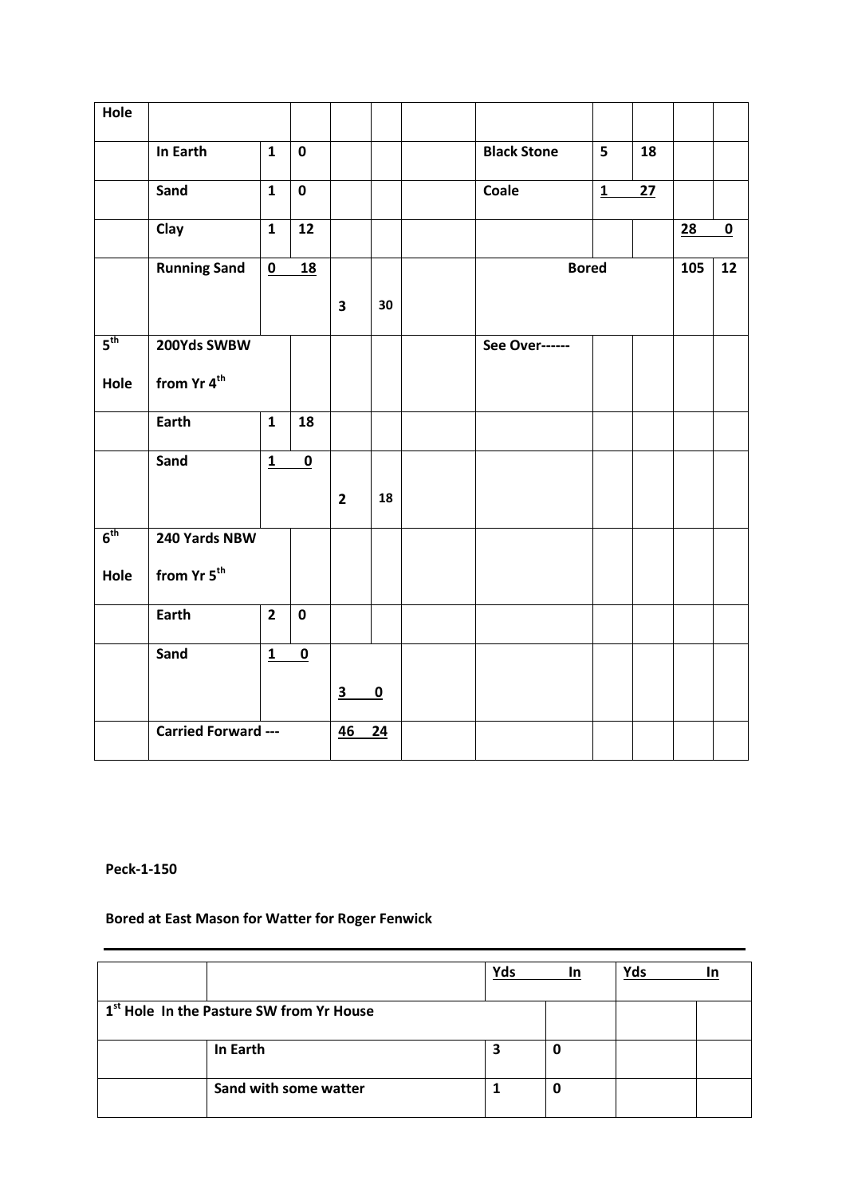| Hole | | | | | | | | | | | |
|---|---|---|---|---|---|---|---|---|---|---|---|
| | In Earth | 1 | 0 | | | | Black Stone | 5 | 18 | | |
| | Sand | 1 | 0 | | | | Coale | 1 | 27 | | |
| | Clay | 1 | 12 | | | | | | | 28 | 0 |
| | Running Sand | 0 | 18 | 3 | 30 | | Bored | | | 105 | 12 |
| 5th Hole | 200Yds SWBW from Yr 4th | | | | | | See Over------ | | | | |
| | Earth | 1 | 18 | | | | | | | | |
| | Sand | 1 | 0 | 2 | 18 | | | | | | |
| 6th Hole | 240 Yards NBW from Yr 5th | | | | | | | | | | |
| | Earth | 2 | 0 | | | | | | | | |
| | Sand | 1 | 0 | 3 | 0 | | | | | | |
| | Carried Forward --- | | | 46 | 24 | | | | | | |

**Peck-1-150**

**Bored at East Mason for Watter for Roger Fenwick**

---

| | | Yds | In | Yds | In |
|---|---|---|---|---|---|
| 1st Hole In the Pasture SW from Yr House | | | | | |
| | In Earth | 3 | 0 | | |
| | Sand with some watter | 1 | 0 | | |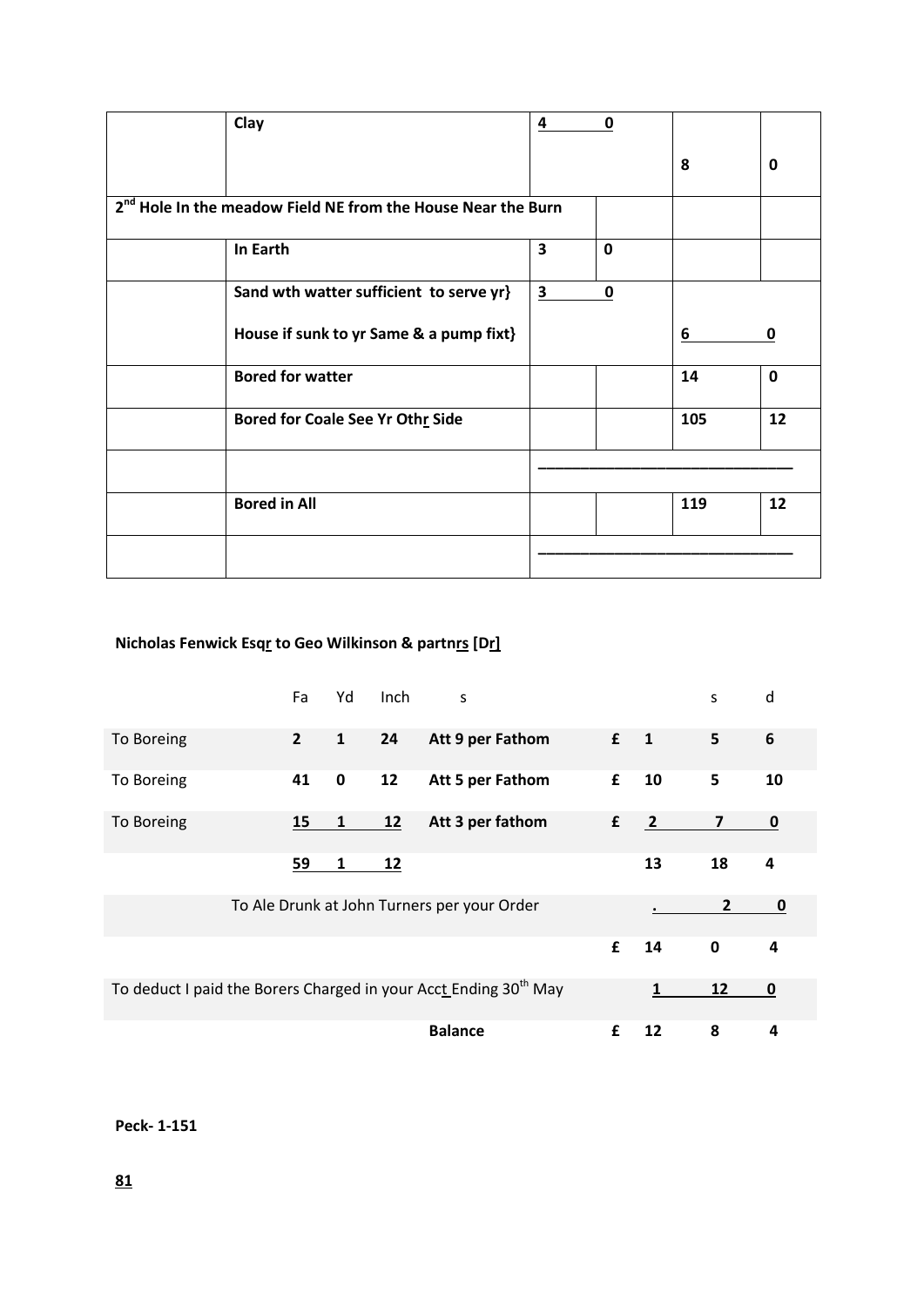| | Clay | 4 | 0 | 8 | 0 |
|---|---|---|---|---|---|
| 2nd Hole In the meadow Field NE from the House Near the Burn | | | | | |
| | In Earth | 3 | 0 | | |
| | Sand wth watter sufficient to serve yr} House if sunk to yr Same & a pump fixt} | 3 | 0 | 6 | 0 |
| | Bored for watter | | | 14 | 0 |
| | Bored for Coale See Yr Othr Side | | | 105 | 12 |
| | | | | | |
| | Bored in All | | | 119 | 12 |
| | | | | | |

**Nicholas Fenwick Esqr to Geo Wilkinson & partnrs [Dr]**

| | Fa | Yd | Inch | s | | | s | d |
|---|---|---|---|---|---|---|---|---|
| To Boreing | 2 | 1 | 24 | Att 9 per Fathom | £ | 1 | 5 | 6 |
| To Boreing | 41 | 0 | 12 | Att 5 per Fathom | £ | 10 | 5 | 10 |
| To Boreing | 15 | 1 | 12 | Att 3 per fathom | £ | 2 | 7 | 0 |
| | 59 | 1 | 12 | | | 13 | 18 | 4 |
| To Ale Drunk at John Turners per your Order | | | | | | . | 2 | 0 |
| | | | | | £ | 14 | 0 | 4 |
| To deduct I paid the Borers Charged in your Acct Ending 30th May | | | | | | 1 | 12 | 0 |
| | | | | Balance | £ | 12 | 8 | 4 |

**Peck- 1-151**

**81**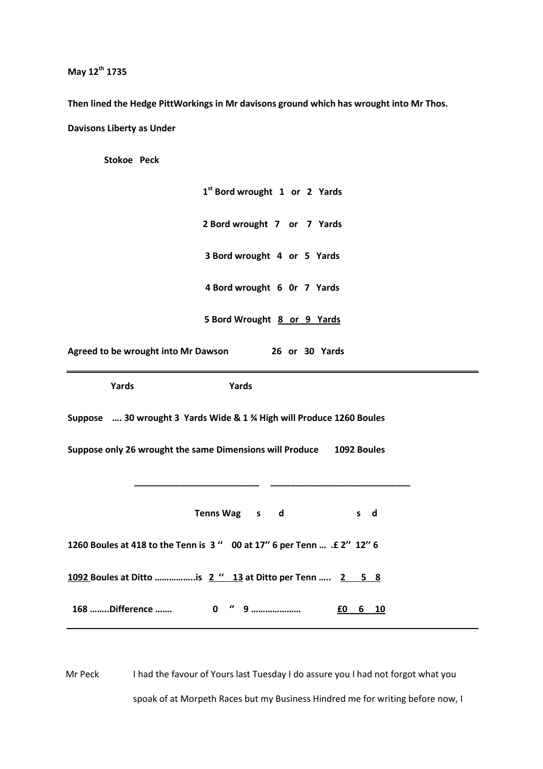**May 12th 1735**

**Then lined the Hedge PittWorkings in Mr davisons ground which has wrought into Mr Thos. Davisons Liberty as Under**

**Stokoe Peck**

**1st Bord wrought 1 or 2 Yards**

**2 Bord wrought 7 or 7 Yards**

**3 Bord wrought 4 or 5 Yards**

**4 Bord wrought 6 0r 7 Yards**

**5 Bord Wrought 8 or 9 Yards**

**Agreed to be wrought into Mr Dawson 26 or 30 Yards**

---

**Yards Yards**

**Suppose …. 30 wrought 3 Yards Wide & 1 ¾ High will Produce 1260 Boules**

**Suppose only 26 wrought the same Dimensions will Produce 1092 Boules**

| | Tenns Wag | | | s d |
|---|---|---|---|---|
| **1260 Boules at 418 to the Tenn is** | **3 " 00** | **at 17" 6 per Tenn …** | **.£ 2" 12" 6** | |
| **1092 Boules at Ditto ……………..is** | **2 " 13** | **at Ditto per Tenn …..** | **2 5 8** | |
| **168 ……..Difference …….** | **0 " 9** | **…………………** | **£0 6 10** | |

---

Mr Peck I had the favour of Yours last Tuesday I do assure you I had not forgot what you spoak of at Morpeth Races but my Business Hindred me for writing before now, I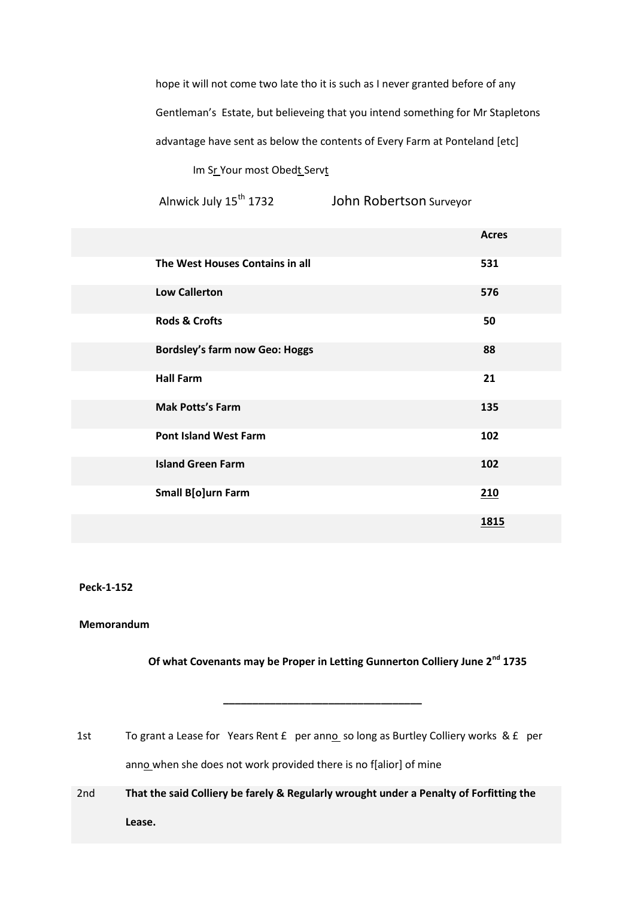hope it will not come two late tho it is such as I never granted before of any Gentleman's Estate, but believeing that you intend something for Mr Stapletons advantage have sent as below the contents of Every Farm at Ponteland [etc]

Im Sr Your most Obedt Servt

Alnwick July 15th 1732 John Robertson Surveyor

| | Acres |
|---|---|
| **The West Houses Contains in all** | **531** |
| **Low Callerton** | **576** |
| **Rods & Crofts** | **50** |
| **Bordsley's farm now Geo: Hoggs** | **88** |
| **Hall Farm** | **21** |
| **Mak Potts's Farm** | **135** |
| **Pont Island West Farm** | **102** |
| **Island Green Farm** | **102** |
| **Small B[o]urn Farm** | **210** |
| | **1815** |

**Peck-1-152**

**Memorandum**

**Of what Covenants may be Proper in Letting Gunnerton Colliery June 2nd 1735**

---

1st To grant a Lease for Years Rent £ per anno so long as Burtley Colliery works & £ per anno when she does not work provided there is no f[alior] of mine

2nd **That the said Colliery be farely & Regularly wrought under a Penalty of Forfitting the Lease.**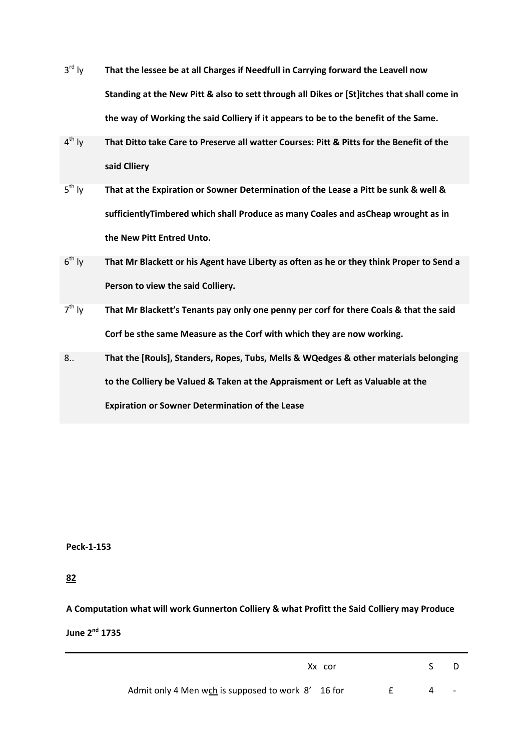| | |
|---|---|
| 3rd ly | **That the lessee be at all Charges if Needfull in Carrying forward the Leavell now Standing at the New Pitt & also to sett through all Dikes or [St]itches that shall come in the way of Working the said Colliery if it appears to be to the benefit of the Same.** |
| 4th ly | **That Ditto take Care to Preserve all watter Courses: Pitt & Pitts for the Benefit of the said Clliery** |
| 5th ly | **That at the Expiration or Sowner Determination of the Lease a Pitt be sunk & well & sufficientlyTimbered which shall Produce as many Coales and asCheap wrought as in the New Pitt Entred Unto.** |
| 6th ly | **That Mr Blackett or his Agent have Liberty as often as he or they think Proper to Send a Person to view the said Colliery.** |
| 7th ly | **That Mr Blackett's Tenants pay only one penny per corf for there Coals & that the said Corf be sthe same Measure as the Corf with which they are now working.** |
| 8.. | **That the [Rouls], Standers, Ropes, Tubs, Mells & WQedges & other materials belonging to the Colliery be Valued & Taken at the Appraisment or Left as Valuable at the Expiration or Sowner Determination of the Lease** |

**Peck-1-153**

**82**

**A Computation what will work Gunnerton Colliery & what Profitt the Said Colliery may Produce**

**June 2nd 1735**

| | Xx cor | | S | D |
|---|---|---|---|---|
| Admit only 4 Men wch is supposed to work 8' | 16 for | £ | 4 | - |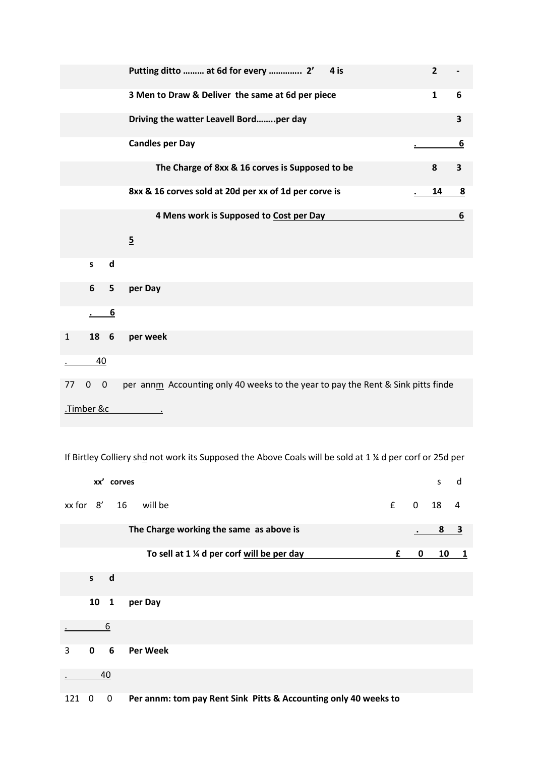| | | | | | |
|---|---|---|---|---|---|
| | | **Putting ditto ……… at 6d for every …………. 2' 4 is** | | **2** | **-** |
| | | **3 Men to Draw & Deliver the same at 6d per piece** | | **1** | **6** |
| | | **Driving the watter Leavell Bord……..per day** | | | **3** |
| | | **Candles per Day** | | **.** | **6** |
| | | **The Charge of 8xx & 16 corves is Supposed to be** | | **8** | **3** |
| | | **8xx & 16 corves sold at 20d per xx of 1d per corve is** | | **. 14** | **8** |
| | | **4 Mens work is Supposed to Cost per Day** | | | **6** |
| | | **5** | | | |
| | **s d** | | | | |
| | **6 5** | **per Day** | | | |
| | **. 6** | | | | |
| 1 | **18 6** | **per week** | | | |
| . | 40 | | | | |
| 77 0 0 | | per annm Accounting only 40 weeks to the year to pay the Rent & Sink pitts finde | | | |
| .Timber &c . | | | | | |

If Birtley Colliery shd not work its Supposed the Above Coals will be sold at 1 ¼ d per corf or 25d per

| | | | | | | |
|---|---|---|---|---|---|---|
| | **xx' corves** | | | | s | d |
| xx for 8' 16 | | will be | £ | 0 | 18 | 4 |
| | | **The Charge working the same as above is** | | **.** | **8** | **3** |
| | | **To sell at 1 ¼ d per corf will be per day** | **£** | **0** | **10** | **1** |
| | **s d** | | | | | |
| | **10 1** | **per Day** | | | | |
| . | 6 | | | | | |
| 3 | **0 6** | **Per Week** | | | | |
| . | 40 | | | | | |
| 121 0 0 | | **Per annm: tom pay Rent Sink Pitts & Accounting only 40 weeks to** | | | | |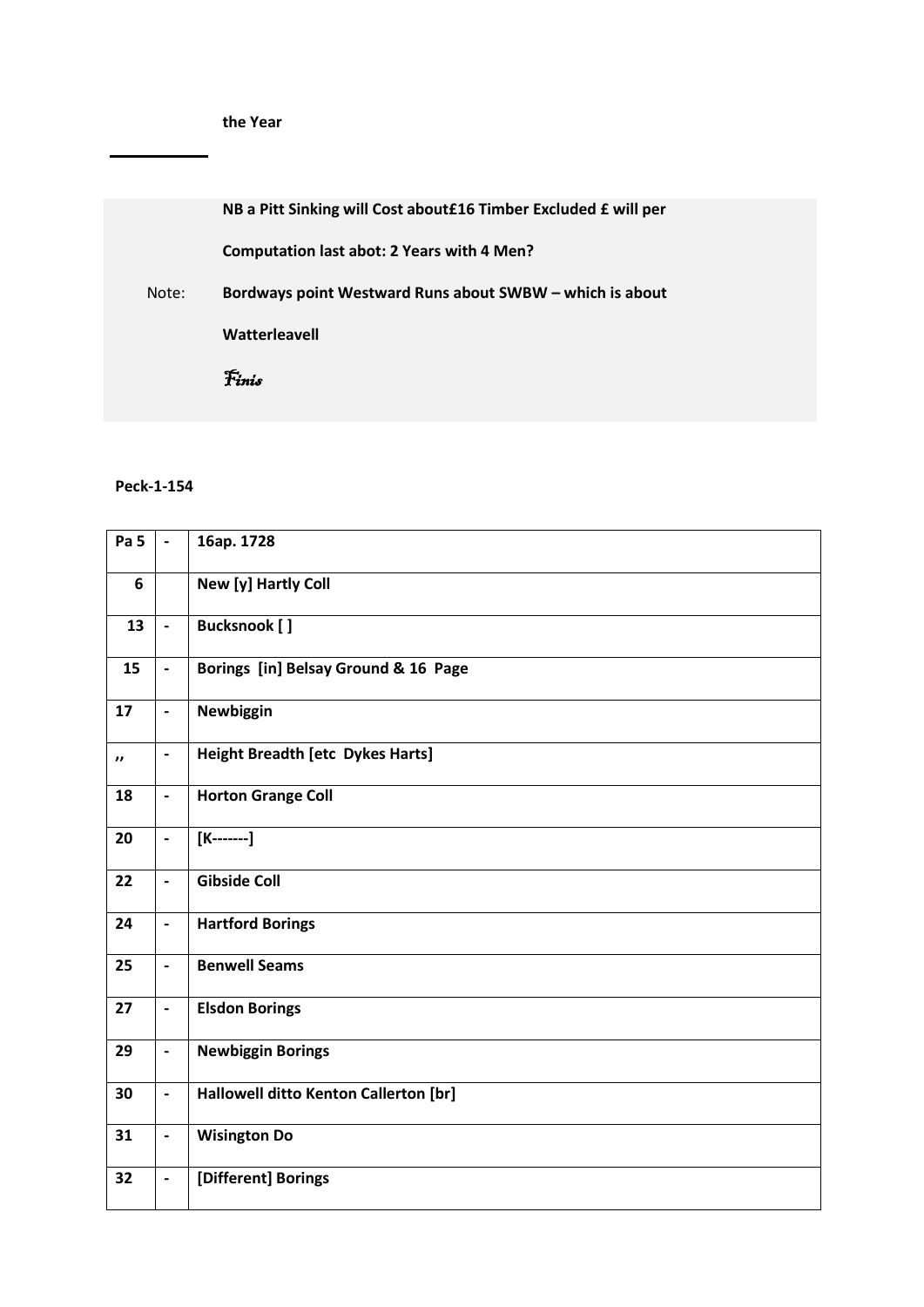**the Year**

---

**NB a Pitt Sinking will Cost about£16 Timber Excluded £ will per**

**Computation last abot: 2 Years with 4 Men?**

Note: **Bordways point Westward Runs about SWBW – which is about**

**Watterleavell**

*Finis*

**Peck-1-154**

| **Pa 5** | **-** | **16ap. 1728** |
|---|---|---|
| **6** | | **New [y] Hartly Coll** |
| **13** | **-** | **Bucksnook [ ]** |
| **15** | **-** | **Borings [in] Belsay Ground & 16 Page** |
| **17** | **-** | **Newbiggin** |
| **,,** | **-** | **Height Breadth [etc Dykes Harts]** |
| **18** | **-** | **Horton Grange Coll** |
| **20** | **-** | **[K-------]** |
| **22** | **-** | **Gibside Coll** |
| **24** | **-** | **Hartford Borings** |
| **25** | **-** | **Benwell Seams** |
| **27** | **-** | **Elsdon Borings** |
| **29** | **-** | **Newbiggin Borings** |
| **30** | **-** | **Hallowell ditto Kenton Callerton [br]** |
| **31** | **-** | **Wisington Do** |
| **32** | **-** | **[Different] Borings** |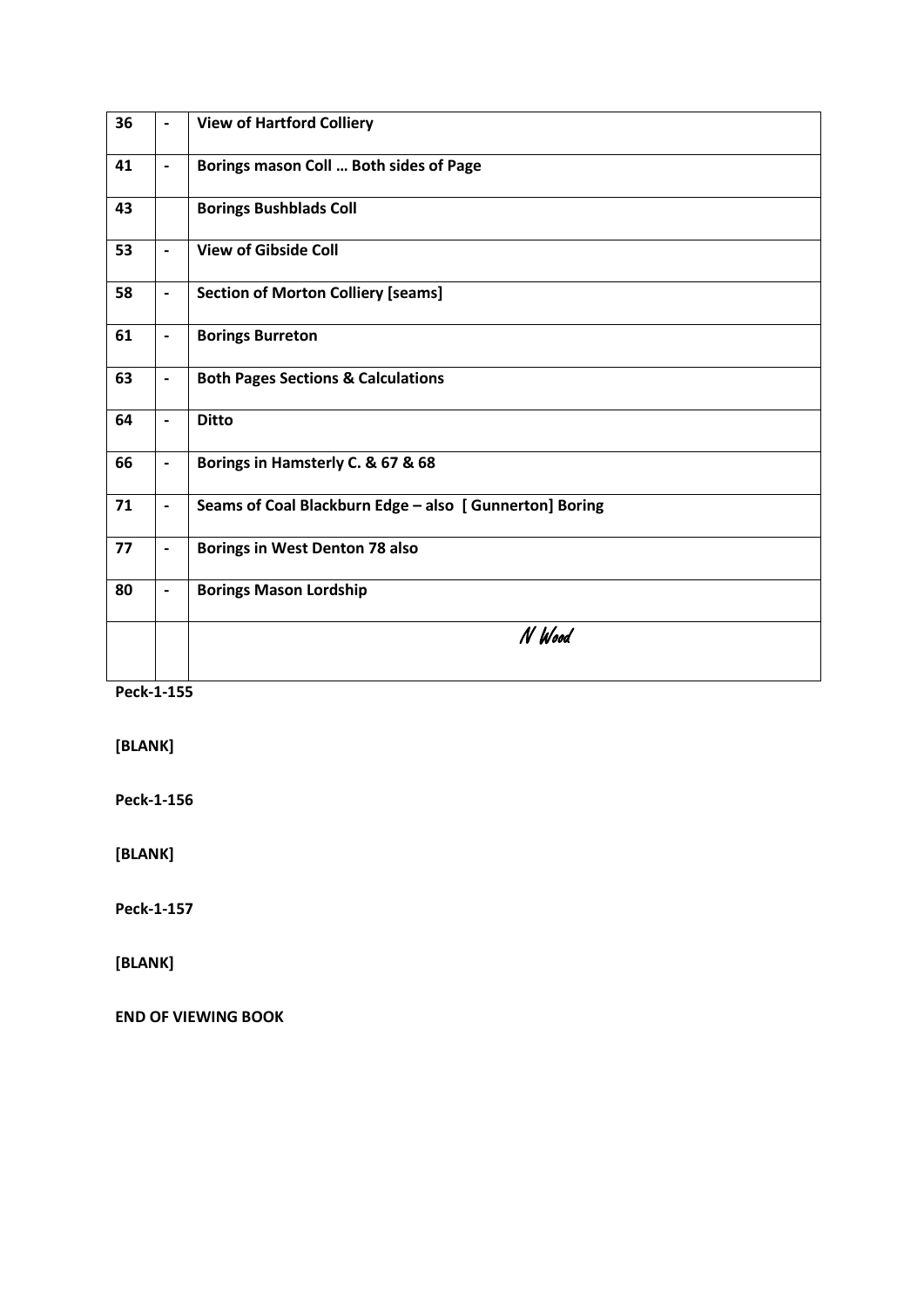| | | |
|---|---|---|
| **36** | **-** | **View of Hartford Colliery** |
| **41** | **-** | **Borings mason Coll … Both sides of Page** |
| **43** | | **Borings Bushblads Coll** |
| **53** | **-** | **View of Gibside Coll** |
| **58** | **-** | **Section of Morton Colliery [seams]** |
| **61** | **-** | **Borings Burreton** |
| **63** | **-** | **Both Pages Sections & Calculations** |
| **64** | **-** | **Ditto** |
| **66** | **-** | **Borings in Hamsterly C. & 67 & 68** |
| **71** | **-** | **Seams of Coal Blackburn Edge – also [ Gunnerton] Boring** |
| **77** | **-** | **Borings in West Denton 78 also** |
| **80** | **-** | **Borings Mason Lordship** |
| | | *N Wood* |

**Peck-1-155**

**[BLANK]**

**Peck-1-156**

**[BLANK]**

**Peck-1-157**

**[BLANK]**

**END OF VIEWING BOOK**